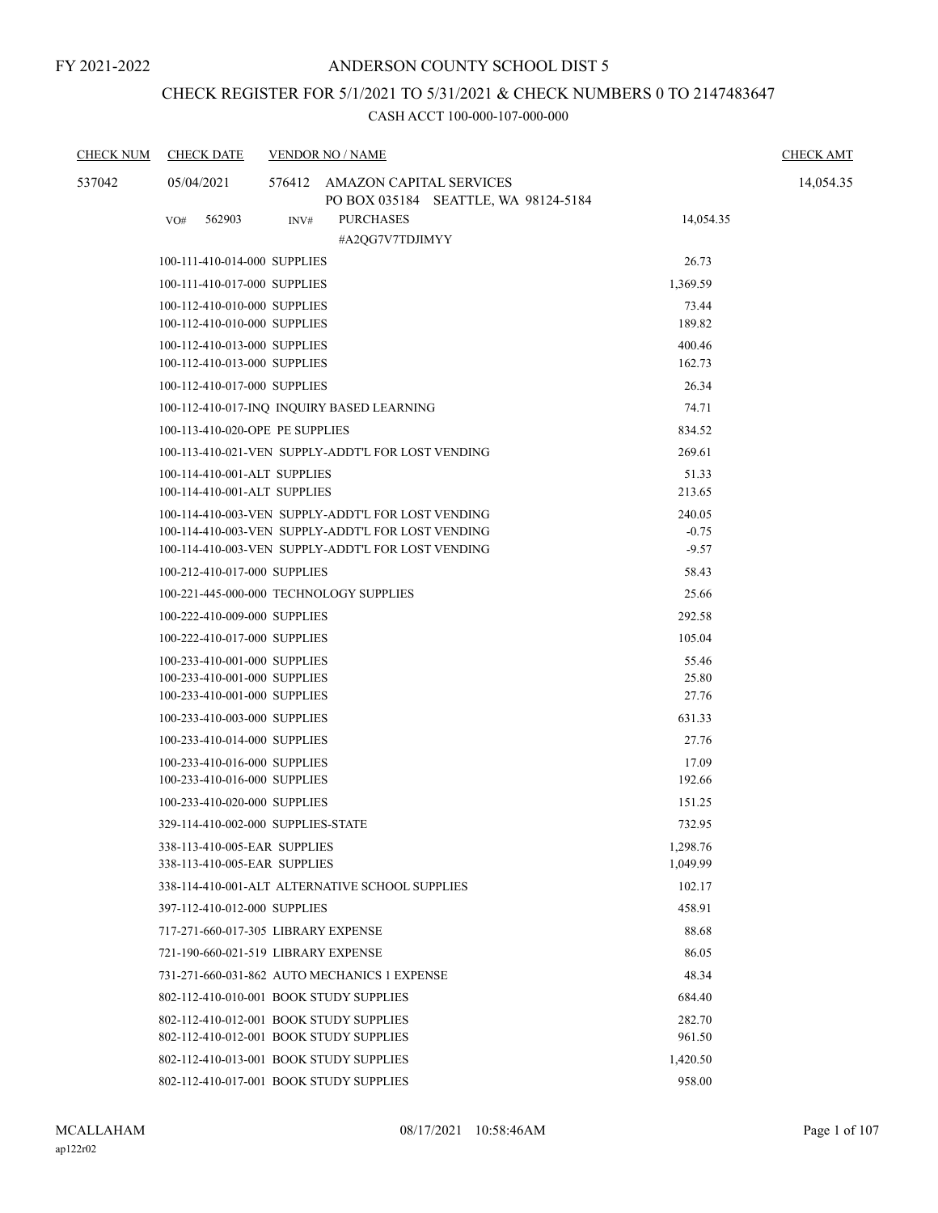FY 2021-2022

# ANDERSON COUNTY SCHOOL DIST 5

## CHECK REGISTER FOR 5/1/2021 TO 5/31/2021 & CHECK NUMBERS 0 TO 2147483647

### CASH ACCT 100-000-107-000-000

| CHECK NUM | CHECK DATE | VENDOR NO / NAME | | CHECK AMT |
|---|---|---|---|---|
| 537042 | 05/04/2021 | 576412 AMAZON CAPITAL SERVICES<br>PO BOX 035184 SEATTLE, WA 98124-5184 | | 14,054.35 |
| | VO# 562903 | INV# PURCHASES<br>#A2QG7V7TDJIMYY | 14,054.35 | |
| | 100-111-410-014-000 SUPPLIES | | 26.73 | |
| | 100-111-410-017-000 SUPPLIES | | 1,369.59 | |
| | 100-112-410-010-000 SUPPLIES | | 73.44 | |
| | 100-112-410-010-000 SUPPLIES | | 189.82 | |
| | 100-112-410-013-000 SUPPLIES | | 400.46 | |
| | 100-112-410-013-000 SUPPLIES | | 162.73 | |
| | 100-112-410-017-000 SUPPLIES | | 26.34 | |
| | 100-112-410-017-INQ INQUIRY BASED LEARNING | | 74.71 | |
| | 100-113-410-020-OPE PE SUPPLIES | | 834.52 | |
| | 100-113-410-021-VEN SUPPLY-ADDT'L FOR LOST VENDING | | 269.61 | |
| | 100-114-410-001-ALT SUPPLIES | | 51.33 | |
| | 100-114-410-001-ALT SUPPLIES | | 213.65 | |
| | 100-114-410-003-VEN SUPPLY-ADDT'L FOR LOST VENDING | | 240.05 | |
| | 100-114-410-003-VEN SUPPLY-ADDT'L FOR LOST VENDING | | -0.75 | |
| | 100-114-410-003-VEN SUPPLY-ADDT'L FOR LOST VENDING | | -9.57 | |
| | 100-212-410-017-000 SUPPLIES | | 58.43 | |
| | 100-221-445-000-000 TECHNOLOGY SUPPLIES | | 25.66 | |
| | 100-222-410-009-000 SUPPLIES | | 292.58 | |
| | 100-222-410-017-000 SUPPLIES | | 105.04 | |
| | 100-233-410-001-000 SUPPLIES | | 55.46 | |
| | 100-233-410-001-000 SUPPLIES | | 25.80 | |
| | 100-233-410-001-000 SUPPLIES | | 27.76 | |
| | 100-233-410-003-000 SUPPLIES | | 631.33 | |
| | 100-233-410-014-000 SUPPLIES | | 27.76 | |
| | 100-233-410-016-000 SUPPLIES | | 17.09 | |
| | 100-233-410-016-000 SUPPLIES | | 192.66 | |
| | 100-233-410-020-000 SUPPLIES | | 151.25 | |
| | 329-114-410-002-000 SUPPLIES-STATE | | 732.95 | |
| | 338-113-410-005-EAR SUPPLIES | | 1,298.76 | |
| | 338-113-410-005-EAR SUPPLIES | | 1,049.99 | |
| | 338-114-410-001-ALT ALTERNATIVE SCHOOL SUPPLIES | | 102.17 | |
| | 397-112-410-012-000 SUPPLIES | | 458.91 | |
| | 717-271-660-017-305 LIBRARY EXPENSE | | 88.68 | |
| | 721-190-660-021-519 LIBRARY EXPENSE | | 86.05 | |
| | 731-271-660-031-862 AUTO MECHANICS 1 EXPENSE | | 48.34 | |
| | 802-112-410-010-001 BOOK STUDY SUPPLIES | | 684.40 | |
| | 802-112-410-012-001 BOOK STUDY SUPPLIES | | 282.70 | |
| | 802-112-410-012-001 BOOK STUDY SUPPLIES | | 961.50 | |
| | 802-112-410-013-001 BOOK STUDY SUPPLIES | | 1,420.50 | |
| | 802-112-410-017-001 BOOK STUDY SUPPLIES | | 958.00 | |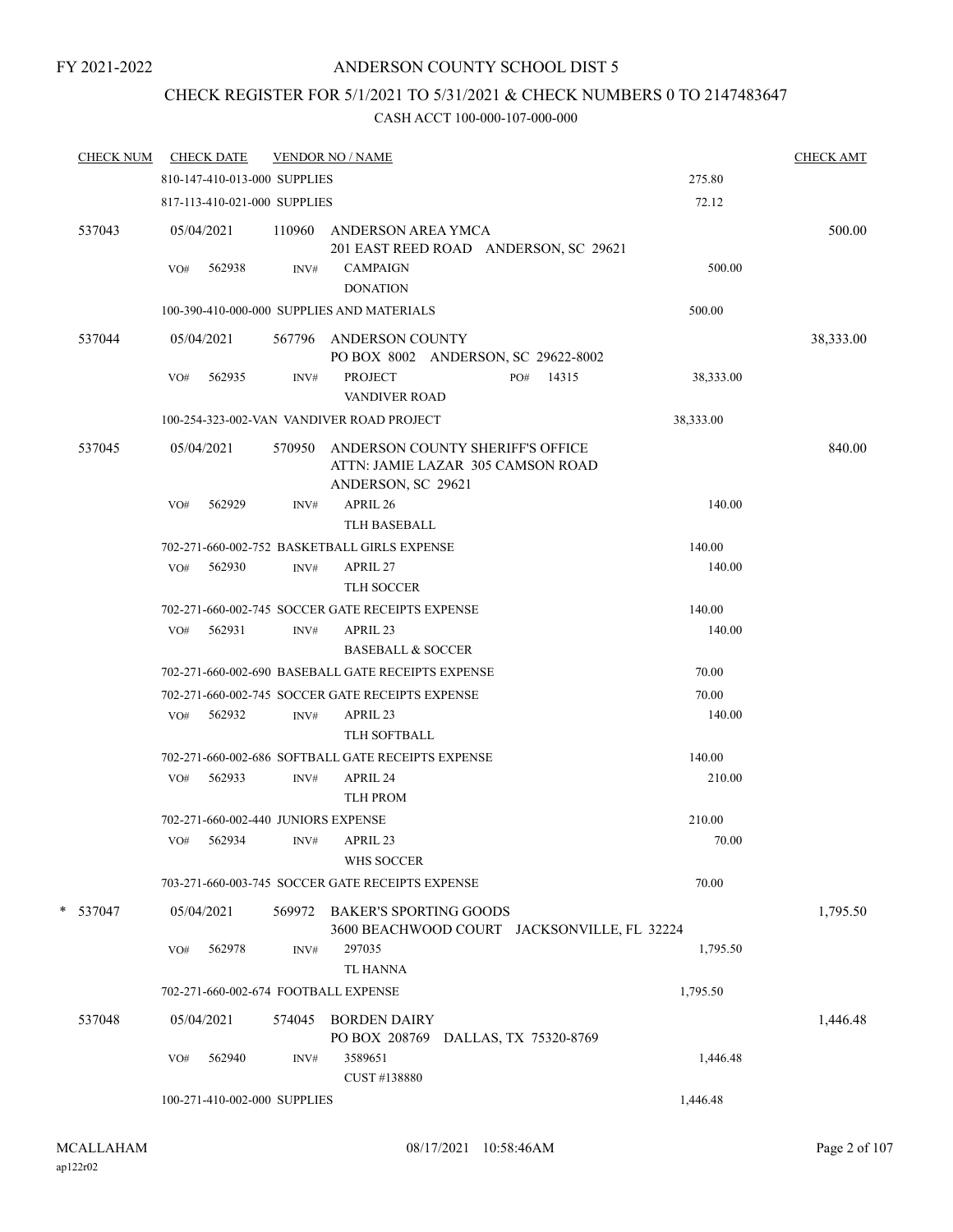FY 2021-2022

# ANDERSON COUNTY SCHOOL DIST 5

## CHECK REGISTER FOR 5/1/2021 TO 5/31/2021 & CHECK NUMBERS 0 TO 2147483647

### CASH ACCT 100-000-107-000-000

| CHECK NUM | CHECK DATE | VENDOR NO / NAME | | CHECK AMT |
|---|---|---|---|---|
| | 810-147-410-013-000 SUPPLIES | | 275.80 | |
| | 817-113-410-021-000 SUPPLIES | | 72.12 | |
| 537043 | 05/04/2021 | 110960 ANDERSON AREA YMCA<br>201 EAST REED ROAD ANDERSON, SC 29621 | | 500.00 |
| | VO# 562938 INV# | CAMPAIGN<br>DONATION | 500.00 | |
| | 100-390-410-000-000 SUPPLIES AND MATERIALS | | 500.00 | |
| 537044 | 05/04/2021 | 567796 ANDERSON COUNTY<br>PO BOX 8002 ANDERSON, SC 29622-8002 | | 38,333.00 |
| | VO# 562935 INV# | PROJECT PO# 14315<br>VANDIVER ROAD | 38,333.00 | |
| | 100-254-323-002-VAN VANDIVER ROAD PROJECT | | 38,333.00 | |
| 537045 | 05/04/2021 | 570950 ANDERSON COUNTY SHERIFF'S OFFICE<br>ATTN: JAMIE LAZAR 305 CAMSON ROAD<br>ANDERSON, SC 29621 | | 840.00 |
| | VO# 562929 INV# | APRIL 26<br>TLH BASEBALL | 140.00 | |
| | 702-271-660-002-752 BASKETBALL GIRLS EXPENSE | | 140.00 | |
| | VO# 562930 INV# | APRIL 27<br>TLH SOCCER | 140.00 | |
| | 702-271-660-002-745 SOCCER GATE RECEIPTS EXPENSE | | 140.00 | |
| | VO# 562931 INV# | APRIL 23<br>BASEBALL & SOCCER | 140.00 | |
| | 702-271-660-002-690 BASEBALL GATE RECEIPTS EXPENSE | | 70.00 | |
| | 702-271-660-002-745 SOCCER GATE RECEIPTS EXPENSE | | 70.00 | |
| | VO# 562932 INV# | APRIL 23<br>TLH SOFTBALL | 140.00 | |
| | 702-271-660-002-686 SOFTBALL GATE RECEIPTS EXPENSE | | 140.00 | |
| | VO# 562933 INV# | APRIL 24<br>TLH PROM | 210.00 | |
| | 702-271-660-002-440 JUNIORS EXPENSE | | 210.00 | |
| | VO# 562934 INV# | APRIL 23<br>WHS SOCCER | 70.00 | |
| | 703-271-660-003-745 SOCCER GATE RECEIPTS EXPENSE | | 70.00 | |
| * 537047 | 05/04/2021 | 569972 BAKER'S SPORTING GOODS<br>3600 BEACHWOOD COURT JACKSONVILLE, FL 32224 | | 1,795.50 |
| | VO# 562978 INV# | 297035<br>TL HANNA | 1,795.50 | |
| | 702-271-660-002-674 FOOTBALL EXPENSE | | 1,795.50 | |
| 537048 | 05/04/2021 | 574045 BORDEN DAIRY<br>PO BOX 208769 DALLAS, TX 75320-8769 | | 1,446.48 |
| | VO# 562940 INV# | 3589651<br>CUST #138880 | 1,446.48 | |
| | 100-271-410-002-000 SUPPLIES | | 1,446.48 | |

MCALLAHAM
ap122r02
08/17/2021 10:58:46AM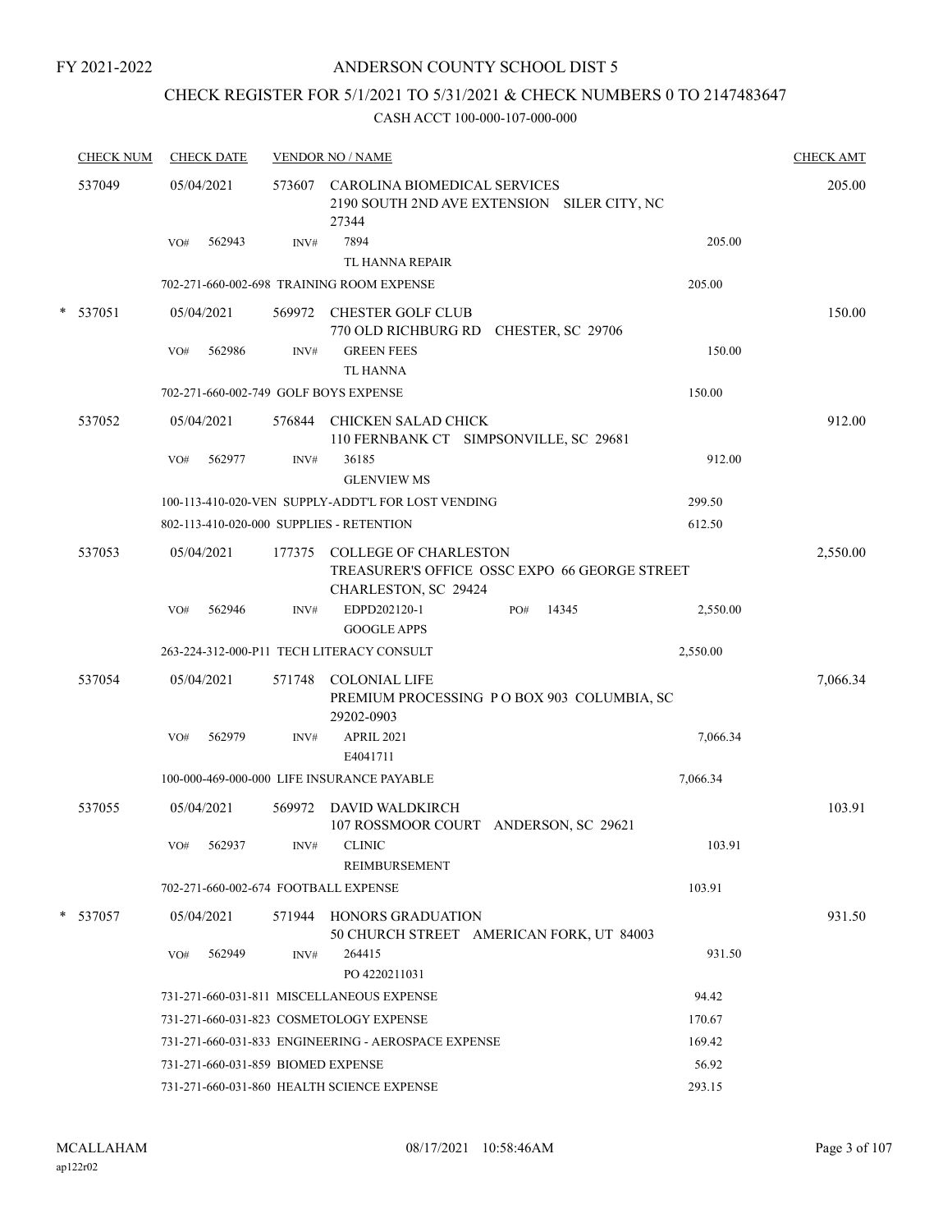FY 2021-2022

# ANDERSON COUNTY SCHOOL DIST 5

## CHECK REGISTER FOR 5/1/2021 TO 5/31/2021 & CHECK NUMBERS 0 TO 2147483647

### CASH ACCT 100-000-107-000-000

| CHECK NUM | CHECK DATE | VENDOR NO / NAME | | CHECK AMT |
|---|---|---|---|---|
| 537049 | 05/04/2021 | 573607 CAROLINA BIOMEDICAL SERVICES<br>2190 SOUTH 2ND AVE EXTENSION SILER CITY, NC 27344 | | 205.00 |
| | VO# 562943 | INV# 7894<br>TL HANNA REPAIR | 205.00 | |
| | | 702-271-660-002-698 TRAINING ROOM EXPENSE | 205.00 | |
| * 537051 | 05/04/2021 | 569972 CHESTER GOLF CLUB<br>770 OLD RICHBURG RD CHESTER, SC 29706 | | 150.00 |
| | VO# 562986 | INV# GREEN FEES<br>TL HANNA | 150.00 | |
| | | 702-271-660-002-749 GOLF BOYS EXPENSE | 150.00 | |
| 537052 | 05/04/2021 | 576844 CHICKEN SALAD CHICK<br>110 FERNBANK CT SIMPSONVILLE, SC 29681 | | 912.00 |
| | VO# 562977 | INV# 36185<br>GLENVIEW MS | 912.00 | |
| | | 100-113-410-020-VEN SUPPLY-ADDT'L FOR LOST VENDING | 299.50 | |
| | | 802-113-410-020-000 SUPPLIES - RETENTION | 612.50 | |
| 537053 | 05/04/2021 | 177375 COLLEGE OF CHARLESTON<br>TREASURER'S OFFICE OSSC EXPO 66 GEORGE STREET CHARLESTON, SC 29424 | | 2,550.00 |
| | VO# 562946 | INV# EDPD202120-1 PO# 14345<br>GOOGLE APPS | 2,550.00 | |
| | | 263-224-312-000-P11 TECH LITERACY CONSULT | 2,550.00 | |
| 537054 | 05/04/2021 | 571748 COLONIAL LIFE<br>PREMIUM PROCESSING P O BOX 903 COLUMBIA, SC 29202-0903 | | 7,066.34 |
| | VO# 562979 | INV# APRIL 2021<br>E4041711 | 7,066.34 | |
| | | 100-000-469-000-000 LIFE INSURANCE PAYABLE | 7,066.34 | |
| 537055 | 05/04/2021 | 569972 DAVID WALDKIRCH<br>107 ROSSMOOR COURT ANDERSON, SC 29621 | | 103.91 |
| | VO# 562937 | INV# CLINIC<br>REIMBURSEMENT | 103.91 | |
| | | 702-271-660-002-674 FOOTBALL EXPENSE | 103.91 | |
| * 537057 | 05/04/2021 | 571944 HONORS GRADUATION<br>50 CHURCH STREET AMERICAN FORK, UT 84003 | | 931.50 |
| | VO# 562949 | INV# 264415<br>PO 4220211031 | 931.50 | |
| | | 731-271-660-031-811 MISCELLANEOUS EXPENSE | 94.42 | |
| | | 731-271-660-031-823 COSMETOLOGY EXPENSE | 170.67 | |
| | | 731-271-660-031-833 ENGINEERING - AEROSPACE EXPENSE | 169.42 | |
| | | 731-271-660-031-859 BIOMED EXPENSE | 56.92 | |
| | | 731-271-660-031-860 HEALTH SCIENCE EXPENSE | 293.15 | |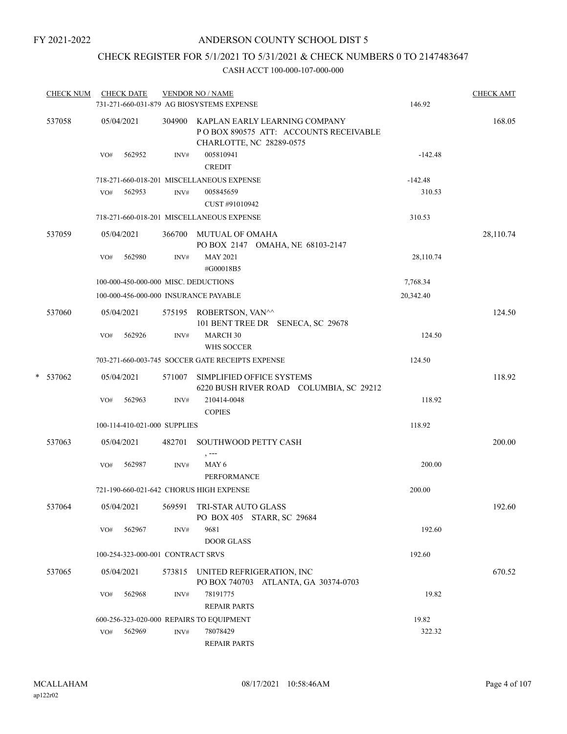FY 2021-2022

ANDERSON COUNTY SCHOOL DIST 5

CHECK REGISTER FOR 5/1/2021 TO 5/31/2021 & CHECK NUMBERS 0 TO 2147483647

CASH ACCT 100-000-107-000-000

| CHECK NUM | CHECK DATE | VENDOR NO / NAME | | CHECK AMT |
|---|---|---|---|---|
| | 731-271-660-031-879 AG BIOSYSTEMS EXPENSE | | 146.92 | |
| 537058 | 05/04/2021 | 304900 KAPLAN EARLY LEARNING COMPANY<br>P O BOX 890575 ATT: ACCOUNTS RECEIVABLE<br>CHARLOTTE, NC 28289-0575 | | 168.05 |
| | VO# 562952 INV# | 005810941<br>CREDIT | -142.48 | |
| | 718-271-660-018-201 MISCELLANEOUS EXPENSE | | -142.48 | |
| | VO# 562953 INV# | 005845659<br>CUST #91010942 | 310.53 | |
| | 718-271-660-018-201 MISCELLANEOUS EXPENSE | | 310.53 | |
| 537059 | 05/04/2021 | 366700 MUTUAL OF OMAHA<br>PO BOX 2147 OMAHA, NE 68103-2147 | | 28,110.74 |
| | VO# 562980 INV# | MAY 2021<br>#G00018B5 | 28,110.74 | |
| | 100-000-450-000-000 MISC. DEDUCTIONS | | 7,768.34 | |
| | 100-000-456-000-000 INSURANCE PAYABLE | | 20,342.40 | |
| 537060 | 05/04/2021 | 575195 ROBERTSON, VAN^^<br>101 BENT TREE DR SENECA, SC 29678 | | 124.50 |
| | VO# 562926 INV# | MARCH 30<br>WHS SOCCER | 124.50 | |
| | 703-271-660-003-745 SOCCER GATE RECEIPTS EXPENSE | | 124.50 | |
| * 537062 | 05/04/2021 | 571007 SIMPLIFIED OFFICE SYSTEMS<br>6220 BUSH RIVER ROAD COLUMBIA, SC 29212 | | 118.92 |
| | VO# 562963 INV# | 210414-0048<br>COPIES | 118.92 | |
| | 100-114-410-021-000 SUPPLIES | | 118.92 | |
| 537063 | 05/04/2021 | 482701 SOUTHWOOD PETTY CASH<br>, --- | | 200.00 |
| | VO# 562987 INV# | MAY 6<br>PERFORMANCE | 200.00 | |
| | 721-190-660-021-642 CHORUS HIGH EXPENSE | | 200.00 | |
| 537064 | 05/04/2021 | 569591 TRI-STAR AUTO GLASS<br>PO BOX 405 STARR, SC 29684 | | 192.60 |
| | VO# 562967 INV# | 9681<br>DOOR GLASS | 192.60 | |
| | 100-254-323-000-001 CONTRACT SRVS | | 192.60 | |
| 537065 | 05/04/2021 | 573815 UNITED REFRIGERATION, INC<br>PO BOX 740703 ATLANTA, GA 30374-0703 | | 670.52 |
| | VO# 562968 INV# | 78191775<br>REPAIR PARTS | 19.82 | |
| | 600-256-323-020-000 REPAIRS TO EQUIPMENT | | 19.82 | |
| | VO# 562969 INV# | 78078429<br>REPAIR PARTS | 322.32 | |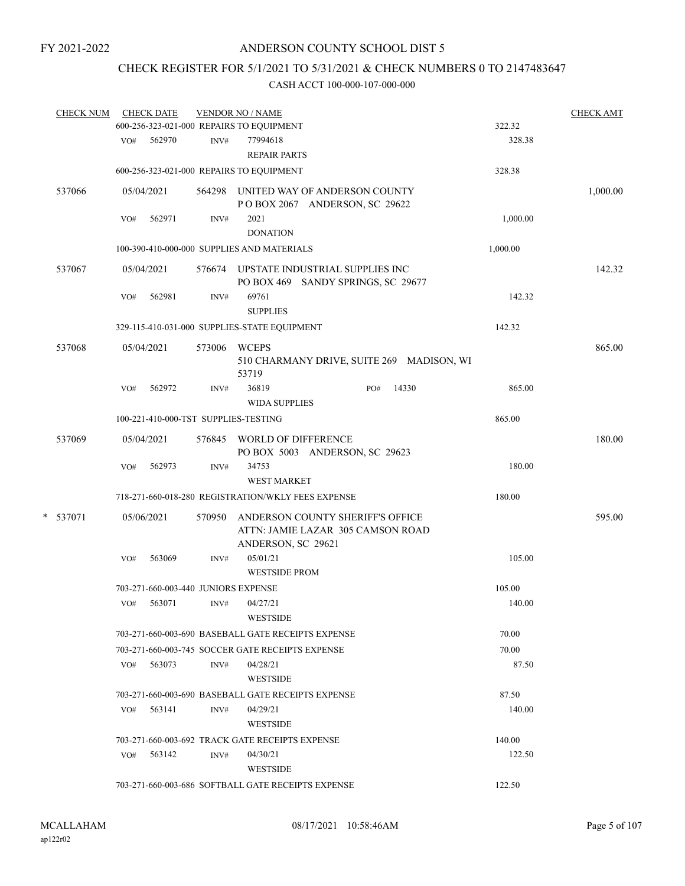FY 2021-2022

# ANDERSON COUNTY SCHOOL DIST 5

## CHECK REGISTER FOR 5/1/2021 TO 5/31/2021 & CHECK NUMBERS 0 TO 2147483647

### CASH ACCT 100-000-107-000-000

| CHECK NUM | CHECK DATE | VENDOR NO / NAME | | CHECK AMT |
|---|---|---|---|---|
| | 600-256-323-021-000 REPAIRS TO EQUIPMENT | | 322.32 | |
| | VO# 562970 | INV# 77994618 REPAIR PARTS | 328.38 | |
| | 600-256-323-021-000 REPAIRS TO EQUIPMENT | | 328.38 | |
| 537066 | 05/04/2021 | 564298 UNITED WAY OF ANDERSON COUNTY P O BOX 2067 ANDERSON, SC 29622 | | 1,000.00 |
| | VO# 562971 | INV# 2021 DONATION | 1,000.00 | |
| | 100-390-410-000-000 SUPPLIES AND MATERIALS | | 1,000.00 | |
| 537067 | 05/04/2021 | 576674 UPSTATE INDUSTRIAL SUPPLIES INC PO BOX 469 SANDY SPRINGS, SC 29677 | | 142.32 |
| | VO# 562981 | INV# 69761 SUPPLIES | 142.32 | |
| | 329-115-410-031-000 SUPPLIES-STATE EQUIPMENT | | 142.32 | |
| 537068 | 05/04/2021 | 573006 WCEPS 510 CHARMANY DRIVE, SUITE 269 MADISON, WI 53719 | | 865.00 |
| | VO# 562972 | INV# 36819 PO# 14330 WIDA SUPPLIES | 865.00 | |
| | 100-221-410-000-TST SUPPLIES-TESTING | | 865.00 | |
| 537069 | 05/04/2021 | 576845 WORLD OF DIFFERENCE PO BOX 5003 ANDERSON, SC 29623 | | 180.00 |
| | VO# 562973 | INV# 34753 WEST MARKET | 180.00 | |
| | 718-271-660-018-280 REGISTRATION/WKLY FEES EXPENSE | | 180.00 | |
| * 537071 | 05/06/2021 | 570950 ANDERSON COUNTY SHERIFF'S OFFICE ATTN: JAMIE LAZAR 305 CAMSON ROAD ANDERSON, SC 29621 | | 595.00 |
| | VO# 563069 | INV# 05/01/21 WESTSIDE PROM | 105.00 | |
| | 703-271-660-003-440 JUNIORS EXPENSE | | 105.00 | |
| | VO# 563071 | INV# 04/27/21 WESTSIDE | 140.00 | |
| | 703-271-660-003-690 BASEBALL GATE RECEIPTS EXPENSE | | 70.00 | |
| | 703-271-660-003-745 SOCCER GATE RECEIPTS EXPENSE | | 70.00 | |
| | VO# 563073 | INV# 04/28/21 WESTSIDE | 87.50 | |
| | 703-271-660-003-690 BASEBALL GATE RECEIPTS EXPENSE | | 87.50 | |
| | VO# 563141 | INV# 04/29/21 WESTSIDE | 140.00 | |
| | 703-271-660-003-692 TRACK GATE RECEIPTS EXPENSE | | 140.00 | |
| | VO# 563142 | INV# 04/30/21 WESTSIDE | 122.50 | |
| | 703-271-660-003-686 SOFTBALL GATE RECEIPTS EXPENSE | | 122.50 | |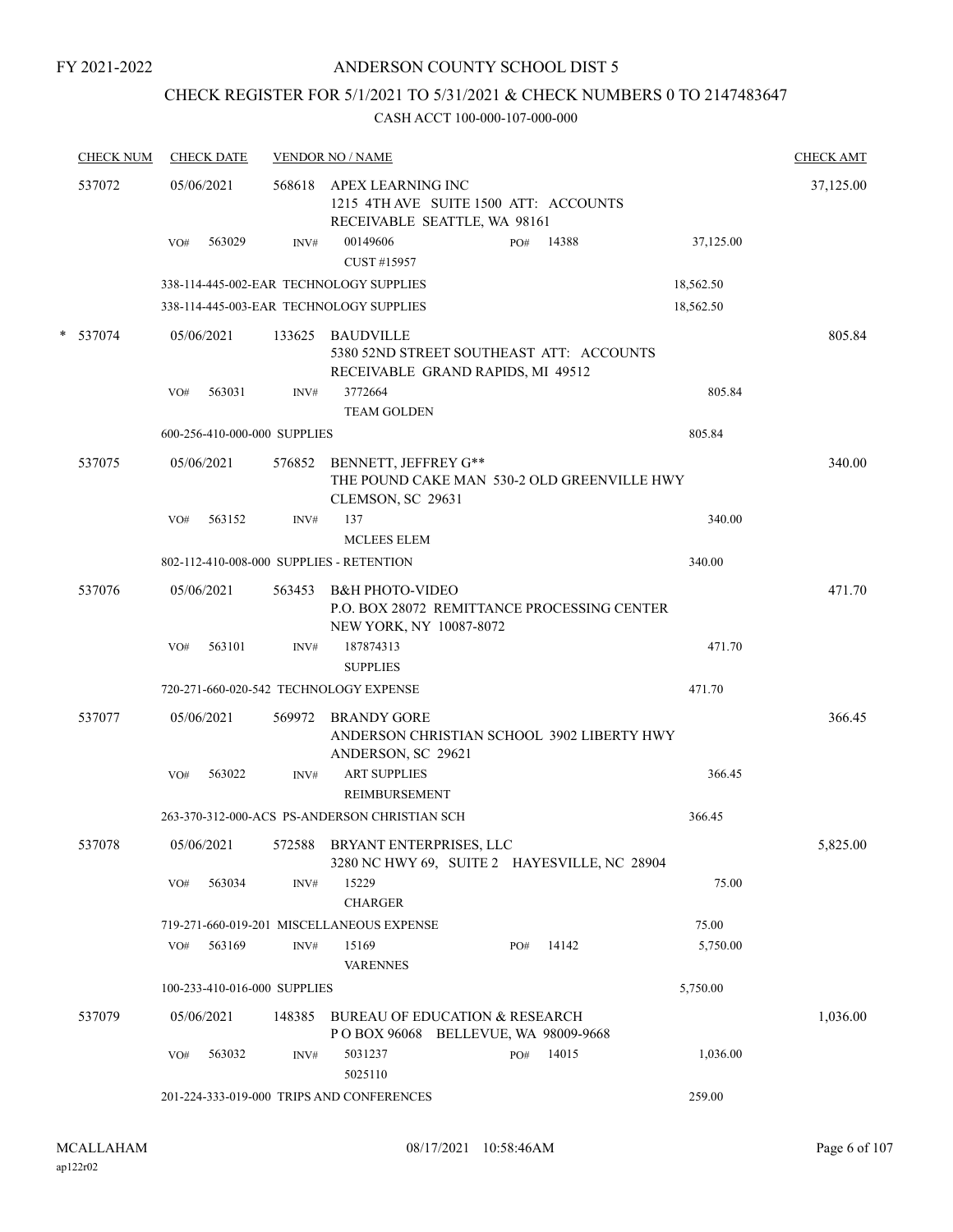FY 2021-2022

# ANDERSON COUNTY SCHOOL DIST 5

## CHECK REGISTER FOR 5/1/2021 TO 5/31/2021 & CHECK NUMBERS 0 TO 2147483647

### CASH ACCT 100-000-107-000-000

| CHECK NUM | CHECK DATE | VENDOR NO / NAME | | | CHECK AMT |
|---|---|---|---|---|---|
| 537072 | 05/06/2021 | 568618 APEX LEARNING INC<br>1215 4TH AVE SUITE 1500 ATT: ACCOUNTS RECEIVABLE SEATTLE, WA 98161 | | | 37,125.00 |
| | VO# 563029 | INV# 00149606<br>CUST #15957 | PO# 14388 | 37,125.00 | |
| | 338-114-445-002-EAR TECHNOLOGY SUPPLIES | | | 18,562.50 | |
| | 338-114-445-003-EAR TECHNOLOGY SUPPLIES | | | 18,562.50 | |
| * 537074 | 05/06/2021 | 133625 BAUDVILLE<br>5380 52ND STREET SOUTHEAST ATT: ACCOUNTS RECEIVABLE GRAND RAPIDS, MI 49512 | | | 805.84 |
| | VO# 563031 | INV# 3772664<br>TEAM GOLDEN | | 805.84 | |
| | 600-256-410-000-000 SUPPLIES | | | 805.84 | |
| 537075 | 05/06/2021 | 576852 BENNETT, JEFFREY G**<br>THE POUND CAKE MAN 530-2 OLD GREENVILLE HWY CLEMSON, SC 29631 | | | 340.00 |
| | VO# 563152 | INV# 137<br>MCLEES ELEM | | 340.00 | |
| | 802-112-410-008-000 SUPPLIES - RETENTION | | | 340.00 | |
| 537076 | 05/06/2021 | 563453 B&H PHOTO-VIDEO<br>P.O. BOX 28072 REMITTANCE PROCESSING CENTER NEW YORK, NY 10087-8072 | | | 471.70 |
| | VO# 563101 | INV# 187874313<br>SUPPLIES | | 471.70 | |
| | 720-271-660-020-542 TECHNOLOGY EXPENSE | | | 471.70 | |
| 537077 | 05/06/2021 | 569972 BRANDY GORE<br>ANDERSON CHRISTIAN SCHOOL 3902 LIBERTY HWY ANDERSON, SC 29621 | | | 366.45 |
| | VO# 563022 | INV# ART SUPPLIES<br>REIMBURSEMENT | | 366.45 | |
| | 263-370-312-000-ACS PS-ANDERSON CHRISTIAN SCH | | | 366.45 | |
| 537078 | 05/06/2021 | 572588 BRYANT ENTERPRISES, LLC<br>3280 NC HWY 69, SUITE 2 HAYESVILLE, NC 28904 | | | 5,825.00 |
| | VO# 563034 | INV# 15229<br>CHARGER | | 75.00 | |
| | 719-271-660-019-201 MISCELLANEOUS EXPENSE | | | 75.00 | |
| | VO# 563169 | INV# 15169<br>VARENNES | PO# 14142 | 5,750.00 | |
| | 100-233-410-016-000 SUPPLIES | | | 5,750.00 | |
| 537079 | 05/06/2021 | 148385 BUREAU OF EDUCATION & RESEARCH<br>P O BOX 96068 BELLEVUE, WA 98009-9668 | | | 1,036.00 |
| | VO# 563032 | INV# 5031237<br>5025110 | PO# 14015 | 1,036.00 | |
| | 201-224-333-019-000 TRIPS AND CONFERENCES | | | 259.00 | |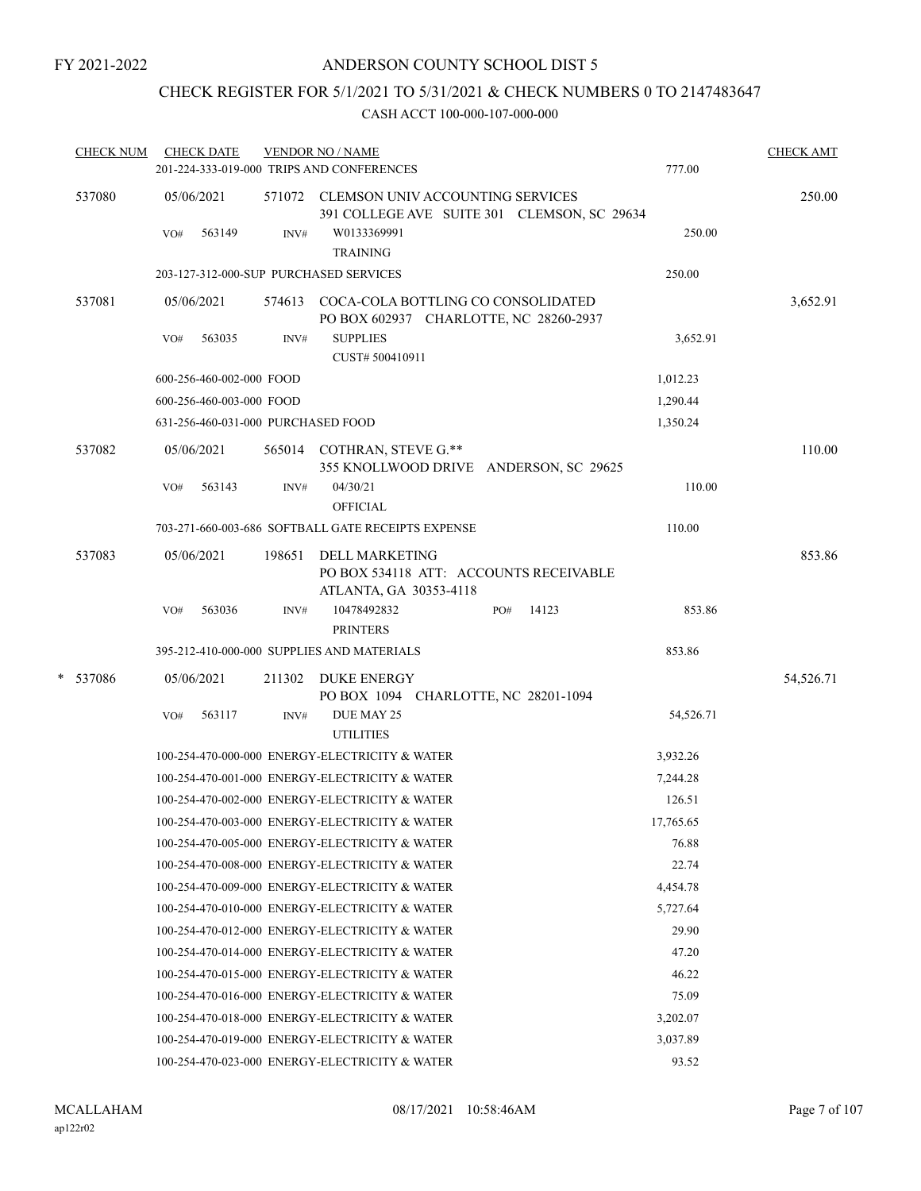FY 2021-2022

ANDERSON COUNTY SCHOOL DIST 5

CHECK REGISTER FOR 5/1/2021 TO 5/31/2021 & CHECK NUMBERS 0 TO 2147483647

CASH ACCT 100-000-107-000-000

| CHECK NUM | CHECK DATE | VENDOR NO / NAME | | CHECK AMT |
|---|---|---|---|---|
| | | 201-224-333-019-000 TRIPS AND CONFERENCES | 777.00 | |
| 537080 | 05/06/2021 | 571072 CLEMSON UNIV ACCOUNTING SERVICES<br>391 COLLEGE AVE SUITE 301 CLEMSON, SC 29634 | | 250.00 |
| | VO# 563149 | INV# W0133369991<br>TRAINING | 250.00 | |
| | | 203-127-312-000-SUP PURCHASED SERVICES | 250.00 | |
| 537081 | 05/06/2021 | 574613 COCA-COLA BOTTLING CO CONSOLIDATED<br>PO BOX 602937 CHARLOTTE, NC 28260-2937 | | 3,652.91 |
| | VO# 563035 | INV# SUPPLIES<br>CUST# 500410911 | 3,652.91 | |
| | | 600-256-460-002-000 FOOD | 1,012.23 | |
| | | 600-256-460-003-000 FOOD | 1,290.44 | |
| | | 631-256-460-031-000 PURCHASED FOOD | 1,350.24 | |
| 537082 | 05/06/2021 | 565014 COTHRAN, STEVE G.**<br>355 KNOLLWOOD DRIVE ANDERSON, SC 29625 | | 110.00 |
| | VO# 563143 | INV# 04/30/21<br>OFFICIAL | 110.00 | |
| | | 703-271-660-003-686 SOFTBALL GATE RECEIPTS EXPENSE | 110.00 | |
| 537083 | 05/06/2021 | 198651 DELL MARKETING<br>PO BOX 534118 ATT: ACCOUNTS RECEIVABLE<br>ATLANTA, GA 30353-4118 | | 853.86 |
| | VO# 563036 | INV# 10478492832 PO# 14123<br>PRINTERS | 853.86 | |
| | | 395-212-410-000-000 SUPPLIES AND MATERIALS | 853.86 | |
| * 537086 | 05/06/2021 | 211302 DUKE ENERGY<br>PO BOX 1094 CHARLOTTE, NC 28201-1094 | | 54,526.71 |
| | VO# 563117 | INV# DUE MAY 25<br>UTILITIES | 54,526.71 | |
| | | 100-254-470-000-000 ENERGY-ELECTRICITY & WATER | 3,932.26 | |
| | | 100-254-470-001-000 ENERGY-ELECTRICITY & WATER | 7,244.28 | |
| | | 100-254-470-002-000 ENERGY-ELECTRICITY & WATER | 126.51 | |
| | | 100-254-470-003-000 ENERGY-ELECTRICITY & WATER | 17,765.65 | |
| | | 100-254-470-005-000 ENERGY-ELECTRICITY & WATER | 76.88 | |
| | | 100-254-470-008-000 ENERGY-ELECTRICITY & WATER | 22.74 | |
| | | 100-254-470-009-000 ENERGY-ELECTRICITY & WATER | 4,454.78 | |
| | | 100-254-470-010-000 ENERGY-ELECTRICITY & WATER | 5,727.64 | |
| | | 100-254-470-012-000 ENERGY-ELECTRICITY & WATER | 29.90 | |
| | | 100-254-470-014-000 ENERGY-ELECTRICITY & WATER | 47.20 | |
| | | 100-254-470-015-000 ENERGY-ELECTRICITY & WATER | 46.22 | |
| | | 100-254-470-016-000 ENERGY-ELECTRICITY & WATER | 75.09 | |
| | | 100-254-470-018-000 ENERGY-ELECTRICITY & WATER | 3,202.07 | |
| | | 100-254-470-019-000 ENERGY-ELECTRICITY & WATER | 3,037.89 | |
| | | 100-254-470-023-000 ENERGY-ELECTRICITY & WATER | 93.52 | |

MCALLAHAM
ap122r02

08/17/2021 10:58:46AM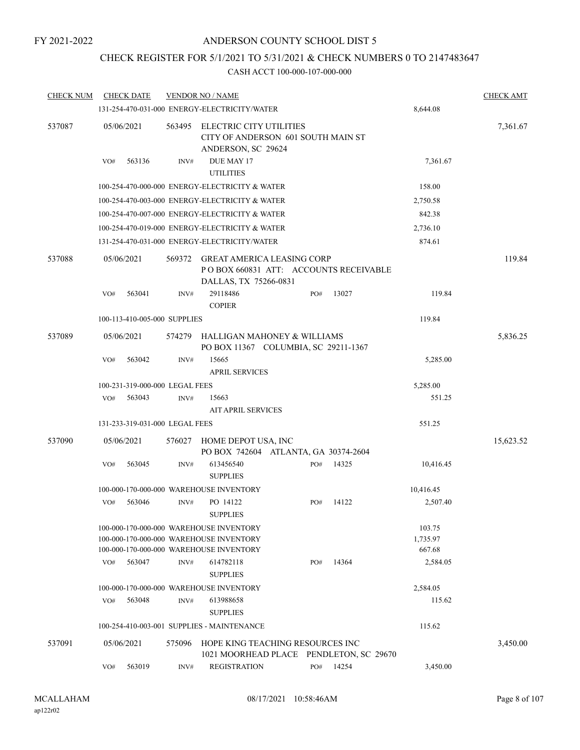FY 2021-2022

# ANDERSON COUNTY SCHOOL DIST 5

## CHECK REGISTER FOR 5/1/2021 TO 5/31/2021 & CHECK NUMBERS 0 TO 2147483647

### CASH ACCT 100-000-107-000-000

| CHECK NUM | CHECK DATE | VENDOR NO / NAME | | CHECK AMT |
|---|---|---|---|---|
| | 131-254-470-031-000 ENERGY-ELECTRICITY/WATER | | 8,644.08 | |
| 537087 | 05/06/2021 | 563495 ELECTRIC CITY UTILITIES<br>CITY OF ANDERSON 601 SOUTH MAIN ST<br>ANDERSON, SC 29624 | | 7,361.67 |
| | VO# 563136 | INV# DUE MAY 17<br>UTILITIES | 7,361.67 | |
| | 100-254-470-000-000 ENERGY-ELECTRICITY & WATER | | 158.00 | |
| | 100-254-470-003-000 ENERGY-ELECTRICITY & WATER | | 2,750.58 | |
| | 100-254-470-007-000 ENERGY-ELECTRICITY & WATER | | 842.38 | |
| | 100-254-470-019-000 ENERGY-ELECTRICITY & WATER | | 2,736.10 | |
| | 131-254-470-031-000 ENERGY-ELECTRICITY/WATER | | 874.61 | |
| 537088 | 05/06/2021 | 569372 GREAT AMERICA LEASING CORP<br>P O BOX 660831 ATT: ACCOUNTS RECEIVABLE<br>DALLAS, TX 75266-0831 | | 119.84 |
| | VO# 563041 | INV# 29118486 PO# 13027<br>COPIER | 119.84 | |
| | 100-113-410-005-000 SUPPLIES | | 119.84 | |
| 537089 | 05/06/2021 | 574279 HALLIGAN MAHONEY & WILLIAMS<br>PO BOX 11367 COLUMBIA, SC 29211-1367 | | 5,836.25 |
| | VO# 563042 | INV# 15665<br>APRIL SERVICES | 5,285.00 | |
| | 100-231-319-000-000 LEGAL FEES | | 5,285.00 | |
| | VO# 563043 | INV# 15663<br>AIT APRIL SERVICES | 551.25 | |
| | 131-233-319-031-000 LEGAL FEES | | 551.25 | |
| 537090 | 05/06/2021 | 576027 HOME DEPOT USA, INC<br>PO BOX 742604 ATLANTA, GA 30374-2604 | | 15,623.52 |
| | VO# 563045 | INV# 613456540 PO# 14325<br>SUPPLIES | 10,416.45 | |
| | 100-000-170-000-000 WAREHOUSE INVENTORY | | 10,416.45 | |
| | VO# 563046 | INV# PO 14122 PO# 14122<br>SUPPLIES | 2,507.40 | |
| | 100-000-170-000-000 WAREHOUSE INVENTORY | | 103.75 | |
| | 100-000-170-000-000 WAREHOUSE INVENTORY | | 1,735.97 | |
| | 100-000-170-000-000 WAREHOUSE INVENTORY | | 667.68 | |
| | VO# 563047 | INV# 614782118 PO# 14364<br>SUPPLIES | 2,584.05 | |
| | 100-000-170-000-000 WAREHOUSE INVENTORY | | 2,584.05 | |
| | VO# 563048 | INV# 613988658<br>SUPPLIES | 115.62 | |
| | 100-254-410-003-001 SUPPLIES - MAINTENANCE | | 115.62 | |
| 537091 | 05/06/2021 | 575096 HOPE KING TEACHING RESOURCES INC<br>1021 MOORHEAD PLACE PENDLETON, SC 29670 | | 3,450.00 |
| | VO# 563019 | INV# REGISTRATION PO# 14254 | 3,450.00 | |

MCALLAHAM
ap122r02

08/17/2021 10:58:46AM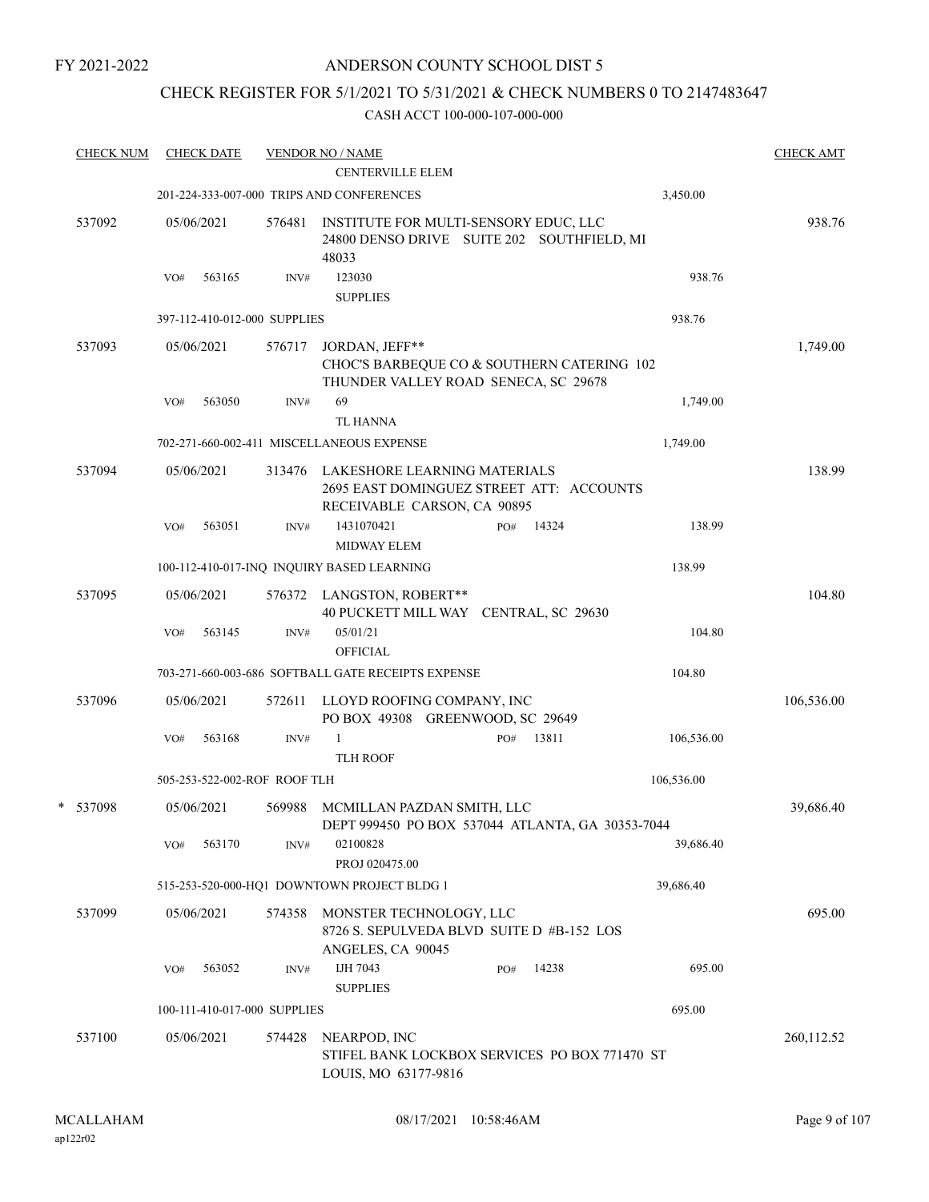FY 2021-2022

# ANDERSON COUNTY SCHOOL DIST 5

## CHECK REGISTER FOR 5/1/2021 TO 5/31/2021 & CHECK NUMBERS 0 TO 2147483647

CASH ACCT 100-000-107-000-000

| CHECK NUM | CHECK DATE | VENDOR NO / NAME | | CHECK AMT |
|---|---|---|---|---|
| | | CENTERVILLE ELEM | | |
| | 201-224-333-007-000 TRIPS AND CONFERENCES | | 3,450.00 | |
| 537092 | 05/06/2021 | 576481 INSTITUTE FOR MULTI-SENSORY EDUC, LLC<br>24800 DENSO DRIVE SUITE 202 SOUTHFIELD, MI 48033 | | 938.76 |
| | VO# 563165 | INV# 123030<br>SUPPLIES | 938.76 | |
| | 397-112-410-012-000 SUPPLIES | | 938.76 | |
| 537093 | 05/06/2021 | 576717 JORDAN, JEFF**<br>CHOC'S BARBEQUE CO & SOUTHERN CATERING 102 THUNDER VALLEY ROAD SENECA, SC 29678 | | 1,749.00 |
| | VO# 563050 | INV# 69<br>TL HANNA | 1,749.00 | |
| | 702-271-660-002-411 MISCELLANEOUS EXPENSE | | 1,749.00 | |
| 537094 | 05/06/2021 | 313476 LAKESHORE LEARNING MATERIALS<br>2695 EAST DOMINGUEZ STREET ATT: ACCOUNTS RECEIVABLE CARSON, CA 90895 | | 138.99 |
| | VO# 563051 | INV# 1431070421 PO# 14324<br>MIDWAY ELEM | 138.99 | |
| | 100-112-410-017-INQ INQUIRY BASED LEARNING | | 138.99 | |
| 537095 | 05/06/2021 | 576372 LANGSTON, ROBERT**<br>40 PUCKETT MILL WAY CENTRAL, SC 29630 | | 104.80 |
| | VO# 563145 | INV# 05/01/21<br>OFFICIAL | 104.80 | |
| | 703-271-660-003-686 SOFTBALL GATE RECEIPTS EXPENSE | | 104.80 | |
| 537096 | 05/06/2021 | 572611 LLOYD ROOFING COMPANY, INC<br>PO BOX 49308 GREENWOOD, SC 29649 | | 106,536.00 |
| | VO# 563168 | INV# 1 PO# 13811<br>TLH ROOF | 106,536.00 | |
| | 505-253-522-002-ROF ROOF TLH | | 106,536.00 | |
| * 537098 | 05/06/2021 | 569988 MCMILLAN PAZDAN SMITH, LLC<br>DEPT 999450 PO BOX 537044 ATLANTA, GA 30353-7044 | | 39,686.40 |
| | VO# 563170 | INV# 02100828<br>PROJ 020475.00 | 39,686.40 | |
| | 515-253-520-000-HQ1 DOWNTOWN PROJECT BLDG 1 | | 39,686.40 | |
| 537099 | 05/06/2021 | 574358 MONSTER TECHNOLOGY, LLC<br>8726 S. SEPULVEDA BLVD SUITE D #B-152 LOS ANGELES, CA 90045 | | 695.00 |
| | VO# 563052 | INV# IJH 7043 PO# 14238<br>SUPPLIES | 695.00 | |
| | 100-111-410-017-000 SUPPLIES | | 695.00 | |
| 537100 | 05/06/2021 | 574428 NEARPOD, INC<br>STIFEL BANK LOCKBOX SERVICES PO BOX 771470 ST LOUIS, MO 63177-9816 | | 260,112.52 |

MCALLAHAM
ap122r02
08/17/2021 10:58:46AM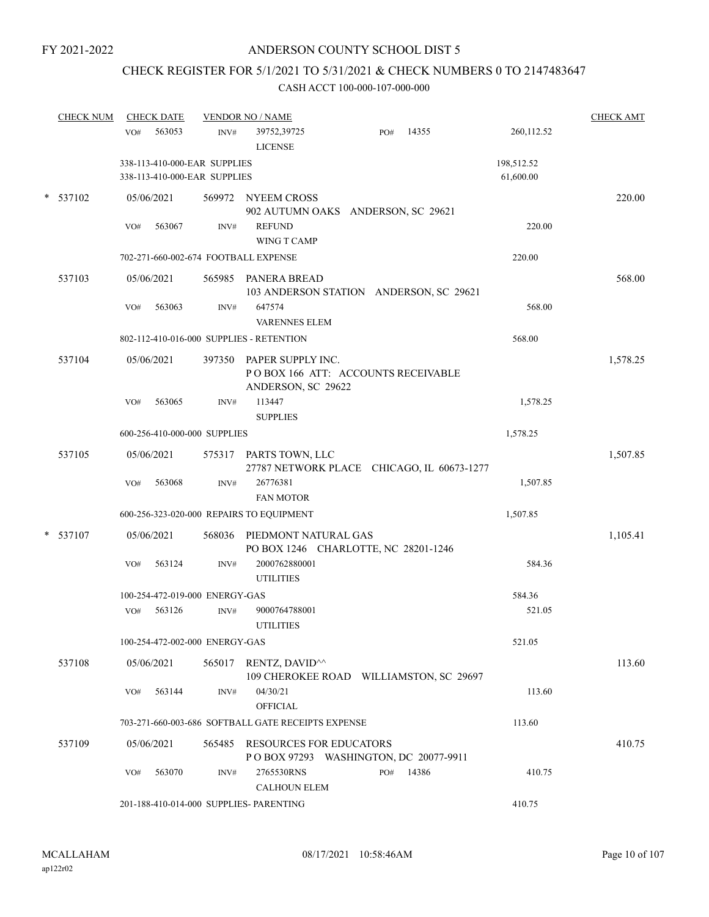FY 2021-2022

# ANDERSON COUNTY SCHOOL DIST 5

## CHECK REGISTER FOR 5/1/2021 TO 5/31/2021 & CHECK NUMBERS 0 TO 2147483647

### CASH ACCT 100-000-107-000-000

| CHECK NUM | CHECK DATE | VENDOR NO / NAME | | CHECK AMT |
|---|---|---|---|---|
| | VO# 563053 | INV# 39752,39725 LICENSE PO# 14355 | 260,112.52 | |
| | 338-113-410-000-EAR SUPPLIES | | 198,512.52 | |
| | 338-113-410-000-EAR SUPPLIES | | 61,600.00 | |
| * 537102 | 05/06/2021 | 569972 NYEEM CROSS 902 AUTUMN OAKS ANDERSON, SC 29621 | | 220.00 |
| | VO# 563067 | INV# REFUND WING T CAMP | 220.00 | |
| | 702-271-660-002-674 FOOTBALL EXPENSE | | 220.00 | |
| 537103 | 05/06/2021 | 565985 PANERA BREAD 103 ANDERSON STATION ANDERSON, SC 29621 | | 568.00 |
| | VO# 563063 | INV# 647574 VARENNES ELEM | 568.00 | |
| | 802-112-410-016-000 SUPPLIES - RETENTION | | 568.00 | |
| 537104 | 05/06/2021 | 397350 PAPER SUPPLY INC. P O BOX 166 ATT: ACCOUNTS RECEIVABLE ANDERSON, SC 29622 | | 1,578.25 |
| | VO# 563065 | INV# 113447 SUPPLIES | 1,578.25 | |
| | 600-256-410-000-000 SUPPLIES | | 1,578.25 | |
| 537105 | 05/06/2021 | 575317 PARTS TOWN, LLC 27787 NETWORK PLACE CHICAGO, IL 60673-1277 | | 1,507.85 |
| | VO# 563068 | INV# 26776381 FAN MOTOR | 1,507.85 | |
| | 600-256-323-020-000 REPAIRS TO EQUIPMENT | | 1,507.85 | |
| * 537107 | 05/06/2021 | 568036 PIEDMONT NATURAL GAS PO BOX 1246 CHARLOTTE, NC 28201-1246 | | 1,105.41 |
| | VO# 563124 | INV# 2000762880001 UTILITIES | 584.36 | |
| | 100-254-472-019-000 ENERGY-GAS | | 584.36 | |
| | VO# 563126 | INV# 9000764788001 UTILITIES | 521.05 | |
| | 100-254-472-002-000 ENERGY-GAS | | 521.05 | |
| 537108 | 05/06/2021 | 565017 RENTZ, DAVID^^ 109 CHEROKEE ROAD WILLIAMSTON, SC 29697 | | 113.60 |
| | VO# 563144 | INV# 04/30/21 OFFICIAL | 113.60 | |
| | 703-271-660-003-686 SOFTBALL GATE RECEIPTS EXPENSE | | 113.60 | |
| 537109 | 05/06/2021 | 565485 RESOURCES FOR EDUCATORS P O BOX 97293 WASHINGTON, DC 20077-9911 | | 410.75 |
| | VO# 563070 | INV# 2765530RNS CALHOUN ELEM PO# 14386 | 410.75 | |
| | 201-188-410-014-000 SUPPLIES- PARENTING | | 410.75 | |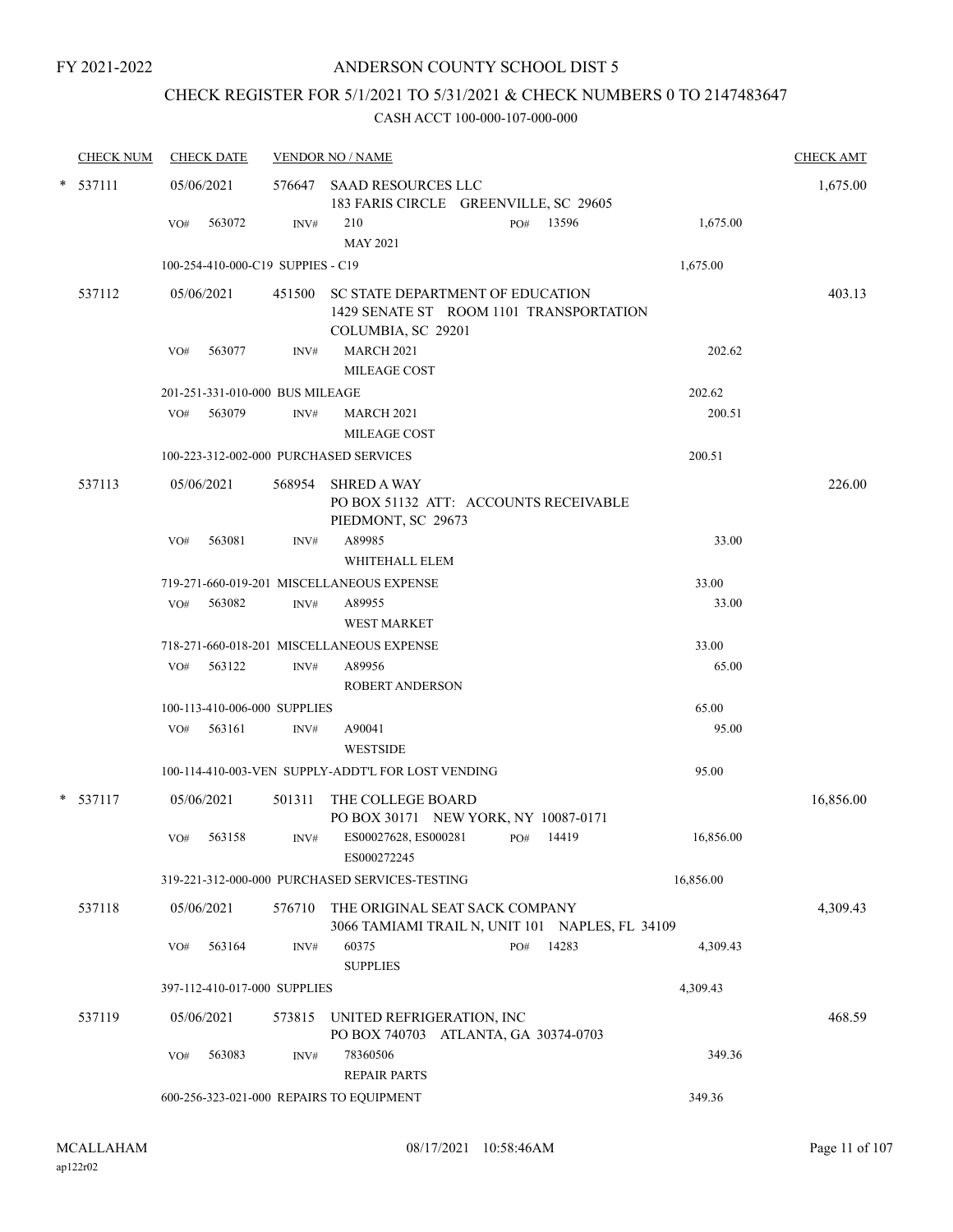FY 2021-2022

# ANDERSON COUNTY SCHOOL DIST 5

## CHECK REGISTER FOR 5/1/2021 TO 5/31/2021 & CHECK NUMBERS 0 TO 2147483647

### CASH ACCT 100-000-107-000-000

| CHECK NUM | CHECK DATE | VENDOR NO / NAME | | | CHECK AMT |
|---|---|---|---|---|---|
| * 537111 | 05/06/2021 | 576647 SAAD RESOURCES LLC<br>183 FARIS CIRCLE GREENVILLE, SC 29605 | | | 1,675.00 |
| | VO# 563072 | INV# 210<br>MAY 2021 | PO# 13596 | 1,675.00 | |
| | 100-254-410-000-C19 SUPPIES - C19 | | | 1,675.00 | |
| 537112 | 05/06/2021 | 451500 SC STATE DEPARTMENT OF EDUCATION<br>1429 SENATE ST ROOM 1101 TRANSPORTATION<br>COLUMBIA, SC 29201 | | | 403.13 |
| | VO# 563077 | INV# MARCH 2021<br>MILEAGE COST | | 202.62 | |
| | 201-251-331-010-000 BUS MILEAGE | | | 202.62 | |
| | VO# 563079 | INV# MARCH 2021<br>MILEAGE COST | | 200.51 | |
| | 100-223-312-002-000 PURCHASED SERVICES | | | 200.51 | |
| 537113 | 05/06/2021 | 568954 SHRED A WAY<br>PO BOX 51132 ATT: ACCOUNTS RECEIVABLE<br>PIEDMONT, SC 29673 | | | 226.00 |
| | VO# 563081 | INV# A89985<br>WHITEHALL ELEM | | 33.00 | |
| | 719-271-660-019-201 MISCELLANEOUS EXPENSE | | | 33.00 | |
| | VO# 563082 | INV# A89955<br>WEST MARKET | | 33.00 | |
| | 718-271-660-018-201 MISCELLANEOUS EXPENSE | | | 33.00 | |
| | VO# 563122 | INV# A89956<br>ROBERT ANDERSON | | 65.00 | |
| | 100-113-410-006-000 SUPPLIES | | | 65.00 | |
| | VO# 563161 | INV# A90041<br>WESTSIDE | | 95.00 | |
| | 100-114-410-003-VEN SUPPLY-ADDT'L FOR LOST VENDING | | | 95.00 | |
| * 537117 | 05/06/2021 | 501311 THE COLLEGE BOARD<br>PO BOX 30171 NEW YORK, NY 10087-0171 | | | 16,856.00 |
| | VO# 563158 | INV# ES00027628, ES000281<br>ES000272245 | PO# 14419 | 16,856.00 | |
| | 319-221-312-000-000 PURCHASED SERVICES-TESTING | | | 16,856.00 | |
| 537118 | 05/06/2021 | 576710 THE ORIGINAL SEAT SACK COMPANY<br>3066 TAMIAMI TRAIL N, UNIT 101 NAPLES, FL 34109 | | | 4,309.43 |
| | VO# 563164 | INV# 60375<br>SUPPLIES | PO# 14283 | 4,309.43 | |
| | 397-112-410-017-000 SUPPLIES | | | 4,309.43 | |
| 537119 | 05/06/2021 | 573815 UNITED REFRIGERATION, INC<br>PO BOX 740703 ATLANTA, GA 30374-0703 | | | 468.59 |
| | VO# 563083 | INV# 78360506<br>REPAIR PARTS | | 349.36 | |
| | 600-256-323-021-000 REPAIRS TO EQUIPMENT | | | 349.36 | |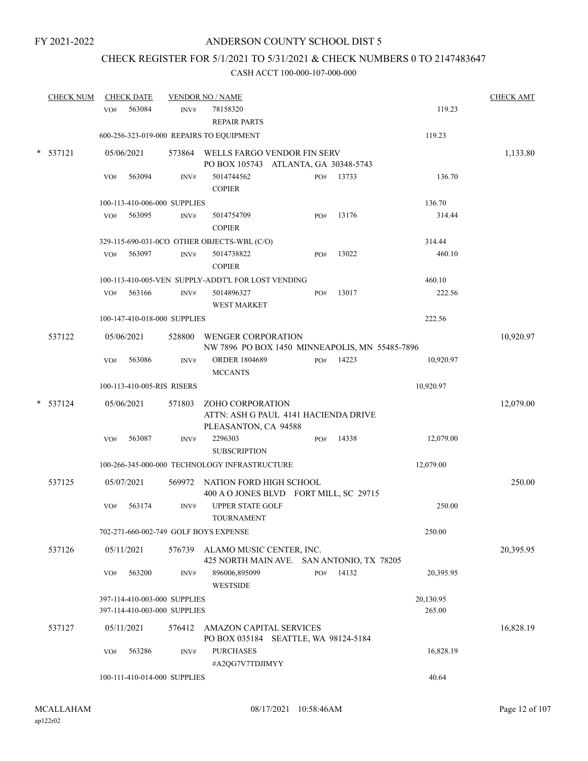FY 2021-2022

# ANDERSON COUNTY SCHOOL DIST 5

## CHECK REGISTER FOR 5/1/2021 TO 5/31/2021 & CHECK NUMBERS 0 TO 2147483647

### CASH ACCT 100-000-107-000-000

| CHECK NUM | CHECK DATE | VENDOR NO / NAME | | | CHECK AMT |
|---|---|---|---|---|---|
| | VO# 563084 | INV# 78158320 REPAIR PARTS | | 119.23 | |
| | 600-256-323-019-000 REPAIRS TO EQUIPMENT | | | 119.23 | |
| * 537121 | 05/06/2021 | 573864 WELLS FARGO VENDOR FIN SERV PO BOX 105743 ATLANTA, GA 30348-5743 | | | 1,133.80 |
| | VO# 563094 | INV# 5014744562 COPIER | PO# 13733 | 136.70 | |
| | 100-113-410-006-000 SUPPLIES | | | 136.70 | |
| | VO# 563095 | INV# 5014754709 COPIER | PO# 13176 | 314.44 | |
| | 329-115-690-031-0CO OTHER OBJECTS-WBL (C/O) | | | 314.44 | |
| | VO# 563097 | INV# 5014738822 COPIER | PO# 13022 | 460.10 | |
| | 100-113-410-005-VEN SUPPLY-ADDT'L FOR LOST VENDING | | | 460.10 | |
| | VO# 563166 | INV# 5014896327 WEST MARKET | PO# 13017 | 222.56 | |
| | 100-147-410-018-000 SUPPLIES | | | 222.56 | |
| 537122 | 05/06/2021 | 528800 WENGER CORPORATION NW 7896 PO BOX 1450 MINNEAPOLIS, MN 55485-7896 | | | 10,920.97 |
| | VO# 563086 | INV# ORDER 1804689 MCCANTS | PO# 14223 | 10,920.97 | |
| | 100-113-410-005-RIS RISERS | | | 10,920.97 | |
| * 537124 | 05/06/2021 | 571803 ZOHO CORPORATION ATTN: ASH G PAUL 4141 HACIENDA DRIVE PLEASANTON, CA 94588 | | | 12,079.00 |
| | VO# 563087 | INV# 2296303 SUBSCRIPTION | PO# 14338 | 12,079.00 | |
| | 100-266-345-000-000 TECHNOLOGY INFRASTRUCTURE | | | 12,079.00 | |
| 537125 | 05/07/2021 | 569972 NATION FORD HIGH SCHOOL 400 A O JONES BLVD FORT MILL, SC 29715 | | | 250.00 |
| | VO# 563174 | INV# UPPER STATE GOLF TOURNAMENT | | 250.00 | |
| | 702-271-660-002-749 GOLF BOYS EXPENSE | | | 250.00 | |
| 537126 | 05/11/2021 | 576739 ALAMO MUSIC CENTER, INC. 425 NORTH MAIN AVE. SAN ANTONIO, TX 78205 | | | 20,395.95 |
| | VO# 563200 | INV# 896006,895099 WESTSIDE | PO# 14132 | 20,395.95 | |
| | 397-114-410-003-000 SUPPLIES | | | 20,130.95 | |
| | 397-114-410-003-000 SUPPLIES | | | 265.00 | |
| 537127 | 05/11/2021 | 576412 AMAZON CAPITAL SERVICES PO BOX 035184 SEATTLE, WA 98124-5184 | | | 16,828.19 |
| | VO# 563286 | INV# PURCHASES #A2QG7V7TDJIMYY | | 16,828.19 | |
| | 100-111-410-014-000 SUPPLIES | | | 40.64 | |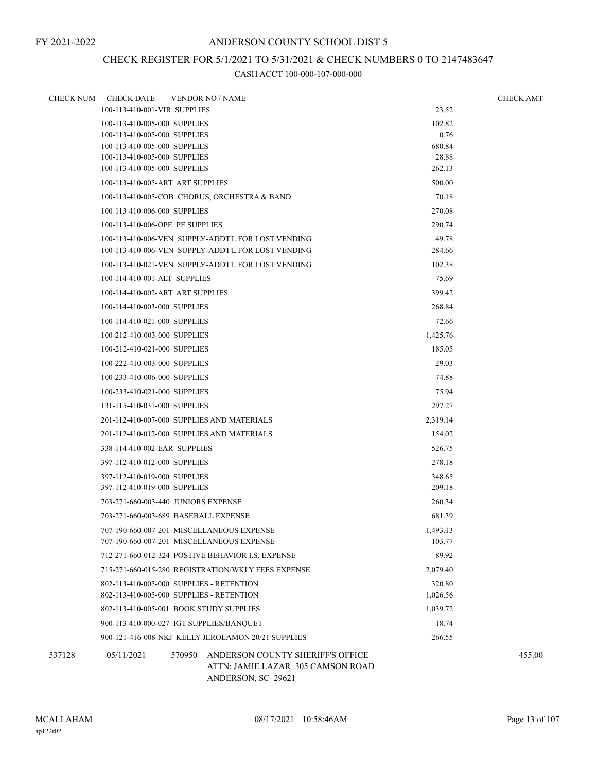FY 2021-2022

# ANDERSON COUNTY SCHOOL DIST 5

## CHECK REGISTER FOR 5/1/2021 TO 5/31/2021 & CHECK NUMBERS 0 TO 2147483647

### CASH ACCT 100-000-107-000-000

| CHECK NUM | CHECK DATE | VENDOR NO / NAME | | CHECK AMT |
|---|---|---|---|---|
| | | 100-113-410-001-VIR SUPPLIES | 23.52 | |
| | | 100-113-410-005-000 SUPPLIES | 102.82 | |
| | | 100-113-410-005-000 SUPPLIES | 0.76 | |
| | | 100-113-410-005-000 SUPPLIES | 680.84 | |
| | | 100-113-410-005-000 SUPPLIES | 28.88 | |
| | | 100-113-410-005-000 SUPPLIES | 262.13 | |
| | | 100-113-410-005-ART ART SUPPLIES | 500.00 | |
| | | 100-113-410-005-COB CHORUS, ORCHESTRA & BAND | 70.18 | |
| | | 100-113-410-006-000 SUPPLIES | 270.08 | |
| | | 100-113-410-006-OPE PE SUPPLIES | 290.74 | |
| | | 100-113-410-006-VEN SUPPLY-ADDT'L FOR LOST VENDING | 49.78 | |
| | | 100-113-410-006-VEN SUPPLY-ADDT'L FOR LOST VENDING | 284.66 | |
| | | 100-113-410-021-VEN SUPPLY-ADDT'L FOR LOST VENDING | 102.38 | |
| | | 100-114-410-001-ALT SUPPLIES | 75.69 | |
| | | 100-114-410-002-ART ART SUPPLIES | 399.42 | |
| | | 100-114-410-003-000 SUPPLIES | 268.84 | |
| | | 100-114-410-021-000 SUPPLIES | 72.66 | |
| | | 100-212-410-003-000 SUPPLIES | 1,425.76 | |
| | | 100-212-410-021-000 SUPPLIES | 185.05 | |
| | | 100-222-410-003-000 SUPPLIES | 29.03 | |
| | | 100-233-410-006-000 SUPPLIES | 74.88 | |
| | | 100-233-410-021-000 SUPPLIES | 75.94 | |
| | | 131-115-410-031-000 SUPPLIES | 297.27 | |
| | | 201-112-410-007-000 SUPPLIES AND MATERIALS | 2,319.14 | |
| | | 201-112-410-012-000 SUPPLIES AND MATERIALS | 154.02 | |
| | | 338-114-410-002-EAR SUPPLIES | 526.75 | |
| | | 397-112-410-012-000 SUPPLIES | 278.18 | |
| | | 397-112-410-019-000 SUPPLIES | 348.65 | |
| | | 397-112-410-019-000 SUPPLIES | 209.18 | |
| | | 703-271-660-003-440 JUNIORS EXPENSE | 260.34 | |
| | | 703-271-660-003-689 BASEBALL EXPENSE | 681.39 | |
| | | 707-190-660-007-201 MISCELLANEOUS EXPENSE | 1,493.13 | |
| | | 707-190-660-007-201 MISCELLANEOUS EXPENSE | 103.77 | |
| | | 712-271-660-012-324 POSTIVE BEHAVIOR I.S. EXPENSE | 89.92 | |
| | | 715-271-660-015-280 REGISTRATION/WKLY FEES EXPENSE | 2,079.40 | |
| | | 802-113-410-005-000 SUPPLIES - RETENTION | 320.80 | |
| | | 802-113-410-005-000 SUPPLIES - RETENTION | 1,026.56 | |
| | | 802-113-410-005-001 BOOK STUDY SUPPLIES | 1,039.72 | |
| | | 900-113-410-000-027 IGT SUPPLIES/BANQUET | 18.74 | |
| | | 900-121-416-008-NKJ KELLY JEROLAMON 20/21 SUPPLIES | 266.55 | |
| 537128 | 05/11/2021 | 570950 ANDERSON COUNTY SHERIFF'S OFFICE<br>ATTN: JAMIE LAZAR 305 CAMSON ROAD<br>ANDERSON, SC 29621 | | 455.00 |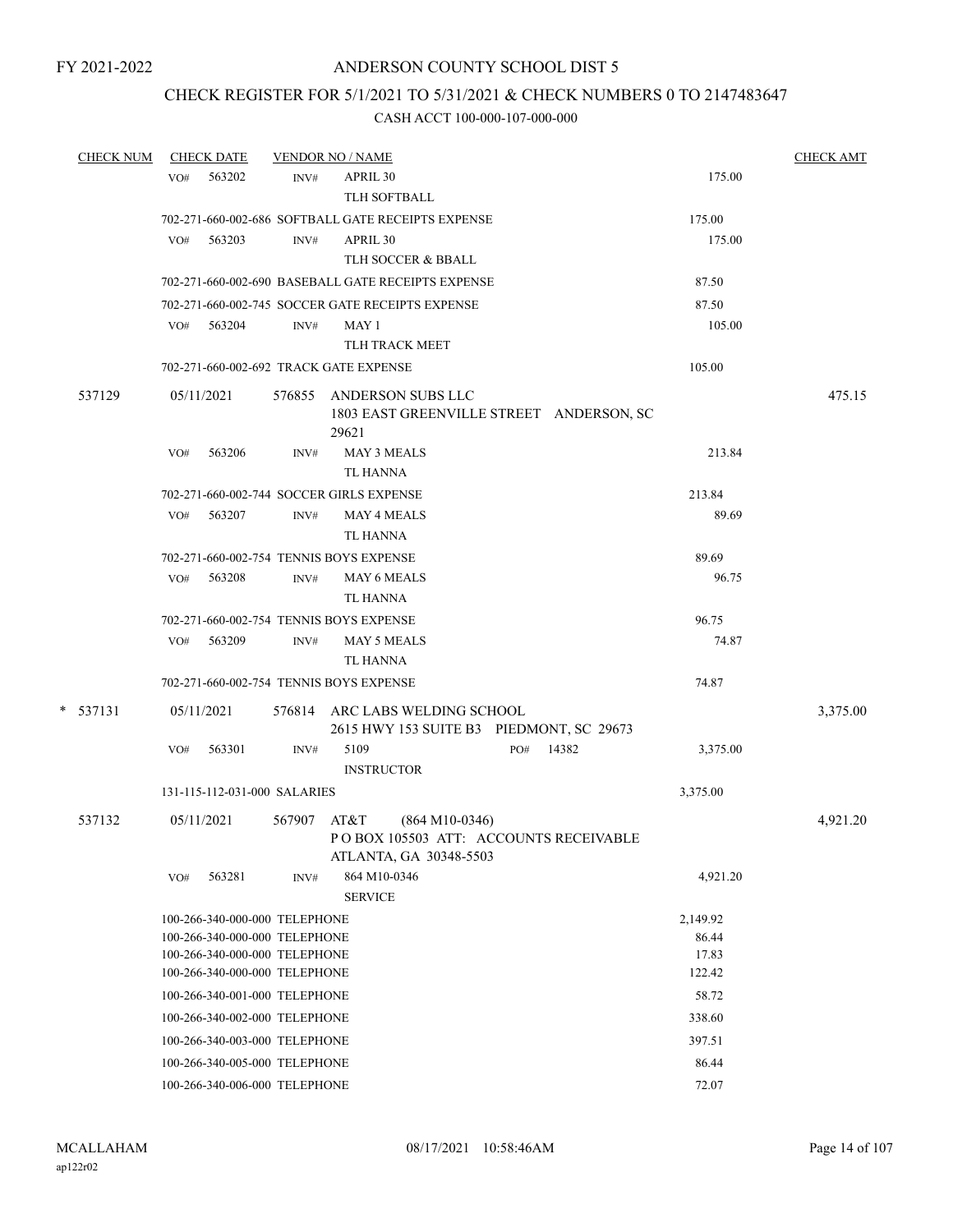FY 2021-2022

# ANDERSON COUNTY SCHOOL DIST 5

## CHECK REGISTER FOR 5/1/2021 TO 5/31/2021 & CHECK NUMBERS 0 TO 2147483647

### CASH ACCT 100-000-107-000-000

| CHECK NUM | CHECK DATE | VENDOR NO / NAME | | CHECK AMT |
|---|---|---|---|---|
| | VO# 563202 | INV# APRIL 30<br>TLH SOFTBALL | 175.00 | |
| | 702-271-660-002-686 SOFTBALL GATE RECEIPTS EXPENSE | | 175.00 | |
| | VO# 563203 | INV# APRIL 30<br>TLH SOCCER & BBALL | 175.00 | |
| | 702-271-660-002-690 BASEBALL GATE RECEIPTS EXPENSE | | 87.50 | |
| | 702-271-660-002-745 SOCCER GATE RECEIPTS EXPENSE | | 87.50 | |
| | VO# 563204 | INV# MAY 1<br>TLH TRACK MEET | 105.00 | |
| | 702-271-660-002-692 TRACK GATE EXPENSE | | 105.00 | |
| 537129 | 05/11/2021 | 576855 ANDERSON SUBS LLC<br>1803 EAST GREENVILLE STREET ANDERSON, SC 29621 | | 475.15 |
| | VO# 563206 | INV# MAY 3 MEALS<br>TL HANNA | 213.84 | |
| | 702-271-660-002-744 SOCCER GIRLS EXPENSE | | 213.84 | |
| | VO# 563207 | INV# MAY 4 MEALS<br>TL HANNA | 89.69 | |
| | 702-271-660-002-754 TENNIS BOYS EXPENSE | | 89.69 | |
| | VO# 563208 | INV# MAY 6 MEALS<br>TL HANNA | 96.75 | |
| | 702-271-660-002-754 TENNIS BOYS EXPENSE | | 96.75 | |
| | VO# 563209 | INV# MAY 5 MEALS<br>TL HANNA | 74.87 | |
| | 702-271-660-002-754 TENNIS BOYS EXPENSE | | 74.87 | |
| * 537131 | 05/11/2021 | 576814 ARC LABS WELDING SCHOOL<br>2615 HWY 153 SUITE B3 PIEDMONT, SC 29673 | | 3,375.00 |
| | VO# 563301 | INV# 5109 PO# 14382<br>INSTRUCTOR | 3,375.00 | |
| | 131-115-112-031-000 SALARIES | | 3,375.00 | |
| 537132 | 05/11/2021 | 567907 AT&T (864 M10-0346)<br>P O BOX 105503 ATT: ACCOUNTS RECEIVABLE<br>ATLANTA, GA 30348-5503 | | 4,921.20 |
| | VO# 563281 | INV# 864 M10-0346<br>SERVICE | 4,921.20 | |
| | 100-266-340-000-000 TELEPHONE | | 2,149.92 | |
| | 100-266-340-000-000 TELEPHONE | | 86.44 | |
| | 100-266-340-000-000 TELEPHONE | | 17.83 | |
| | 100-266-340-000-000 TELEPHONE | | 122.42 | |
| | 100-266-340-001-000 TELEPHONE | | 58.72 | |
| | 100-266-340-002-000 TELEPHONE | | 338.60 | |
| | 100-266-340-003-000 TELEPHONE | | 397.51 | |
| | 100-266-340-005-000 TELEPHONE | | 86.44 | |
| | 100-266-340-006-000 TELEPHONE | | 72.07 | |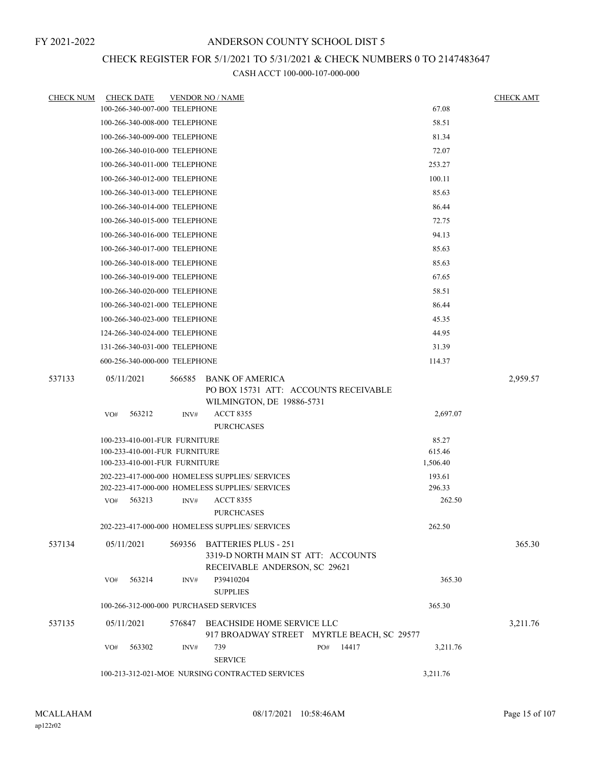FY 2021-2022

# ANDERSON COUNTY SCHOOL DIST 5

## CHECK REGISTER FOR 5/1/2021 TO 5/31/2021 & CHECK NUMBERS 0 TO 2147483647

### CASH ACCT 100-000-107-000-000

| CHECK NUM | CHECK DATE | VENDOR NO / NAME | | CHECK AMT |
|---|---|---|---|---|
| | 100-266-340-007-000 TELEPHONE | | 67.08 | |
| | 100-266-340-008-000 TELEPHONE | | 58.51 | |
| | 100-266-340-009-000 TELEPHONE | | 81.34 | |
| | 100-266-340-010-000 TELEPHONE | | 72.07 | |
| | 100-266-340-011-000 TELEPHONE | | 253.27 | |
| | 100-266-340-012-000 TELEPHONE | | 100.11 | |
| | 100-266-340-013-000 TELEPHONE | | 85.63 | |
| | 100-266-340-014-000 TELEPHONE | | 86.44 | |
| | 100-266-340-015-000 TELEPHONE | | 72.75 | |
| | 100-266-340-016-000 TELEPHONE | | 94.13 | |
| | 100-266-340-017-000 TELEPHONE | | 85.63 | |
| | 100-266-340-018-000 TELEPHONE | | 85.63 | |
| | 100-266-340-019-000 TELEPHONE | | 67.65 | |
| | 100-266-340-020-000 TELEPHONE | | 58.51 | |
| | 100-266-340-021-000 TELEPHONE | | 86.44 | |
| | 100-266-340-023-000 TELEPHONE | | 45.35 | |
| | 124-266-340-024-000 TELEPHONE | | 44.95 | |
| | 131-266-340-031-000 TELEPHONE | | 31.39 | |
| | 600-256-340-000-000 TELEPHONE | | 114.37 | |
| 537133 | 05/11/2021 | 566585 BANK OF AMERICA<br>PO BOX 15731 ATT: ACCOUNTS RECEIVABLE<br>WILMINGTON, DE 19886-5731 | | 2,959.57 |
| | VO# 563212 | INV# ACCT 8355<br>PURCHCASES | 2,697.07 | |
| | 100-233-410-001-FUR FURNITURE | | 85.27 | |
| | 100-233-410-001-FUR FURNITURE | | 615.46 | |
| | 100-233-410-001-FUR FURNITURE | | 1,506.40 | |
| | 202-223-417-000-000 HOMELESS SUPPLIES/ SERVICES | | 193.61 | |
| | 202-223-417-000-000 HOMELESS SUPPLIES/ SERVICES | | 296.33 | |
| | VO# 563213 | INV# ACCT 8355<br>PURCHCASES | 262.50 | |
| | 202-223-417-000-000 HOMELESS SUPPLIES/ SERVICES | | 262.50 | |
| 537134 | 05/11/2021 | 569356 BATTERIES PLUS - 251<br>3319-D NORTH MAIN ST ATT: ACCOUNTS<br>RECEIVABLE ANDERSON, SC 29621 | | 365.30 |
| | VO# 563214 | INV# P39410204<br>SUPPLIES | 365.30 | |
| | 100-266-312-000-000 PURCHASED SERVICES | | 365.30 | |
| 537135 | 05/11/2021 | 576847 BEACHSIDE HOME SERVICE LLC<br>917 BROADWAY STREET MYRTLE BEACH, SC 29577 | | 3,211.76 |
| | VO# 563302 | INV# 739 PO# 14417<br>SERVICE | 3,211.76 | |
| | 100-213-312-021-MOE NURSING CONTRACTED SERVICES | | 3,211.76 | |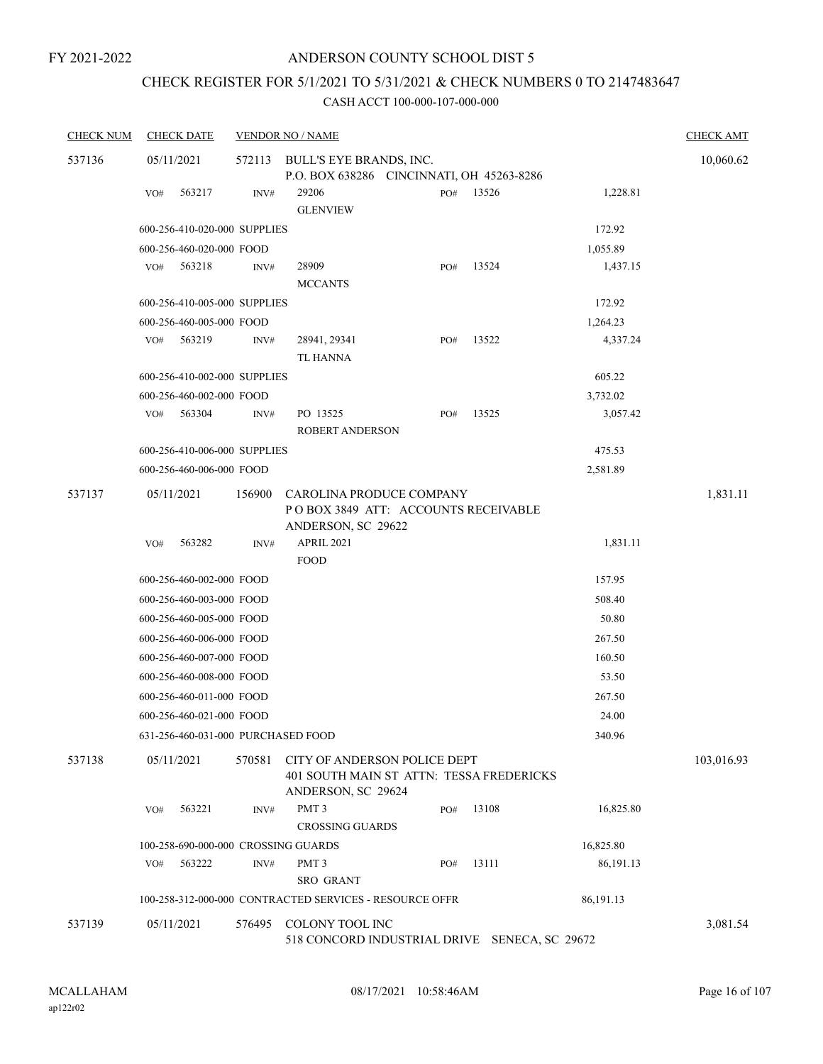FY 2021-2022

# ANDERSON COUNTY SCHOOL DIST 5

## CHECK REGISTER FOR 5/1/2021 TO 5/31/2021 & CHECK NUMBERS 0 TO 2147483647

### CASH ACCT 100-000-107-000-000

| CHECK NUM | CHECK DATE | VENDOR NO / NAME | | | CHECK AMT |
|---|---|---|---|---|---|
| 537136 | 05/11/2021 | 572113 BULL'S EYE BRANDS, INC. P.O. BOX 638286 CINCINNATI, OH 45263-8286 | | | 10,060.62 |
| | VO# 563217 | INV# 29206 GLENVIEW | PO# 13526 | 1,228.81 | |
| | 600-256-410-020-000 SUPPLIES | | | 172.92 | |
| | 600-256-460-020-000 FOOD | | | 1,055.89 | |
| | VO# 563218 | INV# 28909 MCCANTS | PO# 13524 | 1,437.15 | |
| | 600-256-410-005-000 SUPPLIES | | | 172.92 | |
| | 600-256-460-005-000 FOOD | | | 1,264.23 | |
| | VO# 563219 | INV# 28941, 29341 TL HANNA | PO# 13522 | 4,337.24 | |
| | 600-256-410-002-000 SUPPLIES | | | 605.22 | |
| | 600-256-460-002-000 FOOD | | | 3,732.02 | |
| | VO# 563304 | INV# PO 13525 ROBERT ANDERSON | PO# 13525 | 3,057.42 | |
| | 600-256-410-006-000 SUPPLIES | | | 475.53 | |
| | 600-256-460-006-000 FOOD | | | 2,581.89 | |
| 537137 | 05/11/2021 | 156900 CAROLINA PRODUCE COMPANY P O BOX 3849 ATT: ACCOUNTS RECEIVABLE ANDERSON, SC 29622 | | | 1,831.11 |
| | VO# 563282 | INV# APRIL 2021 FOOD | | 1,831.11 | |
| | 600-256-460-002-000 FOOD | | | 157.95 | |
| | 600-256-460-003-000 FOOD | | | 508.40 | |
| | 600-256-460-005-000 FOOD | | | 50.80 | |
| | 600-256-460-006-000 FOOD | | | 267.50 | |
| | 600-256-460-007-000 FOOD | | | 160.50 | |
| | 600-256-460-008-000 FOOD | | | 53.50 | |
| | 600-256-460-011-000 FOOD | | | 267.50 | |
| | 600-256-460-021-000 FOOD | | | 24.00 | |
| | 631-256-460-031-000 PURCHASED FOOD | | | 340.96 | |
| 537138 | 05/11/2021 | 570581 CITY OF ANDERSON POLICE DEPT 401 SOUTH MAIN ST ATTN: TESSA FREDERICKS ANDERSON, SC 29624 | | | 103,016.93 |
| | VO# 563221 | INV# PMT 3 CROSSING GUARDS | PO# 13108 | 16,825.80 | |
| | 100-258-690-000-000 CROSSING GUARDS | | | 16,825.80 | |
| | VO# 563222 | INV# PMT 3 SRO GRANT | PO# 13111 | 86,191.13 | |
| | 100-258-312-000-000 CONTRACTED SERVICES - RESOURCE OFFR | | | 86,191.13 | |
| 537139 | 05/11/2021 | 576495 COLONY TOOL INC 518 CONCORD INDUSTRIAL DRIVE SENECA, SC 29672 | | | 3,081.54 |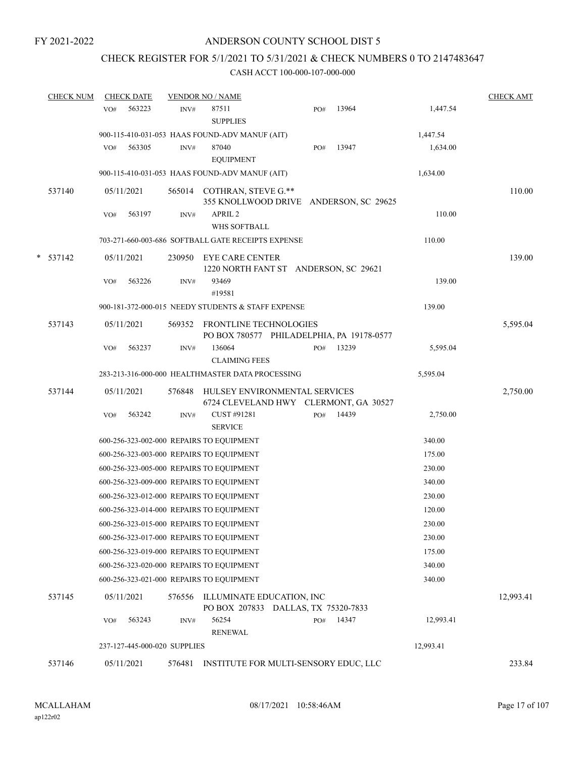FY 2021-2022

# ANDERSON COUNTY SCHOOL DIST 5

## CHECK REGISTER FOR 5/1/2021 TO 5/31/2021 & CHECK NUMBERS 0 TO 2147483647

CASH ACCT 100-000-107-000-000

| CHECK NUM | CHECK DATE | VENDOR NO / NAME | | | CHECK AMT |
|---|---|---|---|---|---|
| | VO# 563223 | INV# 87511 SUPPLIES | PO# 13964 | 1,447.54 | |
| | 900-115-410-031-053 HAAS FOUND-ADV MANUF (AIT) | | | 1,447.54 | |
| | VO# 563305 | INV# 87040 EQUIPMENT | PO# 13947 | 1,634.00 | |
| | 900-115-410-031-053 HAAS FOUND-ADV MANUF (AIT) | | | 1,634.00 | |
| 537140 | 05/11/2021 | 565014 COTHRAN, STEVE G.** 355 KNOLLWOOD DRIVE ANDERSON, SC 29625 | | | 110.00 |
| | VO# 563197 | INV# APRIL 2 WHS SOFTBALL | | 110.00 | |
| | 703-271-660-003-686 SOFTBALL GATE RECEIPTS EXPENSE | | | 110.00 | |
| * 537142 | 05/11/2021 | 230950 EYE CARE CENTER 1220 NORTH FANT ST ANDERSON, SC 29621 | | | 139.00 |
| | VO# 563226 | INV# 93469 #19581 | | 139.00 | |
| | 900-181-372-000-015 NEEDY STUDENTS & STAFF EXPENSE | | | 139.00 | |
| 537143 | 05/11/2021 | 569352 FRONTLINE TECHNOLOGIES PO BOX 780577 PHILADELPHIA, PA 19178-0577 | | | 5,595.04 |
| | VO# 563237 | INV# 136064 CLAIMING FEES | PO# 13239 | 5,595.04 | |
| | 283-213-316-000-000 HEALTHMASTER DATA PROCESSING | | | 5,595.04 | |
| 537144 | 05/11/2021 | 576848 HULSEY ENVIRONMENTAL SERVICES 6724 CLEVELAND HWY CLERMONT, GA 30527 | | | 2,750.00 |
| | VO# 563242 | INV# CUST #91281 SERVICE | PO# 14439 | 2,750.00 | |
| | 600-256-323-002-000 REPAIRS TO EQUIPMENT | | | 340.00 | |
| | 600-256-323-003-000 REPAIRS TO EQUIPMENT | | | 175.00 | |
| | 600-256-323-005-000 REPAIRS TO EQUIPMENT | | | 230.00 | |
| | 600-256-323-009-000 REPAIRS TO EQUIPMENT | | | 340.00 | |
| | 600-256-323-012-000 REPAIRS TO EQUIPMENT | | | 230.00 | |
| | 600-256-323-014-000 REPAIRS TO EQUIPMENT | | | 120.00 | |
| | 600-256-323-015-000 REPAIRS TO EQUIPMENT | | | 230.00 | |
| | 600-256-323-017-000 REPAIRS TO EQUIPMENT | | | 230.00 | |
| | 600-256-323-019-000 REPAIRS TO EQUIPMENT | | | 175.00 | |
| | 600-256-323-020-000 REPAIRS TO EQUIPMENT | | | 340.00 | |
| | 600-256-323-021-000 REPAIRS TO EQUIPMENT | | | 340.00 | |
| 537145 | 05/11/2021 | 576556 ILLUMINATE EDUCATION, INC PO BOX 207833 DALLAS, TX 75320-7833 | | | 12,993.41 |
| | VO# 563243 | INV# 56254 RENEWAL | PO# 14347 | 12,993.41 | |
| | 237-127-445-000-020 SUPPLIES | | | 12,993.41 | |
| 537146 | 05/11/2021 | 576481 INSTITUTE FOR MULTI-SENSORY EDUC, LLC | | | 233.84 |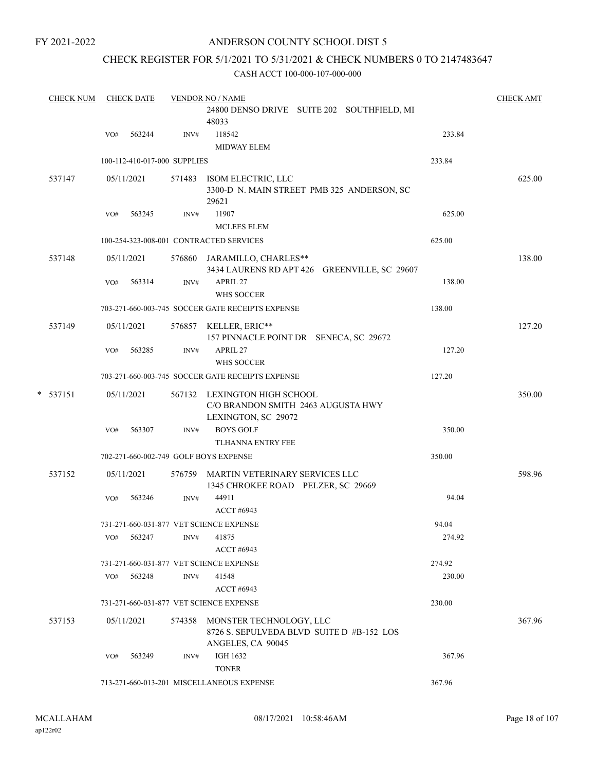FY 2021-2022

# ANDERSON COUNTY SCHOOL DIST 5

## CHECK REGISTER FOR 5/1/2021 TO 5/31/2021 & CHECK NUMBERS 0 TO 2147483647

CASH ACCT 100-000-107-000-000

| CHECK NUM | CHECK DATE | VENDOR NO / NAME | | CHECK AMT |
|---|---|---|---|---|
| | | 24800 DENSO DRIVE SUITE 202 SOUTHFIELD, MI 48033 | | |
| | VO# 563244 | INV# 118542 MIDWAY ELEM | 233.84 | |
| | 100-112-410-017-000 SUPPLIES | | 233.84 | |
| 537147 | 05/11/2021 | 571483 ISOM ELECTRIC, LLC 3300-D N. MAIN STREET PMB 325 ANDERSON, SC 29621 | | 625.00 |
| | VO# 563245 | INV# 11907 MCLEES ELEM | 625.00 | |
| | 100-254-323-008-001 CONTRACTED SERVICES | | 625.00 | |
| 537148 | 05/11/2021 | 576860 JARAMILLO, CHARLES** 3434 LAURENS RD APT 426 GREENVILLE, SC 29607 | | 138.00 |
| | VO# 563314 | INV# APRIL 27 WHS SOCCER | 138.00 | |
| | 703-271-660-003-745 SOCCER GATE RECEIPTS EXPENSE | | 138.00 | |
| 537149 | 05/11/2021 | 576857 KELLER, ERIC** 157 PINNACLE POINT DR SENECA, SC 29672 | | 127.20 |
| | VO# 563285 | INV# APRIL 27 WHS SOCCER | 127.20 | |
| | 703-271-660-003-745 SOCCER GATE RECEIPTS EXPENSE | | 127.20 | |
| * 537151 | 05/11/2021 | 567132 LEXINGTON HIGH SCHOOL C/O BRANDON SMITH 2463 AUGUSTA HWY LEXINGTON, SC 29072 | | 350.00 |
| | VO# 563307 | INV# BOYS GOLF TLHANNA ENTRY FEE | 350.00 | |
| | 702-271-660-002-749 GOLF BOYS EXPENSE | | 350.00 | |
| 537152 | 05/11/2021 | 576759 MARTIN VETERINARY SERVICES LLC 1345 CHROKEE ROAD PELZER, SC 29669 | | 598.96 |
| | VO# 563246 | INV# 44911 ACCT #6943 | 94.04 | |
| | 731-271-660-031-877 VET SCIENCE EXPENSE | | 94.04 | |
| | VO# 563247 | INV# 41875 ACCT #6943 | 274.92 | |
| | 731-271-660-031-877 VET SCIENCE EXPENSE | | 274.92 | |
| | VO# 563248 | INV# 41548 ACCT #6943 | 230.00 | |
| | 731-271-660-031-877 VET SCIENCE EXPENSE | | 230.00 | |
| 537153 | 05/11/2021 | 574358 MONSTER TECHNOLOGY, LLC 8726 S. SEPULVEDA BLVD SUITE D #B-152 LOS ANGELES, CA 90045 | | 367.96 |
| | VO# 563249 | INV# IGH 1632 TONER | 367.96 | |
| | 713-271-660-013-201 MISCELLANEOUS EXPENSE | | 367.96 | |

MCALLAHAM ap122r02 08/17/2021 10:58:46AM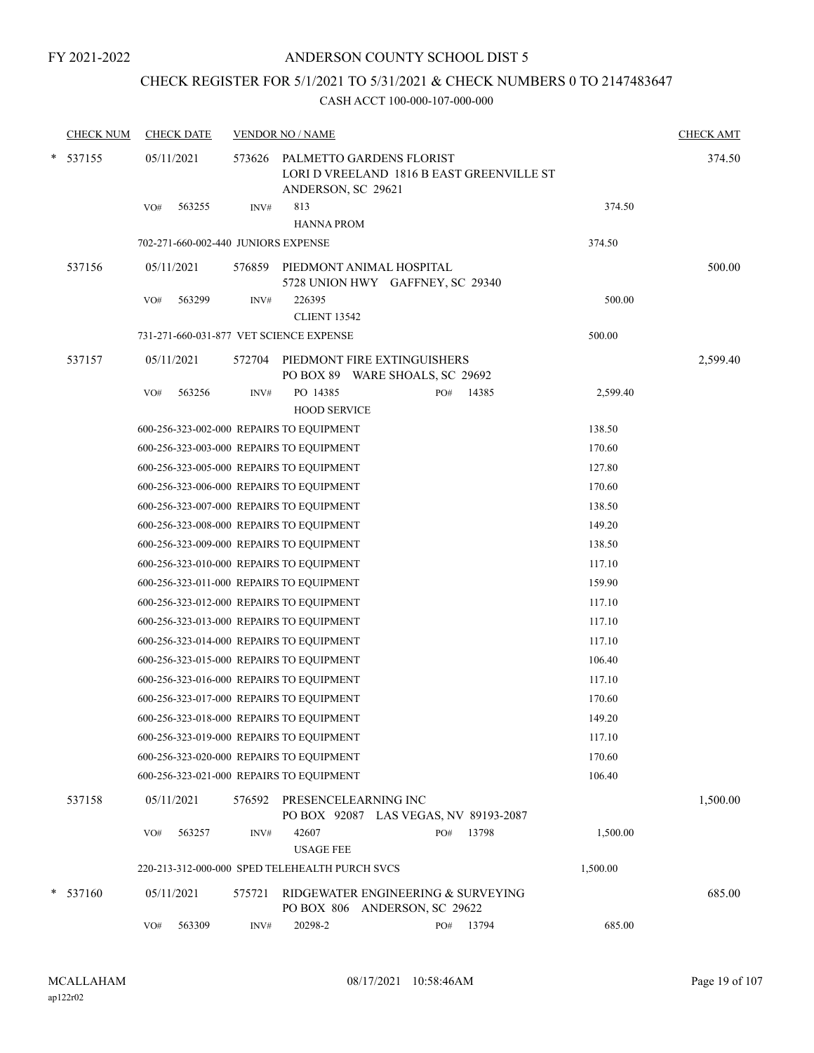FY 2021-2022

# ANDERSON COUNTY SCHOOL DIST 5

## CHECK REGISTER FOR 5/1/2021 TO 5/31/2021 & CHECK NUMBERS 0 TO 2147483647

### CASH ACCT 100-000-107-000-000

| CHECK NUM | CHECK DATE | VENDOR NO / NAME | | CHECK AMT |
|---|---|---|---|---|
| * 537155 | 05/11/2021 | 573626 PALMETTO GARDENS FLORIST<br>LORI D VREELAND 1816 B EAST GREENVILLE ST<br>ANDERSON, SC 29621 | | 374.50 |
| | VO# 563255 | INV# 813<br>HANNA PROM | 374.50 | |
| | 702-271-660-002-440 JUNIORS EXPENSE | | 374.50 | |
| 537156 | 05/11/2021 | 576859 PIEDMONT ANIMAL HOSPITAL<br>5728 UNION HWY GAFFNEY, SC 29340 | | 500.00 |
| | VO# 563299 | INV# 226395<br>CLIENT 13542 | 500.00 | |
| | 731-271-660-031-877 VET SCIENCE EXPENSE | | 500.00 | |
| 537157 | 05/11/2021 | 572704 PIEDMONT FIRE EXTINGUISHERS<br>PO BOX 89 WARE SHOALS, SC 29692 | | 2,599.40 |
| | VO# 563256 | INV# PO 14385 PO# 14385<br>HOOD SERVICE | 2,599.40 | |
| | 600-256-323-002-000 REPAIRS TO EQUIPMENT | | 138.50 | |
| | 600-256-323-003-000 REPAIRS TO EQUIPMENT | | 170.60 | |
| | 600-256-323-005-000 REPAIRS TO EQUIPMENT | | 127.80 | |
| | 600-256-323-006-000 REPAIRS TO EQUIPMENT | | 170.60 | |
| | 600-256-323-007-000 REPAIRS TO EQUIPMENT | | 138.50 | |
| | 600-256-323-008-000 REPAIRS TO EQUIPMENT | | 149.20 | |
| | 600-256-323-009-000 REPAIRS TO EQUIPMENT | | 138.50 | |
| | 600-256-323-010-000 REPAIRS TO EQUIPMENT | | 117.10 | |
| | 600-256-323-011-000 REPAIRS TO EQUIPMENT | | 159.90 | |
| | 600-256-323-012-000 REPAIRS TO EQUIPMENT | | 117.10 | |
| | 600-256-323-013-000 REPAIRS TO EQUIPMENT | | 117.10 | |
| | 600-256-323-014-000 REPAIRS TO EQUIPMENT | | 117.10 | |
| | 600-256-323-015-000 REPAIRS TO EQUIPMENT | | 106.40 | |
| | 600-256-323-016-000 REPAIRS TO EQUIPMENT | | 117.10 | |
| | 600-256-323-017-000 REPAIRS TO EQUIPMENT | | 170.60 | |
| | 600-256-323-018-000 REPAIRS TO EQUIPMENT | | 149.20 | |
| | 600-256-323-019-000 REPAIRS TO EQUIPMENT | | 117.10 | |
| | 600-256-323-020-000 REPAIRS TO EQUIPMENT | | 170.60 | |
| | 600-256-323-021-000 REPAIRS TO EQUIPMENT | | 106.40 | |
| 537158 | 05/11/2021 | 576592 PRESENCELEARNING INC<br>PO BOX 92087 LAS VEGAS, NV 89193-2087 | | 1,500.00 |
| | VO# 563257 | INV# 42607 PO# 13798<br>USAGE FEE | 1,500.00 | |
| | 220-213-312-000-000 SPED TELEHEALTH PURCH SVCS | | 1,500.00 | |
| * 537160 | 05/11/2021 | 575721 RIDGEWATER ENGINEERING & SURVEYING<br>PO BOX 806 ANDERSON, SC 29622 | | 685.00 |
| | VO# 563309 | INV# 20298-2 PO# 13794 | 685.00 | |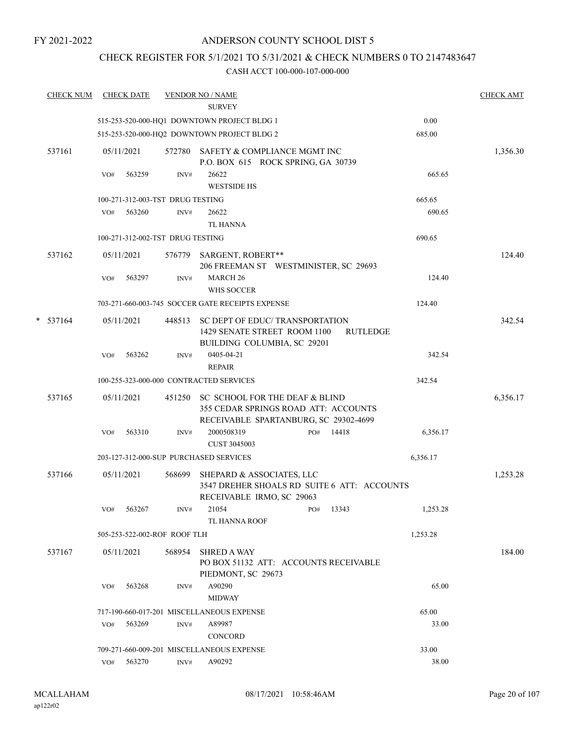FY 2021-2022

# ANDERSON COUNTY SCHOOL DIST 5

## CHECK REGISTER FOR 5/1/2021 TO 5/31/2021 & CHECK NUMBERS 0 TO 2147483647

### CASH ACCT 100-000-107-000-000

| CHECK NUM | CHECK DATE | VENDOR NO / NAME | | CHECK AMT |
|---|---|---|---|---|
| | | SURVEY | | |
| | | 515-253-520-000-HQ1 DOWNTOWN PROJECT BLDG 1 | 0.00 | |
| | | 515-253-520-000-HQ2 DOWNTOWN PROJECT BLDG 2 | 685.00 | |
| 537161 | 05/11/2021 | 572780 SAFETY & COMPLIANCE MGMT INC<br>P.O. BOX 615 ROCK SPRING, GA 30739 | | 1,356.30 |
| | VO# 563259 | INV# 26622<br>WESTSIDE HS | 665.65 | |
| | | 100-271-312-003-TST DRUG TESTING | 665.65 | |
| | VO# 563260 | INV# 26622<br>TL HANNA | 690.65 | |
| | | 100-271-312-002-TST DRUG TESTING | 690.65 | |
| 537162 | 05/11/2021 | 576779 SARGENT, ROBERT**<br>206 FREEMAN ST WESTMINISTER, SC 29693 | | 124.40 |
| | VO# 563297 | INV# MARCH 26<br>WHS SOCCER | 124.40 | |
| | | 703-271-660-003-745 SOCCER GATE RECEIPTS EXPENSE | 124.40 | |
| * 537164 | 05/11/2021 | 448513 SC DEPT OF EDUC/ TRANSPORTATION<br>1429 SENATE STREET ROOM 1100 RUTLEDGE BUILDING COLUMBIA, SC 29201 | | 342.54 |
| | VO# 563262 | INV# 0405-04-21<br>REPAIR | 342.54 | |
| | | 100-255-323-000-000 CONTRACTED SERVICES | 342.54 | |
| 537165 | 05/11/2021 | 451250 SC SCHOOL FOR THE DEAF & BLIND<br>355 CEDAR SPRINGS ROAD ATT: ACCOUNTS RECEIVABLE SPARTANBURG, SC 29302-4699 | | 6,356.17 |
| | VO# 563310 | INV# 2000508319 PO# 14418<br>CUST 3045003 | 6,356.17 | |
| | | 203-127-312-000-SUP PURCHASED SERVICES | 6,356.17 | |
| 537166 | 05/11/2021 | 568699 SHEPARD & ASSOCIATES, LLC<br>3547 DREHER SHOALS RD SUITE 6 ATT: ACCOUNTS RECEIVABLE IRMO, SC 29063 | | 1,253.28 |
| | VO# 563267 | INV# 21054 PO# 13343<br>TL HANNA ROOF | 1,253.28 | |
| | | 505-253-522-002-ROF ROOF TLH | 1,253.28 | |
| 537167 | 05/11/2021 | 568954 SHRED A WAY<br>PO BOX 51132 ATT: ACCOUNTS RECEIVABLE PIEDMONT, SC 29673 | | 184.00 |
| | VO# 563268 | INV# A90290<br>MIDWAY | 65.00 | |
| | | 717-190-660-017-201 MISCELLANEOUS EXPENSE | 65.00 | |
| | VO# 563269 | INV# A89987<br>CONCORD | 33.00 | |
| | | 709-271-660-009-201 MISCELLANEOUS EXPENSE | 33.00 | |
| | VO# 563270 | INV# A90292 | 38.00 | |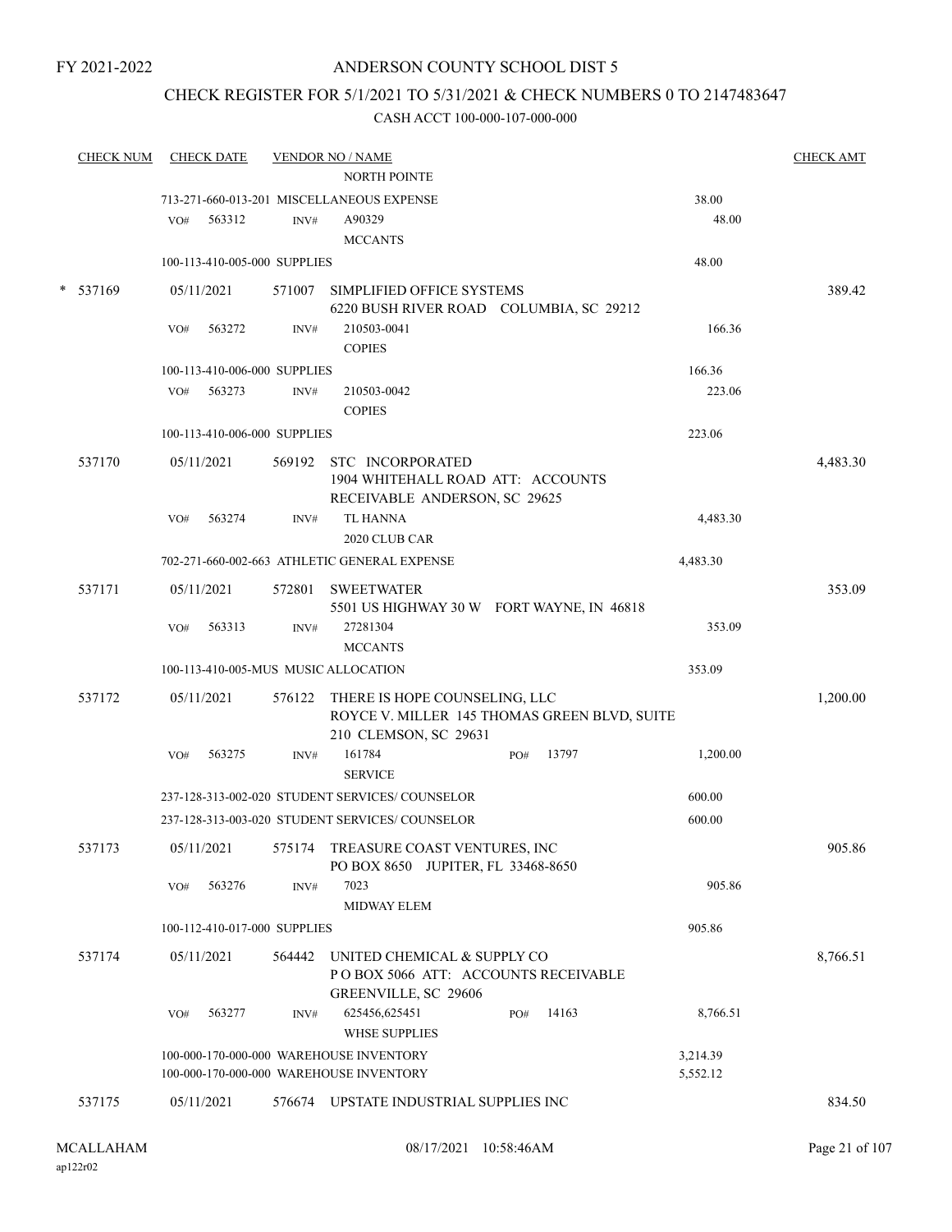FY 2021-2022

# ANDERSON COUNTY SCHOOL DIST 5

## CHECK REGISTER FOR 5/1/2021 TO 5/31/2021 & CHECK NUMBERS 0 TO 2147483647

### CASH ACCT 100-000-107-000-000

| CHECK NUM | CHECK DATE | VENDOR NO / NAME | | CHECK AMT |
|---|---|---|---|---|
| | | NORTH POINTE | | |
| | | 713-271-660-013-201 MISCELLANEOUS EXPENSE | 38.00 | |
| | VO# 563312 | INV# A90329 MCCANTS | 48.00 | |
| | | 100-113-410-005-000 SUPPLIES | 48.00 | |
| * 537169 | 05/11/2021 | 571007 SIMPLIFIED OFFICE SYSTEMS 6220 BUSH RIVER ROAD COLUMBIA, SC 29212 | | 389.42 |
| | VO# 563272 | INV# 210503-0041 COPIES | 166.36 | |
| | | 100-113-410-006-000 SUPPLIES | 166.36 | |
| | VO# 563273 | INV# 210503-0042 COPIES | 223.06 | |
| | | 100-113-410-006-000 SUPPLIES | 223.06 | |
| 537170 | 05/11/2021 | 569192 STC INCORPORATED 1904 WHITEHALL ROAD ATT: ACCOUNTS RECEIVABLE ANDERSON, SC 29625 | | 4,483.30 |
| | VO# 563274 | INV# TL HANNA 2020 CLUB CAR | 4,483.30 | |
| | | 702-271-660-002-663 ATHLETIC GENERAL EXPENSE | 4,483.30 | |
| 537171 | 05/11/2021 | 572801 SWEETWATER 5501 US HIGHWAY 30 W FORT WAYNE, IN 46818 | | 353.09 |
| | VO# 563313 | INV# 27281304 MCCANTS | 353.09 | |
| | | 100-113-410-005-MUS MUSIC ALLOCATION | 353.09 | |
| 537172 | 05/11/2021 | 576122 THERE IS HOPE COUNSELING, LLC ROYCE V. MILLER 145 THOMAS GREEN BLVD, SUITE 210 CLEMSON, SC 29631 | | 1,200.00 |
| | VO# 563275 | INV# 161784 PO# 13797 SERVICE | 1,200.00 | |
| | | 237-128-313-002-020 STUDENT SERVICES/ COUNSELOR | 600.00 | |
| | | 237-128-313-003-020 STUDENT SERVICES/ COUNSELOR | 600.00 | |
| 537173 | 05/11/2021 | 575174 TREASURE COAST VENTURES, INC PO BOX 8650 JUPITER, FL 33468-8650 | | 905.86 |
| | VO# 563276 | INV# 7023 MIDWAY ELEM | 905.86 | |
| | | 100-112-410-017-000 SUPPLIES | 905.86 | |
| 537174 | 05/11/2021 | 564442 UNITED CHEMICAL & SUPPLY CO P O BOX 5066 ATT: ACCOUNTS RECEIVABLE GREENVILLE, SC 29606 | | 8,766.51 |
| | VO# 563277 | INV# 625456,625451 PO# 14163 WHSE SUPPLIES | 8,766.51 | |
| | | 100-000-170-000-000 WAREHOUSE INVENTORY | 3,214.39 | |
| | | 100-000-170-000-000 WAREHOUSE INVENTORY | 5,552.12 | |
| 537175 | 05/11/2021 | 576674 UPSTATE INDUSTRIAL SUPPLIES INC | | 834.50 |

MCALLAHAM
ap122r02

08/17/2021 10:58:46AM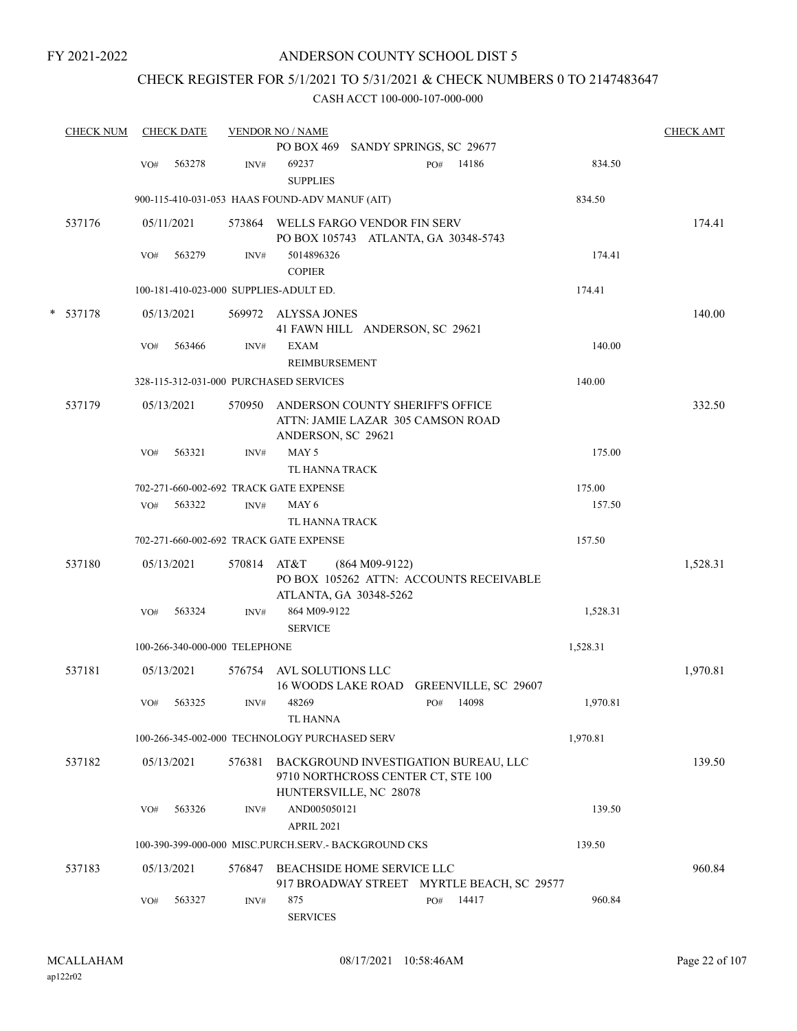FY 2021-2022

# ANDERSON COUNTY SCHOOL DIST 5

## CHECK REGISTER FOR 5/1/2021 TO 5/31/2021 & CHECK NUMBERS 0 TO 2147483647

CASH ACCT 100-000-107-000-000

| CHECK NUM | CHECK DATE | VENDOR NO / NAME | | CHECK AMT |
|---|---|---|---|---|
| | | PO BOX 469 SANDY SPRINGS, SC 29677 | | |
| | VO# 563278 | INV# 69237 SUPPLIES PO# 14186 | 834.50 | |
| | | 900-115-410-031-053 HAAS FOUND-ADV MANUF (AIT) | 834.50 | |
| 537176 | 05/11/2021 | 573864 WELLS FARGO VENDOR FIN SERV PO BOX 105743 ATLANTA, GA 30348-5743 | | 174.41 |
| | VO# 563279 | INV# 5014896326 COPIER | 174.41 | |
| | | 100-181-410-023-000 SUPPLIES-ADULT ED. | 174.41 | |
| * 537178 | 05/13/2021 | 569972 ALYSSA JONES 41 FAWN HILL ANDERSON, SC 29621 | | 140.00 |
| | VO# 563466 | INV# EXAM REIMBURSEMENT | 140.00 | |
| | | 328-115-312-031-000 PURCHASED SERVICES | 140.00 | |
| 537179 | 05/13/2021 | 570950 ANDERSON COUNTY SHERIFF'S OFFICE ATTN: JAMIE LAZAR 305 CAMSON ROAD ANDERSON, SC 29621 | | 332.50 |
| | VO# 563321 | INV# MAY 5 TL HANNA TRACK | 175.00 | |
| | | 702-271-660-002-692 TRACK GATE EXPENSE | 175.00 | |
| | VO# 563322 | INV# MAY 6 TL HANNA TRACK | 157.50 | |
| | | 702-271-660-002-692 TRACK GATE EXPENSE | 157.50 | |
| 537180 | 05/13/2021 | 570814 AT&T (864 M09-9122) PO BOX 105262 ATTN: ACCOUNTS RECEIVABLE ATLANTA, GA 30348-5262 | | 1,528.31 |
| | VO# 563324 | INV# 864 M09-9122 SERVICE | 1,528.31 | |
| | | 100-266-340-000-000 TELEPHONE | 1,528.31 | |
| 537181 | 05/13/2021 | 576754 AVL SOLUTIONS LLC 16 WOODS LAKE ROAD GREENVILLE, SC 29607 | | 1,970.81 |
| | VO# 563325 | INV# 48269 TL HANNA PO# 14098 | 1,970.81 | |
| | | 100-266-345-002-000 TECHNOLOGY PURCHASED SERV | 1,970.81 | |
| 537182 | 05/13/2021 | 576381 BACKGROUND INVESTIGATION BUREAU, LLC 9710 NORTHCROSS CENTER CT, STE 100 HUNTERSVILLE, NC 28078 | | 139.50 |
| | VO# 563326 | INV# AND005050121 APRIL 2021 | 139.50 | |
| | | 100-390-399-000-000 MISC.PURCH.SERV.- BACKGROUND CKS | 139.50 | |
| 537183 | 05/13/2021 | 576847 BEACHSIDE HOME SERVICE LLC 917 BROADWAY STREET MYRTLE BEACH, SC 29577 | | 960.84 |
| | VO# 563327 | INV# 875 SERVICES PO# 14417 | 960.84 | |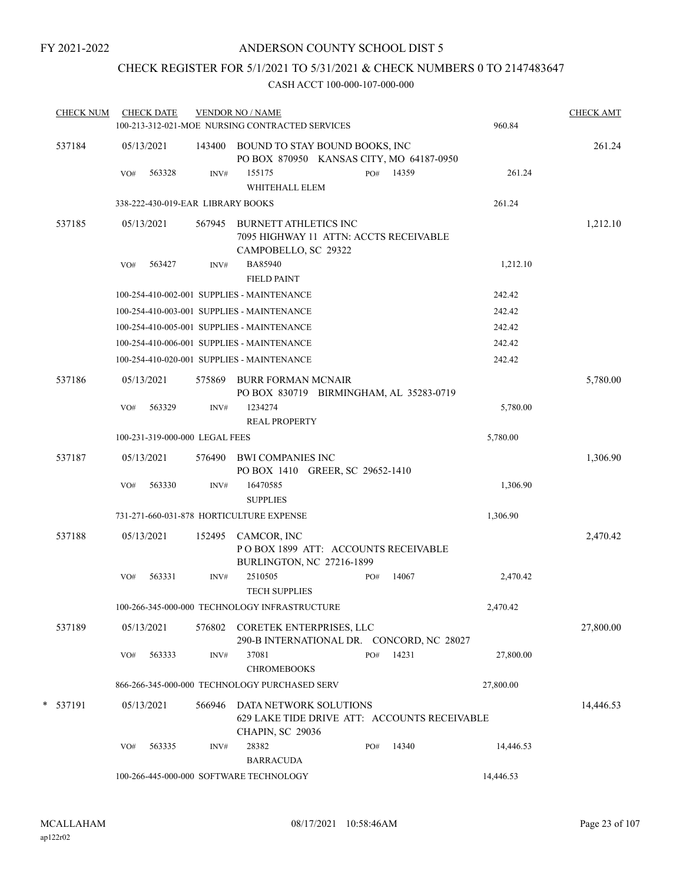FY 2021-2022

# ANDERSON COUNTY SCHOOL DIST 5

## CHECK REGISTER FOR 5/1/2021 TO 5/31/2021 & CHECK NUMBERS 0 TO 2147483647

### CASH ACCT 100-000-107-000-000

| CHECK NUM | CHECK DATE | VENDOR NO / NAME | | | CHECK AMT |
|---|---|---|---|---|---|
| | | 100-213-312-021-MOE NURSING CONTRACTED SERVICES | | 960.84 | |
| 537184 | 05/13/2021 | 143400 BOUND TO STAY BOUND BOOKS, INC<br>PO BOX 870950 KANSAS CITY, MO 64187-0950 | | | 261.24 |
| | VO# 563328 | INV# 155175<br>WHITEHALL ELEM | PO# 14359 | 261.24 | |
| | | 338-222-430-019-EAR LIBRARY BOOKS | | 261.24 | |
| 537185 | 05/13/2021 | 567945 BURNETT ATHLETICS INC<br>7095 HIGHWAY 11 ATTN: ACCTS RECEIVABLE<br>CAMPOBELLO, SC 29322 | | | 1,212.10 |
| | VO# 563427 | INV# BA85940<br>FIELD PAINT | | 1,212.10 | |
| | | 100-254-410-002-001 SUPPLIES - MAINTENANCE | | 242.42 | |
| | | 100-254-410-003-001 SUPPLIES - MAINTENANCE | | 242.42 | |
| | | 100-254-410-005-001 SUPPLIES - MAINTENANCE | | 242.42 | |
| | | 100-254-410-006-001 SUPPLIES - MAINTENANCE | | 242.42 | |
| | | 100-254-410-020-001 SUPPLIES - MAINTENANCE | | 242.42 | |
| 537186 | 05/13/2021 | 575869 BURR FORMAN MCNAIR<br>PO BOX 830719 BIRMINGHAM, AL 35283-0719 | | | 5,780.00 |
| | VO# 563329 | INV# 1234274<br>REAL PROPERTY | | 5,780.00 | |
| | | 100-231-319-000-000 LEGAL FEES | | 5,780.00 | |
| 537187 | 05/13/2021 | 576490 BWI COMPANIES INC<br>PO BOX 1410 GREER, SC 29652-1410 | | | 1,306.90 |
| | VO# 563330 | INV# 16470585<br>SUPPLIES | | 1,306.90 | |
| | | 731-271-660-031-878 HORTICULTURE EXPENSE | | 1,306.90 | |
| 537188 | 05/13/2021 | 152495 CAMCOR, INC<br>P O BOX 1899 ATT: ACCOUNTS RECEIVABLE<br>BURLINGTON, NC 27216-1899 | | | 2,470.42 |
| | VO# 563331 | INV# 2510505<br>TECH SUPPLIES | PO# 14067 | 2,470.42 | |
| | | 100-266-345-000-000 TECHNOLOGY INFRASTRUCTURE | | 2,470.42 | |
| 537189 | 05/13/2021 | 576802 CORETEK ENTERPRISES, LLC<br>290-B INTERNATIONAL DR. CONCORD, NC 28027 | | | 27,800.00 |
| | VO# 563333 | INV# 37081<br>CHROMEBOOKS | PO# 14231 | 27,800.00 | |
| | | 866-266-345-000-000 TECHNOLOGY PURCHASED SERV | | 27,800.00 | |
| * 537191 | 05/13/2021 | 566946 DATA NETWORK SOLUTIONS<br>629 LAKE TIDE DRIVE ATT: ACCOUNTS RECEIVABLE<br>CHAPIN, SC 29036 | | | 14,446.53 |
| | VO# 563335 | INV# 28382<br>BARRACUDA | PO# 14340 | 14,446.53 | |
| | | 100-266-445-000-000 SOFTWARE TECHNOLOGY | | 14,446.53 | |

MCALLAHAM
ap122r02

08/17/2021 10:58:46AM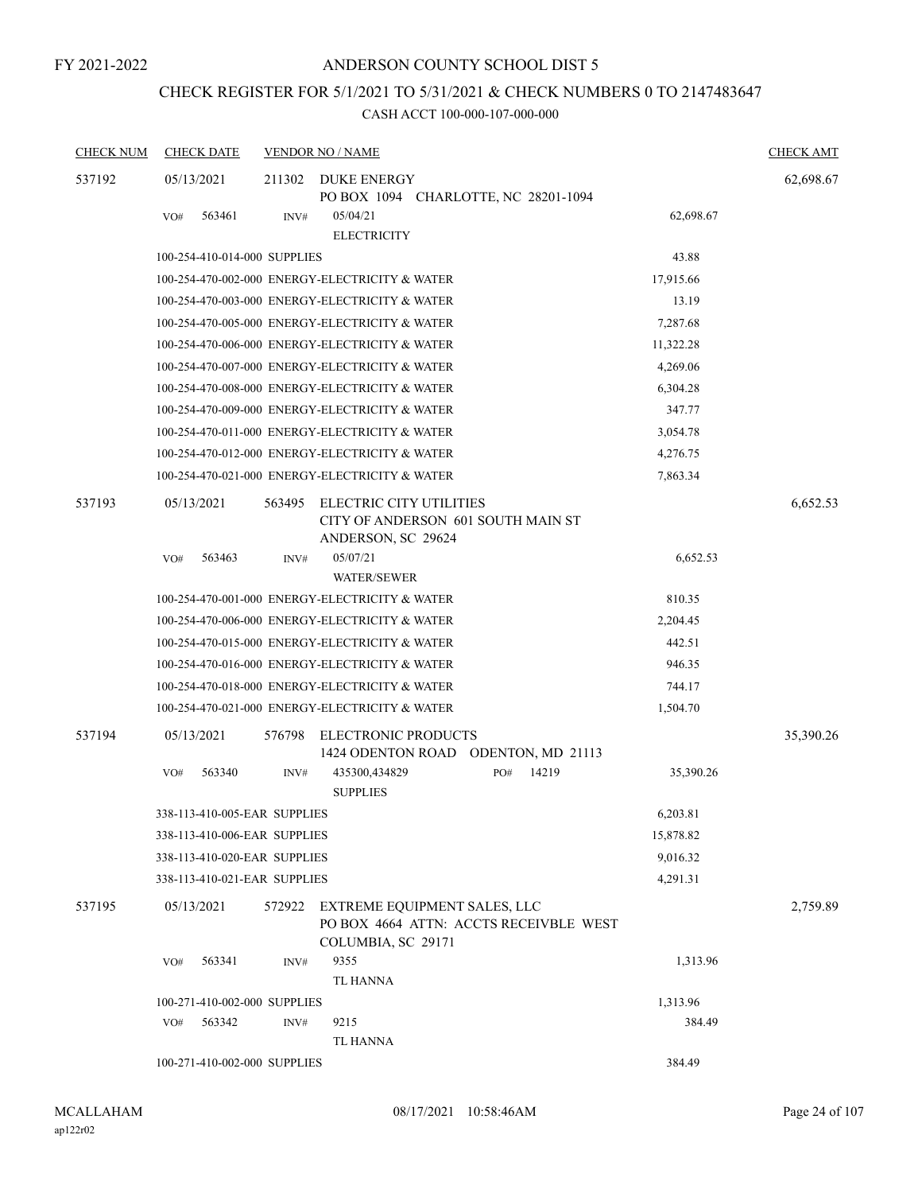FY 2021-2022

# ANDERSON COUNTY SCHOOL DIST 5

## CHECK REGISTER FOR 5/1/2021 TO 5/31/2021 & CHECK NUMBERS 0 TO 2147483647

CASH ACCT 100-000-107-000-000

| CHECK NUM | CHECK DATE | VENDOR NO / NAME | | CHECK AMT |
|---|---|---|---|---|
| 537192 | 05/13/2021 | 211302 DUKE ENERGY<br>PO BOX 1094 CHARLOTTE, NC 28201-1094 | | 62,698.67 |
| | VO# 563461 | INV# 05/04/21<br>ELECTRICITY | 62,698.67 | |
| | 100-254-410-014-000 SUPPLIES | | 43.88 | |
| | 100-254-470-002-000 ENERGY-ELECTRICITY & WATER | | 17,915.66 | |
| | 100-254-470-003-000 ENERGY-ELECTRICITY & WATER | | 13.19 | |
| | 100-254-470-005-000 ENERGY-ELECTRICITY & WATER | | 7,287.68 | |
| | 100-254-470-006-000 ENERGY-ELECTRICITY & WATER | | 11,322.28 | |
| | 100-254-470-007-000 ENERGY-ELECTRICITY & WATER | | 4,269.06 | |
| | 100-254-470-008-000 ENERGY-ELECTRICITY & WATER | | 6,304.28 | |
| | 100-254-470-009-000 ENERGY-ELECTRICITY & WATER | | 347.77 | |
| | 100-254-470-011-000 ENERGY-ELECTRICITY & WATER | | 3,054.78 | |
| | 100-254-470-012-000 ENERGY-ELECTRICITY & WATER | | 4,276.75 | |
| | 100-254-470-021-000 ENERGY-ELECTRICITY & WATER | | 7,863.34 | |
| 537193 | 05/13/2021 | 563495 ELECTRIC CITY UTILITIES<br>CITY OF ANDERSON 601 SOUTH MAIN ST<br>ANDERSON, SC 29624 | | 6,652.53 |
| | VO# 563463 | INV# 05/07/21<br>WATER/SEWER | 6,652.53 | |
| | 100-254-470-001-000 ENERGY-ELECTRICITY & WATER | | 810.35 | |
| | 100-254-470-006-000 ENERGY-ELECTRICITY & WATER | | 2,204.45 | |
| | 100-254-470-015-000 ENERGY-ELECTRICITY & WATER | | 442.51 | |
| | 100-254-470-016-000 ENERGY-ELECTRICITY & WATER | | 946.35 | |
| | 100-254-470-018-000 ENERGY-ELECTRICITY & WATER | | 744.17 | |
| | 100-254-470-021-000 ENERGY-ELECTRICITY & WATER | | 1,504.70 | |
| 537194 | 05/13/2021 | 576798 ELECTRONIC PRODUCTS<br>1424 ODENTON ROAD ODENTON, MD 21113 | | 35,390.26 |
| | VO# 563340 | INV# 435300,434829 PO# 14219<br>SUPPLIES | 35,390.26 | |
| | 338-113-410-005-EAR SUPPLIES | | 6,203.81 | |
| | 338-113-410-006-EAR SUPPLIES | | 15,878.82 | |
| | 338-113-410-020-EAR SUPPLIES | | 9,016.32 | |
| | 338-113-410-021-EAR SUPPLIES | | 4,291.31 | |
| 537195 | 05/13/2021 | 572922 EXTREME EQUIPMENT SALES, LLC<br>PO BOX 4664 ATTN: ACCTS RECEIVBLE WEST<br>COLUMBIA, SC 29171 | | 2,759.89 |
| | VO# 563341 | INV# 9355<br>TL HANNA | 1,313.96 | |
| | 100-271-410-002-000 SUPPLIES | | 1,313.96 | |
| | VO# 563342 | INV# 9215<br>TL HANNA | 384.49 | |
| | 100-271-410-002-000 SUPPLIES | | 384.49 | |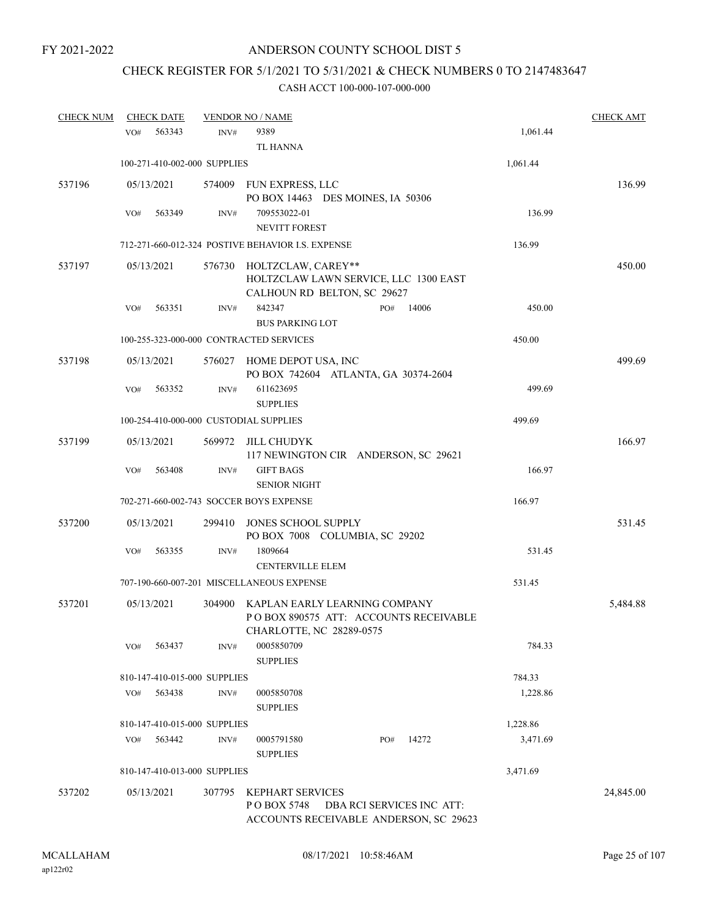FY 2021-2022

# ANDERSON COUNTY SCHOOL DIST 5

## CHECK REGISTER FOR 5/1/2021 TO 5/31/2021 & CHECK NUMBERS 0 TO 2147483647

### CASH ACCT 100-000-107-000-000

| CHECK NUM | CHECK DATE | VENDOR NO / NAME | | CHECK AMT |
|---|---|---|---|---|
| | VO# 563343 | INV# 9389 TL HANNA | 1,061.44 | |
| | 100-271-410-002-000 SUPPLIES | | 1,061.44 | |
| 537196 | 05/13/2021 | 574009 FUN EXPRESS, LLC PO BOX 14463 DES MOINES, IA 50306 | | 136.99 |
| | VO# 563349 | INV# 709553022-01 NEVITT FOREST | 136.99 | |
| | 712-271-660-012-324 POSTIVE BEHAVIOR I.S. EXPENSE | | 136.99 | |
| 537197 | 05/13/2021 | 576730 HOLTZCLAW, CAREY** HOLTZCLAW LAWN SERVICE, LLC 1300 EAST CALHOUN RD BELTON, SC 29627 | | 450.00 |
| | VO# 563351 | INV# 842347 PO# 14006 BUS PARKING LOT | 450.00 | |
| | 100-255-323-000-000 CONTRACTED SERVICES | | 450.00 | |
| 537198 | 05/13/2021 | 576027 HOME DEPOT USA, INC PO BOX 742604 ATLANTA, GA 30374-2604 | | 499.69 |
| | VO# 563352 | INV# 611623695 SUPPLIES | 499.69 | |
| | 100-254-410-000-000 CUSTODIAL SUPPLIES | | 499.69 | |
| 537199 | 05/13/2021 | 569972 JILL CHUDYK 117 NEWINGTON CIR ANDERSON, SC 29621 | | 166.97 |
| | VO# 563408 | INV# GIFT BAGS SENIOR NIGHT | 166.97 | |
| | 702-271-660-002-743 SOCCER BOYS EXPENSE | | 166.97 | |
| 537200 | 05/13/2021 | 299410 JONES SCHOOL SUPPLY PO BOX 7008 COLUMBIA, SC 29202 | | 531.45 |
| | VO# 563355 | INV# 1809664 CENTERVILLE ELEM | 531.45 | |
| | 707-190-660-007-201 MISCELLANEOUS EXPENSE | | 531.45 | |
| 537201 | 05/13/2021 | 304900 KAPLAN EARLY LEARNING COMPANY P O BOX 890575 ATT: ACCOUNTS RECEIVABLE CHARLOTTE, NC 28289-0575 | | 5,484.88 |
| | VO# 563437 | INV# 0005850709 SUPPLIES | 784.33 | |
| | 810-147-410-015-000 SUPPLIES | | 784.33 | |
| | VO# 563438 | INV# 0005850708 SUPPLIES | 1,228.86 | |
| | 810-147-410-015-000 SUPPLIES | | 1,228.86 | |
| | VO# 563442 | INV# 0005791580 PO# 14272 SUPPLIES | 3,471.69 | |
| | 810-147-410-013-000 SUPPLIES | | 3,471.69 | |
| 537202 | 05/13/2021 | 307795 KEPHART SERVICES P O BOX 5748 DBA RCI SERVICES INC ATT: ACCOUNTS RECEIVABLE ANDERSON, SC 29623 | | 24,845.00 |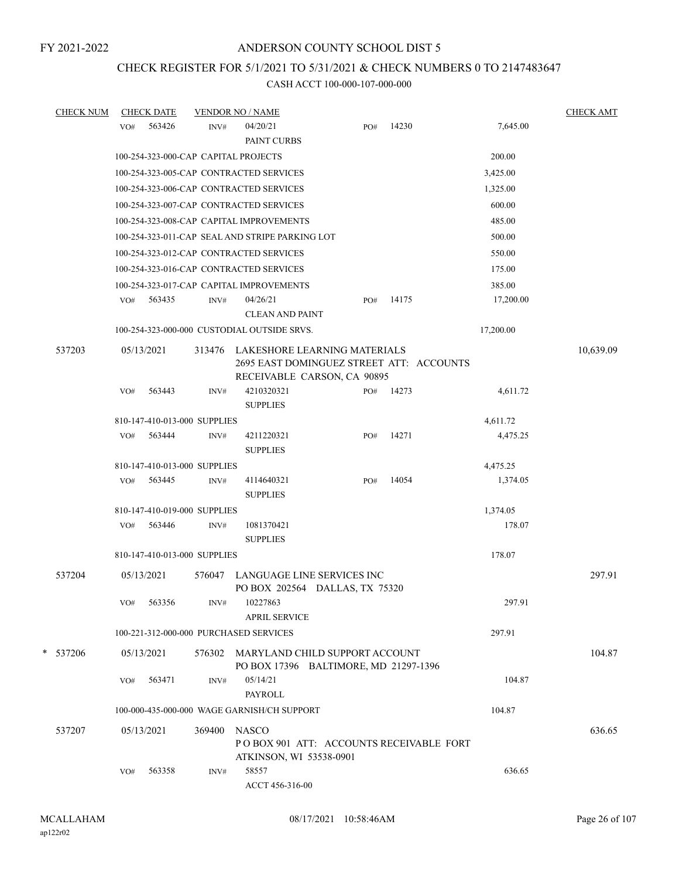FY 2021-2022

# ANDERSON COUNTY SCHOOL DIST 5

## CHECK REGISTER FOR 5/1/2021 TO 5/31/2021 & CHECK NUMBERS 0 TO 2147483647

### CASH ACCT 100-000-107-000-000

| CHECK NUM | CHECK DATE | VENDOR NO / NAME | | | | CHECK AMT |
|---|---|---|---|---|---|---|
| | VO# 563426 | INV# 04/20/21 PAINT CURBS | PO# 14230 | | 7,645.00 | |
| | 100-254-323-000-CAP CAPITAL PROJECTS | | | | 200.00 | |
| | 100-254-323-005-CAP CONTRACTED SERVICES | | | | 3,425.00 | |
| | 100-254-323-006-CAP CONTRACTED SERVICES | | | | 1,325.00 | |
| | 100-254-323-007-CAP CONTRACTED SERVICES | | | | 600.00 | |
| | 100-254-323-008-CAP CAPITAL IMPROVEMENTS | | | | 485.00 | |
| | 100-254-323-011-CAP SEAL AND STRIPE PARKING LOT | | | | 500.00 | |
| | 100-254-323-012-CAP CONTRACTED SERVICES | | | | 550.00 | |
| | 100-254-323-016-CAP CONTRACTED SERVICES | | | | 175.00 | |
| | 100-254-323-017-CAP CAPITAL IMPROVEMENTS | | | | 385.00 | |
| | VO# 563435 | INV# 04/26/21 CLEAN AND PAINT | PO# 14175 | | 17,200.00 | |
| | 100-254-323-000-000 CUSTODIAL OUTSIDE SRVS. | | | | 17,200.00 | |
| 537203 | 05/13/2021 | 313476 LAKESHORE LEARNING MATERIALS 2695 EAST DOMINGUEZ STREET ATT: ACCOUNTS RECEIVABLE CARSON, CA 90895 | | | | 10,639.09 |
| | VO# 563443 | INV# 4210320321 SUPPLIES | PO# 14273 | | 4,611.72 | |
| | 810-147-410-013-000 SUPPLIES | | | | 4,611.72 | |
| | VO# 563444 | INV# 4211220321 SUPPLIES | PO# 14271 | | 4,475.25 | |
| | 810-147-410-013-000 SUPPLIES | | | | 4,475.25 | |
| | VO# 563445 | INV# 4114640321 SUPPLIES | PO# 14054 | | 1,374.05 | |
| | 810-147-410-019-000 SUPPLIES | | | | 1,374.05 | |
| | VO# 563446 | INV# 1081370421 SUPPLIES | | | 178.07 | |
| | 810-147-410-013-000 SUPPLIES | | | | 178.07 | |
| 537204 | 05/13/2021 | 576047 LANGUAGE LINE SERVICES INC PO BOX 202564 DALLAS, TX 75320 | | | | 297.91 |
| | VO# 563356 | INV# 10227863 APRIL SERVICE | | | 297.91 | |
| | 100-221-312-000-000 PURCHASED SERVICES | | | | 297.91 | |
| * 537206 | 05/13/2021 | 576302 MARYLAND CHILD SUPPORT ACCOUNT PO BOX 17396 BALTIMORE, MD 21297-1396 | | | | 104.87 |
| | VO# 563471 | INV# 05/14/21 PAYROLL | | | 104.87 | |
| | 100-000-435-000-000 WAGE GARNISH/CH SUPPORT | | | | 104.87 | |
| 537207 | 05/13/2021 | 369400 NASCO P O BOX 901 ATT: ACCOUNTS RECEIVABLE FORT ATKINSON, WI 53538-0901 | | | | 636.65 |
| | VO# 563358 | INV# 58557 ACCT 456-316-00 | | | 636.65 | |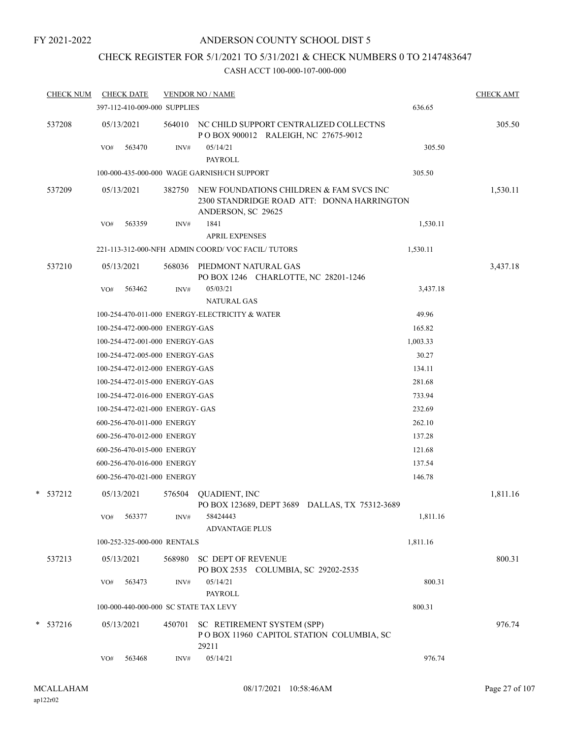FY 2021-2022

# ANDERSON COUNTY SCHOOL DIST 5

## CHECK REGISTER FOR 5/1/2021 TO 5/31/2021 & CHECK NUMBERS 0 TO 2147483647

CASH ACCT 100-000-107-000-000

| CHECK NUM | CHECK DATE | VENDOR NO / NAME | | CHECK AMT |
|---|---|---|---|---|
| | 397-112-410-009-000 SUPPLIES | | 636.65 | |
| 537208 | 05/13/2021 | 564010 NC CHILD SUPPORT CENTRALIZED COLLECTNS<br>P O BOX 900012 RALEIGH, NC 27675-9012 | | 305.50 |
| | VO# 563470 INV# | 05/14/21<br>PAYROLL | 305.50 | |
| | 100-000-435-000-000 WAGE GARNISH/CH SUPPORT | | 305.50 | |
| 537209 | 05/13/2021 | 382750 NEW FOUNDATIONS CHILDREN & FAM SVCS INC<br>2300 STANDRIDGE ROAD ATT: DONNA HARRINGTON<br>ANDERSON, SC 29625 | | 1,530.11 |
| | VO# 563359 INV# | 1841<br>APRIL EXPENSES | 1,530.11 | |
| | 221-113-312-000-NFH ADMIN COORD/ VOC FACIL/ TUTORS | | 1,530.11 | |
| 537210 | 05/13/2021 | 568036 PIEDMONT NATURAL GAS<br>PO BOX 1246 CHARLOTTE, NC 28201-1246 | | 3,437.18 |
| | VO# 563462 INV# | 05/03/21<br>NATURAL GAS | 3,437.18 | |
| | 100-254-470-011-000 ENERGY-ELECTRICITY & WATER | | 49.96 | |
| | 100-254-472-000-000 ENERGY-GAS | | 165.82 | |
| | 100-254-472-001-000 ENERGY-GAS | | 1,003.33 | |
| | 100-254-472-005-000 ENERGY-GAS | | 30.27 | |
| | 100-254-472-012-000 ENERGY-GAS | | 134.11 | |
| | 100-254-472-015-000 ENERGY-GAS | | 281.68 | |
| | 100-254-472-016-000 ENERGY-GAS | | 733.94 | |
| | 100-254-472-021-000 ENERGY- GAS | | 232.69 | |
| | 600-256-470-011-000 ENERGY | | 262.10 | |
| | 600-256-470-012-000 ENERGY | | 137.28 | |
| | 600-256-470-015-000 ENERGY | | 121.68 | |
| | 600-256-470-016-000 ENERGY | | 137.54 | |
| | 600-256-470-021-000 ENERGY | | 146.78 | |
| * 537212 | 05/13/2021 | 576504 QUADIENT, INC<br>PO BOX 123689, DEPT 3689 DALLAS, TX 75312-3689 | | 1,811.16 |
| | VO# 563377 INV# | 58424443<br>ADVANTAGE PLUS | 1,811.16 | |
| | 100-252-325-000-000 RENTALS | | 1,811.16 | |
| 537213 | 05/13/2021 | 568980 SC DEPT OF REVENUE<br>PO BOX 2535 COLUMBIA, SC 29202-2535 | | 800.31 |
| | VO# 563473 INV# | 05/14/21<br>PAYROLL | 800.31 | |
| | 100-000-440-000-000 SC STATE TAX LEVY | | 800.31 | |
| * 537216 | 05/13/2021 | 450701 SC RETIREMENT SYSTEM (SPP)<br>P O BOX 11960 CAPITOL STATION COLUMBIA, SC<br>29211 | | 976.74 |
| | VO# 563468 INV# | 05/14/21 | 976.74 | |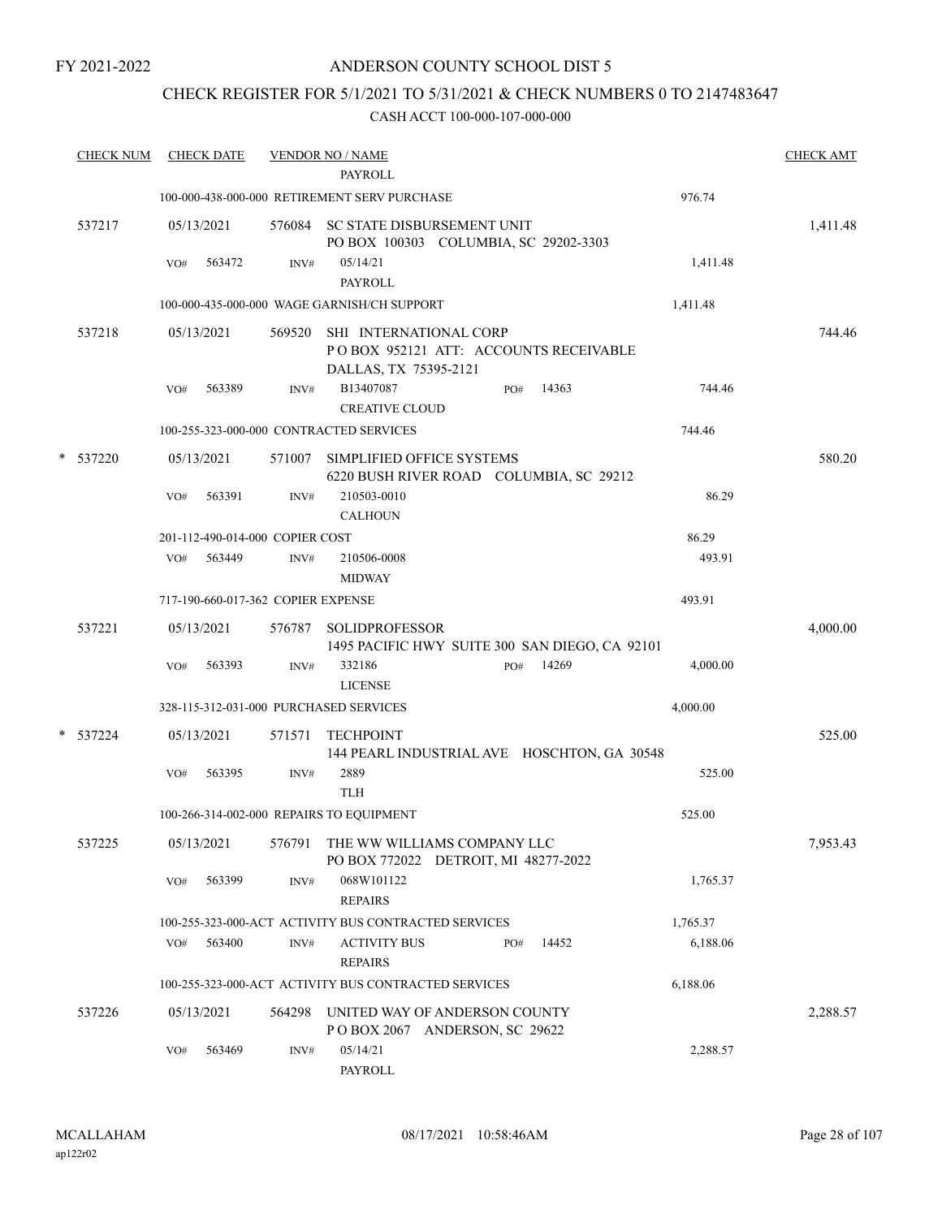FY 2021-2022

ANDERSON COUNTY SCHOOL DIST 5

CHECK REGISTER FOR 5/1/2021 TO 5/31/2021 & CHECK NUMBERS 0 TO 2147483647

CASH ACCT 100-000-107-000-000

| CHECK NUM | CHECK DATE | VENDOR NO / NAME | | CHECK AMT |
|---|---|---|---|---|
| | | PAYROLL | | |
| | 100-000-438-000-000 RETIREMENT SERV PURCHASE | | 976.74 | |
| 537217 | 05/13/2021 | 576084 SC STATE DISBURSEMENT UNIT<br>PO BOX 100303 COLUMBIA, SC 29202-3303 | | 1,411.48 |
| | VO# 563472 | INV# 05/14/21<br>PAYROLL | 1,411.48 | |
| | 100-000-435-000-000 WAGE GARNISH/CH SUPPORT | | 1,411.48 | |
| 537218 | 05/13/2021 | 569520 SHI INTERNATIONAL CORP<br>P O BOX 952121 ATT: ACCOUNTS RECEIVABLE<br>DALLAS, TX 75395-2121 | | 744.46 |
| | VO# 563389 | INV# B13407087 PO# 14363<br>CREATIVE CLOUD | 744.46 | |
| | 100-255-323-000-000 CONTRACTED SERVICES | | 744.46 | |
| * 537220 | 05/13/2021 | 571007 SIMPLIFIED OFFICE SYSTEMS<br>6220 BUSH RIVER ROAD COLUMBIA, SC 29212 | | 580.20 |
| | VO# 563391 | INV# 210503-0010<br>CALHOUN | 86.29 | |
| | 201-112-490-014-000 COPIER COST | | 86.29 | |
| | VO# 563449 | INV# 210506-0008<br>MIDWAY | 493.91 | |
| | 717-190-660-017-362 COPIER EXPENSE | | 493.91 | |
| 537221 | 05/13/2021 | 576787 SOLIDPROFESSOR<br>1495 PACIFIC HWY SUITE 300 SAN DIEGO, CA 92101 | | 4,000.00 |
| | VO# 563393 | INV# 332186 PO# 14269<br>LICENSE | 4,000.00 | |
| | 328-115-312-031-000 PURCHASED SERVICES | | 4,000.00 | |
| * 537224 | 05/13/2021 | 571571 TECHPOINT<br>144 PEARL INDUSTRIAL AVE HOSCHTON, GA 30548 | | 525.00 |
| | VO# 563395 | INV# 2889<br>TLH | 525.00 | |
| | 100-266-314-002-000 REPAIRS TO EQUIPMENT | | 525.00 | |
| 537225 | 05/13/2021 | 576791 THE WW WILLIAMS COMPANY LLC<br>PO BOX 772022 DETROIT, MI 48277-2022 | | 7,953.43 |
| | VO# 563399 | INV# 068W101122<br>REPAIRS | 1,765.37 | |
| | 100-255-323-000-ACT ACTIVITY BUS CONTRACTED SERVICES | | 1,765.37 | |
| | VO# 563400 | INV# ACTIVITY BUS PO# 14452<br>REPAIRS | 6,188.06 | |
| | 100-255-323-000-ACT ACTIVITY BUS CONTRACTED SERVICES | | 6,188.06 | |
| 537226 | 05/13/2021 | 564298 UNITED WAY OF ANDERSON COUNTY<br>P O BOX 2067 ANDERSON, SC 29622 | | 2,288.57 |
| | VO# 563469 | INV# 05/14/21<br>PAYROLL | 2,288.57 | |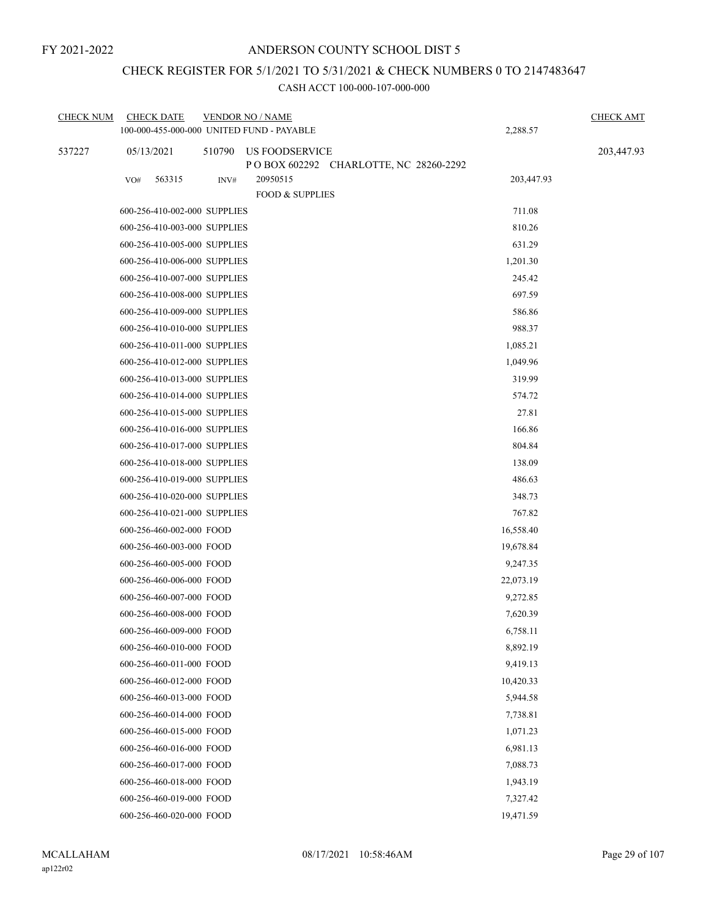FY 2021-2022

# ANDERSON COUNTY SCHOOL DIST 5

## CHECK REGISTER FOR 5/1/2021 TO 5/31/2021 & CHECK NUMBERS 0 TO 2147483647

### CASH ACCT 100-000-107-000-000

| CHECK NUM | CHECK DATE | VENDOR NO / NAME | | CHECK AMT |
|---|---|---|---|---|
| | 100-000-455-000-000 UNITED FUND - PAYABLE | | 2,288.57 | |
| 537227 | 05/13/2021 | 510790 US FOODSERVICE<br>P O BOX 602292 CHARLOTTE, NC 28260-2292 | | 203,447.93 |
| | VO# 563315 | INV# 20950515<br>FOOD & SUPPLIES | 203,447.93 | |
| | 600-256-410-002-000 SUPPLIES | | 711.08 | |
| | 600-256-410-003-000 SUPPLIES | | 810.26 | |
| | 600-256-410-005-000 SUPPLIES | | 631.29 | |
| | 600-256-410-006-000 SUPPLIES | | 1,201.30 | |
| | 600-256-410-007-000 SUPPLIES | | 245.42 | |
| | 600-256-410-008-000 SUPPLIES | | 697.59 | |
| | 600-256-410-009-000 SUPPLIES | | 586.86 | |
| | 600-256-410-010-000 SUPPLIES | | 988.37 | |
| | 600-256-410-011-000 SUPPLIES | | 1,085.21 | |
| | 600-256-410-012-000 SUPPLIES | | 1,049.96 | |
| | 600-256-410-013-000 SUPPLIES | | 319.99 | |
| | 600-256-410-014-000 SUPPLIES | | 574.72 | |
| | 600-256-410-015-000 SUPPLIES | | 27.81 | |
| | 600-256-410-016-000 SUPPLIES | | 166.86 | |
| | 600-256-410-017-000 SUPPLIES | | 804.84 | |
| | 600-256-410-018-000 SUPPLIES | | 138.09 | |
| | 600-256-410-019-000 SUPPLIES | | 486.63 | |
| | 600-256-410-020-000 SUPPLIES | | 348.73 | |
| | 600-256-410-021-000 SUPPLIES | | 767.82 | |
| | 600-256-460-002-000 FOOD | | 16,558.40 | |
| | 600-256-460-003-000 FOOD | | 19,678.84 | |
| | 600-256-460-005-000 FOOD | | 9,247.35 | |
| | 600-256-460-006-000 FOOD | | 22,073.19 | |
| | 600-256-460-007-000 FOOD | | 9,272.85 | |
| | 600-256-460-008-000 FOOD | | 7,620.39 | |
| | 600-256-460-009-000 FOOD | | 6,758.11 | |
| | 600-256-460-010-000 FOOD | | 8,892.19 | |
| | 600-256-460-011-000 FOOD | | 9,419.13 | |
| | 600-256-460-012-000 FOOD | | 10,420.33 | |
| | 600-256-460-013-000 FOOD | | 5,944.58 | |
| | 600-256-460-014-000 FOOD | | 7,738.81 | |
| | 600-256-460-015-000 FOOD | | 1,071.23 | |
| | 600-256-460-016-000 FOOD | | 6,981.13 | |
| | 600-256-460-017-000 FOOD | | 7,088.73 | |
| | 600-256-460-018-000 FOOD | | 1,943.19 | |
| | 600-256-460-019-000 FOOD | | 7,327.42 | |
| | 600-256-460-020-000 FOOD | | 19,471.59 | |

MCALLAHAM
ap122r02

08/17/2021 10:58:46AM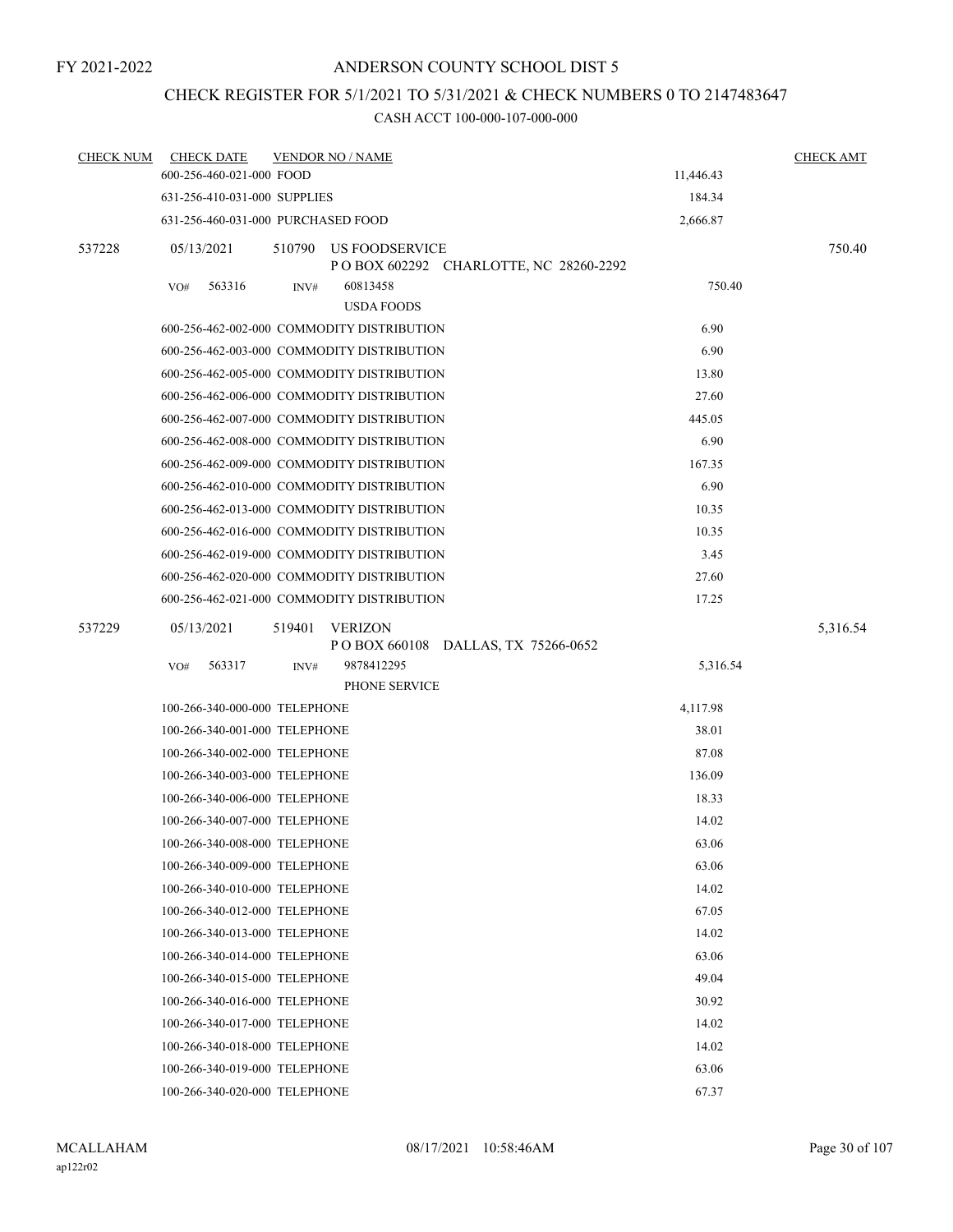FY 2021-2022

# ANDERSON COUNTY SCHOOL DIST 5

## CHECK REGISTER FOR 5/1/2021 TO 5/31/2021 & CHECK NUMBERS 0 TO 2147483647

### CASH ACCT 100-000-107-000-000

| CHECK NUM | CHECK DATE | VENDOR NO / NAME | | CHECK AMT |
|---|---|---|---|---|
| | 600-256-460-021-000 FOOD | | 11,446.43 | |
| | 631-256-410-031-000 SUPPLIES | | 184.34 | |
| | 631-256-460-031-000 PURCHASED FOOD | | 2,666.87 | |
| 537228 | 05/13/2021 | 510790 US FOODSERVICE<br>P O BOX 602292 CHARLOTTE, NC 28260-2292 | | 750.40 |
| | VO# 563316 INV# | 60813458<br>USDA FOODS | 750.40 | |
| | 600-256-462-002-000 COMMODITY DISTRIBUTION | | 6.90 | |
| | 600-256-462-003-000 COMMODITY DISTRIBUTION | | 6.90 | |
| | 600-256-462-005-000 COMMODITY DISTRIBUTION | | 13.80 | |
| | 600-256-462-006-000 COMMODITY DISTRIBUTION | | 27.60 | |
| | 600-256-462-007-000 COMMODITY DISTRIBUTION | | 445.05 | |
| | 600-256-462-008-000 COMMODITY DISTRIBUTION | | 6.90 | |
| | 600-256-462-009-000 COMMODITY DISTRIBUTION | | 167.35 | |
| | 600-256-462-010-000 COMMODITY DISTRIBUTION | | 6.90 | |
| | 600-256-462-013-000 COMMODITY DISTRIBUTION | | 10.35 | |
| | 600-256-462-016-000 COMMODITY DISTRIBUTION | | 10.35 | |
| | 600-256-462-019-000 COMMODITY DISTRIBUTION | | 3.45 | |
| | 600-256-462-020-000 COMMODITY DISTRIBUTION | | 27.60 | |
| | 600-256-462-021-000 COMMODITY DISTRIBUTION | | 17.25 | |
| 537229 | 05/13/2021 | 519401 VERIZON<br>P O BOX 660108 DALLAS, TX 75266-0652 | | 5,316.54 |
| | VO# 563317 INV# | 9878412295<br>PHONE SERVICE | 5,316.54 | |
| | 100-266-340-000-000 TELEPHONE | | 4,117.98 | |
| | 100-266-340-001-000 TELEPHONE | | 38.01 | |
| | 100-266-340-002-000 TELEPHONE | | 87.08 | |
| | 100-266-340-003-000 TELEPHONE | | 136.09 | |
| | 100-266-340-006-000 TELEPHONE | | 18.33 | |
| | 100-266-340-007-000 TELEPHONE | | 14.02 | |
| | 100-266-340-008-000 TELEPHONE | | 63.06 | |
| | 100-266-340-009-000 TELEPHONE | | 63.06 | |
| | 100-266-340-010-000 TELEPHONE | | 14.02 | |
| | 100-266-340-012-000 TELEPHONE | | 67.05 | |
| | 100-266-340-013-000 TELEPHONE | | 14.02 | |
| | 100-266-340-014-000 TELEPHONE | | 63.06 | |
| | 100-266-340-015-000 TELEPHONE | | 49.04 | |
| | 100-266-340-016-000 TELEPHONE | | 30.92 | |
| | 100-266-340-017-000 TELEPHONE | | 14.02 | |
| | 100-266-340-018-000 TELEPHONE | | 14.02 | |
| | 100-266-340-019-000 TELEPHONE | | 63.06 | |
| | 100-266-340-020-000 TELEPHONE | | 67.37 | |

MCALLAHAM
ap122r02

08/17/2021 10:58:46AM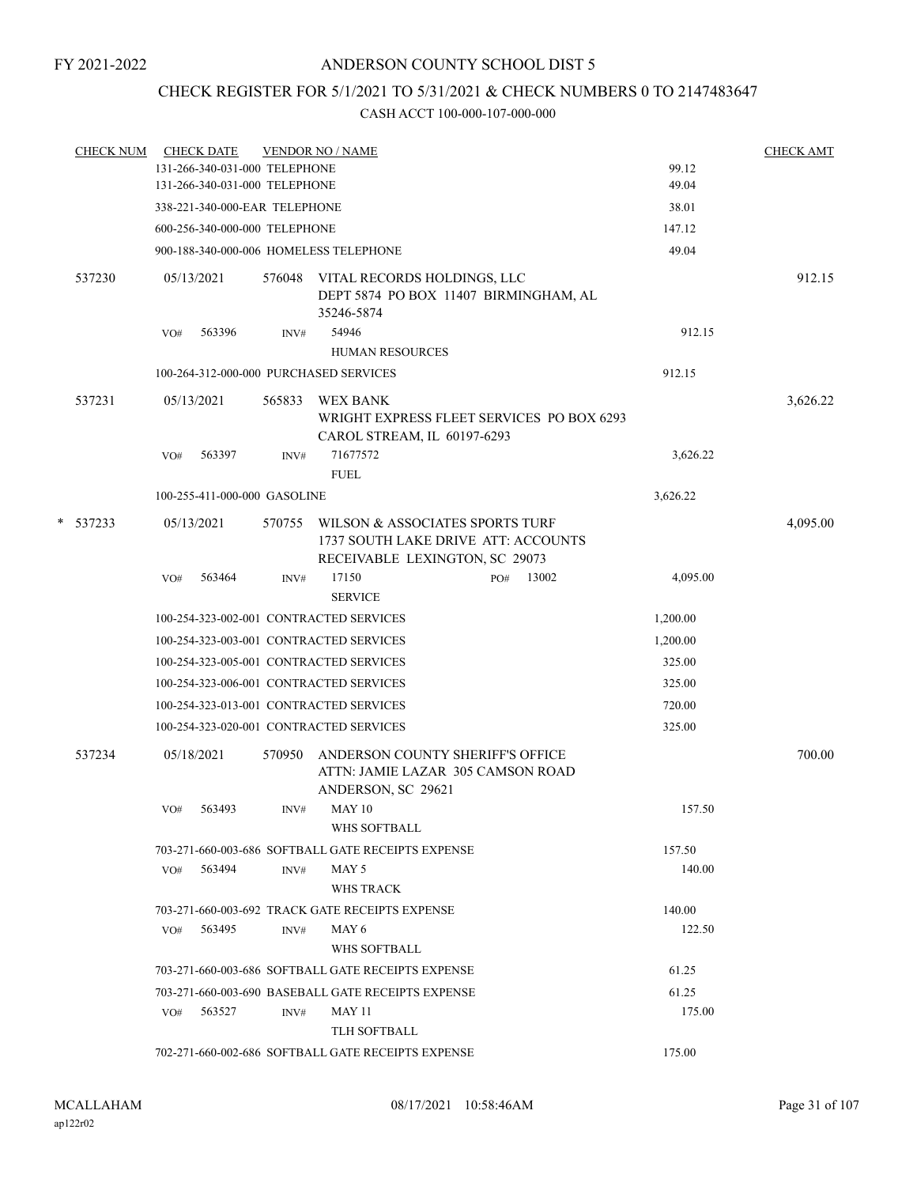FY 2021-2022

# ANDERSON COUNTY SCHOOL DIST 5

## CHECK REGISTER FOR 5/1/2021 TO 5/31/2021 & CHECK NUMBERS 0 TO 2147483647

### CASH ACCT 100-000-107-000-000

| CHECK NUM | CHECK DATE | VENDOR NO / NAME | | CHECK AMT |
|---|---|---|---|---|
| | 131-266-340-031-000 TELEPHONE | | 99.12 | |
| | 131-266-340-031-000 TELEPHONE | | 49.04 | |
| | 338-221-340-000-EAR TELEPHONE | | 38.01 | |
| | 600-256-340-000-000 TELEPHONE | | 147.12 | |
| | 900-188-340-000-006 HOMELESS TELEPHONE | | 49.04 | |
| 537230 | 05/13/2021 | 576048 VITAL RECORDS HOLDINGS, LLC DEPT 5874 PO BOX 11407 BIRMINGHAM, AL 35246-5874 | | 912.15 |
| | VO# 563396 | INV# 54946 HUMAN RESOURCES | 912.15 | |
| | 100-264-312-000-000 PURCHASED SERVICES | | 912.15 | |
| 537231 | 05/13/2021 | 565833 WEX BANK WRIGHT EXPRESS FLEET SERVICES PO BOX 6293 CAROL STREAM, IL 60197-6293 | | 3,626.22 |
| | VO# 563397 | INV# 71677572 FUEL | 3,626.22 | |
| | 100-255-411-000-000 GASOLINE | | 3,626.22 | |
| * 537233 | 05/13/2021 | 570755 WILSON & ASSOCIATES SPORTS TURF 1737 SOUTH LAKE DRIVE ATT: ACCOUNTS RECEIVABLE LEXINGTON, SC 29073 | | 4,095.00 |
| | VO# 563464 | INV# 17150 PO# 13002 SERVICE | 4,095.00 | |
| | 100-254-323-002-001 CONTRACTED SERVICES | | 1,200.00 | |
| | 100-254-323-003-001 CONTRACTED SERVICES | | 1,200.00 | |
| | 100-254-323-005-001 CONTRACTED SERVICES | | 325.00 | |
| | 100-254-323-006-001 CONTRACTED SERVICES | | 325.00 | |
| | 100-254-323-013-001 CONTRACTED SERVICES | | 720.00 | |
| | 100-254-323-020-001 CONTRACTED SERVICES | | 325.00 | |
| 537234 | 05/18/2021 | 570950 ANDERSON COUNTY SHERIFF'S OFFICE ATTN: JAMIE LAZAR 305 CAMSON ROAD ANDERSON, SC 29621 | | 700.00 |
| | VO# 563493 | INV# MAY 10 WHS SOFTBALL | 157.50 | |
| | 703-271-660-003-686 SOFTBALL GATE RECEIPTS EXPENSE | | 157.50 | |
| | VO# 563494 | INV# MAY 5 WHS TRACK | 140.00 | |
| | 703-271-660-003-692 TRACK GATE RECEIPTS EXPENSE | | 140.00 | |
| | VO# 563495 | INV# MAY 6 WHS SOFTBALL | 122.50 | |
| | 703-271-660-003-686 SOFTBALL GATE RECEIPTS EXPENSE | | 61.25 | |
| | 703-271-660-003-690 BASEBALL GATE RECEIPTS EXPENSE | | 61.25 | |
| | VO# 563527 | INV# MAY 11 TLH SOFTBALL | 175.00 | |
| | 702-271-660-002-686 SOFTBALL GATE RECEIPTS EXPENSE | | 175.00 | |

MCALLAHAM
ap122r02

08/17/2021 10:58:46AM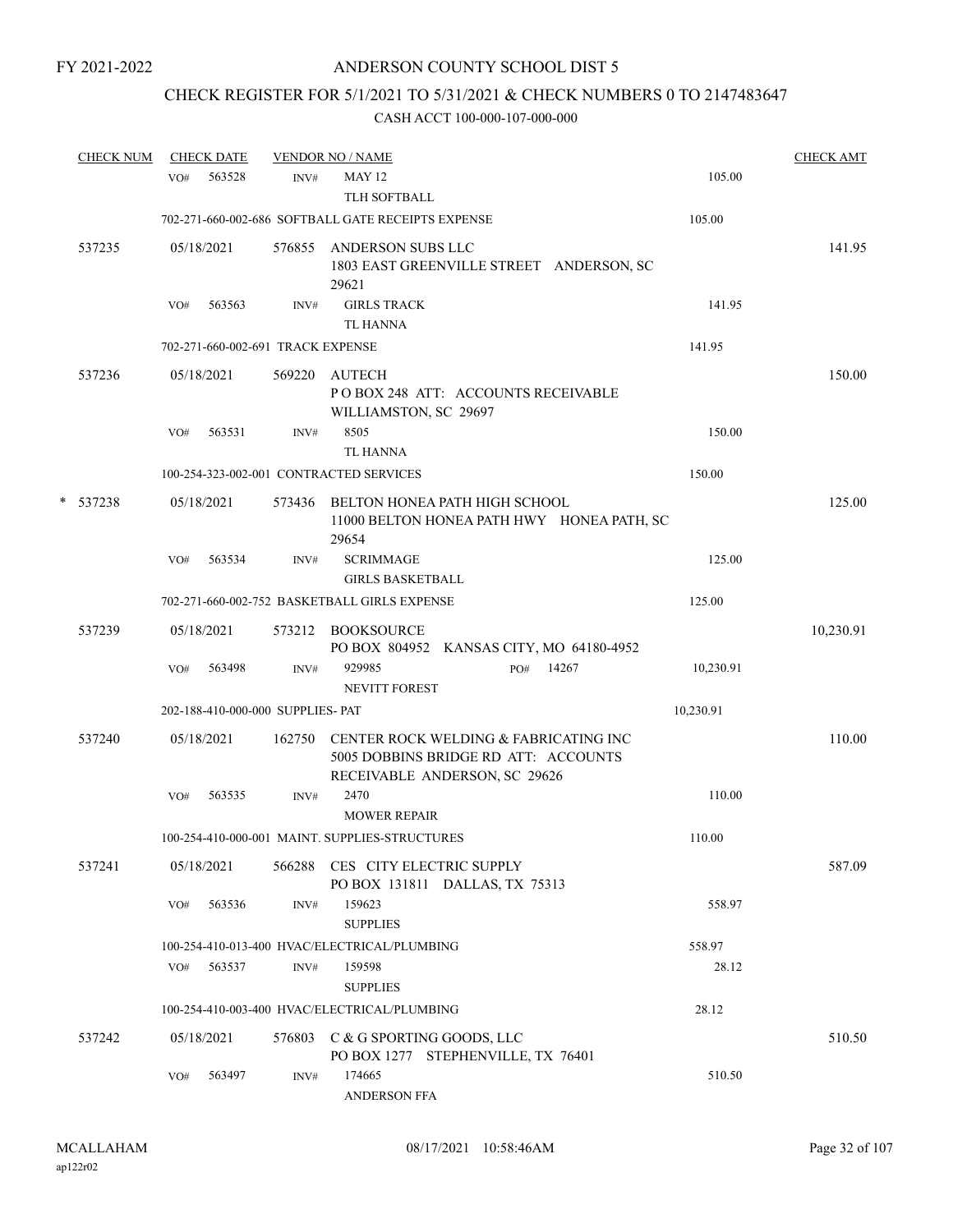FY 2021-2022

# ANDERSON COUNTY SCHOOL DIST 5

## CHECK REGISTER FOR 5/1/2021 TO 5/31/2021 & CHECK NUMBERS 0 TO 2147483647

### CASH ACCT 100-000-107-000-000

| CHECK NUM | CHECK DATE | VENDOR NO / NAME | | CHECK AMT |
|---|---|---|---|---|
| | VO# 563528 | INV# MAY 12<br>TLH SOFTBALL | 105.00 | |
| | 702-271-660-002-686 SOFTBALL GATE RECEIPTS EXPENSE | | 105.00 | |
| 537235 | 05/18/2021 | 576855 ANDERSON SUBS LLC<br>1803 EAST GREENVILLE STREET ANDERSON, SC 29621 | | 141.95 |
| | VO# 563563 | INV# GIRLS TRACK<br>TL HANNA | 141.95 | |
| | 702-271-660-002-691 TRACK EXPENSE | | 141.95 | |
| 537236 | 05/18/2021 | 569220 AUTECH<br>P O BOX 248 ATT: ACCOUNTS RECEIVABLE WILLIAMSTON, SC 29697 | | 150.00 |
| | VO# 563531 | INV# 8505<br>TL HANNA | 150.00 | |
| | 100-254-323-002-001 CONTRACTED SERVICES | | 150.00 | |
| * 537238 | 05/18/2021 | 573436 BELTON HONEA PATH HIGH SCHOOL<br>11000 BELTON HONEA PATH HWY HONEA PATH, SC 29654 | | 125.00 |
| | VO# 563534 | INV# SCRIMMAGE<br>GIRLS BASKETBALL | 125.00 | |
| | 702-271-660-002-752 BASKETBALL GIRLS EXPENSE | | 125.00 | |
| 537239 | 05/18/2021 | 573212 BOOKSOURCE<br>PO BOX 804952 KANSAS CITY, MO 64180-4952 | | 10,230.91 |
| | VO# 563498 | INV# 929985 PO# 14267<br>NEVITT FOREST | 10,230.91 | |
| | 202-188-410-000-000 SUPPLIES- PAT | | 10,230.91 | |
| 537240 | 05/18/2021 | 162750 CENTER ROCK WELDING & FABRICATING INC<br>5005 DOBBINS BRIDGE RD ATT: ACCOUNTS RECEIVABLE ANDERSON, SC 29626 | | 110.00 |
| | VO# 563535 | INV# 2470<br>MOWER REPAIR | 110.00 | |
| | 100-254-410-000-001 MAINT. SUPPLIES-STRUCTURES | | 110.00 | |
| 537241 | 05/18/2021 | 566288 CES CITY ELECTRIC SUPPLY<br>PO BOX 131811 DALLAS, TX 75313 | | 587.09 |
| | VO# 563536 | INV# 159623<br>SUPPLIES | 558.97 | |
| | 100-254-410-013-400 HVAC/ELECTRICAL/PLUMBING | | 558.97 | |
| | VO# 563537 | INV# 159598<br>SUPPLIES | 28.12 | |
| | 100-254-410-003-400 HVAC/ELECTRICAL/PLUMBING | | 28.12 | |
| 537242 | 05/18/2021 | 576803 C & G SPORTING GOODS, LLC<br>PO BOX 1277 STEPHENVILLE, TX 76401 | | 510.50 |
| | VO# 563497 | INV# 174665<br>ANDERSON FFA | 510.50 | |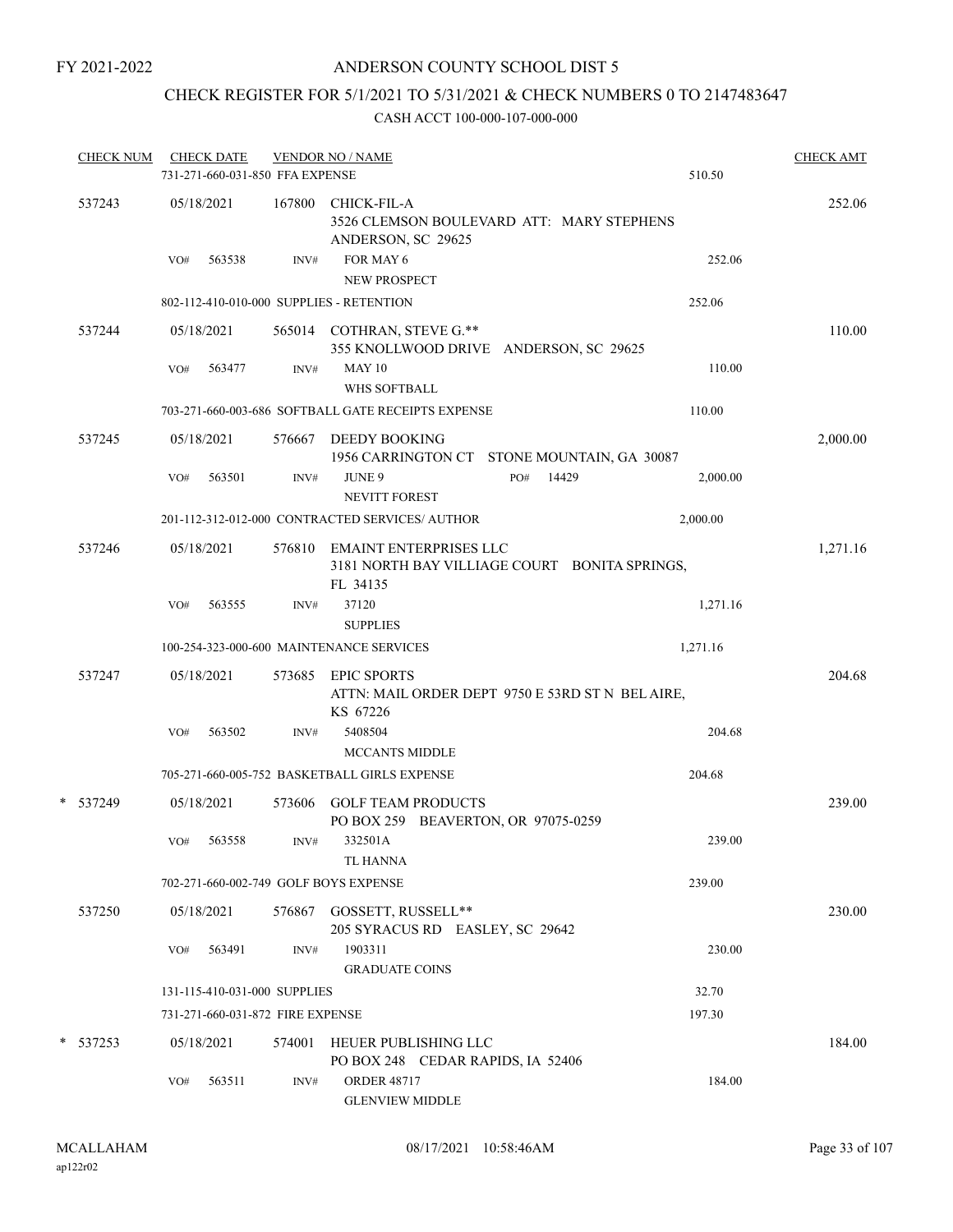FY 2021-2022

# ANDERSON COUNTY SCHOOL DIST 5

## CHECK REGISTER FOR 5/1/2021 TO 5/31/2021 & CHECK NUMBERS 0 TO 2147483647

### CASH ACCT 100-000-107-000-000

| CHECK NUM | CHECK DATE | VENDOR NO / NAME | | CHECK AMT |
|---|---|---|---|---|
| | 731-271-660-031-850 FFA EXPENSE | | 510.50 | |
| 537243 | 05/18/2021 | 167800 CHICK-FIL-A 3526 CLEMSON BOULEVARD ATT: MARY STEPHENS ANDERSON, SC 29625 | | 252.06 |
| | VO# 563538 | INV# FOR MAY 6 NEW PROSPECT | 252.06 | |
| | 802-112-410-010-000 SUPPLIES - RETENTION | | 252.06 | |
| 537244 | 05/18/2021 | 565014 COTHRAN, STEVE G.** 355 KNOLLWOOD DRIVE ANDERSON, SC 29625 | | 110.00 |
| | VO# 563477 | INV# MAY 10 WHS SOFTBALL | 110.00 | |
| | 703-271-660-003-686 SOFTBALL GATE RECEIPTS EXPENSE | | 110.00 | |
| 537245 | 05/18/2021 | 576667 DEEDY BOOKING 1956 CARRINGTON CT STONE MOUNTAIN, GA 30087 | | 2,000.00 |
| | VO# 563501 | INV# JUNE 9 PO# 14429 NEVITT FOREST | 2,000.00 | |
| | 201-112-312-012-000 CONTRACTED SERVICES/ AUTHOR | | 2,000.00 | |
| 537246 | 05/18/2021 | 576810 EMAINT ENTERPRISES LLC 3181 NORTH BAY VILLIAGE COURT BONITA SPRINGS, FL 34135 | | 1,271.16 |
| | VO# 563555 | INV# 37120 SUPPLIES | 1,271.16 | |
| | 100-254-323-000-600 MAINTENANCE SERVICES | | 1,271.16 | |
| 537247 | 05/18/2021 | 573685 EPIC SPORTS ATTN: MAIL ORDER DEPT 9750 E 53RD ST N BEL AIRE, KS 67226 | | 204.68 |
| | VO# 563502 | INV# 5408504 MCCANTS MIDDLE | 204.68 | |
| | 705-271-660-005-752 BASKETBALL GIRLS EXPENSE | | 204.68 | |
| * 537249 | 05/18/2021 | 573606 GOLF TEAM PRODUCTS PO BOX 259 BEAVERTON, OR 97075-0259 | | 239.00 |
| | VO# 563558 | INV# 332501A TL HANNA | 239.00 | |
| | 702-271-660-002-749 GOLF BOYS EXPENSE | | 239.00 | |
| 537250 | 05/18/2021 | 576867 GOSSETT, RUSSELL** 205 SYRACUS RD EASLEY, SC 29642 | | 230.00 |
| | VO# 563491 | INV# 1903311 GRADUATE COINS | 230.00 | |
| | 131-115-410-031-000 SUPPLIES | | 32.70 | |
| | 731-271-660-031-872 FIRE EXPENSE | | 197.30 | |
| * 537253 | 05/18/2021 | 574001 HEUER PUBLISHING LLC PO BOX 248 CEDAR RAPIDS, IA 52406 | | 184.00 |
| | VO# 563511 | INV# ORDER 48717 GLENVIEW MIDDLE | 184.00 | |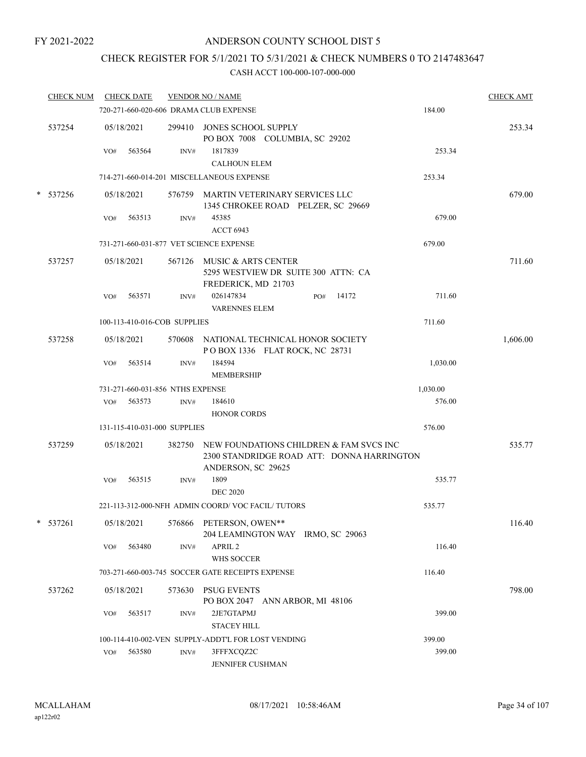FY 2021-2022

# ANDERSON COUNTY SCHOOL DIST 5

## CHECK REGISTER FOR 5/1/2021 TO 5/31/2021 & CHECK NUMBERS 0 TO 2147483647

### CASH ACCT 100-000-107-000-000

| CHECK NUM | CHECK DATE | VENDOR NO / NAME | | CHECK AMT |
|---|---|---|---|---|
| | | 720-271-660-020-606 DRAMA CLUB EXPENSE | 184.00 | |
| 537254 | 05/18/2021 | 299410 JONES SCHOOL SUPPLY<br>PO BOX 7008 COLUMBIA, SC 29202 | | 253.34 |
| | VO# 563564 | INV# 1817839<br>CALHOUN ELEM | 253.34 | |
| | | 714-271-660-014-201 MISCELLANEOUS EXPENSE | 253.34 | |
| * 537256 | 05/18/2021 | 576759 MARTIN VETERINARY SERVICES LLC<br>1345 CHROKEE ROAD PELZER, SC 29669 | | 679.00 |
| | VO# 563513 | INV# 45385<br>ACCT 6943 | 679.00 | |
| | | 731-271-660-031-877 VET SCIENCE EXPENSE | 679.00 | |
| 537257 | 05/18/2021 | 567126 MUSIC & ARTS CENTER<br>5295 WESTVIEW DR SUITE 300 ATTN: CA<br>FREDERICK, MD 21703 | | 711.60 |
| | VO# 563571 | INV# 026147834 PO# 14172<br>VARENNES ELEM | 711.60 | |
| | | 100-113-410-016-COB SUPPLIES | 711.60 | |
| 537258 | 05/18/2021 | 570608 NATIONAL TECHNICAL HONOR SOCIETY<br>P O BOX 1336 FLAT ROCK, NC 28731 | | 1,606.00 |
| | VO# 563514 | INV# 184594<br>MEMBERSHIP | 1,030.00 | |
| | | 731-271-660-031-856 NTHS EXPENSE | 1,030.00 | |
| | VO# 563573 | INV# 184610<br>HONOR CORDS | 576.00 | |
| | | 131-115-410-031-000 SUPPLIES | 576.00 | |
| 537259 | 05/18/2021 | 382750 NEW FOUNDATIONS CHILDREN & FAM SVCS INC<br>2300 STANDRIDGE ROAD ATT: DONNA HARRINGTON<br>ANDERSON, SC 29625 | | 535.77 |
| | VO# 563515 | INV# 1809<br>DEC 2020 | 535.77 | |
| | | 221-113-312-000-NFH ADMIN COORD/ VOC FACIL/ TUTORS | 535.77 | |
| * 537261 | 05/18/2021 | 576866 PETERSON, OWEN**<br>204 LEAMINGTON WAY IRMO, SC 29063 | | 116.40 |
| | VO# 563480 | INV# APRIL 2<br>WHS SOCCER | 116.40 | |
| | | 703-271-660-003-745 SOCCER GATE RECEIPTS EXPENSE | 116.40 | |
| 537262 | 05/18/2021 | 573630 PSUG EVENTS<br>PO BOX 2047 ANN ARBOR, MI 48106 | | 798.00 |
| | VO# 563517 | INV# 2JE7GTAPMJ<br>STACEY HILL | 399.00 | |
| | | 100-114-410-002-VEN SUPPLY-ADDT'L FOR LOST VENDING | 399.00 | |
| | VO# 563580 | INV# 3FFFXCQZ2C<br>JENNIFER CUSHMAN | 399.00 | |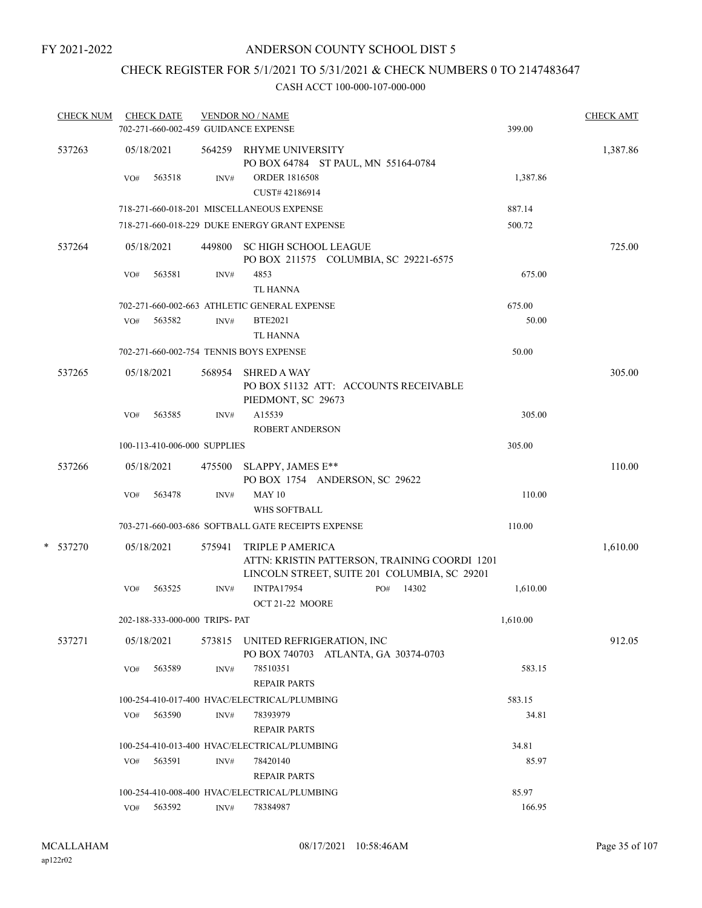FY 2021-2022

# ANDERSON COUNTY SCHOOL DIST 5

## CHECK REGISTER FOR 5/1/2021 TO 5/31/2021 & CHECK NUMBERS 0 TO 2147483647

CASH ACCT 100-000-107-000-000

| CHECK NUM | CHECK DATE | VENDOR NO / NAME | | CHECK AMT |
|---|---|---|---|---|
| | 702-271-660-002-459 GUIDANCE EXPENSE | | 399.00 | |
| 537263 | 05/18/2021 | 564259 RHYME UNIVERSITY<br>PO BOX 64784 ST PAUL, MN 55164-0784 | | 1,387.86 |
| | VO# 563518 | INV# ORDER 1816508<br>CUST# 42186914 | 1,387.86 | |
| | 718-271-660-018-201 MISCELLANEOUS EXPENSE | | 887.14 | |
| | 718-271-660-018-229 DUKE ENERGY GRANT EXPENSE | | 500.72 | |
| 537264 | 05/18/2021 | 449800 SC HIGH SCHOOL LEAGUE<br>PO BOX 211575 COLUMBIA, SC 29221-6575 | | 725.00 |
| | VO# 563581 | INV# 4853<br>TL HANNA | 675.00 | |
| | 702-271-660-002-663 ATHLETIC GENERAL EXPENSE | | 675.00 | |
| | VO# 563582 | INV# BTE2021<br>TL HANNA | 50.00 | |
| | 702-271-660-002-754 TENNIS BOYS EXPENSE | | 50.00 | |
| 537265 | 05/18/2021 | 568954 SHRED A WAY<br>PO BOX 51132 ATT: ACCOUNTS RECEIVABLE<br>PIEDMONT, SC 29673 | | 305.00 |
| | VO# 563585 | INV# A15539<br>ROBERT ANDERSON | 305.00 | |
| | 100-113-410-006-000 SUPPLIES | | 305.00 | |
| 537266 | 05/18/2021 | 475500 SLAPPY, JAMES E**<br>PO BOX 1754 ANDERSON, SC 29622 | | 110.00 |
| | VO# 563478 | INV# MAY 10<br>WHS SOFTBALL | 110.00 | |
| | 703-271-660-003-686 SOFTBALL GATE RECEIPTS EXPENSE | | 110.00 | |
| * 537270 | 05/18/2021 | 575941 TRIPLE P AMERICA<br>ATTN: KRISTIN PATTERSON, TRAINING COORDI 1201<br>LINCOLN STREET, SUITE 201 COLUMBIA, SC 29201 | | 1,610.00 |
| | VO# 563525 | INV# INTPA17954 PO# 14302<br>OCT 21-22 MOORE | 1,610.00 | |
| | 202-188-333-000-000 TRIPS- PAT | | 1,610.00 | |
| 537271 | 05/18/2021 | 573815 UNITED REFRIGERATION, INC<br>PO BOX 740703 ATLANTA, GA 30374-0703 | | 912.05 |
| | VO# 563589 | INV# 78510351<br>REPAIR PARTS | 583.15 | |
| | 100-254-410-017-400 HVAC/ELECTRICAL/PLUMBING | | 583.15 | |
| | VO# 563590 | INV# 78393979<br>REPAIR PARTS | 34.81 | |
| | 100-254-410-013-400 HVAC/ELECTRICAL/PLUMBING | | 34.81 | |
| | VO# 563591 | INV# 78420140<br>REPAIR PARTS | 85.97 | |
| | 100-254-410-008-400 HVAC/ELECTRICAL/PLUMBING | | 85.97 | |
| | VO# 563592 | INV# 78384987 | 166.95 | |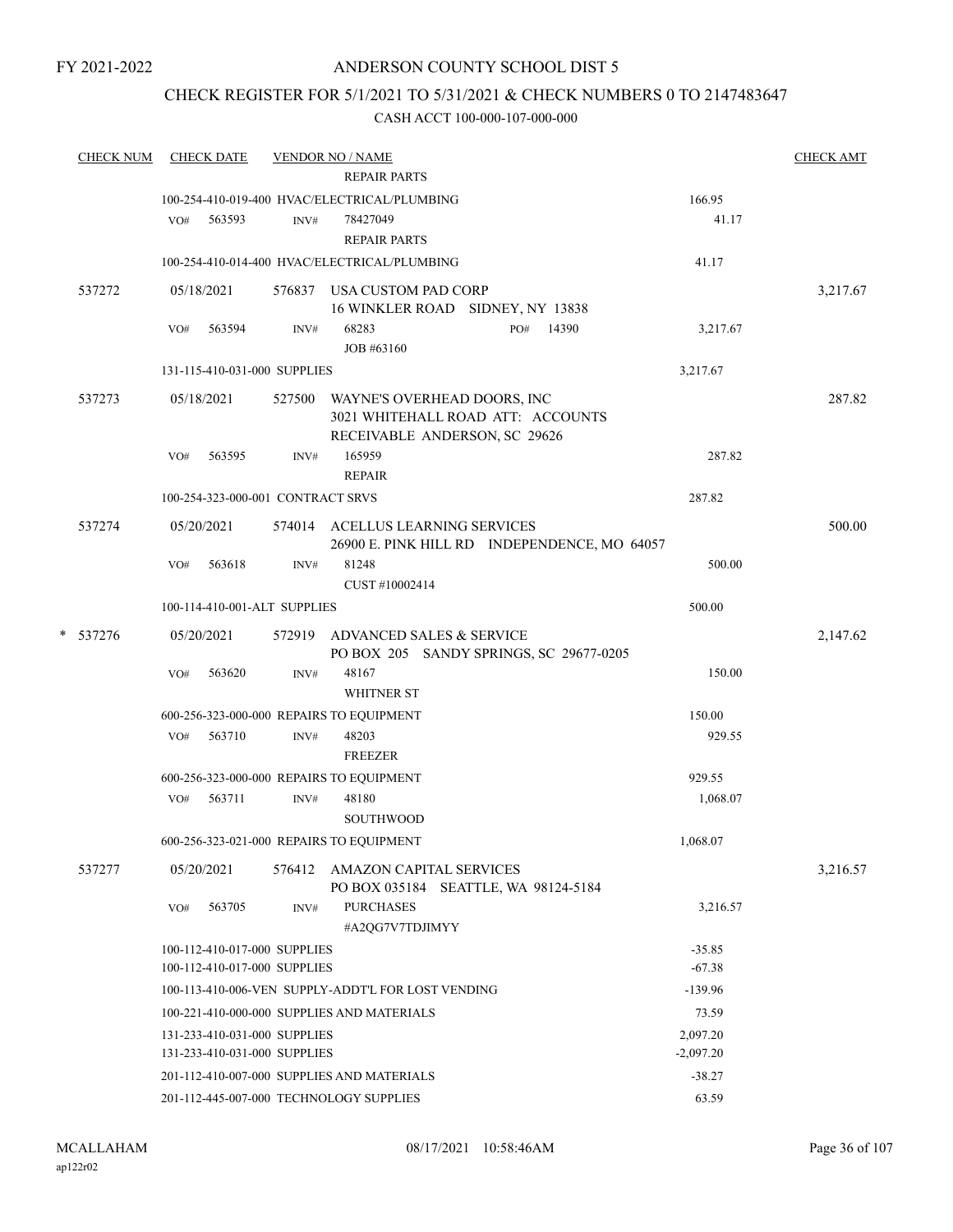FY 2021-2022

# ANDERSON COUNTY SCHOOL DIST 5

## CHECK REGISTER FOR 5/1/2021 TO 5/31/2021 & CHECK NUMBERS 0 TO 2147483647

### CASH ACCT 100-000-107-000-000

| CHECK NUM | CHECK DATE | VENDOR NO / NAME | | CHECK AMT |
|---|---|---|---|---|
| | | REPAIR PARTS | | |
| | | 100-254-410-019-400 HVAC/ELECTRICAL/PLUMBING | 166.95 | |
| | VO# 563593 | INV# 78427049 REPAIR PARTS | 41.17 | |
| | | 100-254-410-014-400 HVAC/ELECTRICAL/PLUMBING | 41.17 | |
| 537272 | 05/18/2021 | 576837 USA CUSTOM PAD CORP 16 WINKLER ROAD SIDNEY, NY 13838 | | 3,217.67 |
| | VO# 563594 | INV# 68283 PO# 14390 JOB #63160 | 3,217.67 | |
| | | 131-115-410-031-000 SUPPLIES | 3,217.67 | |
| 537273 | 05/18/2021 | 527500 WAYNE'S OVERHEAD DOORS, INC 3021 WHITEHALL ROAD ATT: ACCOUNTS RECEIVABLE ANDERSON, SC 29626 | | 287.82 |
| | VO# 563595 | INV# 165959 REPAIR | 287.82 | |
| | | 100-254-323-000-001 CONTRACT SRVS | 287.82 | |
| 537274 | 05/20/2021 | 574014 ACELLUS LEARNING SERVICES 26900 E. PINK HILL RD INDEPENDENCE, MO 64057 | | 500.00 |
| | VO# 563618 | INV# 81248 CUST #10002414 | 500.00 | |
| | | 100-114-410-001-ALT SUPPLIES | 500.00 | |
| * 537276 | 05/20/2021 | 572919 ADVANCED SALES & SERVICE PO BOX 205 SANDY SPRINGS, SC 29677-0205 | | 2,147.62 |
| | VO# 563620 | INV# 48167 WHITNER ST | 150.00 | |
| | | 600-256-323-000-000 REPAIRS TO EQUIPMENT | 150.00 | |
| | VO# 563710 | INV# 48203 FREEZER | 929.55 | |
| | | 600-256-323-000-000 REPAIRS TO EQUIPMENT | 929.55 | |
| | VO# 563711 | INV# 48180 SOUTHWOOD | 1,068.07 | |
| | | 600-256-323-021-000 REPAIRS TO EQUIPMENT | 1,068.07 | |
| 537277 | 05/20/2021 | 576412 AMAZON CAPITAL SERVICES PO BOX 035184 SEATTLE, WA 98124-5184 | | 3,216.57 |
| | VO# 563705 | INV# PURCHASES #A2QG7V7TDJIMYY | 3,216.57 | |
| | | 100-112-410-017-000 SUPPLIES | -35.85 | |
| | | 100-112-410-017-000 SUPPLIES | -67.38 | |
| | | 100-113-410-006-VEN SUPPLY-ADDT'L FOR LOST VENDING | -139.96 | |
| | | 100-221-410-000-000 SUPPLIES AND MATERIALS | 73.59 | |
| | | 131-233-410-031-000 SUPPLIES | 2,097.20 | |
| | | 131-233-410-031-000 SUPPLIES | -2,097.20 | |
| | | 201-112-410-007-000 SUPPLIES AND MATERIALS | -38.27 | |
| | | 201-112-445-007-000 TECHNOLOGY SUPPLIES | 63.59 | |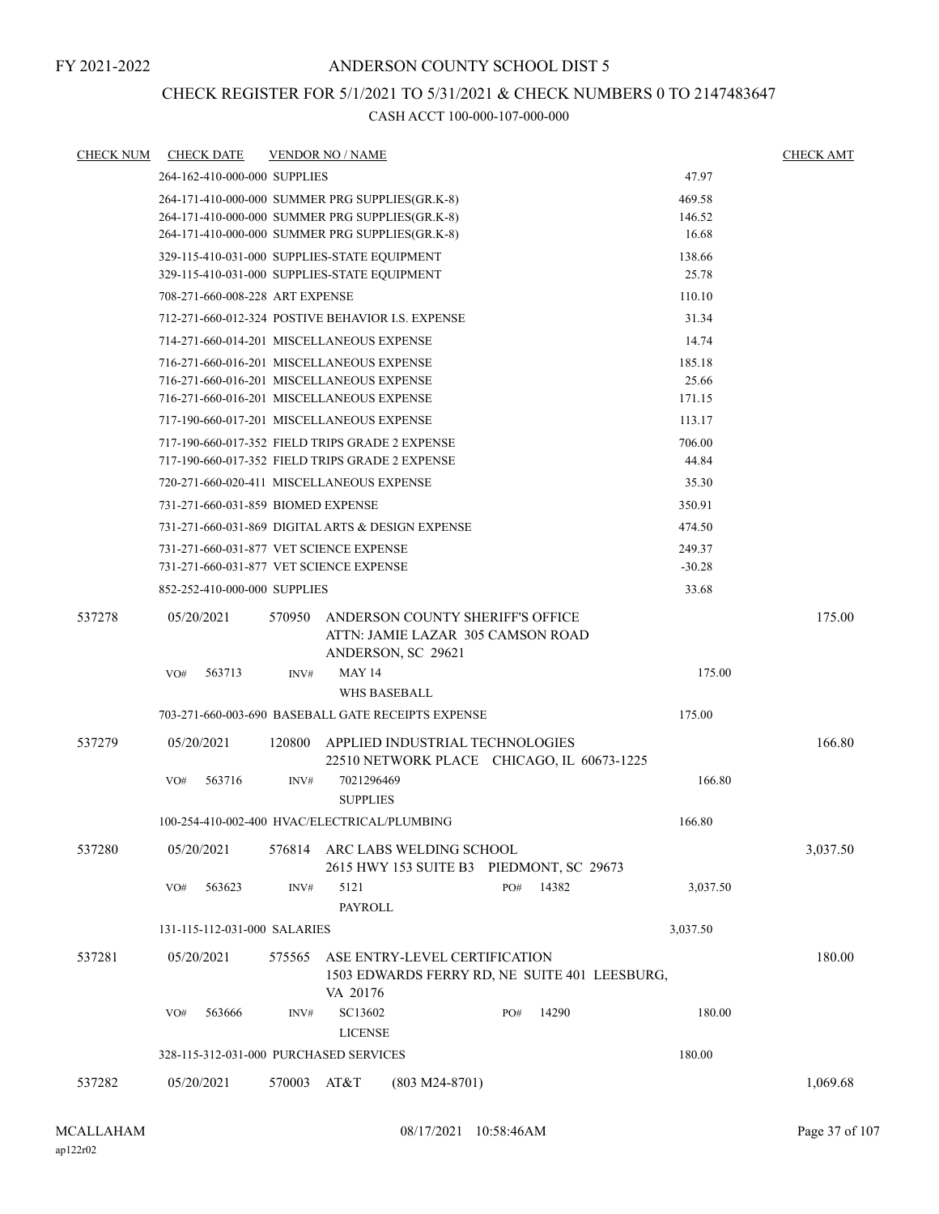FY 2021-2022

# ANDERSON COUNTY SCHOOL DIST 5

## CHECK REGISTER FOR 5/1/2021 TO 5/31/2021 & CHECK NUMBERS 0 TO 2147483647

### CASH ACCT 100-000-107-000-000

| CHECK NUM | CHECK DATE | VENDOR NO / NAME | | CHECK AMT |
|---|---|---|---|---|
| | 264-162-410-000-000 SUPPLIES | | 47.97 | |
| | 264-171-410-000-000 SUMMER PRG SUPPLIES(GR.K-8) | | 469.58 | |
| | 264-171-410-000-000 SUMMER PRG SUPPLIES(GR.K-8) | | 146.52 | |
| | 264-171-410-000-000 SUMMER PRG SUPPLIES(GR.K-8) | | 16.68 | |
| | 329-115-410-031-000 SUPPLIES-STATE EQUIPMENT | | 138.66 | |
| | 329-115-410-031-000 SUPPLIES-STATE EQUIPMENT | | 25.78 | |
| | 708-271-660-008-228 ART EXPENSE | | 110.10 | |
| | 712-271-660-012-324 POSTIVE BEHAVIOR I.S. EXPENSE | | 31.34 | |
| | 714-271-660-014-201 MISCELLANEOUS EXPENSE | | 14.74 | |
| | 716-271-660-016-201 MISCELLANEOUS EXPENSE | | 185.18 | |
| | 716-271-660-016-201 MISCELLANEOUS EXPENSE | | 25.66 | |
| | 716-271-660-016-201 MISCELLANEOUS EXPENSE | | 171.15 | |
| | 717-190-660-017-201 MISCELLANEOUS EXPENSE | | 113.17 | |
| | 717-190-660-017-352 FIELD TRIPS GRADE 2 EXPENSE | | 706.00 | |
| | 717-190-660-017-352 FIELD TRIPS GRADE 2 EXPENSE | | 44.84 | |
| | 720-271-660-020-411 MISCELLANEOUS EXPENSE | | 35.30 | |
| | 731-271-660-031-859 BIOMED EXPENSE | | 350.91 | |
| | 731-271-660-031-869 DIGITAL ARTS & DESIGN EXPENSE | | 474.50 | |
| | 731-271-660-031-877 VET SCIENCE EXPENSE | | 249.37 | |
| | 731-271-660-031-877 VET SCIENCE EXPENSE | | -30.28 | |
| | 852-252-410-000-000 SUPPLIES | | 33.68 | |
| 537278 | 05/20/2021 | 570950 ANDERSON COUNTY SHERIFF'S OFFICE ATTN: JAMIE LAZAR 305 CAMSON ROAD ANDERSON, SC 29621 | | 175.00 |
| | VO# 563713 | INV# MAY 14 WHS BASEBALL | 175.00 | |
| | 703-271-660-003-690 BASEBALL GATE RECEIPTS EXPENSE | | 175.00 | |
| 537279 | 05/20/2021 | 120800 APPLIED INDUSTRIAL TECHNOLOGIES 22510 NETWORK PLACE CHICAGO, IL 60673-1225 | | 166.80 |
| | VO# 563716 | INV# 7021296469 SUPPLIES | 166.80 | |
| | 100-254-410-002-400 HVAC/ELECTRICAL/PLUMBING | | 166.80 | |
| 537280 | 05/20/2021 | 576814 ARC LABS WELDING SCHOOL 2615 HWY 153 SUITE B3 PIEDMONT, SC 29673 | | 3,037.50 |
| | VO# 563623 | INV# 5121 PO# 14382 PAYROLL | 3,037.50 | |
| | 131-115-112-031-000 SALARIES | | 3,037.50 | |
| 537281 | 05/20/2021 | 575565 ASE ENTRY-LEVEL CERTIFICATION 1503 EDWARDS FERRY RD, NE SUITE 401 LEESBURG, VA 20176 | | 180.00 |
| | VO# 563666 | INV# SC13602 PO# 14290 LICENSE | 180.00 | |
| | 328-115-312-031-000 PURCHASED SERVICES | | 180.00 | |
| 537282 | 05/20/2021 | 570003 AT&T (803 M24-8701) | | 1,069.68 |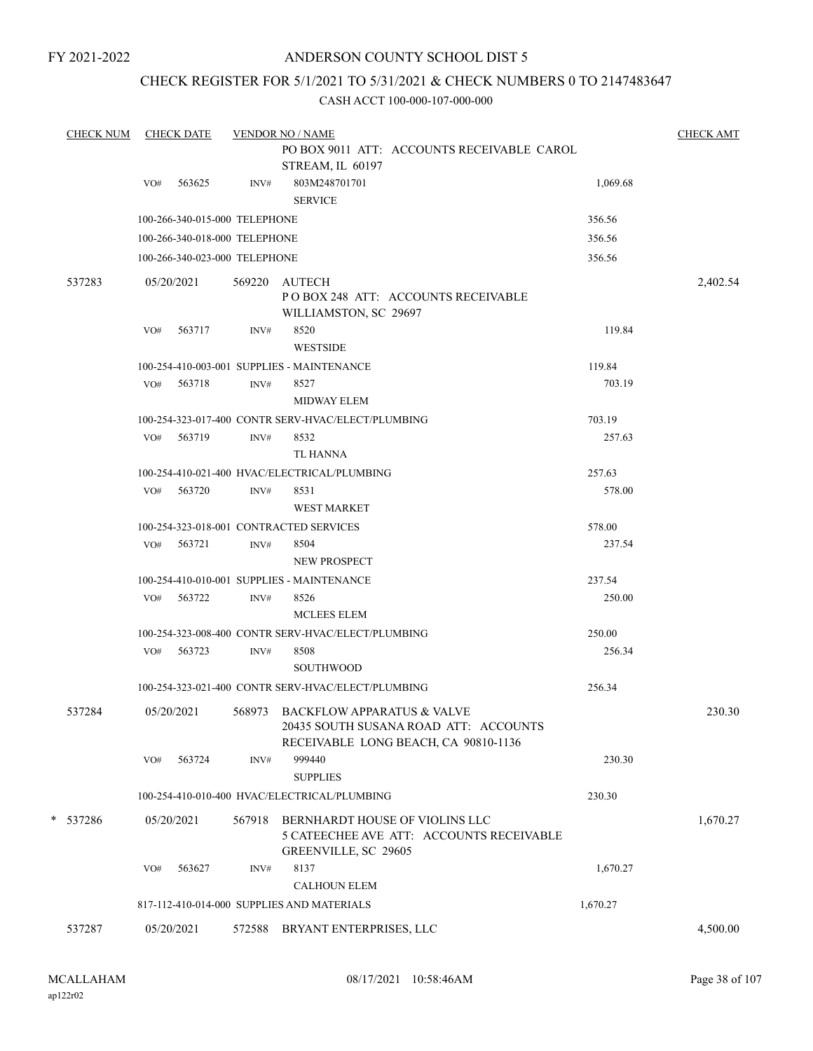FY 2021-2022

# ANDERSON COUNTY SCHOOL DIST 5

## CHECK REGISTER FOR 5/1/2021 TO 5/31/2021 & CHECK NUMBERS 0 TO 2147483647

CASH ACCT 100-000-107-000-000

| CHECK NUM | CHECK DATE | VENDOR NO / NAME | | | CHECK AMT |
|---|---|---|---|---|---|
| | | | PO BOX 9011 ATT: ACCOUNTS RECEIVABLE CAROL STREAM, IL 60197 | | |
| | VO# 563625 | INV# | 803M248701701<br>SERVICE | 1,069.68 | |
| | 100-266-340-015-000 TELEPHONE | | | 356.56 | |
| | 100-266-340-018-000 TELEPHONE | | | 356.56 | |
| | 100-266-340-023-000 TELEPHONE | | | 356.56 | |
| 537283 | 05/20/2021 | 569220 | AUTECH<br>P O BOX 248 ATT: ACCOUNTS RECEIVABLE WILLIAMSTON, SC 29697 | | 2,402.54 |
| | VO# 563717 | INV# | 8520<br>WESTSIDE | 119.84 | |
| | 100-254-410-003-001 SUPPLIES - MAINTENANCE | | | 119.84 | |
| | VO# 563718 | INV# | 8527<br>MIDWAY ELEM | 703.19 | |
| | 100-254-323-017-400 CONTR SERV-HVAC/ELECT/PLUMBING | | | 703.19 | |
| | VO# 563719 | INV# | 8532<br>TL HANNA | 257.63 | |
| | 100-254-410-021-400 HVAC/ELECTRICAL/PLUMBING | | | 257.63 | |
| | VO# 563720 | INV# | 8531<br>WEST MARKET | 578.00 | |
| | 100-254-323-018-001 CONTRACTED SERVICES | | | 578.00 | |
| | VO# 563721 | INV# | 8504<br>NEW PROSPECT | 237.54 | |
| | 100-254-410-010-001 SUPPLIES - MAINTENANCE | | | 237.54 | |
| | VO# 563722 | INV# | 8526<br>MCLEES ELEM | 250.00 | |
| | 100-254-323-008-400 CONTR SERV-HVAC/ELECT/PLUMBING | | | 250.00 | |
| | VO# 563723 | INV# | 8508<br>SOUTHWOOD | 256.34 | |
| | 100-254-323-021-400 CONTR SERV-HVAC/ELECT/PLUMBING | | | 256.34 | |
| 537284 | 05/20/2021 | 568973 | BACKFLOW APPARATUS & VALVE<br>20435 SOUTH SUSANA ROAD ATT: ACCOUNTS RECEIVABLE LONG BEACH, CA 90810-1136 | | 230.30 |
| | VO# 563724 | INV# | 999440<br>SUPPLIES | 230.30 | |
| | 100-254-410-010-400 HVAC/ELECTRICAL/PLUMBING | | | 230.30 | |
| * 537286 | 05/20/2021 | 567918 | BERNHARDT HOUSE OF VIOLINS LLC<br>5 CATEECHEE AVE ATT: ACCOUNTS RECEIVABLE GREENVILLE, SC 29605 | | 1,670.27 |
| | VO# 563627 | INV# | 8137<br>CALHOUN ELEM | 1,670.27 | |
| | 817-112-410-014-000 SUPPLIES AND MATERIALS | | | 1,670.27 | |
| 537287 | 05/20/2021 | 572588 | BRYANT ENTERPRISES, LLC | | 4,500.00 |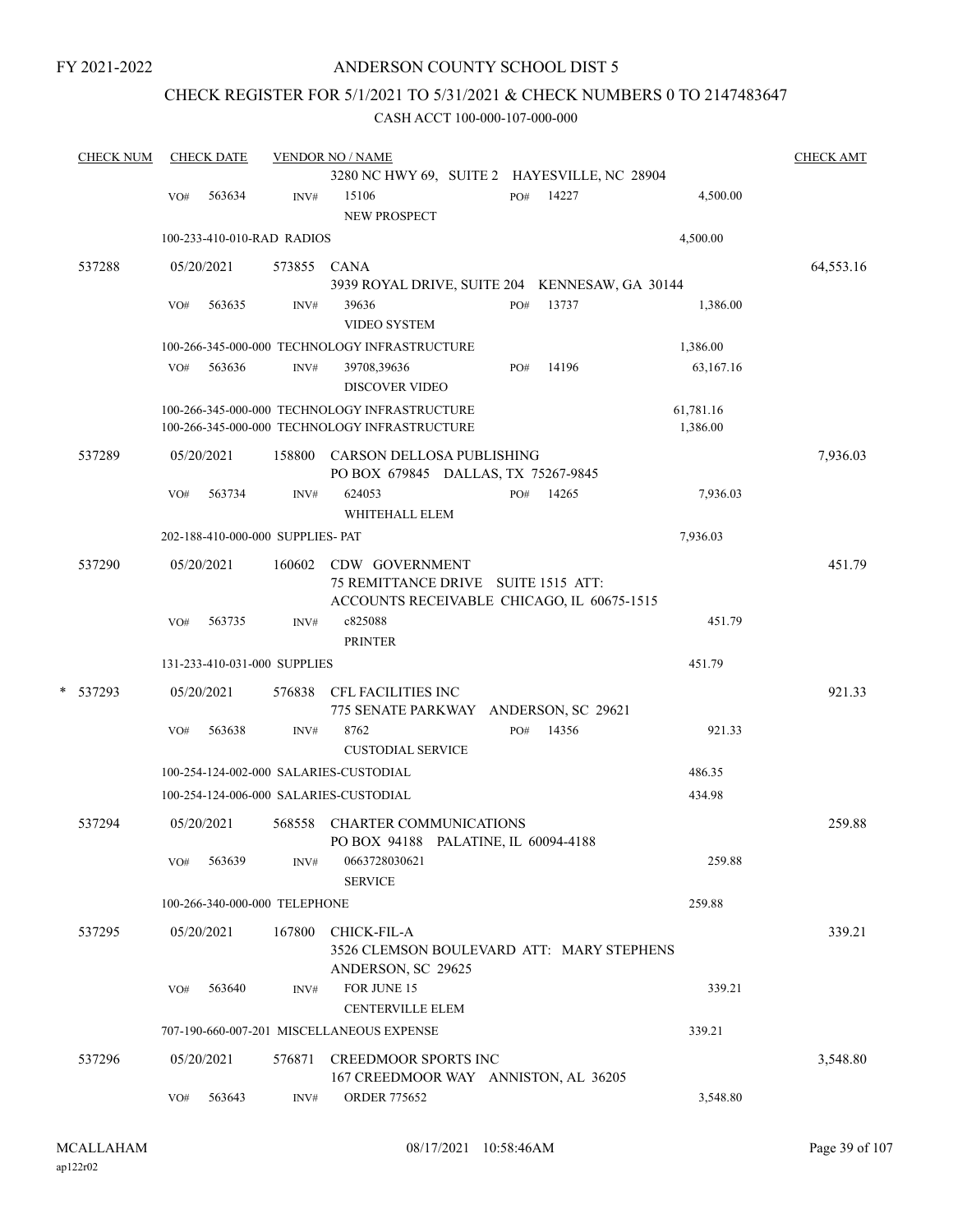FY 2021-2022

ANDERSON COUNTY SCHOOL DIST 5

CHECK REGISTER FOR 5/1/2021 TO 5/31/2021 & CHECK NUMBERS 0 TO 2147483647

CASH ACCT 100-000-107-000-000

| CHECK NUM | CHECK DATE | VENDOR NO / NAME | | | CHECK AMT |
|---|---|---|---|---|---|
| | | 3280 NC HWY 69, SUITE 2 HAYESVILLE, NC 28904 | | | |
| | VO# 563634 | INV# 15106 NEW PROSPECT | PO# 14227 | 4,500.00 | |
| | 100-233-410-010-RAD RADIOS | | | 4,500.00 | |
| 537288 | 05/20/2021 | 573855 CANA 3939 ROYAL DRIVE, SUITE 204 KENNESAW, GA 30144 | | | 64,553.16 |
| | VO# 563635 | INV# 39636 VIDEO SYSTEM | PO# 13737 | 1,386.00 | |
| | 100-266-345-000-000 TECHNOLOGY INFRASTRUCTURE | | | 1,386.00 | |
| | VO# 563636 | INV# 39708,39636 DISCOVER VIDEO | PO# 14196 | 63,167.16 | |
| | 100-266-345-000-000 TECHNOLOGY INFRASTRUCTURE | | | 61,781.16 | |
| | 100-266-345-000-000 TECHNOLOGY INFRASTRUCTURE | | | 1,386.00 | |
| 537289 | 05/20/2021 | 158800 CARSON DELLOSA PUBLISHING PO BOX 679845 DALLAS, TX 75267-9845 | | | 7,936.03 |
| | VO# 563734 | INV# 624053 WHITEHALL ELEM | PO# 14265 | 7,936.03 | |
| | 202-188-410-000-000 SUPPLIES- PAT | | | 7,936.03 | |
| 537290 | 05/20/2021 | 160602 CDW GOVERNMENT 75 REMITTANCE DRIVE SUITE 1515 ATT: ACCOUNTS RECEIVABLE CHICAGO, IL 60675-1515 | | | 451.79 |
| | VO# 563735 | INV# c825088 PRINTER | | 451.79 | |
| | 131-233-410-031-000 SUPPLIES | | | 451.79 | |
| * 537293 | 05/20/2021 | 576838 CFL FACILITIES INC 775 SENATE PARKWAY ANDERSON, SC 29621 | | | 921.33 |
| | VO# 563638 | INV# 8762 CUSTODIAL SERVICE | PO# 14356 | 921.33 | |
| | 100-254-124-002-000 SALARIES-CUSTODIAL | | | 486.35 | |
| | 100-254-124-006-000 SALARIES-CUSTODIAL | | | 434.98 | |
| 537294 | 05/20/2021 | 568558 CHARTER COMMUNICATIONS PO BOX 94188 PALATINE, IL 60094-4188 | | | 259.88 |
| | VO# 563639 | INV# 0663728030621 SERVICE | | 259.88 | |
| | 100-266-340-000-000 TELEPHONE | | | 259.88 | |
| 537295 | 05/20/2021 | 167800 CHICK-FIL-A 3526 CLEMSON BOULEVARD ATT: MARY STEPHENS ANDERSON, SC 29625 | | | 339.21 |
| | VO# 563640 | INV# FOR JUNE 15 CENTERVILLE ELEM | | 339.21 | |
| | 707-190-660-007-201 MISCELLANEOUS EXPENSE | | | 339.21 | |
| 537296 | 05/20/2021 | 576871 CREEDMOOR SPORTS INC 167 CREEDMOOR WAY ANNISTON, AL 36205 | | | 3,548.80 |
| | VO# 563643 | INV# ORDER 775652 | | 3,548.80 | |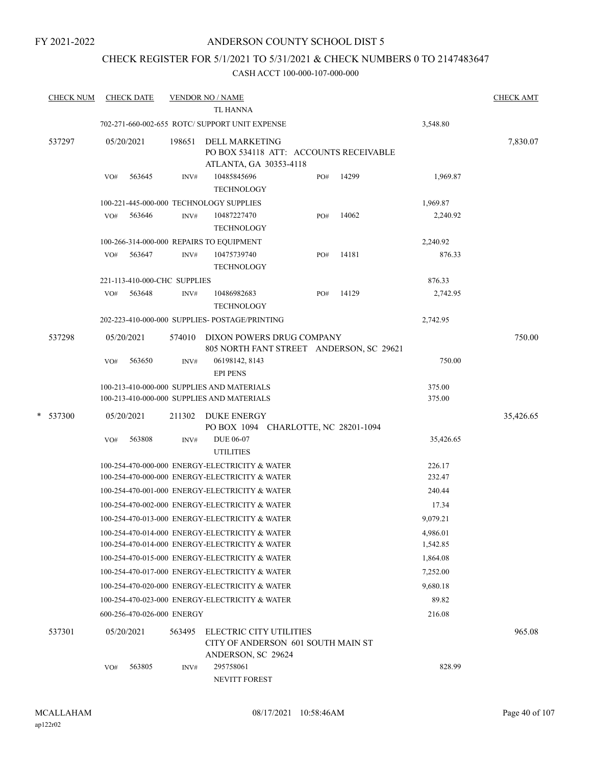FY 2021-2022

# ANDERSON COUNTY SCHOOL DIST 5

## CHECK REGISTER FOR 5/1/2021 TO 5/31/2021 & CHECK NUMBERS 0 TO 2147483647

CASH ACCT 100-000-107-000-000

| CHECK NUM | CHECK DATE | VENDOR NO / NAME | | | CHECK AMT |
|---|---|---|---|---|---|
| | | TL HANNA | | | |
| | | 702-271-660-002-655 ROTC/ SUPPORT UNIT EXPENSE | | 3,548.80 | |
| 537297 | 05/20/2021 | 198651 DELL MARKETING<br>PO BOX 534118 ATT: ACCOUNTS RECEIVABLE<br>ATLANTA, GA 30353-4118 | | | 7,830.07 |
| | VO# 563645 | INV# 10485845696<br>TECHNOLOGY | PO# 14299 | 1,969.87 | |
| | | 100-221-445-000-000 TECHNOLOGY SUPPLIES | | 1,969.87 | |
| | VO# 563646 | INV# 10487227470<br>TECHNOLOGY | PO# 14062 | 2,240.92 | |
| | | 100-266-314-000-000 REPAIRS TO EQUIPMENT | | 2,240.92 | |
| | VO# 563647 | INV# 10475739740<br>TECHNOLOGY | PO# 14181 | 876.33 | |
| | | 221-113-410-000-CHC SUPPLIES | | 876.33 | |
| | VO# 563648 | INV# 10486982683<br>TECHNOLOGY | PO# 14129 | 2,742.95 | |
| | | 202-223-410-000-000 SUPPLIES- POSTAGE/PRINTING | | 2,742.95 | |
| 537298 | 05/20/2021 | 574010 DIXON POWERS DRUG COMPANY<br>805 NORTH FANT STREET ANDERSON, SC 29621 | | | 750.00 |
| | VO# 563650 | INV# 06198142, 8143<br>EPI PENS | | 750.00 | |
| | | 100-213-410-000-000 SUPPLIES AND MATERIALS | | 375.00 | |
| | | 100-213-410-000-000 SUPPLIES AND MATERIALS | | 375.00 | |
| * 537300 | 05/20/2021 | 211302 DUKE ENERGY<br>PO BOX 1094 CHARLOTTE, NC 28201-1094 | | | 35,426.65 |
| | VO# 563808 | INV# DUE 06-07<br>UTILITIES | | 35,426.65 | |
| | | 100-254-470-000-000 ENERGY-ELECTRICITY & WATER | | 226.17 | |
| | | 100-254-470-000-000 ENERGY-ELECTRICITY & WATER | | 232.47 | |
| | | 100-254-470-001-000 ENERGY-ELECTRICITY & WATER | | 240.44 | |
| | | 100-254-470-002-000 ENERGY-ELECTRICITY & WATER | | 17.34 | |
| | | 100-254-470-013-000 ENERGY-ELECTRICITY & WATER | | 9,079.21 | |
| | | 100-254-470-014-000 ENERGY-ELECTRICITY & WATER | | 4,986.01 | |
| | | 100-254-470-014-000 ENERGY-ELECTRICITY & WATER | | 1,542.85 | |
| | | 100-254-470-015-000 ENERGY-ELECTRICITY & WATER | | 1,864.08 | |
| | | 100-254-470-017-000 ENERGY-ELECTRICITY & WATER | | 7,252.00 | |
| | | 100-254-470-020-000 ENERGY-ELECTRICITY & WATER | | 9,680.18 | |
| | | 100-254-470-023-000 ENERGY-ELECTRICITY & WATER | | 89.82 | |
| | | 600-256-470-026-000 ENERGY | | 216.08 | |
| 537301 | 05/20/2021 | 563495 ELECTRIC CITY UTILITIES<br>CITY OF ANDERSON 601 SOUTH MAIN ST<br>ANDERSON, SC 29624 | | | 965.08 |
| | VO# 563805 | INV# 295758061<br>NEVITT FOREST | | 828.99 | |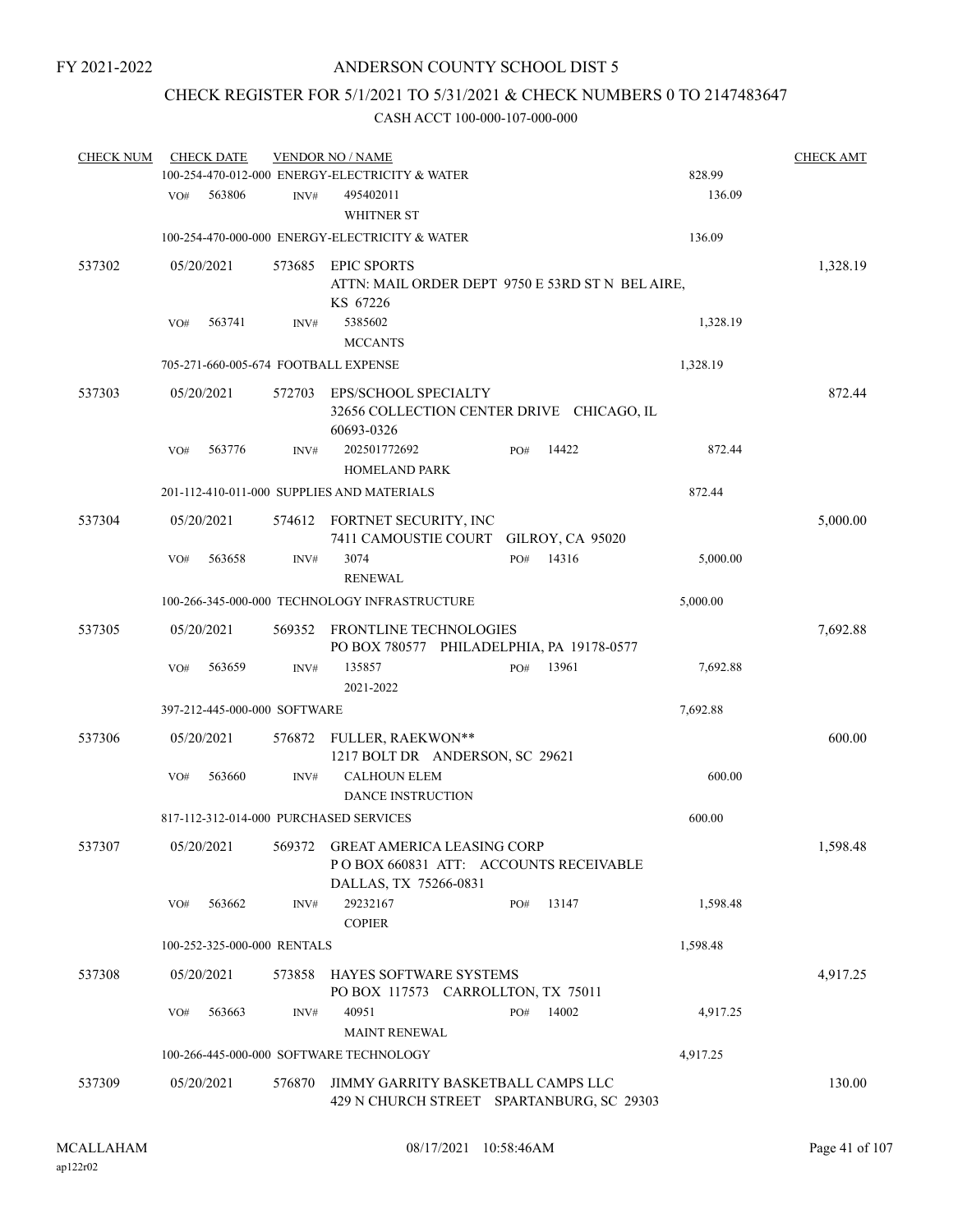FY 2021-2022

# ANDERSON COUNTY SCHOOL DIST 5

## CHECK REGISTER FOR 5/1/2021 TO 5/31/2021 & CHECK NUMBERS 0 TO 2147483647

### CASH ACCT 100-000-107-000-000

| CHECK NUM | CHECK DATE | VENDOR NO / NAME | | CHECK AMT |
|---|---|---|---|---|
| | | 100-254-470-012-000 ENERGY-ELECTRICITY & WATER | 828.99 | |
| | VO# 563806 | INV# 495402011 WHITNER ST | 136.09 | |
| | | 100-254-470-000-000 ENERGY-ELECTRICITY & WATER | 136.09 | |
| 537302 | 05/20/2021 | 573685 EPIC SPORTS ATTN: MAIL ORDER DEPT 9750 E 53RD ST N BEL AIRE, KS 67226 | | 1,328.19 |
| | VO# 563741 | INV# 5385602 MCCANTS | 1,328.19 | |
| | | 705-271-660-005-674 FOOTBALL EXPENSE | 1,328.19 | |
| 537303 | 05/20/2021 | 572703 EPS/SCHOOL SPECIALTY 32656 COLLECTION CENTER DRIVE CHICAGO, IL 60693-0326 | | 872.44 |
| | VO# 563776 | INV# 202501772692 PO# 14422 HOMELAND PARK | 872.44 | |
| | | 201-112-410-011-000 SUPPLIES AND MATERIALS | 872.44 | |
| 537304 | 05/20/2021 | 574612 FORTNET SECURITY, INC 7411 CAMOUSTIE COURT GILROY, CA 95020 | | 5,000.00 |
| | VO# 563658 | INV# 3074 PO# 14316 RENEWAL | 5,000.00 | |
| | | 100-266-345-000-000 TECHNOLOGY INFRASTRUCTURE | 5,000.00 | |
| 537305 | 05/20/2021 | 569352 FRONTLINE TECHNOLOGIES PO BOX 780577 PHILADELPHIA, PA 19178-0577 | | 7,692.88 |
| | VO# 563659 | INV# 135857 PO# 13961 2021-2022 | 7,692.88 | |
| | | 397-212-445-000-000 SOFTWARE | 7,692.88 | |
| 537306 | 05/20/2021 | 576872 FULLER, RAEKWON** 1217 BOLT DR ANDERSON, SC 29621 | | 600.00 |
| | VO# 563660 | INV# CALHOUN ELEM DANCE INSTRUCTION | 600.00 | |
| | | 817-112-312-014-000 PURCHASED SERVICES | 600.00 | |
| 537307 | 05/20/2021 | 569372 GREAT AMERICA LEASING CORP P O BOX 660831 ATT: ACCOUNTS RECEIVABLE DALLAS, TX 75266-0831 | | 1,598.48 |
| | VO# 563662 | INV# 29232167 PO# 13147 COPIER | 1,598.48 | |
| | | 100-252-325-000-000 RENTALS | 1,598.48 | |
| 537308 | 05/20/2021 | 573858 HAYES SOFTWARE SYSTEMS PO BOX 117573 CARROLLTON, TX 75011 | | 4,917.25 |
| | VO# 563663 | INV# 40951 PO# 14002 MAINT RENEWAL | 4,917.25 | |
| | | 100-266-445-000-000 SOFTWARE TECHNOLOGY | 4,917.25 | |
| 537309 | 05/20/2021 | 576870 JIMMY GARRITY BASKETBALL CAMPS LLC 429 N CHURCH STREET SPARTANBURG, SC 29303 | | 130.00 |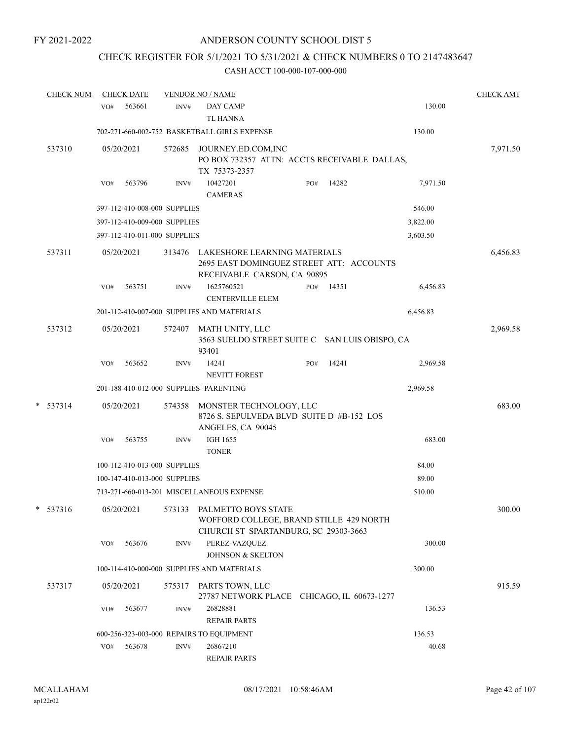FY 2021-2022

# ANDERSON COUNTY SCHOOL DIST 5

## CHECK REGISTER FOR 5/1/2021 TO 5/31/2021 & CHECK NUMBERS 0 TO 2147483647

CASH ACCT 100-000-107-000-000

| CHECK NUM | CHECK DATE | VENDOR NO / NAME | | | CHECK AMT |
|---|---|---|---|---|---|
| | VO# 563661 | INV# | DAY CAMP<br>TL HANNA | 130.00 | |
| | 702-271-660-002-752 BASKETBALL GIRLS EXPENSE | | | 130.00 | |
| 537310 | 05/20/2021 | 572685 | JOURNEY.ED.COM,INC<br>PO BOX 732357 ATTN: ACCTS RECEIVABLE DALLAS, TX 75373-2357 | | 7,971.50 |
| | VO# 563796 | INV# | 10427201 PO# 14282<br>CAMERAS | 7,971.50 | |
| | 397-112-410-008-000 SUPPLIES | | | 546.00 | |
| | 397-112-410-009-000 SUPPLIES | | | 3,822.00 | |
| | 397-112-410-011-000 SUPPLIES | | | 3,603.50 | |
| 537311 | 05/20/2021 | 313476 | LAKESHORE LEARNING MATERIALS<br>2695 EAST DOMINGUEZ STREET ATT: ACCOUNTS RECEIVABLE CARSON, CA 90895 | | 6,456.83 |
| | VO# 563751 | INV# | 1625760521 PO# 14351<br>CENTERVILLE ELEM | 6,456.83 | |
| | 201-112-410-007-000 SUPPLIES AND MATERIALS | | | 6,456.83 | |
| 537312 | 05/20/2021 | 572407 | MATH UNITY, LLC<br>3563 SUELDO STREET SUITE C SAN LUIS OBISPO, CA 93401 | | 2,969.58 |
| | VO# 563652 | INV# | 14241 PO# 14241<br>NEVITT FOREST | 2,969.58 | |
| | 201-188-410-012-000 SUPPLIES- PARENTING | | | 2,969.58 | |
| * 537314 | 05/20/2021 | 574358 | MONSTER TECHNOLOGY, LLC<br>8726 S. SEPULVEDA BLVD SUITE D #B-152 LOS ANGELES, CA 90045 | | 683.00 |
| | VO# 563755 | INV# | IGH 1655<br>TONER | 683.00 | |
| | 100-112-410-013-000 SUPPLIES | | | 84.00 | |
| | 100-147-410-013-000 SUPPLIES | | | 89.00 | |
| | 713-271-660-013-201 MISCELLANEOUS EXPENSE | | | 510.00 | |
| * 537316 | 05/20/2021 | 573133 | PALMETTO BOYS STATE<br>WOFFORD COLLEGE, BRAND STILLE 429 NORTH CHURCH ST SPARTANBURG, SC 29303-3663 | | 300.00 |
| | VO# 563676 | INV# | PEREZ-VAZQUEZ<br>JOHNSON & SKELTON | 300.00 | |
| | 100-114-410-000-000 SUPPLIES AND MATERIALS | | | 300.00 | |
| 537317 | 05/20/2021 | 575317 | PARTS TOWN, LLC<br>27787 NETWORK PLACE CHICAGO, IL 60673-1277 | | 915.59 |
| | VO# 563677 | INV# | 26828881<br>REPAIR PARTS | 136.53 | |
| | 600-256-323-003-000 REPAIRS TO EQUIPMENT | | | 136.53 | |
| | VO# 563678 | INV# | 26867210<br>REPAIR PARTS | 40.68 | |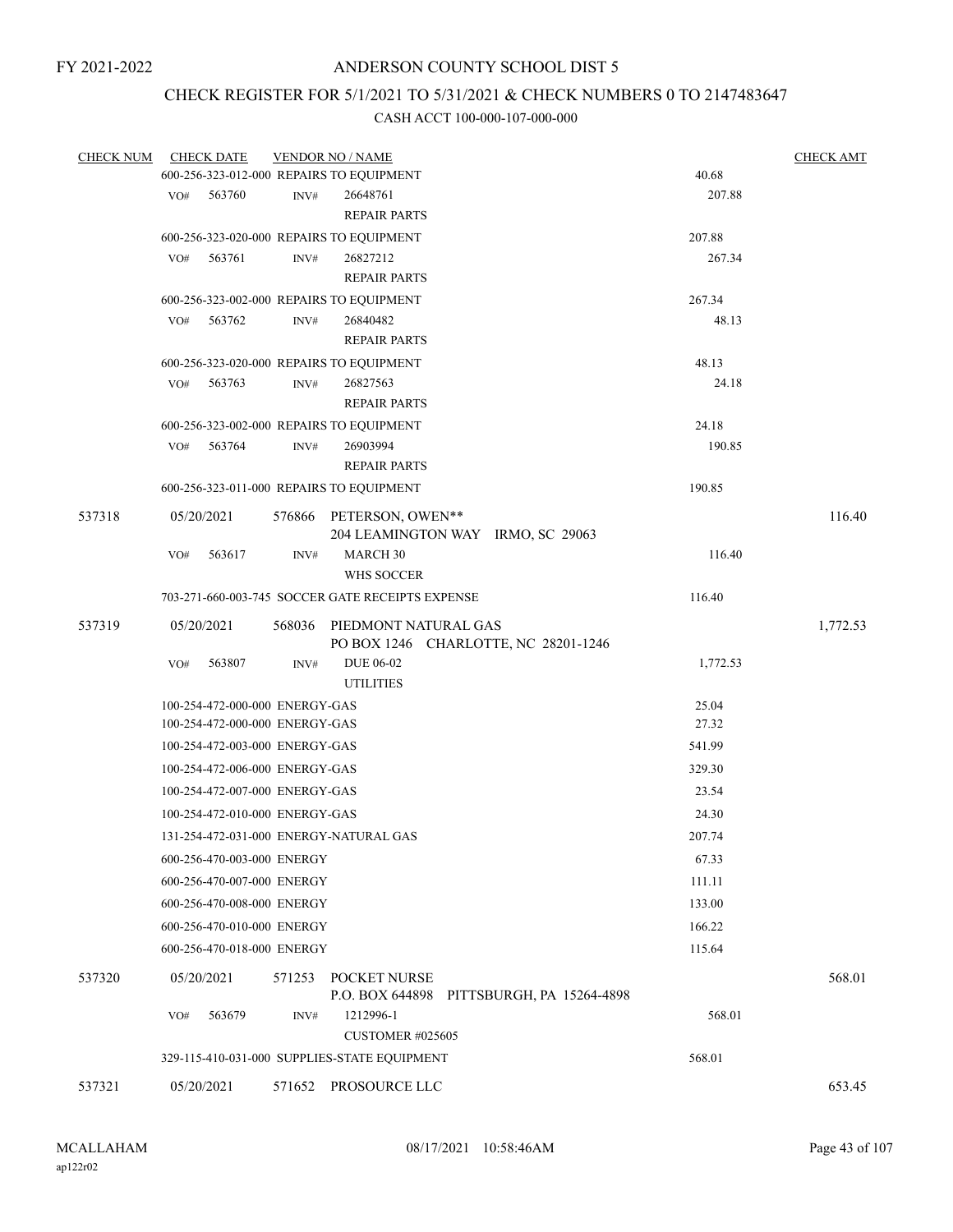FY 2021-2022

# ANDERSON COUNTY SCHOOL DIST 5

## CHECK REGISTER FOR 5/1/2021 TO 5/31/2021 & CHECK NUMBERS 0 TO 2147483647

### CASH ACCT 100-000-107-000-000

| CHECK NUM | CHECK DATE | VENDOR NO / NAME | | CHECK AMT |
|---|---|---|---|---|
| | 600-256-323-012-000 REPAIRS TO EQUIPMENT | | 40.68 | |
| | VO# 563760 | INV# 26648761 REPAIR PARTS | 207.88 | |
| | 600-256-323-020-000 REPAIRS TO EQUIPMENT | | 207.88 | |
| | VO# 563761 | INV# 26827212 REPAIR PARTS | 267.34 | |
| | 600-256-323-002-000 REPAIRS TO EQUIPMENT | | 267.34 | |
| | VO# 563762 | INV# 26840482 REPAIR PARTS | 48.13 | |
| | 600-256-323-020-000 REPAIRS TO EQUIPMENT | | 48.13 | |
| | VO# 563763 | INV# 26827563 REPAIR PARTS | 24.18 | |
| | 600-256-323-002-000 REPAIRS TO EQUIPMENT | | 24.18 | |
| | VO# 563764 | INV# 26903994 REPAIR PARTS | 190.85 | |
| | 600-256-323-011-000 REPAIRS TO EQUIPMENT | | 190.85 | |
| 537318 | 05/20/2021 | 576866 PETERSON, OWEN** 204 LEAMINGTON WAY IRMO, SC 29063 | | 116.40 |
| | VO# 563617 | INV# MARCH 30 WHS SOCCER | 116.40 | |
| | 703-271-660-003-745 SOCCER GATE RECEIPTS EXPENSE | | 116.40 | |
| 537319 | 05/20/2021 | 568036 PIEDMONT NATURAL GAS PO BOX 1246 CHARLOTTE, NC 28201-1246 | | 1,772.53 |
| | VO# 563807 | INV# DUE 06-02 UTILITIES | 1,772.53 | |
| | 100-254-472-000-000 ENERGY-GAS | | 25.04 | |
| | 100-254-472-000-000 ENERGY-GAS | | 27.32 | |
| | 100-254-472-003-000 ENERGY-GAS | | 541.99 | |
| | 100-254-472-006-000 ENERGY-GAS | | 329.30 | |
| | 100-254-472-007-000 ENERGY-GAS | | 23.54 | |
| | 100-254-472-010-000 ENERGY-GAS | | 24.30 | |
| | 131-254-472-031-000 ENERGY-NATURAL GAS | | 207.74 | |
| | 600-256-470-003-000 ENERGY | | 67.33 | |
| | 600-256-470-007-000 ENERGY | | 111.11 | |
| | 600-256-470-008-000 ENERGY | | 133.00 | |
| | 600-256-470-010-000 ENERGY | | 166.22 | |
| | 600-256-470-018-000 ENERGY | | 115.64 | |
| 537320 | 05/20/2021 | 571253 POCKET NURSE P.O. BOX 644898 PITTSBURGH, PA 15264-4898 | | 568.01 |
| | VO# 563679 | INV# 1212996-1 CUSTOMER #025605 | 568.01 | |
| | 329-115-410-031-000 SUPPLIES-STATE EQUIPMENT | | 568.01 | |
| 537321 | 05/20/2021 | 571652 PROSOURCE LLC | | 653.45 |

MCALLAHAM ap122r02 08/17/2021 10:58:46AM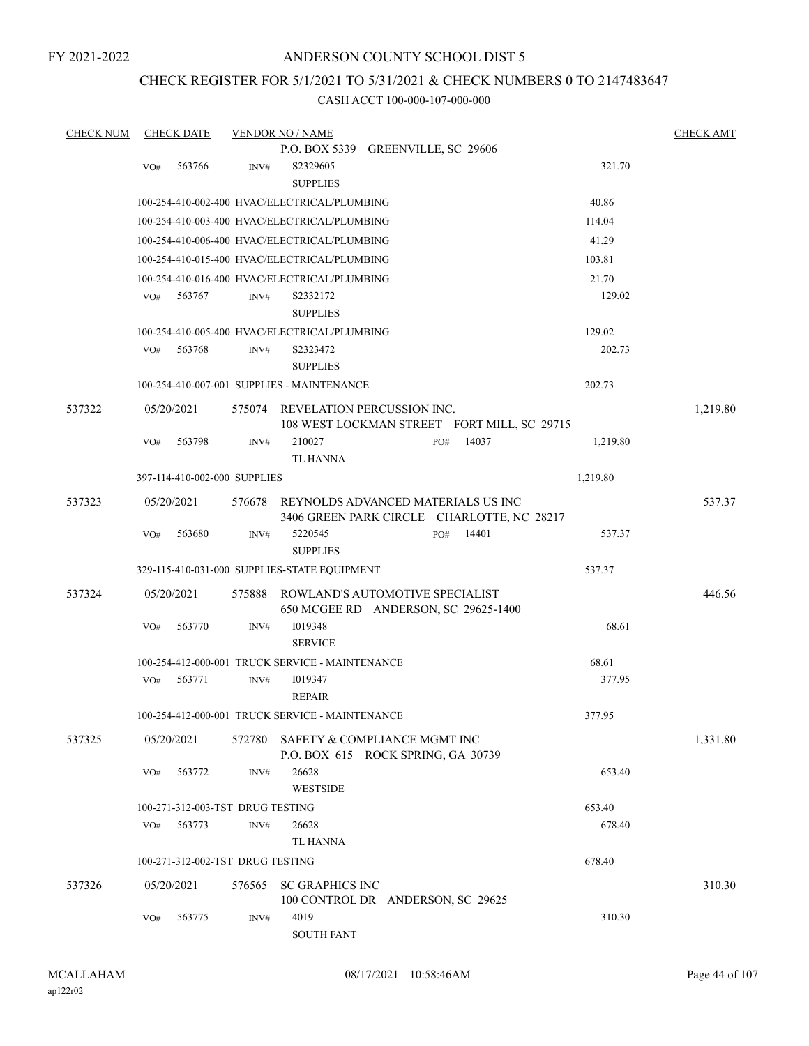FY 2021-2022

# ANDERSON COUNTY SCHOOL DIST 5

## CHECK REGISTER FOR 5/1/2021 TO 5/31/2021 & CHECK NUMBERS 0 TO 2147483647

### CASH ACCT 100-000-107-000-000

| CHECK NUM | CHECK DATE | VENDOR NO / NAME | | CHECK AMT |
|---|---|---|---|---|
| | | P.O. BOX 5339 GREENVILLE, SC 29606 | | |
| | VO# 563766 | INV# S2329605 SUPPLIES | 321.70 | |
| | | 100-254-410-002-400 HVAC/ELECTRICAL/PLUMBING | 40.86 | |
| | | 100-254-410-003-400 HVAC/ELECTRICAL/PLUMBING | 114.04 | |
| | | 100-254-410-006-400 HVAC/ELECTRICAL/PLUMBING | 41.29 | |
| | | 100-254-410-015-400 HVAC/ELECTRICAL/PLUMBING | 103.81 | |
| | | 100-254-410-016-400 HVAC/ELECTRICAL/PLUMBING | 21.70 | |
| | VO# 563767 | INV# S2332172 SUPPLIES | 129.02 | |
| | | 100-254-410-005-400 HVAC/ELECTRICAL/PLUMBING | 129.02 | |
| | VO# 563768 | INV# S2323472 SUPPLIES | 202.73 | |
| | | 100-254-410-007-001 SUPPLIES - MAINTENANCE | 202.73 | |
| 537322 | 05/20/2021 | 575074 REVELATION PERCUSSION INC. 108 WEST LOCKMAN STREET FORT MILL, SC 29715 | | 1,219.80 |
| | VO# 563798 | INV# 210027 PO# 14037 TL HANNA | 1,219.80 | |
| | | 397-114-410-002-000 SUPPLIES | 1,219.80 | |
| 537323 | 05/20/2021 | 576678 REYNOLDS ADVANCED MATERIALS US INC 3406 GREEN PARK CIRCLE CHARLOTTE, NC 28217 | | 537.37 |
| | VO# 563680 | INV# 5220545 PO# 14401 SUPPLIES | 537.37 | |
| | | 329-115-410-031-000 SUPPLIES-STATE EQUIPMENT | 537.37 | |
| 537324 | 05/20/2021 | 575888 ROWLAND'S AUTOMOTIVE SPECIALIST 650 MCGEE RD ANDERSON, SC 29625-1400 | | 446.56 |
| | VO# 563770 | INV# I019348 SERVICE | 68.61 | |
| | | 100-254-412-000-001 TRUCK SERVICE - MAINTENANCE | 68.61 | |
| | VO# 563771 | INV# I019347 REPAIR | 377.95 | |
| | | 100-254-412-000-001 TRUCK SERVICE - MAINTENANCE | 377.95 | |
| 537325 | 05/20/2021 | 572780 SAFETY & COMPLIANCE MGMT INC P.O. BOX 615 ROCK SPRING, GA 30739 | | 1,331.80 |
| | VO# 563772 | INV# 26628 WESTSIDE | 653.40 | |
| | | 100-271-312-003-TST DRUG TESTING | 653.40 | |
| | VO# 563773 | INV# 26628 TL HANNA | 678.40 | |
| | | 100-271-312-002-TST DRUG TESTING | 678.40 | |
| 537326 | 05/20/2021 | 576565 SC GRAPHICS INC 100 CONTROL DR ANDERSON, SC 29625 | | 310.30 |
| | VO# 563775 | INV# 4019 SOUTH FANT | 310.30 | |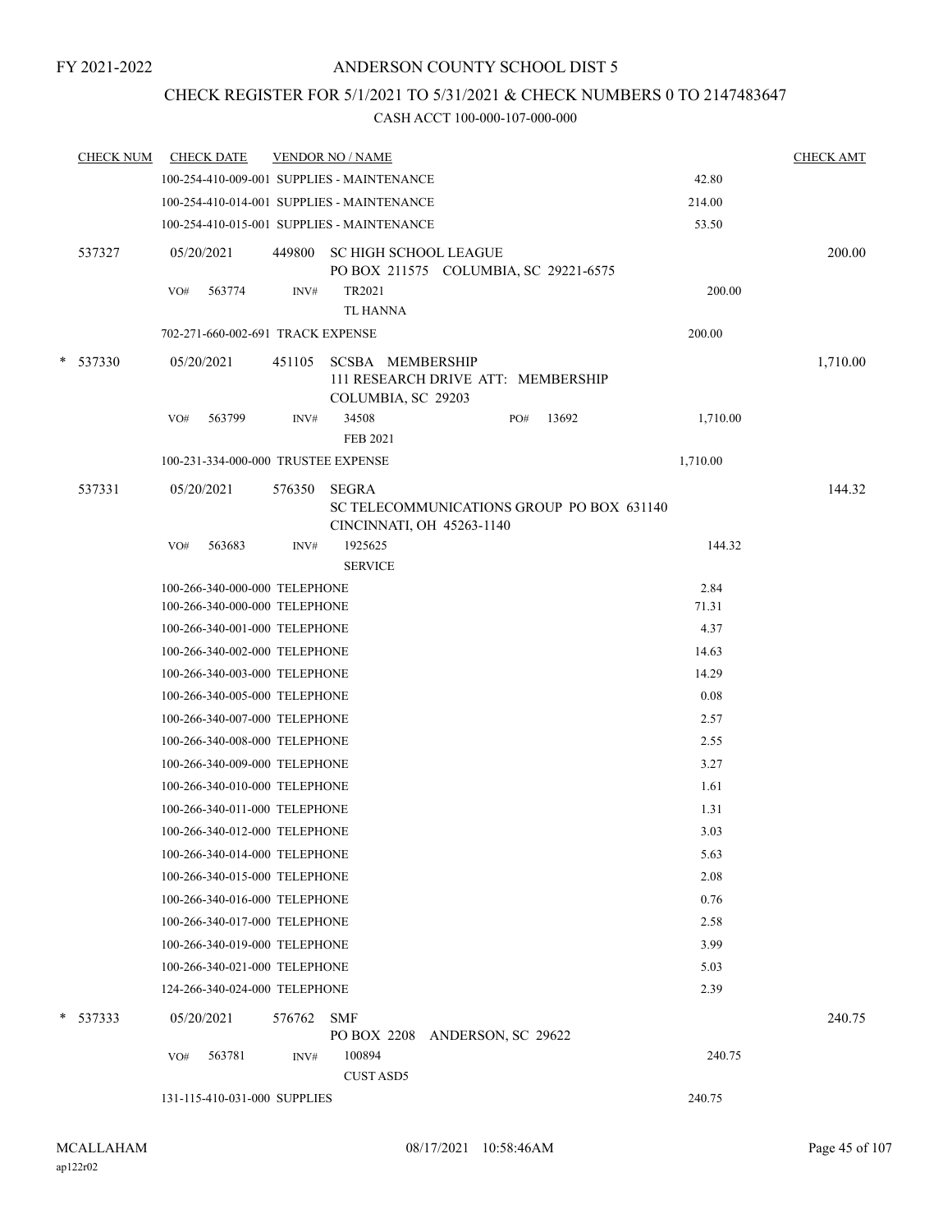FY 2021-2022

ANDERSON COUNTY SCHOOL DIST 5

CHECK REGISTER FOR 5/1/2021 TO 5/31/2021 & CHECK NUMBERS 0 TO 2147483647

CASH ACCT 100-000-107-000-000

| CHECK NUM | CHECK DATE | VENDOR NO / NAME | | CHECK AMT |
|---|---|---|---|---|
| | 100-254-410-009-001 SUPPLIES - MAINTENANCE | | 42.80 | |
| | 100-254-410-014-001 SUPPLIES - MAINTENANCE | | 214.00 | |
| | 100-254-410-015-001 SUPPLIES - MAINTENANCE | | 53.50 | |
| 537327 | 05/20/2021 | 449800 SC HIGH SCHOOL LEAGUE<br>PO BOX 211575 COLUMBIA, SC 29221-6575 | | 200.00 |
| | VO# 563774 | INV# TR2021<br>TL HANNA | 200.00 | |
| | 702-271-660-002-691 TRACK EXPENSE | | 200.00 | |
| * 537330 | 05/20/2021 | 451105 SCSBA MEMBERSHIP<br>111 RESEARCH DRIVE ATT: MEMBERSHIP<br>COLUMBIA, SC 29203 | | 1,710.00 |
| | VO# 563799 | INV# 34508 PO# 13692<br>FEB 2021 | 1,710.00 | |
| | 100-231-334-000-000 TRUSTEE EXPENSE | | 1,710.00 | |
| 537331 | 05/20/2021 | 576350 SEGRA<br>SC TELECOMMUNICATIONS GROUP PO BOX 631140<br>CINCINNATI, OH 45263-1140 | | 144.32 |
| | VO# 563683 | INV# 1925625<br>SERVICE | 144.32 | |
| | 100-266-340-000-000 TELEPHONE | | 2.84 | |
| | 100-266-340-000-000 TELEPHONE | | 71.31 | |
| | 100-266-340-001-000 TELEPHONE | | 4.37 | |
| | 100-266-340-002-000 TELEPHONE | | 14.63 | |
| | 100-266-340-003-000 TELEPHONE | | 14.29 | |
| | 100-266-340-005-000 TELEPHONE | | 0.08 | |
| | 100-266-340-007-000 TELEPHONE | | 2.57 | |
| | 100-266-340-008-000 TELEPHONE | | 2.55 | |
| | 100-266-340-009-000 TELEPHONE | | 3.27 | |
| | 100-266-340-010-000 TELEPHONE | | 1.61 | |
| | 100-266-340-011-000 TELEPHONE | | 1.31 | |
| | 100-266-340-012-000 TELEPHONE | | 3.03 | |
| | 100-266-340-014-000 TELEPHONE | | 5.63 | |
| | 100-266-340-015-000 TELEPHONE | | 2.08 | |
| | 100-266-340-016-000 TELEPHONE | | 0.76 | |
| | 100-266-340-017-000 TELEPHONE | | 2.58 | |
| | 100-266-340-019-000 TELEPHONE | | 3.99 | |
| | 100-266-340-021-000 TELEPHONE | | 5.03 | |
| | 124-266-340-024-000 TELEPHONE | | 2.39 | |
| * 537333 | 05/20/2021 | 576762 SMF<br>PO BOX 2208 ANDERSON, SC 29622 | | 240.75 |
| | VO# 563781 | INV# 100894<br>CUST ASD5 | 240.75 | |
| | 131-115-410-031-000 SUPPLIES | | 240.75 | |

MCALLAHAM
ap122r02

08/17/2021 10:58:46AM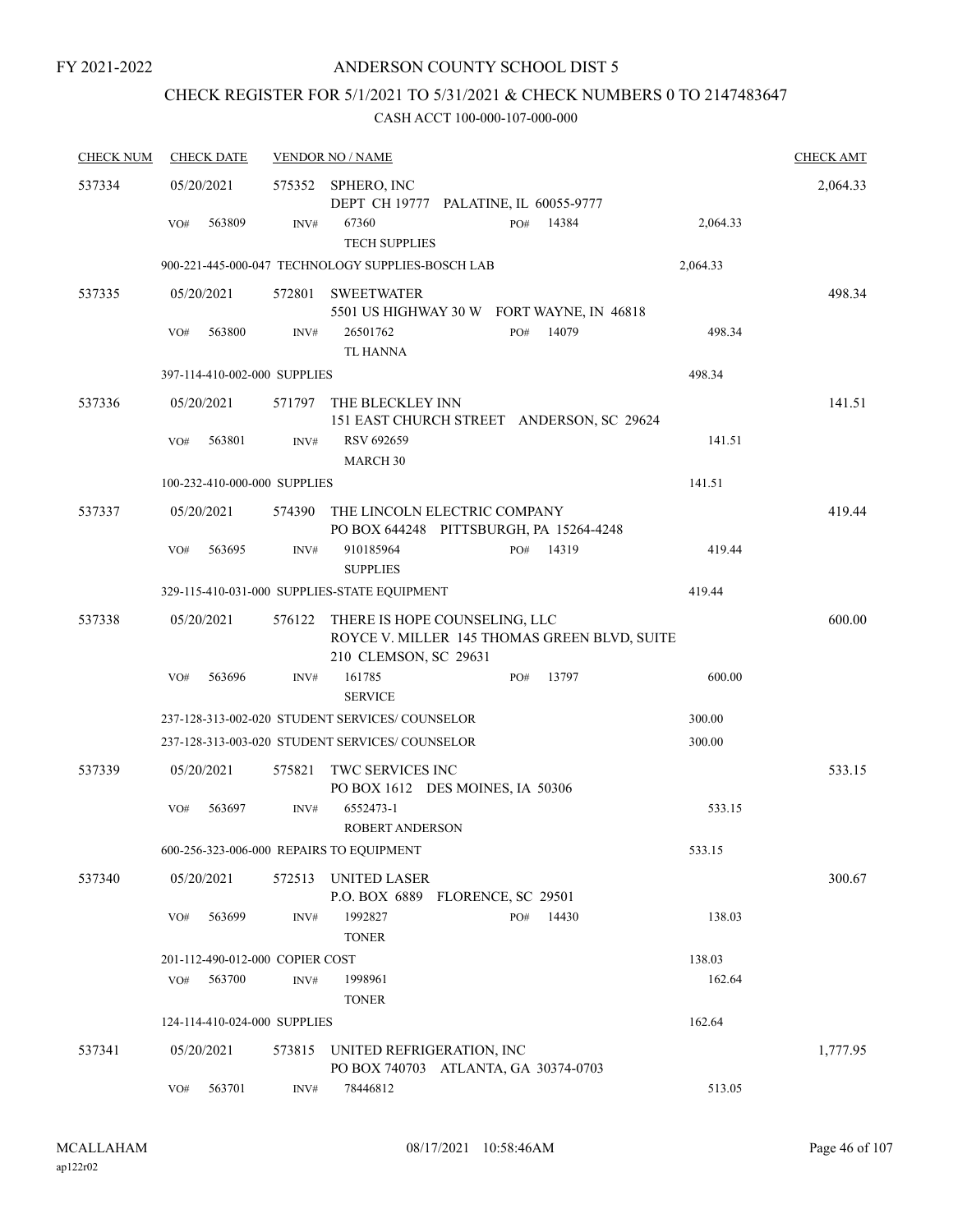FY 2021-2022

# ANDERSON COUNTY SCHOOL DIST 5

## CHECK REGISTER FOR 5/1/2021 TO 5/31/2021 & CHECK NUMBERS 0 TO 2147483647

CASH ACCT 100-000-107-000-000

| CHECK NUM | CHECK DATE | VENDOR NO / NAME | | | | CHECK AMT |
|---|---|---|---|---|---|---|
| 537334 | 05/20/2021 | 575352 SPHERO, INC<br>DEPT CH 19777 PALATINE, IL 60055-9777 | | | | 2,064.33 |
| | VO# 563809 | INV# 67360<br>TECH SUPPLIES | PO# 14384 | | 2,064.33 | |
| | 900-221-445-000-047 TECHNOLOGY SUPPLIES-BOSCH LAB | | | 2,064.33 | | |
| 537335 | 05/20/2021 | 572801 SWEETWATER<br>5501 US HIGHWAY 30 W FORT WAYNE, IN 46818 | | | | 498.34 |
| | VO# 563800 | INV# 26501762<br>TL HANNA | PO# 14079 | | 498.34 | |
| | 397-114-410-002-000 SUPPLIES | | | 498.34 | | |
| 537336 | 05/20/2021 | 571797 THE BLECKLEY INN<br>151 EAST CHURCH STREET ANDERSON, SC 29624 | | | | 141.51 |
| | VO# 563801 | INV# RSV 692659<br>MARCH 30 | | | 141.51 | |
| | 100-232-410-000-000 SUPPLIES | | | 141.51 | | |
| 537337 | 05/20/2021 | 574390 THE LINCOLN ELECTRIC COMPANY<br>PO BOX 644248 PITTSBURGH, PA 15264-4248 | | | | 419.44 |
| | VO# 563695 | INV# 910185964<br>SUPPLIES | PO# 14319 | | 419.44 | |
| | 329-115-410-031-000 SUPPLIES-STATE EQUIPMENT | | | 419.44 | | |
| 537338 | 05/20/2021 | 576122 THERE IS HOPE COUNSELING, LLC<br>ROYCE V. MILLER 145 THOMAS GREEN BLVD, SUITE 210 CLEMSON, SC 29631 | | | | 600.00 |
| | VO# 563696 | INV# 161785<br>SERVICE | PO# 13797 | | 600.00 | |
| | 237-128-313-002-020 STUDENT SERVICES/ COUNSELOR | | | 300.00 | | |
| | 237-128-313-003-020 STUDENT SERVICES/ COUNSELOR | | | 300.00 | | |
| 537339 | 05/20/2021 | 575821 TWC SERVICES INC<br>PO BOX 1612 DES MOINES, IA 50306 | | | | 533.15 |
| | VO# 563697 | INV# 6552473-1<br>ROBERT ANDERSON | | | 533.15 | |
| | 600-256-323-006-000 REPAIRS TO EQUIPMENT | | | 533.15 | | |
| 537340 | 05/20/2021 | 572513 UNITED LASER<br>P.O. BOX 6889 FLORENCE, SC 29501 | | | | 300.67 |
| | VO# 563699 | INV# 1992827<br>TONER | PO# 14430 | | 138.03 | |
| | 201-112-490-012-000 COPIER COST | | | 138.03 | | |
| | VO# 563700 | INV# 1998961<br>TONER | | | 162.64 | |
| | 124-114-410-024-000 SUPPLIES | | | 162.64 | | |
| 537341 | 05/20/2021 | 573815 UNITED REFRIGERATION, INC<br>PO BOX 740703 ATLANTA, GA 30374-0703 | | | | 1,777.95 |
| | VO# 563701 | INV# 78446812 | | | 513.05 | |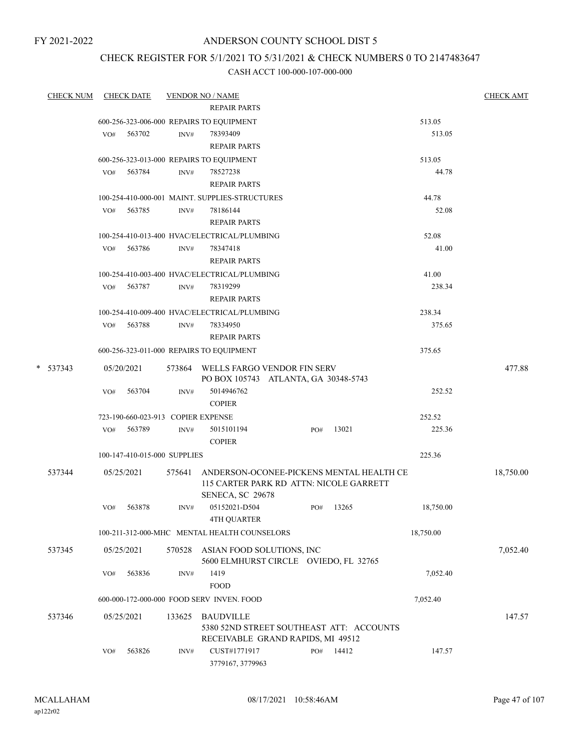FY 2021-2022

# ANDERSON COUNTY SCHOOL DIST 5

## CHECK REGISTER FOR 5/1/2021 TO 5/31/2021 & CHECK NUMBERS 0 TO 2147483647

### CASH ACCT 100-000-107-000-000

| CHECK NUM | CHECK DATE | VENDOR NO / NAME | | | CHECK AMT |
|---|---|---|---|---|---|
| | | REPAIR PARTS | | | |
| | 600-256-323-006-000 REPAIRS TO EQUIPMENT | | | 513.05 | |
| | VO# 563702 | INV# 78393409 | | 513.05 | |
| | | REPAIR PARTS | | | |
| | 600-256-323-013-000 REPAIRS TO EQUIPMENT | | | 513.05 | |
| | VO# 563784 | INV# 78527238 | | 44.78 | |
| | | REPAIR PARTS | | | |
| | 100-254-410-000-001 MAINT. SUPPLIES-STRUCTURES | | | 44.78 | |
| | VO# 563785 | INV# 78186144 | | 52.08 | |
| | | REPAIR PARTS | | | |
| | 100-254-410-013-400 HVAC/ELECTRICAL/PLUMBING | | | 52.08 | |
| | VO# 563786 | INV# 78347418 | | 41.00 | |
| | | REPAIR PARTS | | | |
| | 100-254-410-003-400 HVAC/ELECTRICAL/PLUMBING | | | 41.00 | |
| | VO# 563787 | INV# 78319299 | | 238.34 | |
| | | REPAIR PARTS | | | |
| | 100-254-410-009-400 HVAC/ELECTRICAL/PLUMBING | | | 238.34 | |
| | VO# 563788 | INV# 78334950 | | 375.65 | |
| | | REPAIR PARTS | | | |
| | 600-256-323-011-000 REPAIRS TO EQUIPMENT | | | 375.65 | |
| * 537343 | 05/20/2021 | 573864 WELLS FARGO VENDOR FIN SERV<br>PO BOX 105743 ATLANTA, GA 30348-5743 | | | 477.88 |
| | VO# 563704 | INV# 5014946762 | | 252.52 | |
| | | COPIER | | | |
| | 723-190-660-023-913 COPIER EXPENSE | | | 252.52 | |
| | VO# 563789 | INV# 5015101194 | PO# 13021 | 225.36 | |
| | | COPIER | | | |
| | 100-147-410-015-000 SUPPLIES | | | 225.36 | |
| 537344 | 05/25/2021 | 575641 ANDERSON-OCONEE-PICKENS MENTAL HEALTH CE<br>115 CARTER PARK RD ATTN: NICOLE GARRETT<br>SENECA, SC 29678 | | | 18,750.00 |
| | VO# 563878 | INV# 05152021-D504 | PO# 13265 | 18,750.00 | |
| | | 4TH QUARTER | | | |
| | 100-211-312-000-MHC MENTAL HEALTH COUNSELORS | | | 18,750.00 | |
| 537345 | 05/25/2021 | 570528 ASIAN FOOD SOLUTIONS, INC<br>5600 ELMHURST CIRCLE OVIEDO, FL 32765 | | | 7,052.40 |
| | VO# 563836 | INV# 1419 | | 7,052.40 | |
| | | FOOD | | | |
| | 600-000-172-000-000 FOOD SERV INVEN. FOOD | | | 7,052.40 | |
| 537346 | 05/25/2021 | 133625 BAUDVILLE<br>5380 52ND STREET SOUTHEAST ATT: ACCOUNTS<br>RECEIVABLE GRAND RAPIDS, MI 49512 | | | 147.57 |
| | VO# 563826 | INV# CUST#1771917 | PO# 14412 | 147.57 | |
| | | 3779167, 3779963 | | | |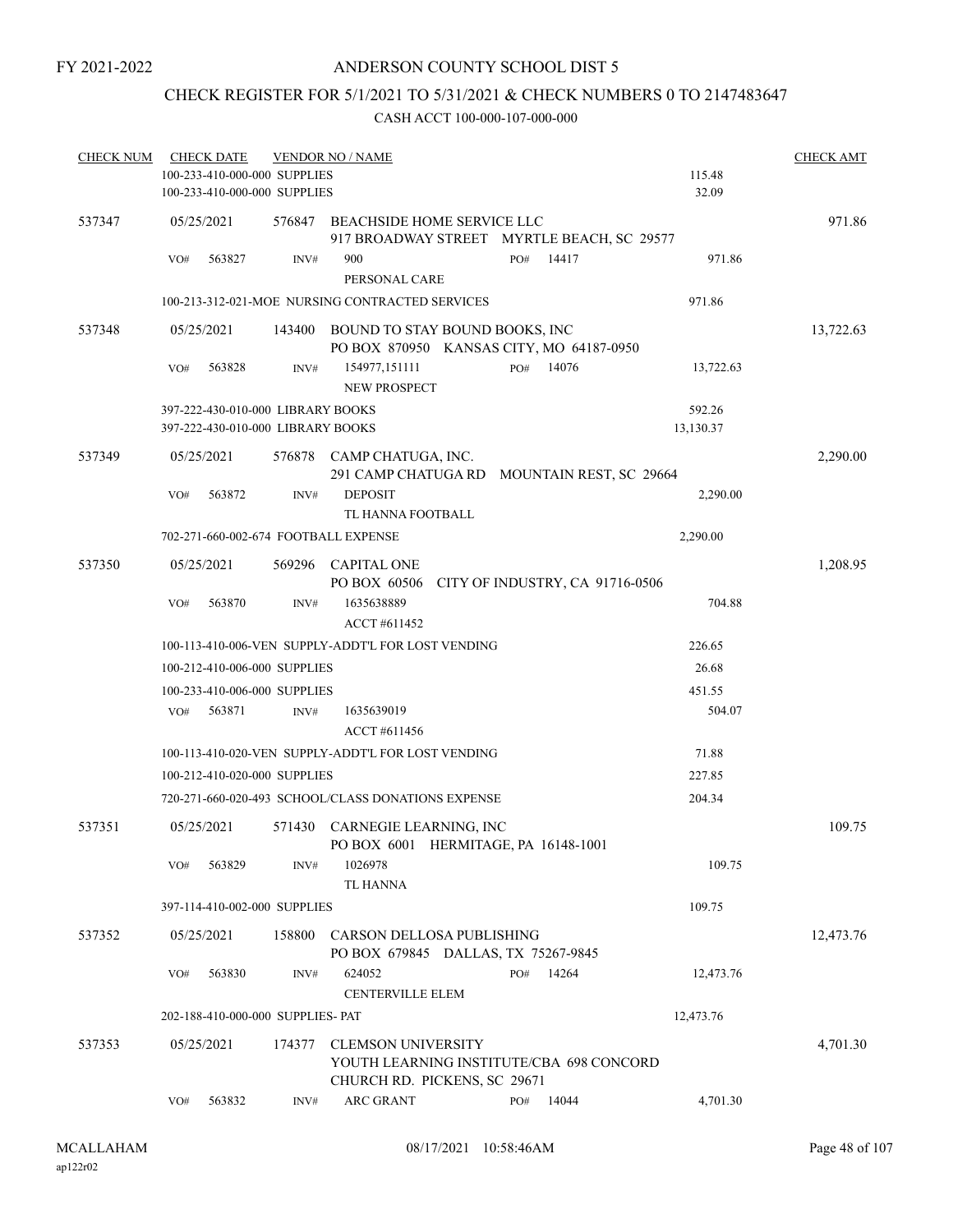FY 2021-2022

# ANDERSON COUNTY SCHOOL DIST 5

## CHECK REGISTER FOR 5/1/2021 TO 5/31/2021 & CHECK NUMBERS 0 TO 2147483647

### CASH ACCT 100-000-107-000-000

| CHECK NUM | CHECK DATE | VENDOR NO / NAME | | CHECK AMT |
|---|---|---|---|---|
| | 100-233-410-000-000 SUPPLIES | | 115.48 | |
| | 100-233-410-000-000 SUPPLIES | | 32.09 | |
| 537347 | 05/25/2021 | 576847 BEACHSIDE HOME SERVICE LLC<br>917 BROADWAY STREET MYRTLE BEACH, SC 29577 | | 971.86 |
| | VO# 563827 | INV# 900 PO# 14417<br>PERSONAL CARE | 971.86 | |
| | 100-213-312-021-MOE NURSING CONTRACTED SERVICES | | 971.86 | |
| 537348 | 05/25/2021 | 143400 BOUND TO STAY BOUND BOOKS, INC<br>PO BOX 870950 KANSAS CITY, MO 64187-0950 | | 13,722.63 |
| | VO# 563828 | INV# 154977,151111 PO# 14076<br>NEW PROSPECT | 13,722.63 | |
| | 397-222-430-010-000 LIBRARY BOOKS | | 592.26 | |
| | 397-222-430-010-000 LIBRARY BOOKS | | 13,130.37 | |
| 537349 | 05/25/2021 | 576878 CAMP CHATUGA, INC.<br>291 CAMP CHATUGA RD MOUNTAIN REST, SC 29664 | | 2,290.00 |
| | VO# 563872 | INV# DEPOSIT<br>TL HANNA FOOTBALL | 2,290.00 | |
| | 702-271-660-002-674 FOOTBALL EXPENSE | | 2,290.00 | |
| 537350 | 05/25/2021 | 569296 CAPITAL ONE<br>PO BOX 60506 CITY OF INDUSTRY, CA 91716-0506 | | 1,208.95 |
| | VO# 563870 | INV# 1635638889<br>ACCT #611452 | 704.88 | |
| | 100-113-410-006-VEN SUPPLY-ADDT'L FOR LOST VENDING | | 226.65 | |
| | 100-212-410-006-000 SUPPLIES | | 26.68 | |
| | 100-233-410-006-000 SUPPLIES | | 451.55 | |
| | VO# 563871 | INV# 1635639019<br>ACCT #611456 | 504.07 | |
| | 100-113-410-020-VEN SUPPLY-ADDT'L FOR LOST VENDING | | 71.88 | |
| | 100-212-410-020-000 SUPPLIES | | 227.85 | |
| | 720-271-660-020-493 SCHOOL/CLASS DONATIONS EXPENSE | | 204.34 | |
| 537351 | 05/25/2021 | 571430 CARNEGIE LEARNING, INC<br>PO BOX 6001 HERMITAGE, PA 16148-1001 | | 109.75 |
| | VO# 563829 | INV# 1026978<br>TL HANNA | 109.75 | |
| | 397-114-410-002-000 SUPPLIES | | 109.75 | |
| 537352 | 05/25/2021 | 158800 CARSON DELLOSA PUBLISHING<br>PO BOX 679845 DALLAS, TX 75267-9845 | | 12,473.76 |
| | VO# 563830 | INV# 624052 PO# 14264<br>CENTERVILLE ELEM | 12,473.76 | |
| | 202-188-410-000-000 SUPPLIES- PAT | | 12,473.76 | |
| 537353 | 05/25/2021 | 174377 CLEMSON UNIVERSITY<br>YOUTH LEARNING INSTITUTE/CBA 698 CONCORD<br>CHURCH RD. PICKENS, SC 29671 | | 4,701.30 |
| | VO# 563832 | INV# ARC GRANT PO# 14044 | 4,701.30 | |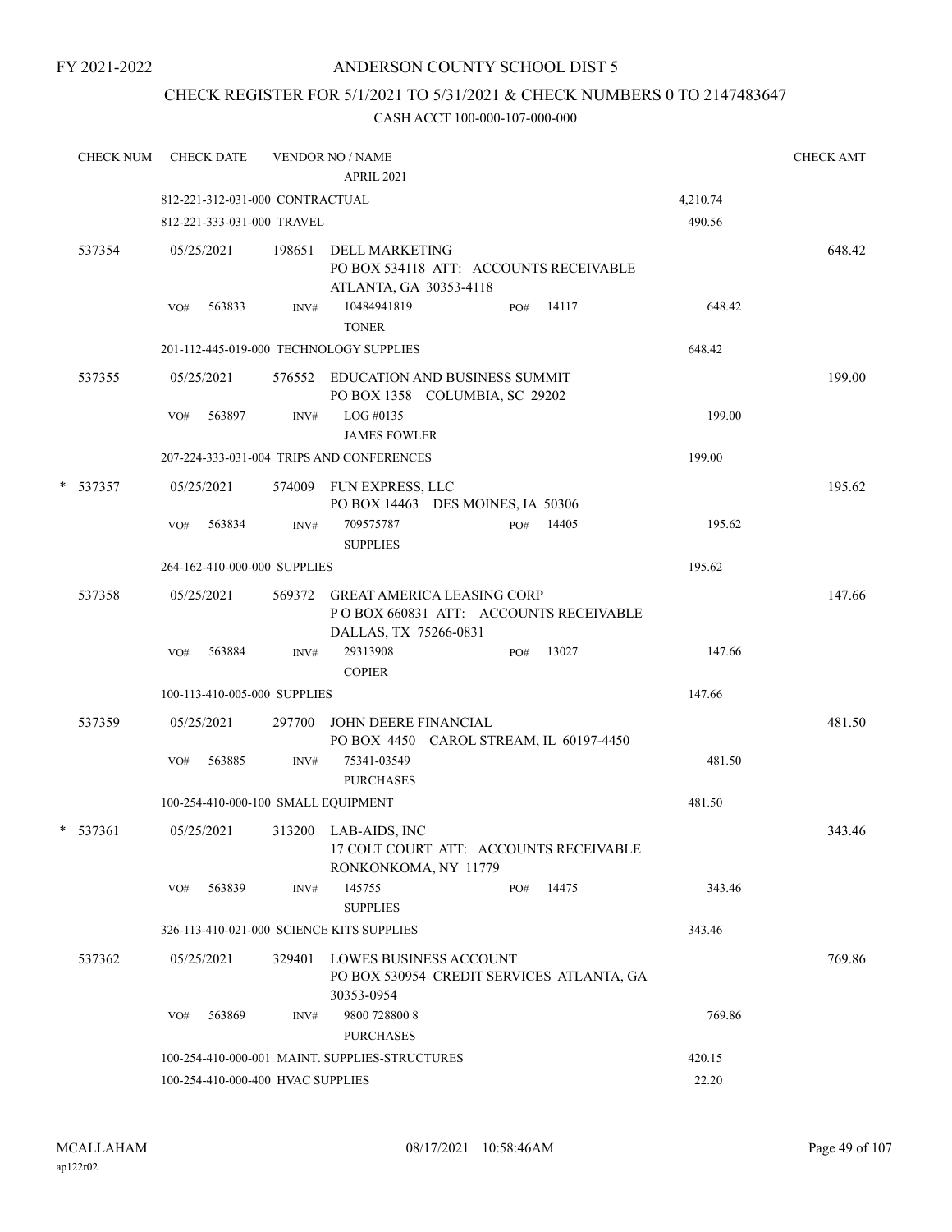FY 2021-2022

# ANDERSON COUNTY SCHOOL DIST 5

## CHECK REGISTER FOR 5/1/2021 TO 5/31/2021 & CHECK NUMBERS 0 TO 2147483647

### CASH ACCT 100-000-107-000-000

| CHECK NUM | CHECK DATE | VENDOR NO / NAME | | CHECK AMT |
|---|---|---|---|---|
| | | APRIL 2021 | | |
| | 812-221-312-031-000 CONTRACTUAL | | 4,210.74 | |
| | 812-221-333-031-000 TRAVEL | | 490.56 | |
| 537354 | 05/25/2021 | 198651 DELL MARKETING<br>PO BOX 534118 ATT: ACCOUNTS RECEIVABLE<br>ATLANTA, GA 30353-4118 | | 648.42 |
| | VO# 563833 | INV# 10484941819 PO# 14117<br>TONER | 648.42 | |
| | 201-112-445-019-000 TECHNOLOGY SUPPLIES | | 648.42 | |
| 537355 | 05/25/2021 | 576552 EDUCATION AND BUSINESS SUMMIT<br>PO BOX 1358 COLUMBIA, SC 29202 | | 199.00 |
| | VO# 563897 | INV# LOG #0135<br>JAMES FOWLER | 199.00 | |
| | 207-224-333-031-004 TRIPS AND CONFERENCES | | 199.00 | |
| * 537357 | 05/25/2021 | 574009 FUN EXPRESS, LLC<br>PO BOX 14463 DES MOINES, IA 50306 | | 195.62 |
| | VO# 563834 | INV# 709575787 PO# 14405<br>SUPPLIES | 195.62 | |
| | 264-162-410-000-000 SUPPLIES | | 195.62 | |
| 537358 | 05/25/2021 | 569372 GREAT AMERICA LEASING CORP<br>P O BOX 660831 ATT: ACCOUNTS RECEIVABLE<br>DALLAS, TX 75266-0831 | | 147.66 |
| | VO# 563884 | INV# 29313908 PO# 13027<br>COPIER | 147.66 | |
| | 100-113-410-005-000 SUPPLIES | | 147.66 | |
| 537359 | 05/25/2021 | 297700 JOHN DEERE FINANCIAL<br>PO BOX 4450 CAROL STREAM, IL 60197-4450 | | 481.50 |
| | VO# 563885 | INV# 75341-03549<br>PURCHASES | 481.50 | |
| | 100-254-410-000-100 SMALL EQUIPMENT | | 481.50 | |
| * 537361 | 05/25/2021 | 313200 LAB-AIDS, INC<br>17 COLT COURT ATT: ACCOUNTS RECEIVABLE<br>RONKONKOMA, NY 11779 | | 343.46 |
| | VO# 563839 | INV# 145755 PO# 14475<br>SUPPLIES | 343.46 | |
| | 326-113-410-021-000 SCIENCE KITS SUPPLIES | | 343.46 | |
| 537362 | 05/25/2021 | 329401 LOWES BUSINESS ACCOUNT<br>PO BOX 530954 CREDIT SERVICES ATLANTA, GA<br>30353-0954 | | 769.86 |
| | VO# 563869 | INV# 9800 728800 8<br>PURCHASES | 769.86 | |
| | 100-254-410-000-001 MAINT. SUPPLIES-STRUCTURES | | 420.15 | |
| | 100-254-410-000-400 HVAC SUPPLIES | | 22.20 | |

MCALLAHAM
ap122r02

08/17/2021 10:58:46AM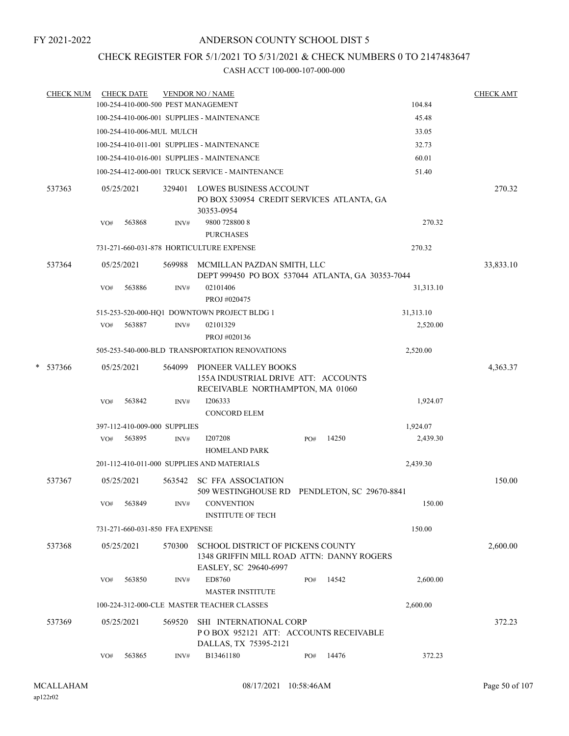FY 2021-2022

# ANDERSON COUNTY SCHOOL DIST 5

## CHECK REGISTER FOR 5/1/2021 TO 5/31/2021 & CHECK NUMBERS 0 TO 2147483647

CASH ACCT 100-000-107-000-000

| CHECK NUM | CHECK DATE | VENDOR NO / NAME | | CHECK AMT |
|---|---|---|---|---|
| | 100-254-410-000-500 PEST MANAGEMENT | | 104.84 | |
| | 100-254-410-006-001 SUPPLIES - MAINTENANCE | | 45.48 | |
| | 100-254-410-006-MUL MULCH | | 33.05 | |
| | 100-254-410-011-001 SUPPLIES - MAINTENANCE | | 32.73 | |
| | 100-254-410-016-001 SUPPLIES - MAINTENANCE | | 60.01 | |
| | 100-254-412-000-001 TRUCK SERVICE - MAINTENANCE | | 51.40 | |
| 537363 | 05/25/2021 | 329401 LOWES BUSINESS ACCOUNT<br>PO BOX 530954 CREDIT SERVICES ATLANTA, GA 30353-0954 | | 270.32 |
| | VO# 563868 | INV# 9800 728800 8<br>PURCHASES | 270.32 | |
| | 731-271-660-031-878 HORTICULTURE EXPENSE | | 270.32 | |
| 537364 | 05/25/2021 | 569988 MCMILLAN PAZDAN SMITH, LLC<br>DEPT 999450 PO BOX 537044 ATLANTA, GA 30353-7044 | | 33,833.10 |
| | VO# 563886 | INV# 02101406<br>PROJ #020475 | 31,313.10 | |
| | 515-253-520-000-HQ1 DOWNTOWN PROJECT BLDG 1 | | 31,313.10 | |
| | VO# 563887 | INV# 02101329<br>PROJ #020136 | 2,520.00 | |
| | 505-253-540-000-BLD TRANSPORTATION RENOVATIONS | | 2,520.00 | |
| * 537366 | 05/25/2021 | 564099 PIONEER VALLEY BOOKS<br>155A INDUSTRIAL DRIVE ATT: ACCOUNTS RECEIVABLE NORTHAMPTON, MA 01060 | | 4,363.37 |
| | VO# 563842 | INV# I206333<br>CONCORD ELEM | 1,924.07 | |
| | 397-112-410-009-000 SUPPLIES | | 1,924.07 | |
| | VO# 563895 | INV# I207208 PO# 14250<br>HOMELAND PARK | 2,439.30 | |
| | 201-112-410-011-000 SUPPLIES AND MATERIALS | | 2,439.30 | |
| 537367 | 05/25/2021 | 563542 SC FFA ASSOCIATION<br>509 WESTINGHOUSE RD PENDLETON, SC 29670-8841 | | 150.00 |
| | VO# 563849 | INV# CONVENTION<br>INSTITUTE OF TECH | 150.00 | |
| | 731-271-660-031-850 FFA EXPENSE | | 150.00 | |
| 537368 | 05/25/2021 | 570300 SCHOOL DISTRICT OF PICKENS COUNTY<br>1348 GRIFFIN MILL ROAD ATTN: DANNY ROGERS EASLEY, SC 29640-6997 | | 2,600.00 |
| | VO# 563850 | INV# ED8760 PO# 14542<br>MASTER INSTITUTE | 2,600.00 | |
| | 100-224-312-000-CLE MASTER TEACHER CLASSES | | 2,600.00 | |
| 537369 | 05/25/2021 | 569520 SHI INTERNATIONAL CORP<br>P O BOX 952121 ATT: ACCOUNTS RECEIVABLE DALLAS, TX 75395-2121 | | 372.23 |
| | VO# 563865 | INV# B13461180 PO# 14476 | 372.23 | |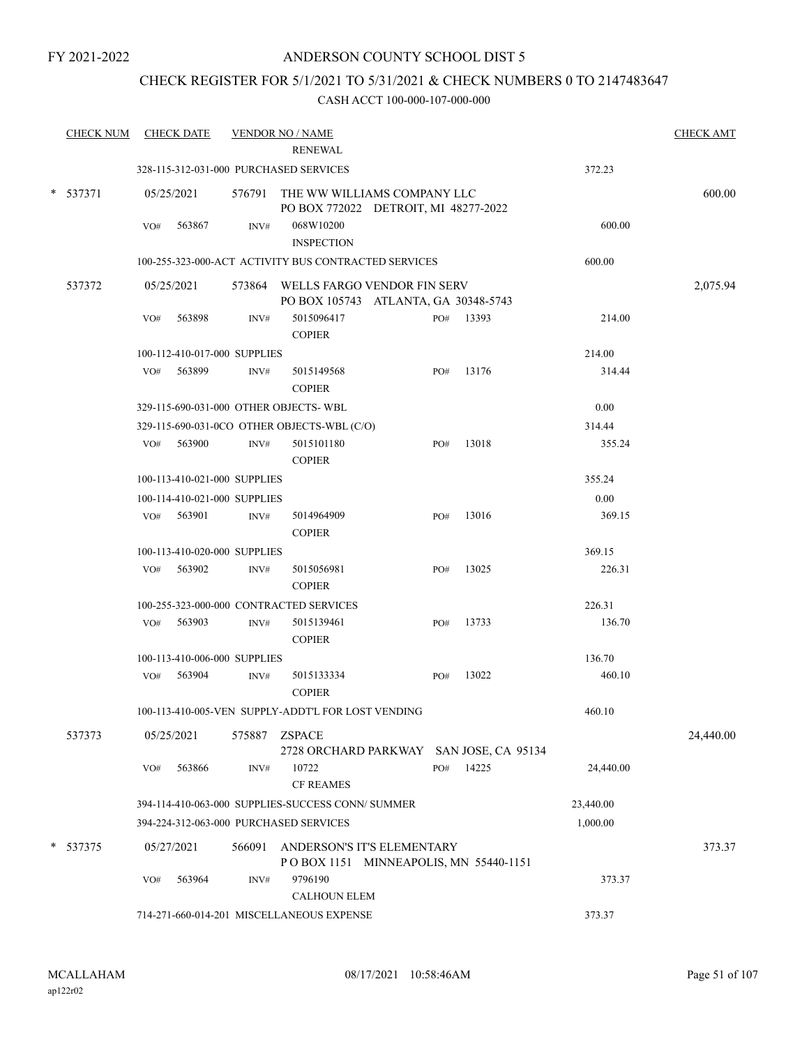FY 2021-2022

# ANDERSON COUNTY SCHOOL DIST 5

## CHECK REGISTER FOR 5/1/2021 TO 5/31/2021 & CHECK NUMBERS 0 TO 2147483647

### CASH ACCT 100-000-107-000-000

| CHECK NUM | CHECK DATE | VENDOR NO / NAME | | | CHECK AMT |
|---|---|---|---|---|---|
| | | RENEWAL | | | |
| | 328-115-312-031-000 PURCHASED SERVICES | | | 372.23 | |
| * 537371 | 05/25/2021 | 576791 THE WW WILLIAMS COMPANY LLC<br>PO BOX 772022 DETROIT, MI 48277-2022 | | | 600.00 |
| | VO# 563867 | INV# 068W10200<br>INSPECTION | | 600.00 | |
| | 100-255-323-000-ACT ACTIVITY BUS CONTRACTED SERVICES | | | 600.00 | |
| 537372 | 05/25/2021 | 573864 WELLS FARGO VENDOR FIN SERV<br>PO BOX 105743 ATLANTA, GA 30348-5743 | | | 2,075.94 |
| | VO# 563898 | INV# 5015096417<br>COPIER | PO# 13393 | 214.00 | |
| | 100-112-410-017-000 SUPPLIES | | | 214.00 | |
| | VO# 563899 | INV# 5015149568<br>COPIER | PO# 13176 | 314.44 | |
| | 329-115-690-031-000 OTHER OBJECTS- WBL | | | 0.00 | |
| | 329-115-690-031-0CO OTHER OBJECTS-WBL (C/O) | | | 314.44 | |
| | VO# 563900 | INV# 5015101180<br>COPIER | PO# 13018 | 355.24 | |
| | 100-113-410-021-000 SUPPLIES | | | 355.24 | |
| | 100-114-410-021-000 SUPPLIES | | | 0.00 | |
| | VO# 563901 | INV# 5014964909<br>COPIER | PO# 13016 | 369.15 | |
| | 100-113-410-020-000 SUPPLIES | | | 369.15 | |
| | VO# 563902 | INV# 5015056981<br>COPIER | PO# 13025 | 226.31 | |
| | 100-255-323-000-000 CONTRACTED SERVICES | | | 226.31 | |
| | VO# 563903 | INV# 5015139461<br>COPIER | PO# 13733 | 136.70 | |
| | 100-113-410-006-000 SUPPLIES | | | 136.70 | |
| | VO# 563904 | INV# 5015133334<br>COPIER | PO# 13022 | 460.10 | |
| | 100-113-410-005-VEN SUPPLY-ADDT'L FOR LOST VENDING | | | 460.10 | |
| 537373 | 05/25/2021 | 575887 ZSPACE<br>2728 ORCHARD PARKWAY SAN JOSE, CA 95134 | | | 24,440.00 |
| | VO# 563866 | INV# 10722<br>CF REAMES | PO# 14225 | 24,440.00 | |
| | 394-114-410-063-000 SUPPLIES-SUCCESS CONN/ SUMMER | | | 23,440.00 | |
| | 394-224-312-063-000 PURCHASED SERVICES | | | 1,000.00 | |
| * 537375 | 05/27/2021 | 566091 ANDERSON'S IT'S ELEMENTARY<br>P O BOX 1151 MINNEAPOLIS, MN 55440-1151 | | | 373.37 |
| | VO# 563964 | INV# 9796190<br>CALHOUN ELEM | | 373.37 | |
| | 714-271-660-014-201 MISCELLANEOUS EXPENSE | | | 373.37 | |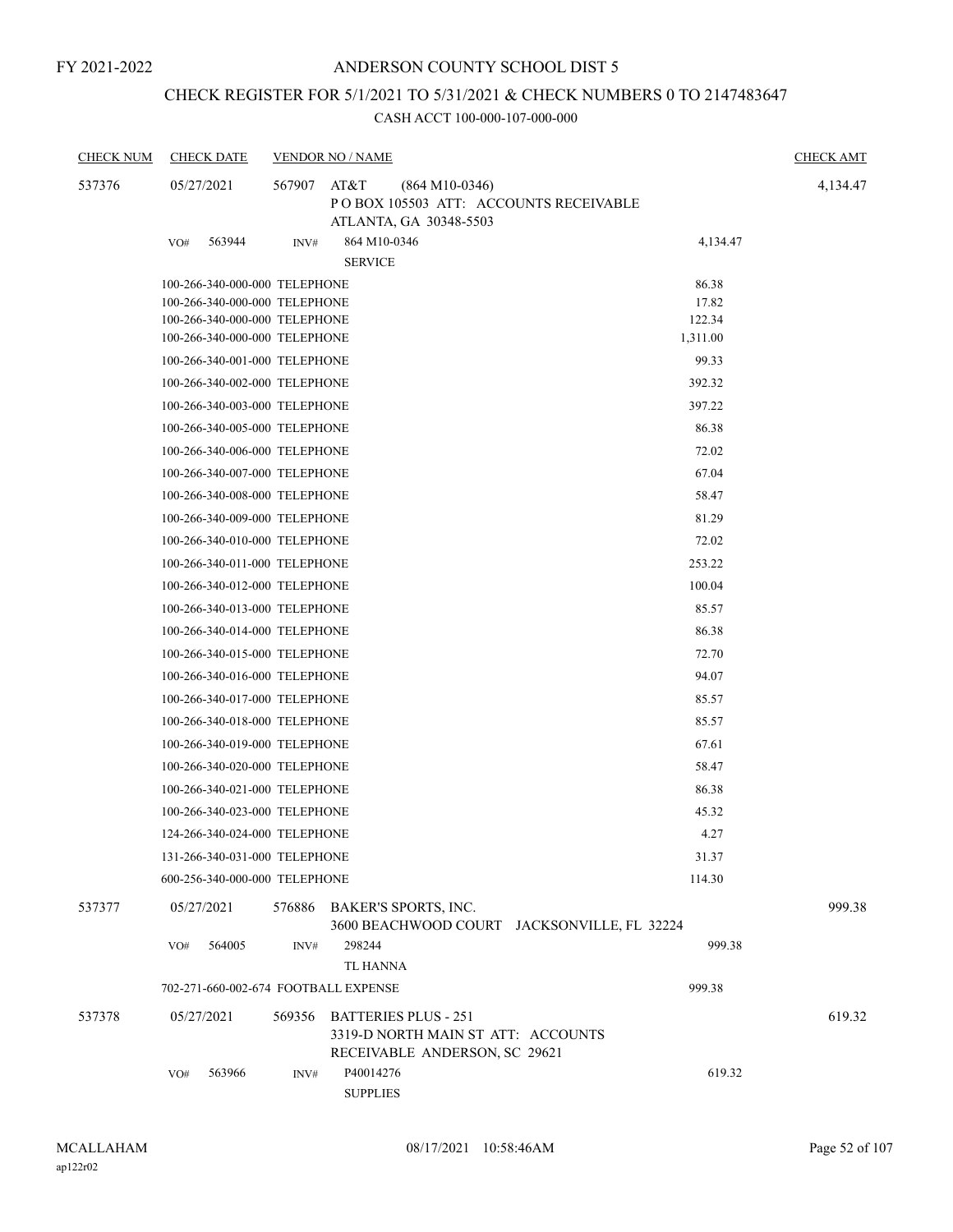FY 2021-2022

# ANDERSON COUNTY SCHOOL DIST 5

## CHECK REGISTER FOR 5/1/2021 TO 5/31/2021 & CHECK NUMBERS 0 TO 2147483647

### CASH ACCT 100-000-107-000-000

| CHECK NUM | CHECK DATE | VENDOR NO / NAME | | | CHECK AMT |
|---|---|---|---|---|---|
| 537376 | 05/27/2021 | 567907 | AT&T (864 M10-0346)<br>P O BOX 105503 ATT: ACCOUNTS RECEIVABLE<br>ATLANTA, GA 30348-5503 | | 4,134.47 |
| | VO# 563944 | INV# | 864 M10-0346<br>SERVICE | 4,134.47 | |
| | 100-266-340-000-000 TELEPHONE | | | 86.38 | |
| | 100-266-340-000-000 TELEPHONE | | | 17.82 | |
| | 100-266-340-000-000 TELEPHONE | | | 122.34 | |
| | 100-266-340-000-000 TELEPHONE | | | 1,311.00 | |
| | 100-266-340-001-000 TELEPHONE | | | 99.33 | |
| | 100-266-340-002-000 TELEPHONE | | | 392.32 | |
| | 100-266-340-003-000 TELEPHONE | | | 397.22 | |
| | 100-266-340-005-000 TELEPHONE | | | 86.38 | |
| | 100-266-340-006-000 TELEPHONE | | | 72.02 | |
| | 100-266-340-007-000 TELEPHONE | | | 67.04 | |
| | 100-266-340-008-000 TELEPHONE | | | 58.47 | |
| | 100-266-340-009-000 TELEPHONE | | | 81.29 | |
| | 100-266-340-010-000 TELEPHONE | | | 72.02 | |
| | 100-266-340-011-000 TELEPHONE | | | 253.22 | |
| | 100-266-340-012-000 TELEPHONE | | | 100.04 | |
| | 100-266-340-013-000 TELEPHONE | | | 85.57 | |
| | 100-266-340-014-000 TELEPHONE | | | 86.38 | |
| | 100-266-340-015-000 TELEPHONE | | | 72.70 | |
| | 100-266-340-016-000 TELEPHONE | | | 94.07 | |
| | 100-266-340-017-000 TELEPHONE | | | 85.57 | |
| | 100-266-340-018-000 TELEPHONE | | | 85.57 | |
| | 100-266-340-019-000 TELEPHONE | | | 67.61 | |
| | 100-266-340-020-000 TELEPHONE | | | 58.47 | |
| | 100-266-340-021-000 TELEPHONE | | | 86.38 | |
| | 100-266-340-023-000 TELEPHONE | | | 45.32 | |
| | 124-266-340-024-000 TELEPHONE | | | 4.27 | |
| | 131-266-340-031-000 TELEPHONE | | | 31.37 | |
| | 600-256-340-000-000 TELEPHONE | | | 114.30 | |
| 537377 | 05/27/2021 | 576886 | BAKER'S SPORTS, INC.<br>3600 BEACHWOOD COURT JACKSONVILLE, FL 32224 | | 999.38 |
| | VO# 564005 | INV# | 298244<br>TL HANNA | 999.38 | |
| | 702-271-660-002-674 FOOTBALL EXPENSE | | | 999.38 | |
| 537378 | 05/27/2021 | 569356 | BATTERIES PLUS - 251<br>3319-D NORTH MAIN ST ATT: ACCOUNTS<br>RECEIVABLE ANDERSON, SC 29621 | | 619.32 |
| | VO# 563966 | INV# | P40014276<br>SUPPLIES | 619.32 | |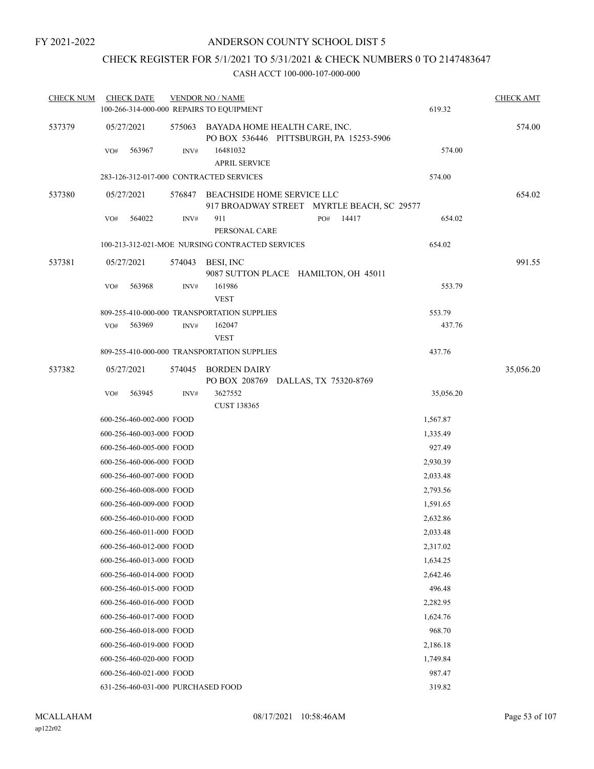FY 2021-2022

# ANDERSON COUNTY SCHOOL DIST 5

## CHECK REGISTER FOR 5/1/2021 TO 5/31/2021 & CHECK NUMBERS 0 TO 2147483647

### CASH ACCT 100-000-107-000-000

| CHECK NUM | CHECK DATE | VENDOR NO / NAME | | CHECK AMT |
|---|---|---|---|---|
| | | 100-266-314-000-000 REPAIRS TO EQUIPMENT | 619.32 | |
| 537379 | 05/27/2021 | 575063 BAYADA HOME HEALTH CARE, INC.<br>PO BOX 536446 PITTSBURGH, PA 15253-5906 | | 574.00 |
| | VO# 563967 | INV# 16481032<br>APRIL SERVICE | 574.00 | |
| | | 283-126-312-017-000 CONTRACTED SERVICES | 574.00 | |
| 537380 | 05/27/2021 | 576847 BEACHSIDE HOME SERVICE LLC<br>917 BROADWAY STREET MYRTLE BEACH, SC 29577 | | 654.02 |
| | VO# 564022 | INV# 911 PO# 14417<br>PERSONAL CARE | 654.02 | |
| | | 100-213-312-021-MOE NURSING CONTRACTED SERVICES | 654.02 | |
| 537381 | 05/27/2021 | 574043 BESI, INC<br>9087 SUTTON PLACE HAMILTON, OH 45011 | | 991.55 |
| | VO# 563968 | INV# 161986<br>VEST | 553.79 | |
| | | 809-255-410-000-000 TRANSPORTATION SUPPLIES | 553.79 | |
| | VO# 563969 | INV# 162047<br>VEST | 437.76 | |
| | | 809-255-410-000-000 TRANSPORTATION SUPPLIES | 437.76 | |
| 537382 | 05/27/2021 | 574045 BORDEN DAIRY<br>PO BOX 208769 DALLAS, TX 75320-8769 | | 35,056.20 |
| | VO# 563945 | INV# 3627552<br>CUST 138365 | 35,056.20 | |
| | | 600-256-460-002-000 FOOD | 1,567.87 | |
| | | 600-256-460-003-000 FOOD | 1,335.49 | |
| | | 600-256-460-005-000 FOOD | 927.49 | |
| | | 600-256-460-006-000 FOOD | 2,930.39 | |
| | | 600-256-460-007-000 FOOD | 2,033.48 | |
| | | 600-256-460-008-000 FOOD | 2,793.56 | |
| | | 600-256-460-009-000 FOOD | 1,591.65 | |
| | | 600-256-460-010-000 FOOD | 2,632.86 | |
| | | 600-256-460-011-000 FOOD | 2,033.48 | |
| | | 600-256-460-012-000 FOOD | 2,317.02 | |
| | | 600-256-460-013-000 FOOD | 1,634.25 | |
| | | 600-256-460-014-000 FOOD | 2,642.46 | |
| | | 600-256-460-015-000 FOOD | 496.48 | |
| | | 600-256-460-016-000 FOOD | 2,282.95 | |
| | | 600-256-460-017-000 FOOD | 1,624.76 | |
| | | 600-256-460-018-000 FOOD | 968.70 | |
| | | 600-256-460-019-000 FOOD | 2,186.18 | |
| | | 600-256-460-020-000 FOOD | 1,749.84 | |
| | | 600-256-460-021-000 FOOD | 987.47 | |
| | | 631-256-460-031-000 PURCHASED FOOD | 319.82 | |

MCALLAHAM
ap122r02
08/17/2021 10:58:46AM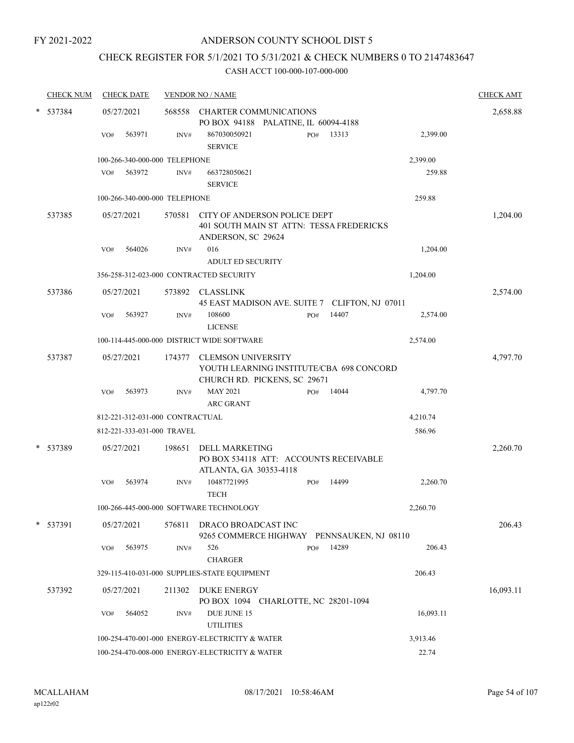FY 2021-2022

# ANDERSON COUNTY SCHOOL DIST 5

## CHECK REGISTER FOR 5/1/2021 TO 5/31/2021 & CHECK NUMBERS 0 TO 2147483647

### CASH ACCT 100-000-107-000-000

| CHECK NUM | CHECK DATE | VENDOR NO / NAME | | | | CHECK AMT |
|---|---|---|---|---|---|---|
| * 537384 | 05/27/2021 | 568558 CHARTER COMMUNICATIONS<br>PO BOX 94188 PALATINE, IL 60094-4188 | | | | 2,658.88 |
| | VO# 563971 | INV# 867030050921<br>SERVICE | PO# 13313 | | 2,399.00 | |
| | 100-266-340-000-000 TELEPHONE | | | | 2,399.00 | |
| | VO# 563972 | INV# 663728050621<br>SERVICE | | | 259.88 | |
| | 100-266-340-000-000 TELEPHONE | | | | 259.88 | |
| 537385 | 05/27/2021 | 570581 CITY OF ANDERSON POLICE DEPT<br>401 SOUTH MAIN ST ATTN: TESSA FREDERICKS<br>ANDERSON, SC 29624 | | | | 1,204.00 |
| | VO# 564026 | INV# 016<br>ADULT ED SECURITY | | | 1,204.00 | |
| | 356-258-312-023-000 CONTRACTED SECURITY | | | | 1,204.00 | |
| 537386 | 05/27/2021 | 573892 CLASSLINK<br>45 EAST MADISON AVE. SUITE 7 CLIFTON, NJ 07011 | | | | 2,574.00 |
| | VO# 563927 | INV# 108600<br>LICENSE | PO# 14407 | | 2,574.00 | |
| | 100-114-445-000-000 DISTRICT WIDE SOFTWARE | | | | 2,574.00 | |
| 537387 | 05/27/2021 | 174377 CLEMSON UNIVERSITY<br>YOUTH LEARNING INSTITUTE/CBA 698 CONCORD<br>CHURCH RD. PICKENS, SC 29671 | | | | 4,797.70 |
| | VO# 563973 | INV# MAY 2021<br>ARC GRANT | PO# 14044 | | 4,797.70 | |
| | 812-221-312-031-000 CONTRACTUAL | | | | 4,210.74 | |
| | 812-221-333-031-000 TRAVEL | | | | 586.96 | |
| * 537389 | 05/27/2021 | 198651 DELL MARKETING<br>PO BOX 534118 ATT: ACCOUNTS RECEIVABLE<br>ATLANTA, GA 30353-4118 | | | | 2,260.70 |
| | VO# 563974 | INV# 10487721995<br>TECH | PO# 14499 | | 2,260.70 | |
| | 100-266-445-000-000 SOFTWARE TECHNOLOGY | | | | 2,260.70 | |
| * 537391 | 05/27/2021 | 576811 DRACO BROADCAST INC<br>9265 COMMERCE HIGHWAY PENNSAUKEN, NJ 08110 | | | | 206.43 |
| | VO# 563975 | INV# 526<br>CHARGER | PO# 14289 | | 206.43 | |
| | 329-115-410-031-000 SUPPLIES-STATE EQUIPMENT | | | | 206.43 | |
| 537392 | 05/27/2021 | 211302 DUKE ENERGY<br>PO BOX 1094 CHARLOTTE, NC 28201-1094 | | | | 16,093.11 |
| | VO# 564052 | INV# DUE JUNE 15<br>UTILITIES | | | 16,093.11 | |
| | 100-254-470-001-000 ENERGY-ELECTRICITY & WATER | | | | 3,913.46 | |
| | 100-254-470-008-000 ENERGY-ELECTRICITY & WATER | | | | 22.74 | |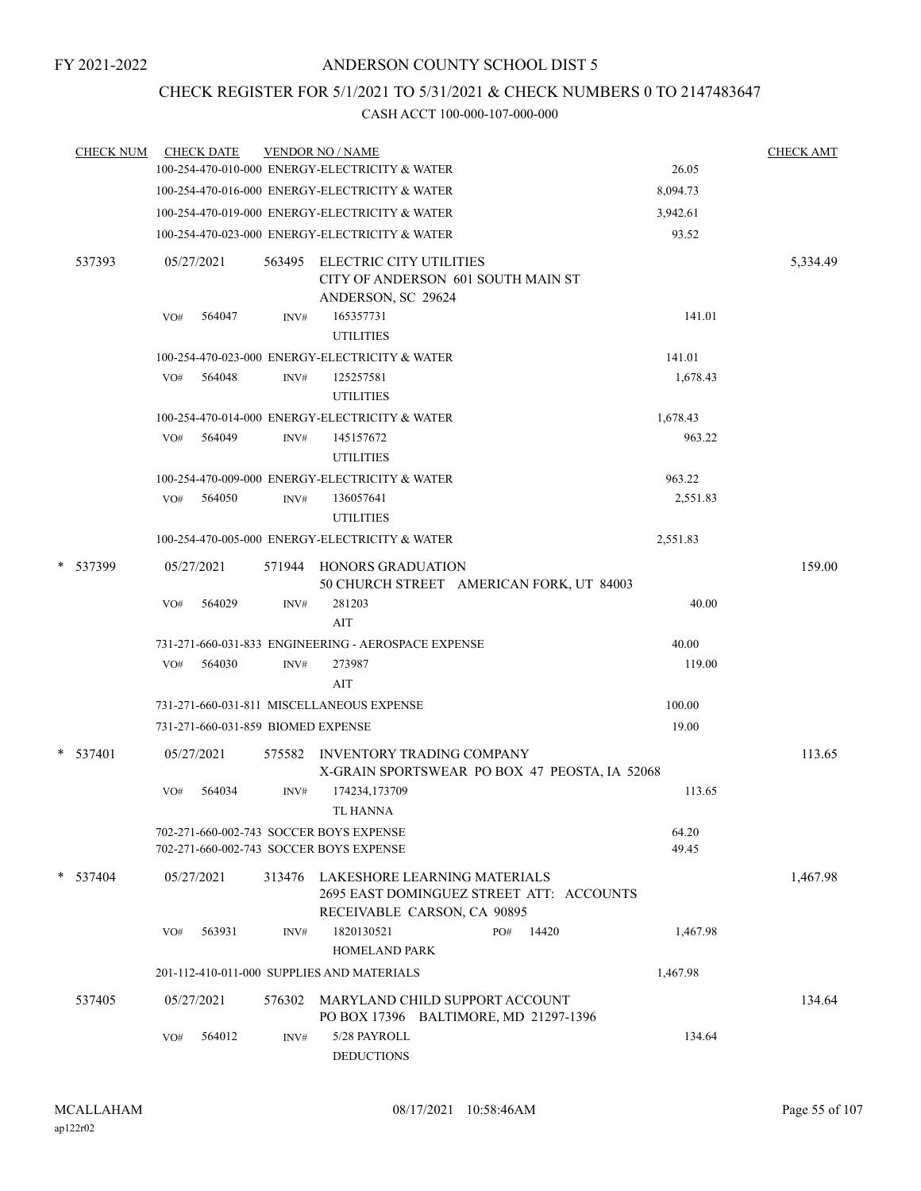FY 2021-2022

# ANDERSON COUNTY SCHOOL DIST 5

## CHECK REGISTER FOR 5/1/2021 TO 5/31/2021 & CHECK NUMBERS 0 TO 2147483647

### CASH ACCT 100-000-107-000-000

| CHECK NUM | CHECK DATE | VENDOR NO / NAME | | CHECK AMT |
|---|---|---|---|---|
| | | 100-254-470-010-000 ENERGY-ELECTRICITY & WATER | 26.05 | |
| | | 100-254-470-016-000 ENERGY-ELECTRICITY & WATER | 8,094.73 | |
| | | 100-254-470-019-000 ENERGY-ELECTRICITY & WATER | 3,942.61 | |
| | | 100-254-470-023-000 ENERGY-ELECTRICITY & WATER | 93.52 | |
| 537393 | 05/27/2021 | 563495 ELECTRIC CITY UTILITIES<br>CITY OF ANDERSON 601 SOUTH MAIN ST<br>ANDERSON, SC 29624 | | 5,334.49 |
| | VO# 564047 | INV# 165357731<br>UTILITIES | 141.01 | |
| | | 100-254-470-023-000 ENERGY-ELECTRICITY & WATER | 141.01 | |
| | VO# 564048 | INV# 125257581<br>UTILITIES | 1,678.43 | |
| | | 100-254-470-014-000 ENERGY-ELECTRICITY & WATER | 1,678.43 | |
| | VO# 564049 | INV# 145157672<br>UTILITIES | 963.22 | |
| | | 100-254-470-009-000 ENERGY-ELECTRICITY & WATER | 963.22 | |
| | VO# 564050 | INV# 136057641<br>UTILITIES | 2,551.83 | |
| | | 100-254-470-005-000 ENERGY-ELECTRICITY & WATER | 2,551.83 | |
| * 537399 | 05/27/2021 | 571944 HONORS GRADUATION<br>50 CHURCH STREET AMERICAN FORK, UT 84003 | | 159.00 |
| | VO# 564029 | INV# 281203<br>AIT | 40.00 | |
| | | 731-271-660-031-833 ENGINEERING - AEROSPACE EXPENSE | 40.00 | |
| | VO# 564030 | INV# 273987<br>AIT | 119.00 | |
| | | 731-271-660-031-811 MISCELLANEOUS EXPENSE | 100.00 | |
| | | 731-271-660-031-859 BIOMED EXPENSE | 19.00 | |
| * 537401 | 05/27/2021 | 575582 INVENTORY TRADING COMPANY<br>X-GRAIN SPORTSWEAR PO BOX 47 PEOSTA, IA 52068 | | 113.65 |
| | VO# 564034 | INV# 174234,173709<br>TL HANNA | 113.65 | |
| | | 702-271-660-002-743 SOCCER BOYS EXPENSE | 64.20 | |
| | | 702-271-660-002-743 SOCCER BOYS EXPENSE | 49.45 | |
| * 537404 | 05/27/2021 | 313476 LAKESHORE LEARNING MATERIALS<br>2695 EAST DOMINGUEZ STREET ATT: ACCOUNTS<br>RECEIVABLE CARSON, CA 90895 | | 1,467.98 |
| | VO# 563931 | INV# 1820130521 PO# 14420<br>HOMELAND PARK | 1,467.98 | |
| | | 201-112-410-011-000 SUPPLIES AND MATERIALS | 1,467.98 | |
| 537405 | 05/27/2021 | 576302 MARYLAND CHILD SUPPORT ACCOUNT<br>PO BOX 17396 BALTIMORE, MD 21297-1396 | | 134.64 |
| | VO# 564012 | INV# 5/28 PAYROLL<br>DEDUCTIONS | 134.64 | |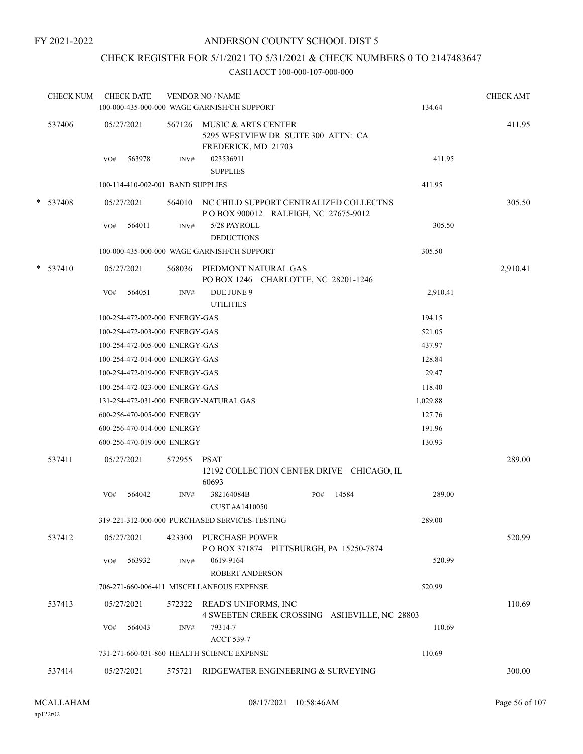FY 2021-2022

# ANDERSON COUNTY SCHOOL DIST 5

## CHECK REGISTER FOR 5/1/2021 TO 5/31/2021 & CHECK NUMBERS 0 TO 2147483647

### CASH ACCT 100-000-107-000-000

| CHECK NUM | CHECK DATE | VENDOR NO / NAME | | CHECK AMT |
|---|---|---|---|---|
| | | 100-000-435-000-000 WAGE GARNISH/CH SUPPORT | 134.64 | |
| 537406 | 05/27/2021 | 567126 MUSIC & ARTS CENTER<br>5295 WESTVIEW DR SUITE 300 ATTN: CA<br>FREDERICK, MD 21703 | | 411.95 |
| | VO# 563978 | INV# 023536911<br>SUPPLIES | 411.95 | |
| | | 100-114-410-002-001 BAND SUPPLIES | 411.95 | |
| * 537408 | 05/27/2021 | 564010 NC CHILD SUPPORT CENTRALIZED COLLECTNS<br>P O BOX 900012 RALEIGH, NC 27675-9012 | | 305.50 |
| | VO# 564011 | INV# 5/28 PAYROLL<br>DEDUCTIONS | 305.50 | |
| | | 100-000-435-000-000 WAGE GARNISH/CH SUPPORT | 305.50 | |
| * 537410 | 05/27/2021 | 568036 PIEDMONT NATURAL GAS<br>PO BOX 1246 CHARLOTTE, NC 28201-1246 | | 2,910.41 |
| | VO# 564051 | INV# DUE JUNE 9<br>UTILITIES | 2,910.41 | |
| | | 100-254-472-002-000 ENERGY-GAS | 194.15 | |
| | | 100-254-472-003-000 ENERGY-GAS | 521.05 | |
| | | 100-254-472-005-000 ENERGY-GAS | 437.97 | |
| | | 100-254-472-014-000 ENERGY-GAS | 128.84 | |
| | | 100-254-472-019-000 ENERGY-GAS | 29.47 | |
| | | 100-254-472-023-000 ENERGY-GAS | 118.40 | |
| | | 131-254-472-031-000 ENERGY-NATURAL GAS | 1,029.88 | |
| | | 600-256-470-005-000 ENERGY | 127.76 | |
| | | 600-256-470-014-000 ENERGY | 191.96 | |
| | | 600-256-470-019-000 ENERGY | 130.93 | |
| 537411 | 05/27/2021 | 572955 PSAT<br>12192 COLLECTION CENTER DRIVE CHICAGO, IL 60693 | | 289.00 |
| | VO# 564042 | INV# 382164084B PO# 14584<br>CUST #A1410050 | 289.00 | |
| | | 319-221-312-000-000 PURCHASED SERVICES-TESTING | 289.00 | |
| 537412 | 05/27/2021 | 423300 PURCHASE POWER<br>P O BOX 371874 PITTSBURGH, PA 15250-7874 | | 520.99 |
| | VO# 563932 | INV# 0619-9164<br>ROBERT ANDERSON | 520.99 | |
| | | 706-271-660-006-411 MISCELLANEOUS EXPENSE | 520.99 | |
| 537413 | 05/27/2021 | 572322 READ'S UNIFORMS, INC<br>4 SWEETEN CREEK CROSSING ASHEVILLE, NC 28803 | | 110.69 |
| | VO# 564043 | INV# 79314-7<br>ACCT 539-7 | 110.69 | |
| | | 731-271-660-031-860 HEALTH SCIENCE EXPENSE | 110.69 | |
| 537414 | 05/27/2021 | 575721 RIDGEWATER ENGINEERING & SURVEYING | | 300.00 |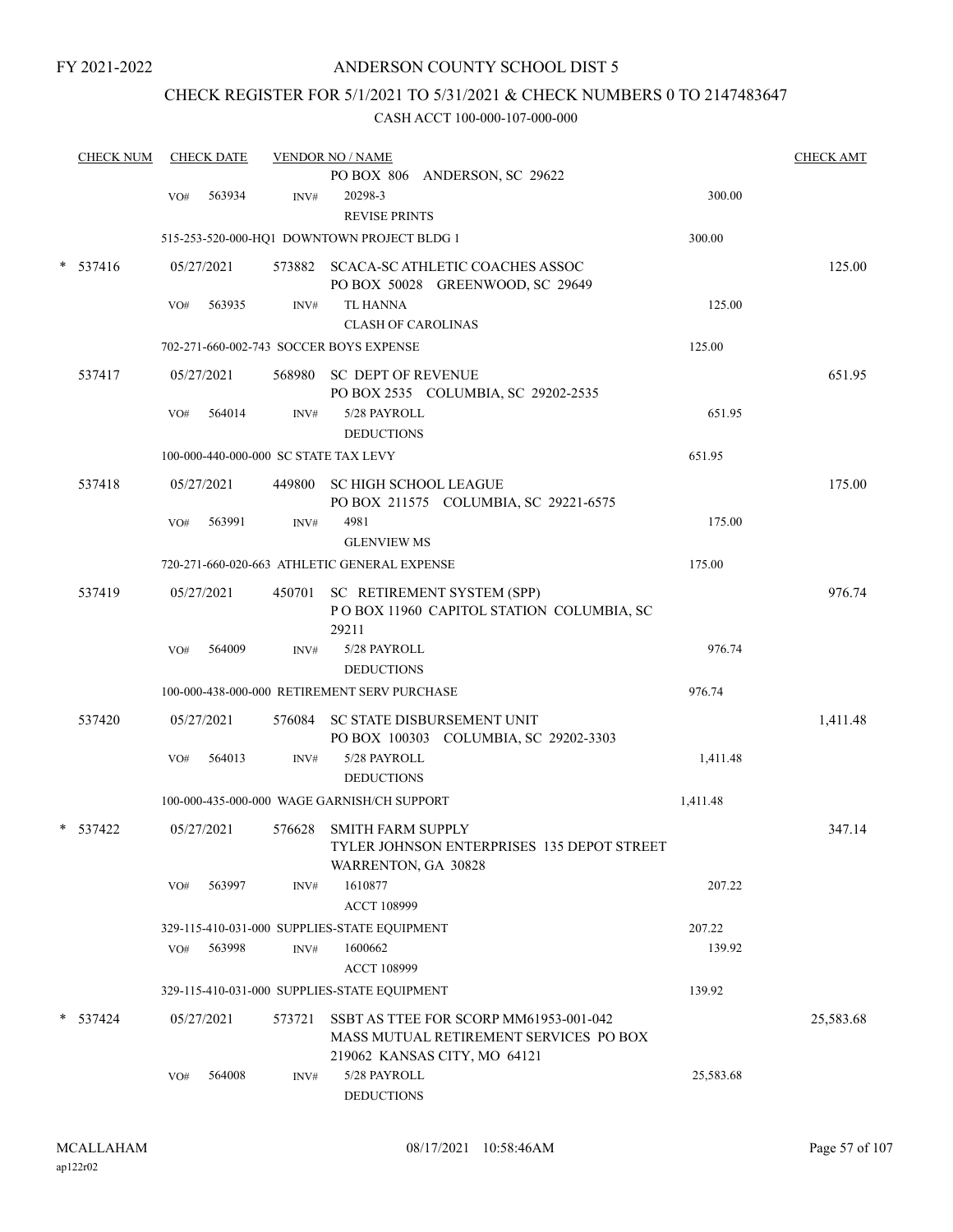FY 2021-2022

# ANDERSON COUNTY SCHOOL DIST 5

## CHECK REGISTER FOR 5/1/2021 TO 5/31/2021 & CHECK NUMBERS 0 TO 2147483647

### CASH ACCT 100-000-107-000-000

| CHECK NUM | CHECK DATE | VENDOR NO / NAME | | CHECK AMT |
|---|---|---|---|---|
| | | PO BOX 806 ANDERSON, SC 29622 | | |
| | VO# 563934 | INV# 20298-3 REVISE PRINTS | 300.00 | |
| | | 515-253-520-000-HQ1 DOWNTOWN PROJECT BLDG 1 | 300.00 | |
| * 537416 | 05/27/2021 | 573882 SCACA-SC ATHLETIC COACHES ASSOC PO BOX 50028 GREENWOOD, SC 29649 | | 125.00 |
| | VO# 563935 | INV# TL HANNA CLASH OF CAROLINAS | 125.00 | |
| | | 702-271-660-002-743 SOCCER BOYS EXPENSE | 125.00 | |
| 537417 | 05/27/2021 | 568980 SC DEPT OF REVENUE PO BOX 2535 COLUMBIA, SC 29202-2535 | | 651.95 |
| | VO# 564014 | INV# 5/28 PAYROLL DEDUCTIONS | 651.95 | |
| | | 100-000-440-000-000 SC STATE TAX LEVY | 651.95 | |
| 537418 | 05/27/2021 | 449800 SC HIGH SCHOOL LEAGUE PO BOX 211575 COLUMBIA, SC 29221-6575 | | 175.00 |
| | VO# 563991 | INV# 4981 GLENVIEW MS | 175.00 | |
| | | 720-271-660-020-663 ATHLETIC GENERAL EXPENSE | 175.00 | |
| 537419 | 05/27/2021 | 450701 SC RETIREMENT SYSTEM (SPP) P O BOX 11960 CAPITOL STATION COLUMBIA, SC 29211 | | 976.74 |
| | VO# 564009 | INV# 5/28 PAYROLL DEDUCTIONS | 976.74 | |
| | | 100-000-438-000-000 RETIREMENT SERV PURCHASE | 976.74 | |
| 537420 | 05/27/2021 | 576084 SC STATE DISBURSEMENT UNIT PO BOX 100303 COLUMBIA, SC 29202-3303 | | 1,411.48 |
| | VO# 564013 | INV# 5/28 PAYROLL DEDUCTIONS | 1,411.48 | |
| | | 100-000-435-000-000 WAGE GARNISH/CH SUPPORT | 1,411.48 | |
| * 537422 | 05/27/2021 | 576628 SMITH FARM SUPPLY TYLER JOHNSON ENTERPRISES 135 DEPOT STREET WARRENTON, GA 30828 | | 347.14 |
| | VO# 563997 | INV# 1610877 ACCT 108999 | 207.22 | |
| | | 329-115-410-031-000 SUPPLIES-STATE EQUIPMENT | 207.22 | |
| | VO# 563998 | INV# 1600662 ACCT 108999 | 139.92 | |
| | | 329-115-410-031-000 SUPPLIES-STATE EQUIPMENT | 139.92 | |
| * 537424 | 05/27/2021 | 573721 SSBT AS TTEE FOR SCORP MM61953-001-042 MASS MUTUAL RETIREMENT SERVICES PO BOX 219062 KANSAS CITY, MO 64121 | | 25,583.68 |
| | VO# 564008 | INV# 5/28 PAYROLL DEDUCTIONS | 25,583.68 | |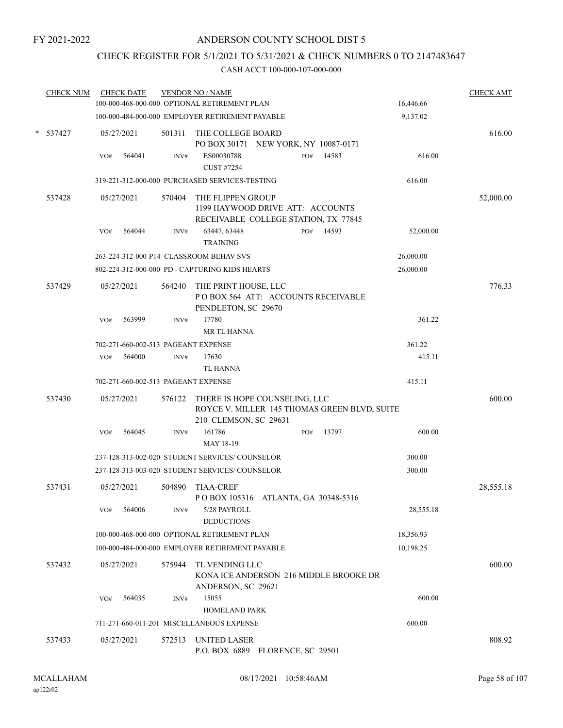FY 2021-2022

# ANDERSON COUNTY SCHOOL DIST 5

## CHECK REGISTER FOR 5/1/2021 TO 5/31/2021 & CHECK NUMBERS 0 TO 2147483647

### CASH ACCT 100-000-107-000-000

| CHECK NUM | CHECK DATE | VENDOR NO / NAME | | | CHECK AMT |
|---|---|---|---|---|---|
| | | 100-000-468-000-000 OPTIONAL RETIREMENT PLAN | | 16,446.66 | |
| | | 100-000-484-000-000 EMPLOYER RETIREMENT PAYABLE | | 9,137.02 | |
| * 537427 | 05/27/2021 | 501311 THE COLLEGE BOARD<br>PO BOX 30171 NEW YORK, NY 10087-0171 | | | 616.00 |
| | VO# 564041 | INV# ES00030788<br>CUST #7254 | PO# 14583 | 616.00 | |
| | | 319-221-312-000-000 PURCHASED SERVICES-TESTING | | 616.00 | |
| 537428 | 05/27/2021 | 570404 THE FLIPPEN GROUP<br>1199 HAYWOOD DRIVE ATT: ACCOUNTS RECEIVABLE COLLEGE STATION, TX 77845 | | | 52,000.00 |
| | VO# 564044 | INV# 63447, 63448<br>TRAINING | PO# 14593 | 52,000.00 | |
| | | 263-224-312-000-P14 CLASSROOM BEHAV SVS | | 26,000.00 | |
| | | 802-224-312-000-000 PD - CAPTURING KIDS HEARTS | | 26,000.00 | |
| 537429 | 05/27/2021 | 564240 THE PRINT HOUSE, LLC<br>P O BOX 564 ATT: ACCOUNTS RECEIVABLE PENDLETON, SC 29670 | | | 776.33 |
| | VO# 563999 | INV# 17780<br>MR TL HANNA | | 361.22 | |
| | | 702-271-660-002-513 PAGEANT EXPENSE | | 361.22 | |
| | VO# 564000 | INV# 17630<br>TL HANNA | | 415.11 | |
| | | 702-271-660-002-513 PAGEANT EXPENSE | | 415.11 | |
| 537430 | 05/27/2021 | 576122 THERE IS HOPE COUNSELING, LLC<br>ROYCE V. MILLER 145 THOMAS GREEN BLVD, SUITE 210 CLEMSON, SC 29631 | | | 600.00 |
| | VO# 564045 | INV# 161786<br>MAY 18-19 | PO# 13797 | 600.00 | |
| | | 237-128-313-002-020 STUDENT SERVICES/ COUNSELOR | | 300.00 | |
| | | 237-128-313-003-020 STUDENT SERVICES/ COUNSELOR | | 300.00 | |
| 537431 | 05/27/2021 | 504890 TIAA-CREF<br>P O BOX 105316 ATLANTA, GA 30348-5316 | | | 28,555.18 |
| | VO# 564006 | INV# 5/28 PAYROLL<br>DEDUCTIONS | | 28,555.18 | |
| | | 100-000-468-000-000 OPTIONAL RETIREMENT PLAN | | 18,356.93 | |
| | | 100-000-484-000-000 EMPLOYER RETIREMENT PAYABLE | | 10,198.25 | |
| 537432 | 05/27/2021 | 575944 TL VENDING LLC<br>KONA ICE ANDERSON 216 MIDDLE BROOKE DR ANDERSON, SC 29621 | | | 600.00 |
| | VO# 564035 | INV# 15055<br>HOMELAND PARK | | 600.00 | |
| | | 711-271-660-011-201 MISCELLANEOUS EXPENSE | | 600.00 | |
| 537433 | 05/27/2021 | 572513 UNITED LASER<br>P.O. BOX 6889 FLORENCE, SC 29501 | | | 808.92 |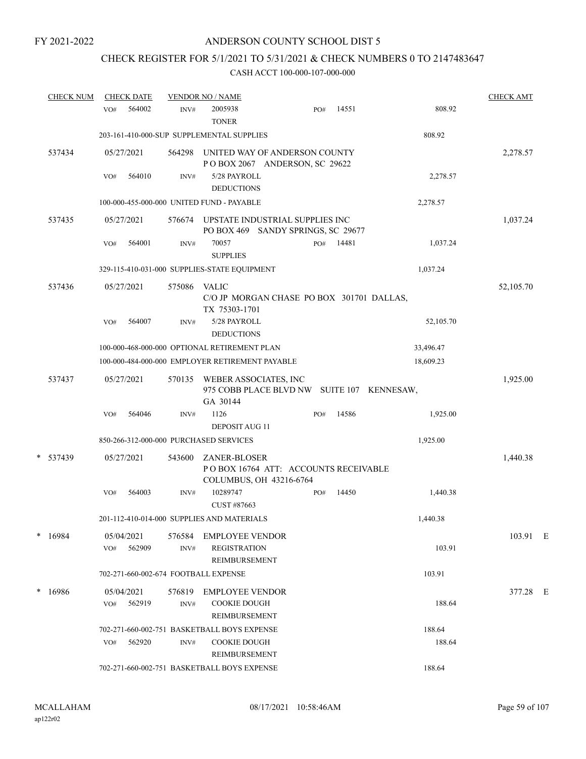FY 2021-2022

# ANDERSON COUNTY SCHOOL DIST 5

## CHECK REGISTER FOR 5/1/2021 TO 5/31/2021 & CHECK NUMBERS 0 TO 2147483647

CASH ACCT 100-000-107-000-000

| CHECK NUM | CHECK DATE | VENDOR NO / NAME | | | | CHECK AMT |
|---|---|---|---|---|---|---|
| | VO# 564002 | INV# 2005938 TONER | PO# 14551 | | 808.92 | |
| | 203-161-410-000-SUP SUPPLEMENTAL SUPPLIES | | | | 808.92 | |
| 537434 | 05/27/2021 | 564298 UNITED WAY OF ANDERSON COUNTY P O BOX 2067 ANDERSON, SC 29622 | | | | 2,278.57 |
| | VO# 564010 | INV# 5/28 PAYROLL DEDUCTIONS | | | 2,278.57 | |
| | 100-000-455-000-000 UNITED FUND - PAYABLE | | | | 2,278.57 | |
| 537435 | 05/27/2021 | 576674 UPSTATE INDUSTRIAL SUPPLIES INC PO BOX 469 SANDY SPRINGS, SC 29677 | | | | 1,037.24 |
| | VO# 564001 | INV# 70057 SUPPLIES | PO# 14481 | | 1,037.24 | |
| | 329-115-410-031-000 SUPPLIES-STATE EQUIPMENT | | | | 1,037.24 | |
| 537436 | 05/27/2021 | 575086 VALIC C/O JP MORGAN CHASE PO BOX 301701 DALLAS, TX 75303-1701 | | | | 52,105.70 |
| | VO# 564007 | INV# 5/28 PAYROLL DEDUCTIONS | | | 52,105.70 | |
| | 100-000-468-000-000 OPTIONAL RETIREMENT PLAN | | | | 33,496.47 | |
| | 100-000-484-000-000 EMPLOYER RETIREMENT PAYABLE | | | | 18,609.23 | |
| 537437 | 05/27/2021 | 570135 WEBER ASSOCIATES, INC 975 COBB PLACE BLVD NW SUITE 107 KENNESAW, GA 30144 | | | | 1,925.00 |
| | VO# 564046 | INV# 1126 DEPOSIT AUG 11 | PO# 14586 | | 1,925.00 | |
| | 850-266-312-000-000 PURCHASED SERVICES | | | | 1,925.00 | |
| * 537439 | 05/27/2021 | 543600 ZANER-BLOSER P O BOX 16764 ATT: ACCOUNTS RECEIVABLE COLUMBUS, OH 43216-6764 | | | | 1,440.38 |
| | VO# 564003 | INV# 10289747 CUST #87663 | PO# 14450 | | 1,440.38 | |
| | 201-112-410-014-000 SUPPLIES AND MATERIALS | | | | 1,440.38 | |
| * 16984 | 05/04/2021 | 576584 EMPLOYEE VENDOR | | | | 103.91 E |
| | VO# 562909 | INV# REGISTRATION REIMBURSEMENT | | | 103.91 | |
| | 702-271-660-002-674 FOOTBALL EXPENSE | | | | 103.91 | |
| * 16986 | 05/04/2021 | 576819 EMPLOYEE VENDOR | | | | 377.28 E |
| | VO# 562919 | INV# COOKIE DOUGH REIMBURSEMENT | | | 188.64 | |
| | 702-271-660-002-751 BASKETBALL BOYS EXPENSE | | | | 188.64 | |
| | VO# 562920 | INV# COOKIE DOUGH REIMBURSEMENT | | | 188.64 | |
| | 702-271-660-002-751 BASKETBALL BOYS EXPENSE | | | | 188.64 | |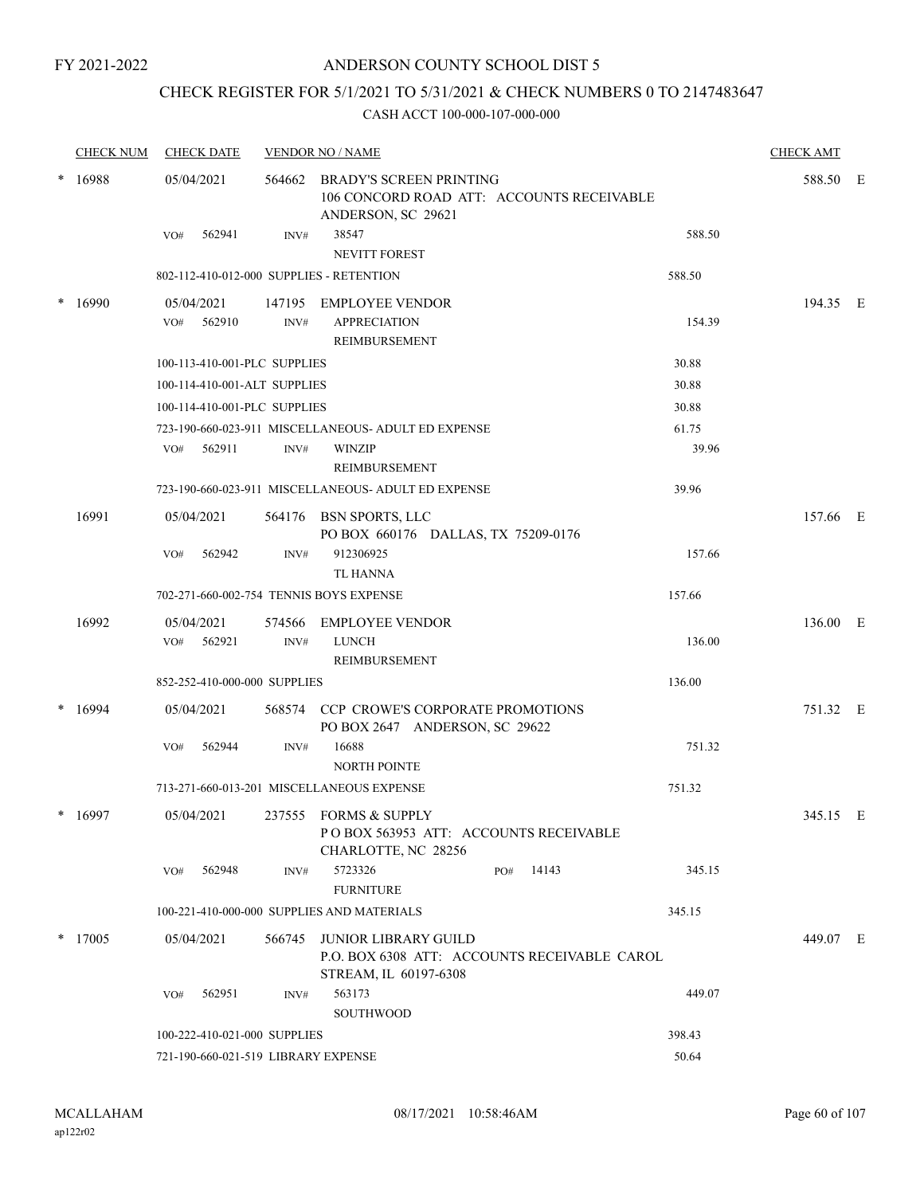FY 2021-2022

# ANDERSON COUNTY SCHOOL DIST 5

## CHECK REGISTER FOR 5/1/2021 TO 5/31/2021 & CHECK NUMBERS 0 TO 2147483647

### CASH ACCT 100-000-107-000-000

| CHECK NUM | CHECK DATE | VENDOR NO / NAME | | CHECK AMT | |
|---|---|---|---|---|---|
| * 16988 | 05/04/2021 | 564662 BRADY'S SCREEN PRINTING<br>106 CONCORD ROAD ATT: ACCOUNTS RECEIVABLE<br>ANDERSON, SC 29621 | | 588.50 | E |
| | VO# 562941 | INV# 38547<br>NEVITT FOREST | 588.50 | | |
| | 802-112-410-012-000 SUPPLIES - RETENTION | | 588.50 | | |
| * 16990 | 05/04/2021 | 147195 EMPLOYEE VENDOR | | 194.35 | E |
| | VO# 562910 | INV# APPRECIATION<br>REIMBURSEMENT | 154.39 | | |
| | 100-113-410-001-PLC SUPPLIES | | 30.88 | | |
| | 100-114-410-001-ALT SUPPLIES | | 30.88 | | |
| | 100-114-410-001-PLC SUPPLIES | | 30.88 | | |
| | 723-190-660-023-911 MISCELLANEOUS- ADULT ED EXPENSE | | 61.75 | | |
| | VO# 562911 | INV# WINZIP<br>REIMBURSEMENT | 39.96 | | |
| | 723-190-660-023-911 MISCELLANEOUS- ADULT ED EXPENSE | | 39.96 | | |
| 16991 | 05/04/2021 | 564176 BSN SPORTS, LLC<br>PO BOX 660176 DALLAS, TX 75209-0176 | | 157.66 | E |
| | VO# 562942 | INV# 912306925<br>TL HANNA | 157.66 | | |
| | 702-271-660-002-754 TENNIS BOYS EXPENSE | | 157.66 | | |
| 16992 | 05/04/2021 | 574566 EMPLOYEE VENDOR | | 136.00 | E |
| | VO# 562921 | INV# LUNCH<br>REIMBURSEMENT | 136.00 | | |
| | 852-252-410-000-000 SUPPLIES | | 136.00 | | |
| * 16994 | 05/04/2021 | 568574 CCP CROWE'S CORPORATE PROMOTIONS<br>PO BOX 2647 ANDERSON, SC 29622 | | 751.32 | E |
| | VO# 562944 | INV# 16688<br>NORTH POINTE | 751.32 | | |
| | 713-271-660-013-201 MISCELLANEOUS EXPENSE | | 751.32 | | |
| * 16997 | 05/04/2021 | 237555 FORMS & SUPPLY<br>P O BOX 563953 ATT: ACCOUNTS RECEIVABLE<br>CHARLOTTE, NC 28256 | | 345.15 | E |
| | VO# 562948 | INV# 5723326 PO# 14143<br>FURNITURE | 345.15 | | |
| | 100-221-410-000-000 SUPPLIES AND MATERIALS | | 345.15 | | |
| * 17005 | 05/04/2021 | 566745 JUNIOR LIBRARY GUILD<br>P.O. BOX 6308 ATT: ACCOUNTS RECEIVABLE CAROL<br>STREAM, IL 60197-6308 | | 449.07 | E |
| | VO# 562951 | INV# 563173<br>SOUTHWOOD | 449.07 | | |
| | 100-222-410-021-000 SUPPLIES | | 398.43 | | |
| | 721-190-660-021-519 LIBRARY EXPENSE | | 50.64 | | |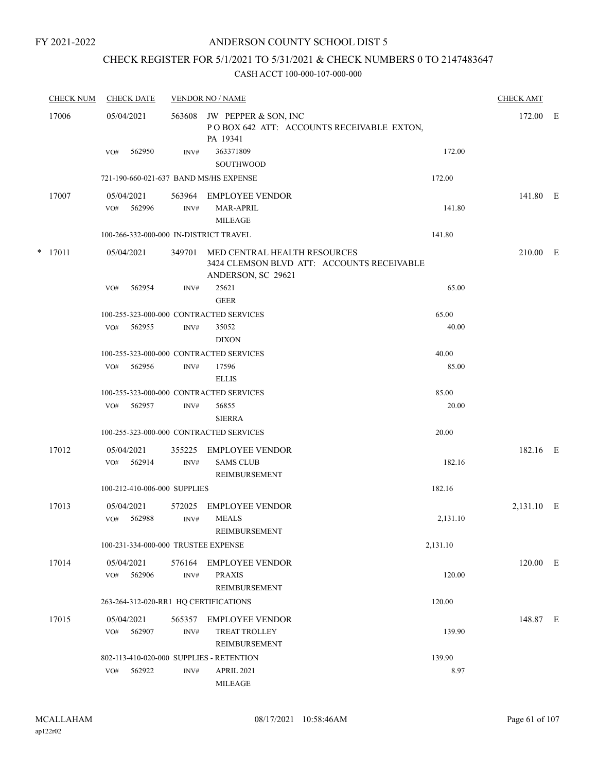FY 2021-2022

# ANDERSON COUNTY SCHOOL DIST 5

## CHECK REGISTER FOR 5/1/2021 TO 5/31/2021 & CHECK NUMBERS 0 TO 2147483647

### CASH ACCT 100-000-107-000-000

| CHECK NUM | CHECK DATE | VENDOR NO / NAME | | | CHECK AMT | |
|---|---|---|---|---|---|---|
| 17006 | 05/04/2021 | 563608 JW PEPPER & SON, INC P O BOX 642 ATT: ACCOUNTS RECEIVABLE EXTON, PA 19341 | | | 172.00 | E |
| | VO# 562950 | INV# 363371809 SOUTHWOOD | 172.00 | | | |
| | 721-190-660-021-637 BAND MS/HS EXPENSE | | | 172.00 | | |
| 17007 | 05/04/2021 | 563964 EMPLOYEE VENDOR | | | 141.80 | E |
| | VO# 562996 | INV# MAR-APRIL MILEAGE | 141.80 | | | |
| | 100-266-332-000-000 IN-DISTRICT TRAVEL | | | 141.80 | | |
| * 17011 | 05/04/2021 | 349701 MED CENTRAL HEALTH RESOURCES 3424 CLEMSON BLVD ATT: ACCOUNTS RECEIVABLE ANDERSON, SC 29621 | | | 210.00 | E |
| | VO# 562954 | INV# 25621 GEER | 65.00 | | | |
| | 100-255-323-000-000 CONTRACTED SERVICES | | | 65.00 | | |
| | VO# 562955 | INV# 35052 DIXON | 40.00 | | | |
| | 100-255-323-000-000 CONTRACTED SERVICES | | | 40.00 | | |
| | VO# 562956 | INV# 17596 ELLIS | 85.00 | | | |
| | 100-255-323-000-000 CONTRACTED SERVICES | | | 85.00 | | |
| | VO# 562957 | INV# 56855 SIERRA | 20.00 | | | |
| | 100-255-323-000-000 CONTRACTED SERVICES | | | 20.00 | | |
| 17012 | 05/04/2021 | 355225 EMPLOYEE VENDOR | | | 182.16 | E |
| | VO# 562914 | INV# SAMS CLUB REIMBURSEMENT | 182.16 | | | |
| | 100-212-410-006-000 SUPPLIES | | | 182.16 | | |
| 17013 | 05/04/2021 | 572025 EMPLOYEE VENDOR | | | 2,131.10 | E |
| | VO# 562988 | INV# MEALS REIMBURSEMENT | 2,131.10 | | | |
| | 100-231-334-000-000 TRUSTEE EXPENSE | | | 2,131.10 | | |
| 17014 | 05/04/2021 | 576164 EMPLOYEE VENDOR | | | 120.00 | E |
| | VO# 562906 | INV# PRAXIS REIMBURSEMENT | 120.00 | | | |
| | 263-264-312-020-RR1 HQ CERTIFICATIONS | | | 120.00 | | |
| 17015 | 05/04/2021 | 565357 EMPLOYEE VENDOR | | | 148.87 | E |
| | VO# 562907 | INV# TREAT TROLLEY REIMBURSEMENT | 139.90 | | | |
| | 802-113-410-020-000 SUPPLIES - RETENTION | | | 139.90 | | |
| | VO# 562922 | INV# APRIL 2021 MILEAGE | 8.97 | | | |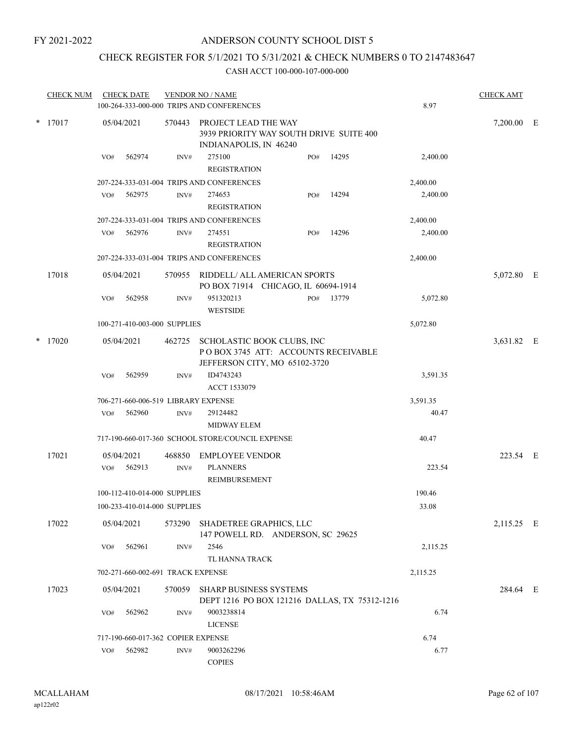FY 2021-2022

# ANDERSON COUNTY SCHOOL DIST 5

## CHECK REGISTER FOR 5/1/2021 TO 5/31/2021 & CHECK NUMBERS 0 TO 2147483647

CASH ACCT 100-000-107-000-000

| CHECK NUM | CHECK DATE | VENDOR NO / NAME | | | CHECK AMT | |
|---|---|---|---|---|---|---|
| | | 100-264-333-000-000 TRIPS AND CONFERENCES | | 8.97 | | |
| * 17017 | 05/04/2021 | 570443 PROJECT LEAD THE WAY<br>3939 PRIORITY WAY SOUTH DRIVE SUITE 400<br>INDIANAPOLIS, IN 46240 | | | 7,200.00 | E |
| | VO# 562974 | INV# 275100<br>REGISTRATION | PO# 14295 | 2,400.00 | | |
| | | 207-224-333-031-004 TRIPS AND CONFERENCES | | 2,400.00 | | |
| | VO# 562975 | INV# 274653<br>REGISTRATION | PO# 14294 | 2,400.00 | | |
| | | 207-224-333-031-004 TRIPS AND CONFERENCES | | 2,400.00 | | |
| | VO# 562976 | INV# 274551<br>REGISTRATION | PO# 14296 | 2,400.00 | | |
| | | 207-224-333-031-004 TRIPS AND CONFERENCES | | 2,400.00 | | |
| 17018 | 05/04/2021 | 570955 RIDDELL/ ALL AMERICAN SPORTS<br>PO BOX 71914 CHICAGO, IL 60694-1914 | | | 5,072.80 | E |
| | VO# 562958 | INV# 951320213<br>WESTSIDE | PO# 13779 | 5,072.80 | | |
| | | 100-271-410-003-000 SUPPLIES | | 5,072.80 | | |
| * 17020 | 05/04/2021 | 462725 SCHOLASTIC BOOK CLUBS, INC<br>P O BOX 3745 ATT: ACCOUNTS RECEIVABLE<br>JEFFERSON CITY, MO 65102-3720 | | | 3,631.82 | E |
| | VO# 562959 | INV# ID4743243<br>ACCT 1533079 | | 3,591.35 | | |
| | | 706-271-660-006-519 LIBRARY EXPENSE | | 3,591.35 | | |
| | VO# 562960 | INV# 29124482<br>MIDWAY ELEM | | 40.47 | | |
| | | 717-190-660-017-360 SCHOOL STORE/COUNCIL EXPENSE | | 40.47 | | |
| 17021 | 05/04/2021 | 468850 EMPLOYEE VENDOR | | | 223.54 | E |
| | VO# 562913 | INV# PLANNERS<br>REIMBURSEMENT | | 223.54 | | |
| | | 100-112-410-014-000 SUPPLIES | | 190.46 | | |
| | | 100-233-410-014-000 SUPPLIES | | 33.08 | | |
| 17022 | 05/04/2021 | 573290 SHADETREE GRAPHICS, LLC<br>147 POWELL RD. ANDERSON, SC 29625 | | | 2,115.25 | E |
| | VO# 562961 | INV# 2546<br>TL HANNA TRACK | | 2,115.25 | | |
| | | 702-271-660-002-691 TRACK EXPENSE | | 2,115.25 | | |
| 17023 | 05/04/2021 | 570059 SHARP BUSINESS SYSTEMS<br>DEPT 1216 PO BOX 121216 DALLAS, TX 75312-1216 | | | 284.64 | E |
| | VO# 562962 | INV# 9003238814<br>LICENSE | | 6.74 | | |
| | | 717-190-660-017-362 COPIER EXPENSE | | 6.74 | | |
| | VO# 562982 | INV# 9003262296<br>COPIES | | 6.77 | | |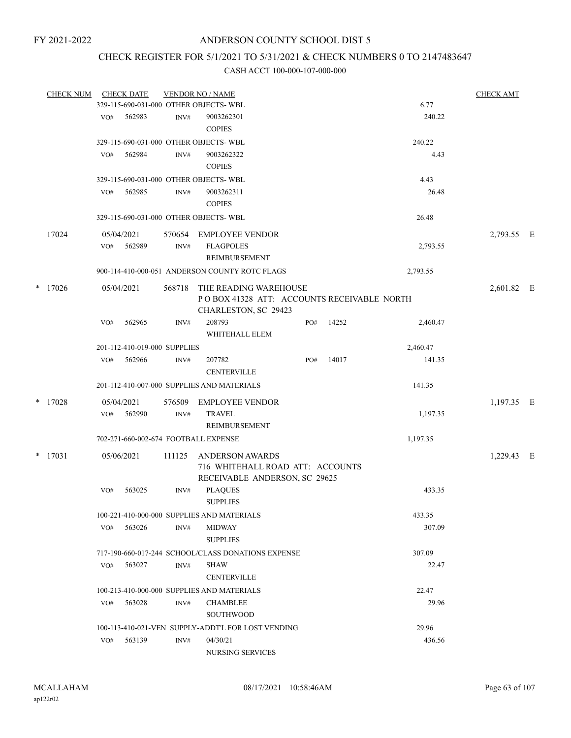FY 2021-2022

# ANDERSON COUNTY SCHOOL DIST 5

## CHECK REGISTER FOR 5/1/2021 TO 5/31/2021 & CHECK NUMBERS 0 TO 2147483647

### CASH ACCT 100-000-107-000-000

| CHECK NUM | CHECK DATE | VENDOR NO / NAME | | CHECK AMT | |
|---|---|---|---|---|---|
| | 329-115-690-031-000 OTHER OBJECTS- WBL | | 6.77 | | |
| | VO# 562983 | INV# 9003262301 COPIES | 240.22 | | |
| | 329-115-690-031-000 OTHER OBJECTS- WBL | | 240.22 | | |
| | VO# 562984 | INV# 9003262322 COPIES | 4.43 | | |
| | 329-115-690-031-000 OTHER OBJECTS- WBL | | 4.43 | | |
| | VO# 562985 | INV# 9003262311 COPIES | 26.48 | | |
| | 329-115-690-031-000 OTHER OBJECTS- WBL | | 26.48 | | |
| 17024 | 05/04/2021 | 570654 EMPLOYEE VENDOR | | 2,793.55 | E |
| | VO# 562989 | INV# FLAGPOLES REIMBURSEMENT | 2,793.55 | | |
| | 900-114-410-000-051 ANDERSON COUNTY ROTC FLAGS | | 2,793.55 | | |
| * 17026 | 05/04/2021 | 568718 THE READING WAREHOUSE P O BOX 41328 ATT: ACCOUNTS RECEIVABLE NORTH CHARLESTON, SC 29423 | | 2,601.82 | E |
| | VO# 562965 | INV# 208793 WHITEHALL ELEM PO# 14252 | 2,460.47 | | |
| | 201-112-410-019-000 SUPPLIES | | 2,460.47 | | |
| | VO# 562966 | INV# 207782 CENTERVILLE PO# 14017 | 141.35 | | |
| | 201-112-410-007-000 SUPPLIES AND MATERIALS | | 141.35 | | |
| * 17028 | 05/04/2021 | 576509 EMPLOYEE VENDOR | | 1,197.35 | E |
| | VO# 562990 | INV# TRAVEL REIMBURSEMENT | 1,197.35 | | |
| | 702-271-660-002-674 FOOTBALL EXPENSE | | 1,197.35 | | |
| * 17031 | 05/06/2021 | 111125 ANDERSON AWARDS 716 WHITEHALL ROAD ATT: ACCOUNTS RECEIVABLE ANDERSON, SC 29625 | | 1,229.43 | E |
| | VO# 563025 | INV# PLAQUES SUPPLIES | 433.35 | | |
| | 100-221-410-000-000 SUPPLIES AND MATERIALS | | 433.35 | | |
| | VO# 563026 | INV# MIDWAY SUPPLIES | 307.09 | | |
| | 717-190-660-017-244 SCHOOL/CLASS DONATIONS EXPENSE | | 307.09 | | |
| | VO# 563027 | INV# SHAW CENTERVILLE | 22.47 | | |
| | 100-213-410-000-000 SUPPLIES AND MATERIALS | | 22.47 | | |
| | VO# 563028 | INV# CHAMBLEE SOUTHWOOD | 29.96 | | |
| | 100-113-410-021-VEN SUPPLY-ADDT'L FOR LOST VENDING | | 29.96 | | |
| | VO# 563139 | INV# 04/30/21 NURSING SERVICES | 436.56 | | |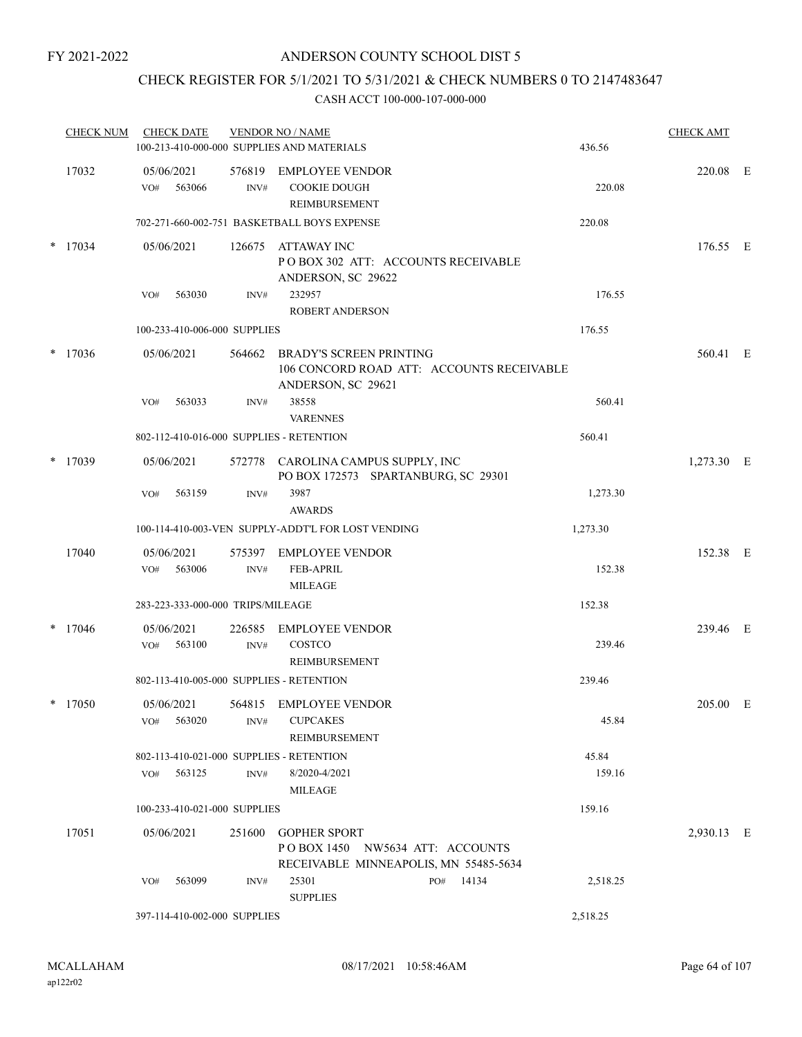FY 2021-2022

# ANDERSON COUNTY SCHOOL DIST 5

## CHECK REGISTER FOR 5/1/2021 TO 5/31/2021 & CHECK NUMBERS 0 TO 2147483647

CASH ACCT 100-000-107-000-000

| CHECK NUM | CHECK DATE | VENDOR NO / NAME | | CHECK AMT | |
|---|---|---|---|---|---|
| | | 100-213-410-000-000 SUPPLIES AND MATERIALS | 436.56 | | |
| 17032 | 05/06/2021 | 576819 EMPLOYEE VENDOR | | 220.08 | E |
| | VO# 563066 | INV# COOKIE DOUGH REIMBURSEMENT | 220.08 | | |
| | | 702-271-660-002-751 BASKETBALL BOYS EXPENSE | 220.08 | | |
| * 17034 | 05/06/2021 | 126675 ATTAWAY INC P O BOX 302 ATT: ACCOUNTS RECEIVABLE ANDERSON, SC 29622 | | 176.55 | E |
| | VO# 563030 | INV# 232957 ROBERT ANDERSON | 176.55 | | |
| | | 100-233-410-006-000 SUPPLIES | 176.55 | | |
| * 17036 | 05/06/2021 | 564662 BRADY'S SCREEN PRINTING 106 CONCORD ROAD ATT: ACCOUNTS RECEIVABLE ANDERSON, SC 29621 | | 560.41 | E |
| | VO# 563033 | INV# 38558 VARENNES | 560.41 | | |
| | | 802-112-410-016-000 SUPPLIES - RETENTION | 560.41 | | |
| * 17039 | 05/06/2021 | 572778 CAROLINA CAMPUS SUPPLY, INC PO BOX 172573 SPARTANBURG, SC 29301 | | 1,273.30 | E |
| | VO# 563159 | INV# 3987 AWARDS | 1,273.30 | | |
| | | 100-114-410-003-VEN SUPPLY-ADDT'L FOR LOST VENDING | 1,273.30 | | |
| 17040 | 05/06/2021 | 575397 EMPLOYEE VENDOR | | 152.38 | E |
| | VO# 563006 | INV# FEB-APRIL MILEAGE | 152.38 | | |
| | | 283-223-333-000-000 TRIPS/MILEAGE | 152.38 | | |
| * 17046 | 05/06/2021 | 226585 EMPLOYEE VENDOR | | 239.46 | E |
| | VO# 563100 | INV# COSTCO REIMBURSEMENT | 239.46 | | |
| | | 802-113-410-005-000 SUPPLIES - RETENTION | 239.46 | | |
| * 17050 | 05/06/2021 | 564815 EMPLOYEE VENDOR | | 205.00 | E |
| | VO# 563020 | INV# CUPCAKES REIMBURSEMENT | 45.84 | | |
| | | 802-113-410-021-000 SUPPLIES - RETENTION | 45.84 | | |
| | VO# 563125 | INV# 8/2020-4/2021 MILEAGE | 159.16 | | |
| | | 100-233-410-021-000 SUPPLIES | 159.16 | | |
| 17051 | 05/06/2021 | 251600 GOPHER SPORT P O BOX 1450 NW5634 ATT: ACCOUNTS RECEIVABLE MINNEAPOLIS, MN 55485-5634 | | 2,930.13 | E |
| | VO# 563099 | INV# 25301 PO# 14134 SUPPLIES | 2,518.25 | | |
| | | 397-114-410-002-000 SUPPLIES | 2,518.25 | | |

MCALLAHAM
ap122r02

08/17/2021 10:58:46AM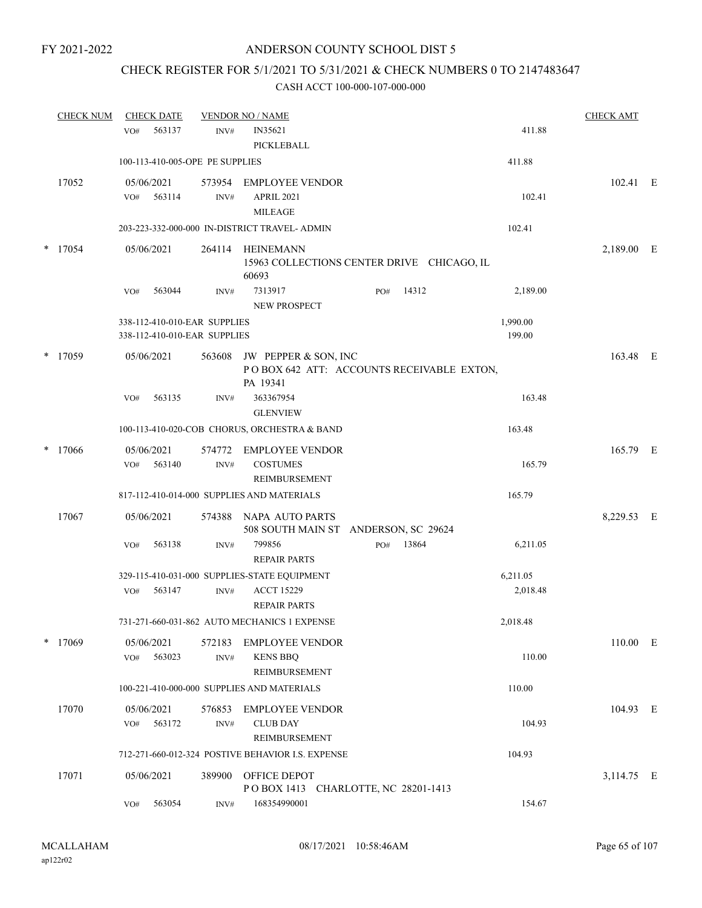FY 2021-2022

# ANDERSON COUNTY SCHOOL DIST 5

## CHECK REGISTER FOR 5/1/2021 TO 5/31/2021 & CHECK NUMBERS 0 TO 2147483647

### CASH ACCT 100-000-107-000-000

| CHECK NUM | CHECK DATE | VENDOR NO / NAME | | CHECK AMT | |
|---|---|---|---|---|---|
| | VO# 563137 INV# | IN35621 PICKLEBALL | 411.88 | | |
| | 100-113-410-005-OPE PE SUPPLIES | | 411.88 | | |
| 17052 | 05/06/2021 | 573954 EMPLOYEE VENDOR | | 102.41 | E |
| | VO# 563114 INV# | APRIL 2021 MILEAGE | 102.41 | | |
| | 203-223-332-000-000 IN-DISTRICT TRAVEL- ADMIN | | 102.41 | | |
| * 17054 | 05/06/2021 | 264114 HEINEMANN 15963 COLLECTIONS CENTER DRIVE CHICAGO, IL 60693 | | 2,189.00 | E |
| | VO# 563044 INV# | 7313917 PO# 14312 NEW PROSPECT | 2,189.00 | | |
| | 338-112-410-010-EAR SUPPLIES | | 1,990.00 | | |
| | 338-112-410-010-EAR SUPPLIES | | 199.00 | | |
| * 17059 | 05/06/2021 | 563608 JW PEPPER & SON, INC P O BOX 642 ATT: ACCOUNTS RECEIVABLE EXTON, PA 19341 | | 163.48 | E |
| | VO# 563135 INV# | 363367954 GLENVIEW | 163.48 | | |
| | 100-113-410-020-COB CHORUS, ORCHESTRA & BAND | | 163.48 | | |
| * 17066 | 05/06/2021 | 574772 EMPLOYEE VENDOR | | 165.79 | E |
| | VO# 563140 INV# | COSTUMES REIMBURSEMENT | 165.79 | | |
| | 817-112-410-014-000 SUPPLIES AND MATERIALS | | 165.79 | | |
| 17067 | 05/06/2021 | 574388 NAPA AUTO PARTS 508 SOUTH MAIN ST ANDERSON, SC 29624 | | 8,229.53 | E |
| | VO# 563138 INV# | 799856 PO# 13864 REPAIR PARTS | 6,211.05 | | |
| | 329-115-410-031-000 SUPPLIES-STATE EQUIPMENT | | 6,211.05 | | |
| | VO# 563147 INV# | ACCT 15229 REPAIR PARTS | 2,018.48 | | |
| | 731-271-660-031-862 AUTO MECHANICS 1 EXPENSE | | 2,018.48 | | |
| * 17069 | 05/06/2021 | 572183 EMPLOYEE VENDOR | | 110.00 | E |
| | VO# 563023 INV# | KENS BBQ REIMBURSEMENT | 110.00 | | |
| | 100-221-410-000-000 SUPPLIES AND MATERIALS | | 110.00 | | |
| 17070 | 05/06/2021 | 576853 EMPLOYEE VENDOR | | 104.93 | E |
| | VO# 563172 INV# | CLUB DAY REIMBURSEMENT | 104.93 | | |
| | 712-271-660-012-324 POSTIVE BEHAVIOR I.S. EXPENSE | | 104.93 | | |
| 17071 | 05/06/2021 | 389900 OFFICE DEPOT P O BOX 1413 CHARLOTTE, NC 28201-1413 | | 3,114.75 | E |
| | VO# 563054 INV# | 168354990001 | 154.67 | | |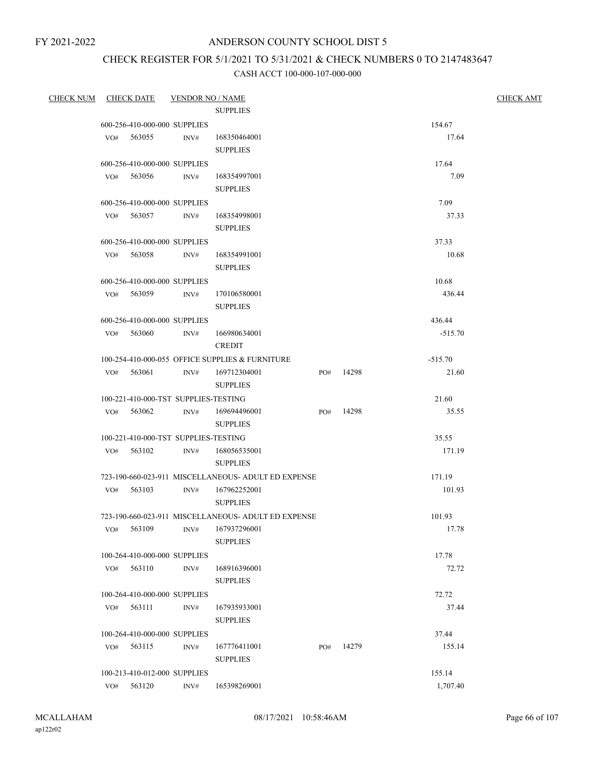FY 2021-2022

# ANDERSON COUNTY SCHOOL DIST 5

## CHECK REGISTER FOR 5/1/2021 TO 5/31/2021 & CHECK NUMBERS 0 TO 2147483647

### CASH ACCT 100-000-107-000-000

| CHECK NUM | CHECK DATE | VENDOR NO / NAME | | | CHECK AMT |
|---|---|---|---|---|---|
| | | SUPPLIES | | | |
| | 600-256-410-000-000 SUPPLIES | | | 154.67 | |
| | VO# 563055 | INV# 168350464001 SUPPLIES | | 17.64 | |
| | 600-256-410-000-000 SUPPLIES | | | 17.64 | |
| | VO# 563056 | INV# 168354997001 SUPPLIES | | 7.09 | |
| | 600-256-410-000-000 SUPPLIES | | | 7.09 | |
| | VO# 563057 | INV# 168354998001 SUPPLIES | | 37.33 | |
| | 600-256-410-000-000 SUPPLIES | | | 37.33 | |
| | VO# 563058 | INV# 168354991001 SUPPLIES | | 10.68 | |
| | 600-256-410-000-000 SUPPLIES | | | 10.68 | |
| | VO# 563059 | INV# 170106580001 SUPPLIES | | 436.44 | |
| | 600-256-410-000-000 SUPPLIES | | | 436.44 | |
| | VO# 563060 | INV# 166980634001 CREDIT | | -515.70 | |
| | 100-254-410-000-055 OFFICE SUPPLIES & FURNITURE | | | -515.70 | |
| | VO# 563061 | INV# 169712304001 SUPPLIES | PO# 14298 | 21.60 | |
| | 100-221-410-000-TST SUPPLIES-TESTING | | | 21.60 | |
| | VO# 563062 | INV# 169694496001 SUPPLIES | PO# 14298 | 35.55 | |
| | 100-221-410-000-TST SUPPLIES-TESTING | | | 35.55 | |
| | VO# 563102 | INV# 168056535001 SUPPLIES | | 171.19 | |
| | 723-190-660-023-911 MISCELLANEOUS- ADULT ED EXPENSE | | | 171.19 | |
| | VO# 563103 | INV# 167962252001 SUPPLIES | | 101.93 | |
| | 723-190-660-023-911 MISCELLANEOUS- ADULT ED EXPENSE | | | 101.93 | |
| | VO# 563109 | INV# 167937296001 SUPPLIES | | 17.78 | |
| | 100-264-410-000-000 SUPPLIES | | | 17.78 | |
| | VO# 563110 | INV# 168916396001 SUPPLIES | | 72.72 | |
| | 100-264-410-000-000 SUPPLIES | | | 72.72 | |
| | VO# 563111 | INV# 167935933001 SUPPLIES | | 37.44 | |
| | 100-264-410-000-000 SUPPLIES | | | 37.44 | |
| | VO# 563115 | INV# 167776411001 SUPPLIES | PO# 14279 | 155.14 | |
| | 100-213-410-012-000 SUPPLIES | | | 155.14 | |
| | VO# 563120 | INV# 165398269001 | | 1,707.40 | |

MCALLAHAM
ap122r02

08/17/2021 10:58:46AM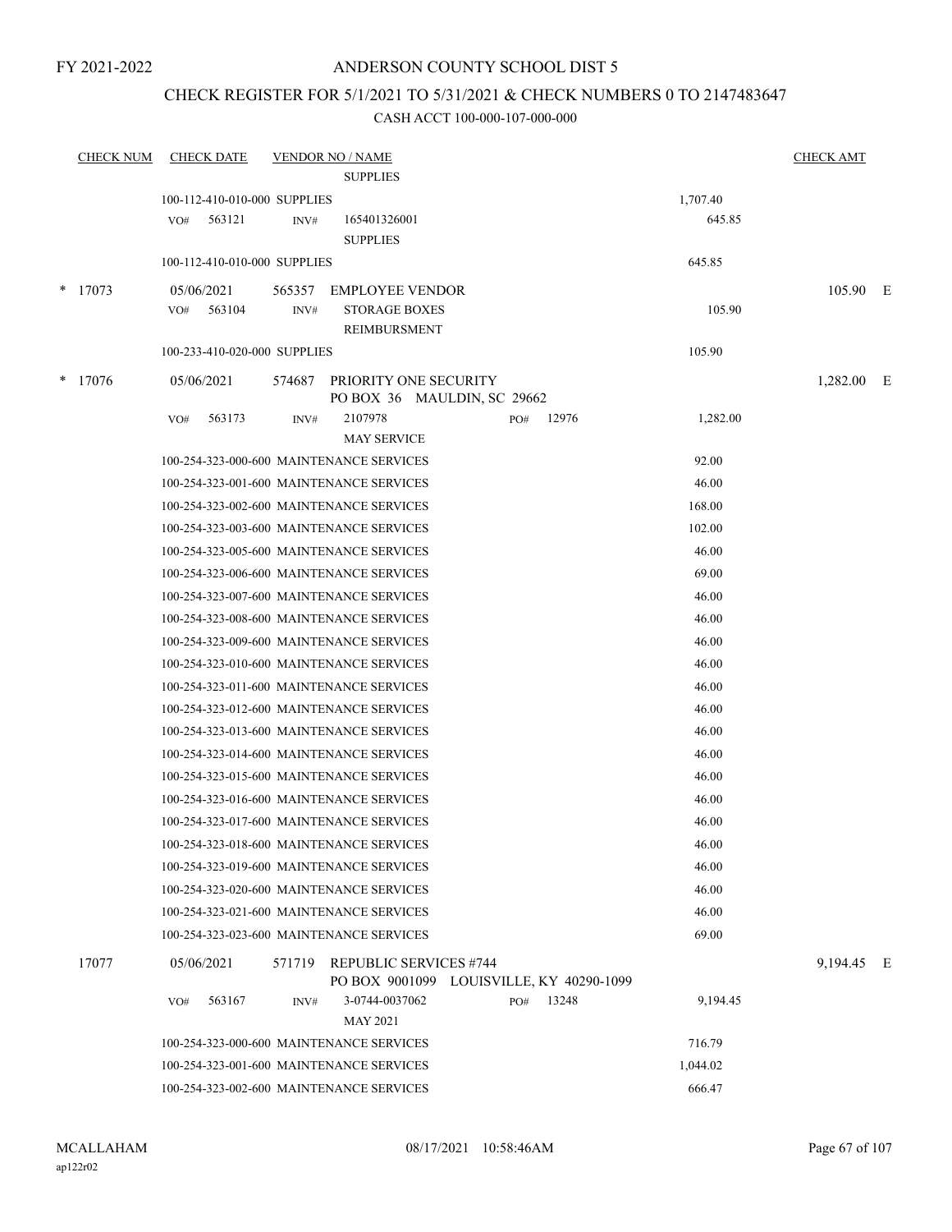FY 2021-2022

# ANDERSON COUNTY SCHOOL DIST 5

## CHECK REGISTER FOR 5/1/2021 TO 5/31/2021 & CHECK NUMBERS 0 TO 2147483647

### CASH ACCT 100-000-107-000-000

| CHECK NUM | CHECK DATE | VENDOR NO / NAME | | | CHECK AMT | |
|---|---|---|---|---|---|---|
| | | SUPPLIES | | | | |
| | 100-112-410-010-000 SUPPLIES | | | 1,707.40 | | |
| | VO# 563121 | INV# 165401326001<br>SUPPLIES | | 645.85 | | |
| | 100-112-410-010-000 SUPPLIES | | | 645.85 | | |
| * 17073 | 05/06/2021 | 565357 EMPLOYEE VENDOR | | | 105.90 | E |
| | VO# 563104 | INV# STORAGE BOXES<br>REIMBURSMENT | | 105.90 | | |
| | 100-233-410-020-000 SUPPLIES | | | 105.90 | | |
| * 17076 | 05/06/2021 | 574687 PRIORITY ONE SECURITY<br>PO BOX 36 MAULDIN, SC 29662 | | | 1,282.00 | E |
| | VO# 563173 | INV# 2107978<br>MAY SERVICE | PO# 12976 | 1,282.00 | | |
| | 100-254-323-000-600 MAINTENANCE SERVICES | | | 92.00 | | |
| | 100-254-323-001-600 MAINTENANCE SERVICES | | | 46.00 | | |
| | 100-254-323-002-600 MAINTENANCE SERVICES | | | 168.00 | | |
| | 100-254-323-003-600 MAINTENANCE SERVICES | | | 102.00 | | |
| | 100-254-323-005-600 MAINTENANCE SERVICES | | | 46.00 | | |
| | 100-254-323-006-600 MAINTENANCE SERVICES | | | 69.00 | | |
| | 100-254-323-007-600 MAINTENANCE SERVICES | | | 46.00 | | |
| | 100-254-323-008-600 MAINTENANCE SERVICES | | | 46.00 | | |
| | 100-254-323-009-600 MAINTENANCE SERVICES | | | 46.00 | | |
| | 100-254-323-010-600 MAINTENANCE SERVICES | | | 46.00 | | |
| | 100-254-323-011-600 MAINTENANCE SERVICES | | | 46.00 | | |
| | 100-254-323-012-600 MAINTENANCE SERVICES | | | 46.00 | | |
| | 100-254-323-013-600 MAINTENANCE SERVICES | | | 46.00 | | |
| | 100-254-323-014-600 MAINTENANCE SERVICES | | | 46.00 | | |
| | 100-254-323-015-600 MAINTENANCE SERVICES | | | 46.00 | | |
| | 100-254-323-016-600 MAINTENANCE SERVICES | | | 46.00 | | |
| | 100-254-323-017-600 MAINTENANCE SERVICES | | | 46.00 | | |
| | 100-254-323-018-600 MAINTENANCE SERVICES | | | 46.00 | | |
| | 100-254-323-019-600 MAINTENANCE SERVICES | | | 46.00 | | |
| | 100-254-323-020-600 MAINTENANCE SERVICES | | | 46.00 | | |
| | 100-254-323-021-600 MAINTENANCE SERVICES | | | 46.00 | | |
| | 100-254-323-023-600 MAINTENANCE SERVICES | | | 69.00 | | |
| 17077 | 05/06/2021 | 571719 REPUBLIC SERVICES #744<br>PO BOX 9001099 LOUISVILLE, KY 40290-1099 | | | 9,194.45 | E |
| | VO# 563167 | INV# 3-0744-0037062<br>MAY 2021 | PO# 13248 | 9,194.45 | | |
| | 100-254-323-000-600 MAINTENANCE SERVICES | | | 716.79 | | |
| | 100-254-323-001-600 MAINTENANCE SERVICES | | | 1,044.02 | | |
| | 100-254-323-002-600 MAINTENANCE SERVICES | | | 666.47 | | |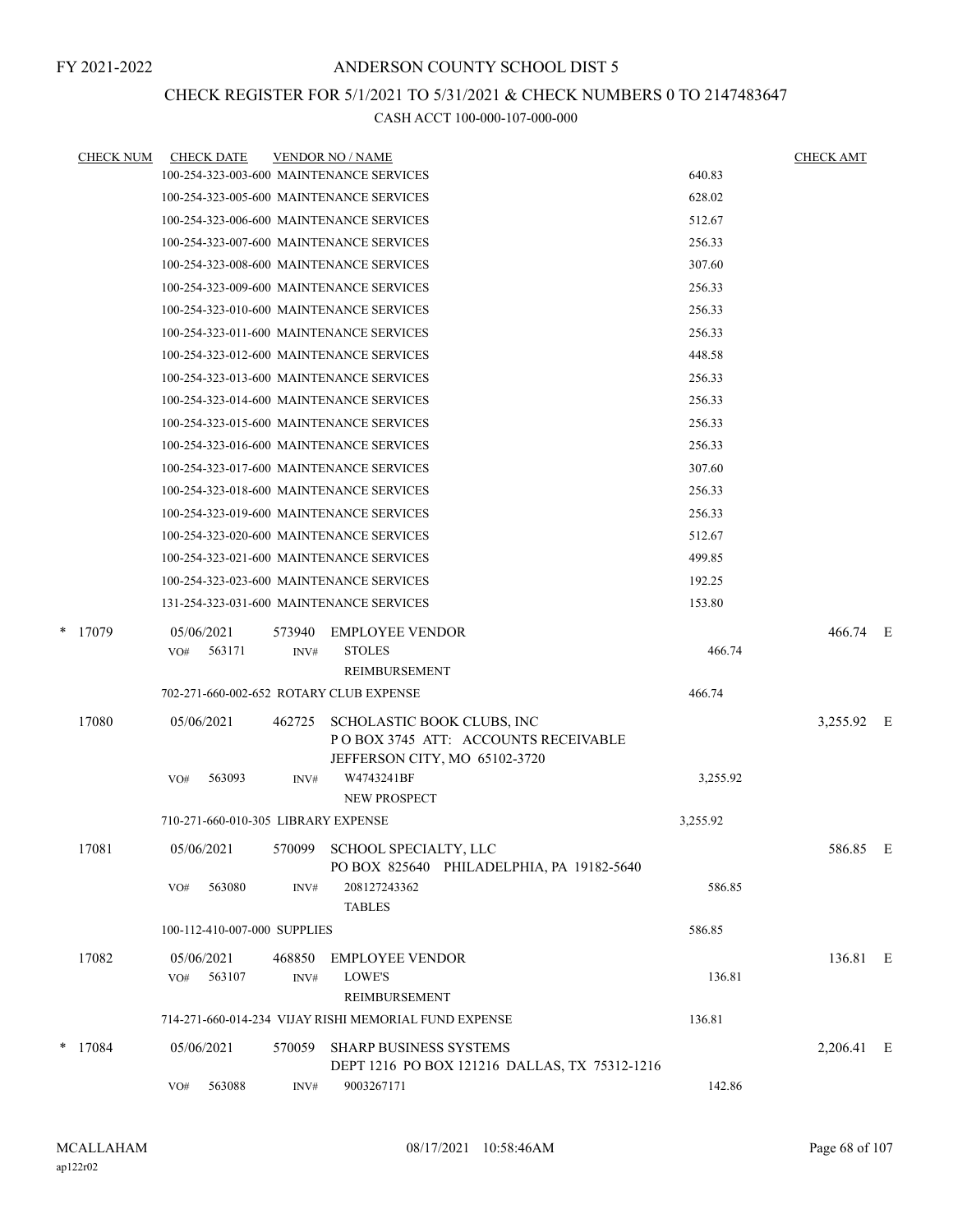FY 2021-2022

# ANDERSON COUNTY SCHOOL DIST 5

## CHECK REGISTER FOR 5/1/2021 TO 5/31/2021 & CHECK NUMBERS 0 TO 2147483647

### CASH ACCT 100-000-107-000-000

| CHECK NUM | CHECK DATE | VENDOR NO / NAME | | CHECK AMT | |
|---|---|---|---|---|---|
| | 100-254-323-003-600 MAINTENANCE SERVICES | | 640.83 | | |
| | 100-254-323-005-600 MAINTENANCE SERVICES | | 628.02 | | |
| | 100-254-323-006-600 MAINTENANCE SERVICES | | 512.67 | | |
| | 100-254-323-007-600 MAINTENANCE SERVICES | | 256.33 | | |
| | 100-254-323-008-600 MAINTENANCE SERVICES | | 307.60 | | |
| | 100-254-323-009-600 MAINTENANCE SERVICES | | 256.33 | | |
| | 100-254-323-010-600 MAINTENANCE SERVICES | | 256.33 | | |
| | 100-254-323-011-600 MAINTENANCE SERVICES | | 256.33 | | |
| | 100-254-323-012-600 MAINTENANCE SERVICES | | 448.58 | | |
| | 100-254-323-013-600 MAINTENANCE SERVICES | | 256.33 | | |
| | 100-254-323-014-600 MAINTENANCE SERVICES | | 256.33 | | |
| | 100-254-323-015-600 MAINTENANCE SERVICES | | 256.33 | | |
| | 100-254-323-016-600 MAINTENANCE SERVICES | | 256.33 | | |
| | 100-254-323-017-600 MAINTENANCE SERVICES | | 307.60 | | |
| | 100-254-323-018-600 MAINTENANCE SERVICES | | 256.33 | | |
| | 100-254-323-019-600 MAINTENANCE SERVICES | | 256.33 | | |
| | 100-254-323-020-600 MAINTENANCE SERVICES | | 512.67 | | |
| | 100-254-323-021-600 MAINTENANCE SERVICES | | 499.85 | | |
| | 100-254-323-023-600 MAINTENANCE SERVICES | | 192.25 | | |
| | 131-254-323-031-600 MAINTENANCE SERVICES | | 153.80 | | |
| * 17079 | 05/06/2021 | 573940 EMPLOYEE VENDOR | | 466.74 | E |
| | VO# 563171 | INV# STOLES REIMBURSEMENT | 466.74 | | |
| | 702-271-660-002-652 ROTARY CLUB EXPENSE | | 466.74 | | |
| 17080 | 05/06/2021 | 462725 SCHOLASTIC BOOK CLUBS, INC P O BOX 3745 ATT: ACCOUNTS RECEIVABLE JEFFERSON CITY, MO 65102-3720 | | 3,255.92 | E |
| | VO# 563093 | INV# W4743241BF NEW PROSPECT | 3,255.92 | | |
| | 710-271-660-010-305 LIBRARY EXPENSE | | 3,255.92 | | |
| 17081 | 05/06/2021 | 570099 SCHOOL SPECIALTY, LLC PO BOX 825640 PHILADELPHIA, PA 19182-5640 | | 586.85 | E |
| | VO# 563080 | INV# 208127243362 TABLES | 586.85 | | |
| | 100-112-410-007-000 SUPPLIES | | 586.85 | | |
| 17082 | 05/06/2021 | 468850 EMPLOYEE VENDOR | | 136.81 | E |
| | VO# 563107 | INV# LOWE'S REIMBURSEMENT | 136.81 | | |
| | 714-271-660-014-234 VIJAY RISHI MEMORIAL FUND EXPENSE | | 136.81 | | |
| * 17084 | 05/06/2021 | 570059 SHARP BUSINESS SYSTEMS DEPT 1216 PO BOX 121216 DALLAS, TX 75312-1216 | | 2,206.41 | E |
| | VO# 563088 | INV# 9003267171 | 142.86 | | |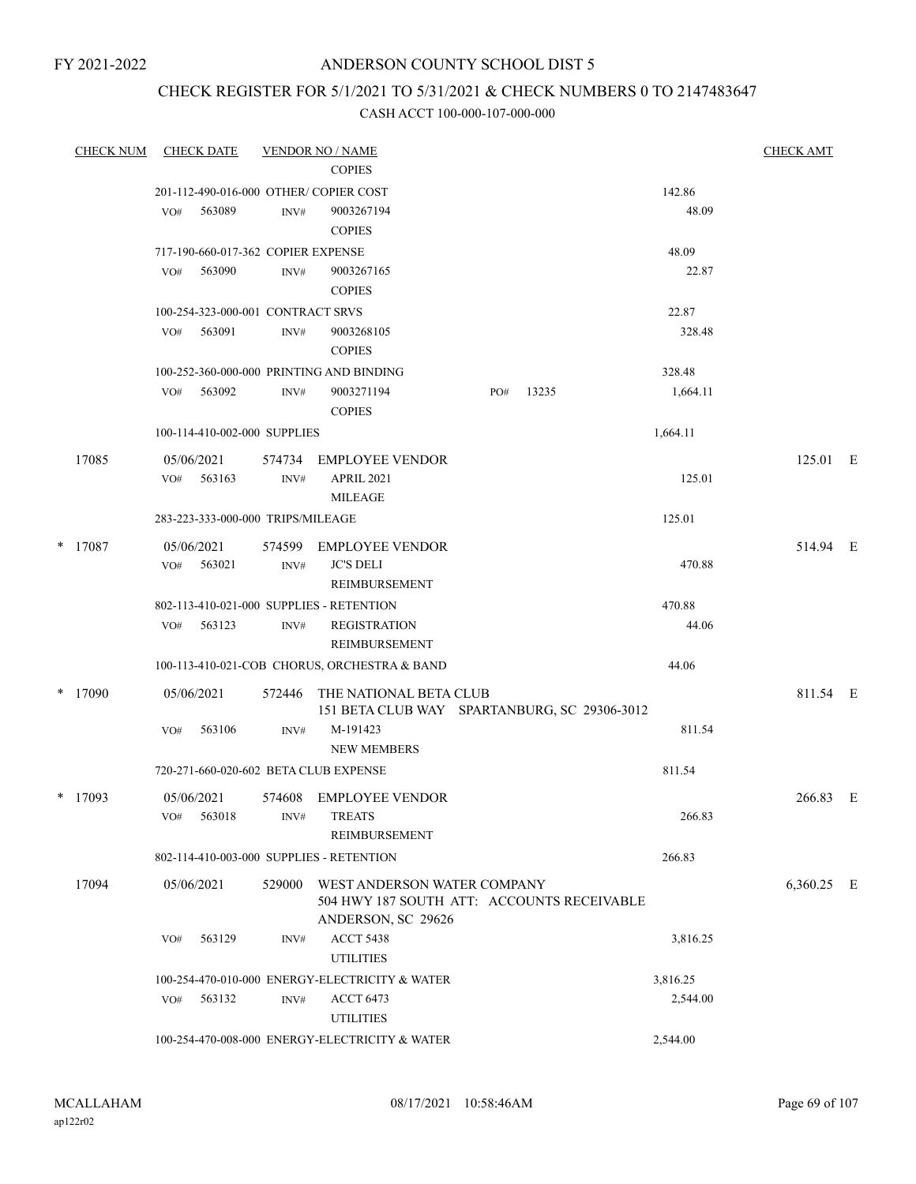FY 2021-2022

# ANDERSON COUNTY SCHOOL DIST 5

## CHECK REGISTER FOR 5/1/2021 TO 5/31/2021 & CHECK NUMBERS 0 TO 2147483647

### CASH ACCT 100-000-107-000-000

| CHECK NUM | CHECK DATE | VENDOR NO / NAME | | CHECK AMT |
|---|---|---|---|---|
| | | COPIES | | |
| | 201-112-490-016-000 OTHER/ COPIER COST | | 142.86 | |
| | VO# 563089 | INV# 9003267194 COPIES | 48.09 | |
| | 717-190-660-017-362 COPIER EXPENSE | | 48.09 | |
| | VO# 563090 | INV# 9003267165 COPIES | 22.87 | |
| | 100-254-323-000-001 CONTRACT SRVS | | 22.87 | |
| | VO# 563091 | INV# 9003268105 COPIES | 328.48 | |
| | 100-252-360-000-000 PRINTING AND BINDING | | 328.48 | |
| | VO# 563092 | INV# 9003271194 COPIES PO# 13235 | 1,664.11 | |
| | 100-114-410-002-000 SUPPLIES | | 1,664.11 | |
| 17085 | 05/06/2021 | 574734 EMPLOYEE VENDOR | | 125.01 E |
| | VO# 563163 | INV# APRIL 2021 MILEAGE | 125.01 | |
| | 283-223-333-000-000 TRIPS/MILEAGE | | 125.01 | |
| * 17087 | 05/06/2021 | 574599 EMPLOYEE VENDOR | | 514.94 E |
| | VO# 563021 | INV# JC'S DELI REIMBURSEMENT | 470.88 | |
| | 802-113-410-021-000 SUPPLIES - RETENTION | | 470.88 | |
| | VO# 563123 | INV# REGISTRATION REIMBURSEMENT | 44.06 | |
| | 100-113-410-021-COB CHORUS, ORCHESTRA & BAND | | 44.06 | |
| * 17090 | 05/06/2021 | 572446 THE NATIONAL BETA CLUB 151 BETA CLUB WAY SPARTANBURG, SC 29306-3012 | | 811.54 E |
| | VO# 563106 | INV# M-191423 NEW MEMBERS | 811.54 | |
| | 720-271-660-020-602 BETA CLUB EXPENSE | | 811.54 | |
| * 17093 | 05/06/2021 | 574608 EMPLOYEE VENDOR | | 266.83 E |
| | VO# 563018 | INV# TREATS REIMBURSEMENT | 266.83 | |
| | 802-114-410-003-000 SUPPLIES - RETENTION | | 266.83 | |
| 17094 | 05/06/2021 | 529000 WEST ANDERSON WATER COMPANY 504 HWY 187 SOUTH ATT: ACCOUNTS RECEIVABLE ANDERSON, SC 29626 | | 6,360.25 E |
| | VO# 563129 | INV# ACCT 5438 UTILITIES | 3,816.25 | |
| | 100-254-470-010-000 ENERGY-ELECTRICITY & WATER | | 3,816.25 | |
| | VO# 563132 | INV# ACCT 6473 UTILITIES | 2,544.00 | |
| | 100-254-470-008-000 ENERGY-ELECTRICITY & WATER | | 2,544.00 | |

MCALLAHAM ap122r02 08/17/2021 10:58:46AM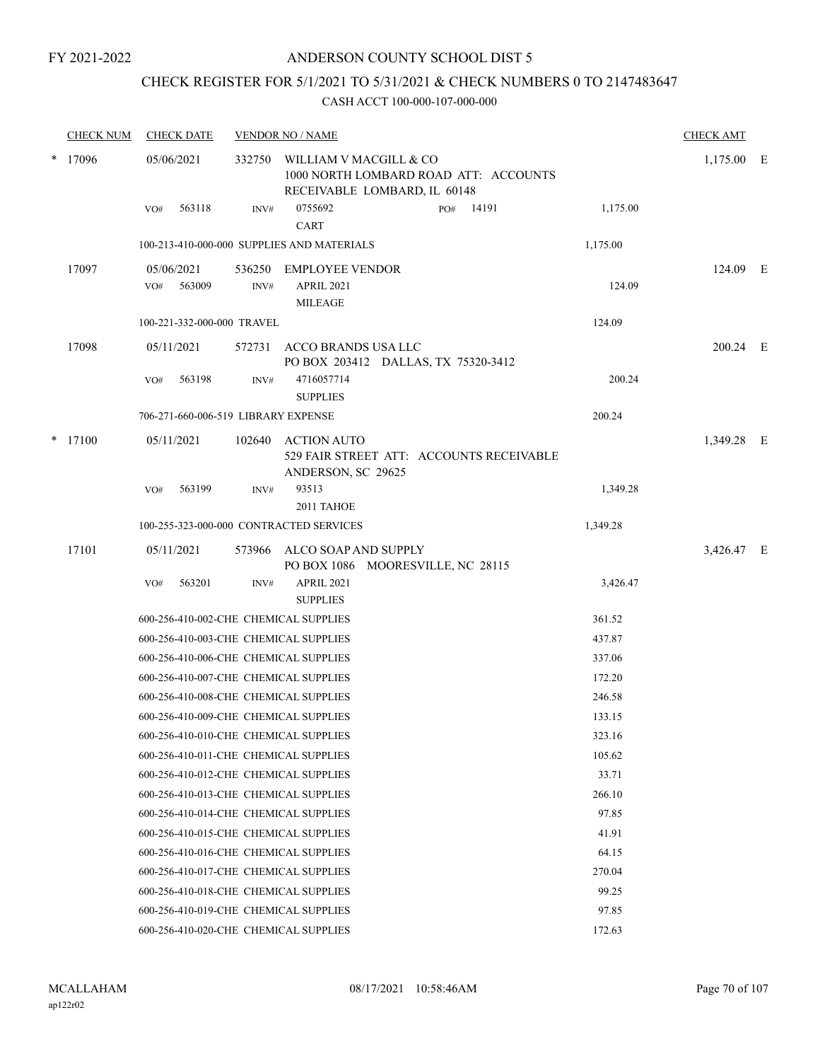FY 2021-2022

# ANDERSON COUNTY SCHOOL DIST 5

## CHECK REGISTER FOR 5/1/2021 TO 5/31/2021 & CHECK NUMBERS 0 TO 2147483647

### CASH ACCT 100-000-107-000-000

| CHECK NUM | CHECK DATE | VENDOR NO / NAME | | | CHECK AMT | |
|---|---|---|---|---|---|---|
| * 17096 | 05/06/2021 | 332750 WILLIAM V MACGILL & CO<br>1000 NORTH LOMBARD ROAD ATT: ACCOUNTS RECEIVABLE LOMBARD, IL 60148 | | | 1,175.00 | E |
| | VO# 563118 | INV# 0755692 CART | PO# 14191 | 1,175.00 | | |
| | 100-213-410-000-000 SUPPLIES AND MATERIALS | | | 1,175.00 | | |
| 17097 | 05/06/2021 | 536250 EMPLOYEE VENDOR | | | 124.09 | E |
| | VO# 563009 | INV# APRIL 2021 MILEAGE | | 124.09 | | |
| | 100-221-332-000-000 TRAVEL | | | 124.09 | | |
| 17098 | 05/11/2021 | 572731 ACCO BRANDS USA LLC<br>PO BOX 203412 DALLAS, TX 75320-3412 | | | 200.24 | E |
| | VO# 563198 | INV# 4716057714 SUPPLIES | | 200.24 | | |
| | 706-271-660-006-519 LIBRARY EXPENSE | | | 200.24 | | |
| * 17100 | 05/11/2021 | 102640 ACTION AUTO<br>529 FAIR STREET ATT: ACCOUNTS RECEIVABLE ANDERSON, SC 29625 | | | 1,349.28 | E |
| | VO# 563199 | INV# 93513 2011 TAHOE | | 1,349.28 | | |
| | 100-255-323-000-000 CONTRACTED SERVICES | | | 1,349.28 | | |
| 17101 | 05/11/2021 | 573966 ALCO SOAP AND SUPPLY<br>PO BOX 1086 MOORESVILLE, NC 28115 | | | 3,426.47 | E |
| | VO# 563201 | INV# APRIL 2021 SUPPLIES | | 3,426.47 | | |
| | 600-256-410-002-CHE CHEMICAL SUPPLIES | | | 361.52 | | |
| | 600-256-410-003-CHE CHEMICAL SUPPLIES | | | 437.87 | | |
| | 600-256-410-006-CHE CHEMICAL SUPPLIES | | | 337.06 | | |
| | 600-256-410-007-CHE CHEMICAL SUPPLIES | | | 172.20 | | |
| | 600-256-410-008-CHE CHEMICAL SUPPLIES | | | 246.58 | | |
| | 600-256-410-009-CHE CHEMICAL SUPPLIES | | | 133.15 | | |
| | 600-256-410-010-CHE CHEMICAL SUPPLIES | | | 323.16 | | |
| | 600-256-410-011-CHE CHEMICAL SUPPLIES | | | 105.62 | | |
| | 600-256-410-012-CHE CHEMICAL SUPPLIES | | | 33.71 | | |
| | 600-256-410-013-CHE CHEMICAL SUPPLIES | | | 266.10 | | |
| | 600-256-410-014-CHE CHEMICAL SUPPLIES | | | 97.85 | | |
| | 600-256-410-015-CHE CHEMICAL SUPPLIES | | | 41.91 | | |
| | 600-256-410-016-CHE CHEMICAL SUPPLIES | | | 64.15 | | |
| | 600-256-410-017-CHE CHEMICAL SUPPLIES | | | 270.04 | | |
| | 600-256-410-018-CHE CHEMICAL SUPPLIES | | | 99.25 | | |
| | 600-256-410-019-CHE CHEMICAL SUPPLIES | | | 97.85 | | |
| | 600-256-410-020-CHE CHEMICAL SUPPLIES | | | 172.63 | | |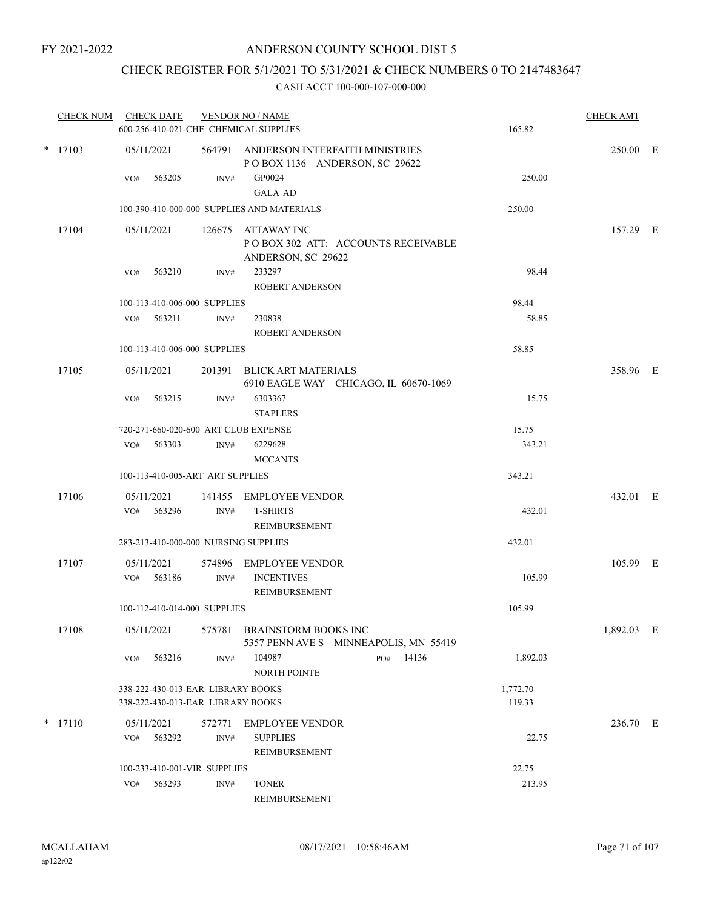FY 2021-2022

# ANDERSON COUNTY SCHOOL DIST 5

## CHECK REGISTER FOR 5/1/2021 TO 5/31/2021 & CHECK NUMBERS 0 TO 2147483647

### CASH ACCT 100-000-107-000-000

| CHECK NUM | CHECK DATE | VENDOR NO / NAME | | CHECK AMT | |
|---|---|---|---|---|---|
| | 600-256-410-021-CHE CHEMICAL SUPPLIES | | 165.82 | | |
| * 17103 | 05/11/2021 | 564791 ANDERSON INTERFAITH MINISTRIES<br>P O BOX 1136 ANDERSON, SC 29622 | | 250.00 | E |
| | VO# 563205 | INV# GP0024<br>GALA AD | 250.00 | | |
| | 100-390-410-000-000 SUPPLIES AND MATERIALS | | 250.00 | | |
| 17104 | 05/11/2021 | 126675 ATTAWAY INC<br>P O BOX 302 ATT: ACCOUNTS RECEIVABLE<br>ANDERSON, SC 29622 | | 157.29 | E |
| | VO# 563210 | INV# 233297<br>ROBERT ANDERSON | 98.44 | | |
| | 100-113-410-006-000 SUPPLIES | | 98.44 | | |
| | VO# 563211 | INV# 230838<br>ROBERT ANDERSON | 58.85 | | |
| | 100-113-410-006-000 SUPPLIES | | 58.85 | | |
| 17105 | 05/11/2021 | 201391 BLICK ART MATERIALS<br>6910 EAGLE WAY CHICAGO, IL 60670-1069 | | 358.96 | E |
| | VO# 563215 | INV# 6303367<br>STAPLERS | 15.75 | | |
| | 720-271-660-020-600 ART CLUB EXPENSE | | 15.75 | | |
| | VO# 563303 | INV# 6229628<br>MCCANTS | 343.21 | | |
| | 100-113-410-005-ART ART SUPPLIES | | 343.21 | | |
| 17106 | 05/11/2021 | 141455 EMPLOYEE VENDOR | | 432.01 | E |
| | VO# 563296 | INV# T-SHIRTS<br>REIMBURSEMENT | 432.01 | | |
| | 283-213-410-000-000 NURSING SUPPLIES | | 432.01 | | |
| 17107 | 05/11/2021 | 574896 EMPLOYEE VENDOR | | 105.99 | E |
| | VO# 563186 | INV# INCENTIVES<br>REIMBURSEMENT | 105.99 | | |
| | 100-112-410-014-000 SUPPLIES | | 105.99 | | |
| 17108 | 05/11/2021 | 575781 BRAINSTORM BOOKS INC<br>5357 PENN AVE S MINNEAPOLIS, MN 55419 | | 1,892.03 | E |
| | VO# 563216 | INV# 104987 PO# 14136<br>NORTH POINTE | 1,892.03 | | |
| | 338-222-430-013-EAR LIBRARY BOOKS | | 1,772.70 | | |
| | 338-222-430-013-EAR LIBRARY BOOKS | | 119.33 | | |
| * 17110 | 05/11/2021 | 572771 EMPLOYEE VENDOR | | 236.70 | E |
| | VO# 563292 | INV# SUPPLIES<br>REIMBURSEMENT | 22.75 | | |
| | 100-233-410-001-VIR SUPPLIES | | 22.75 | | |
| | VO# 563293 | INV# TONER<br>REIMBURSEMENT | 213.95 | | |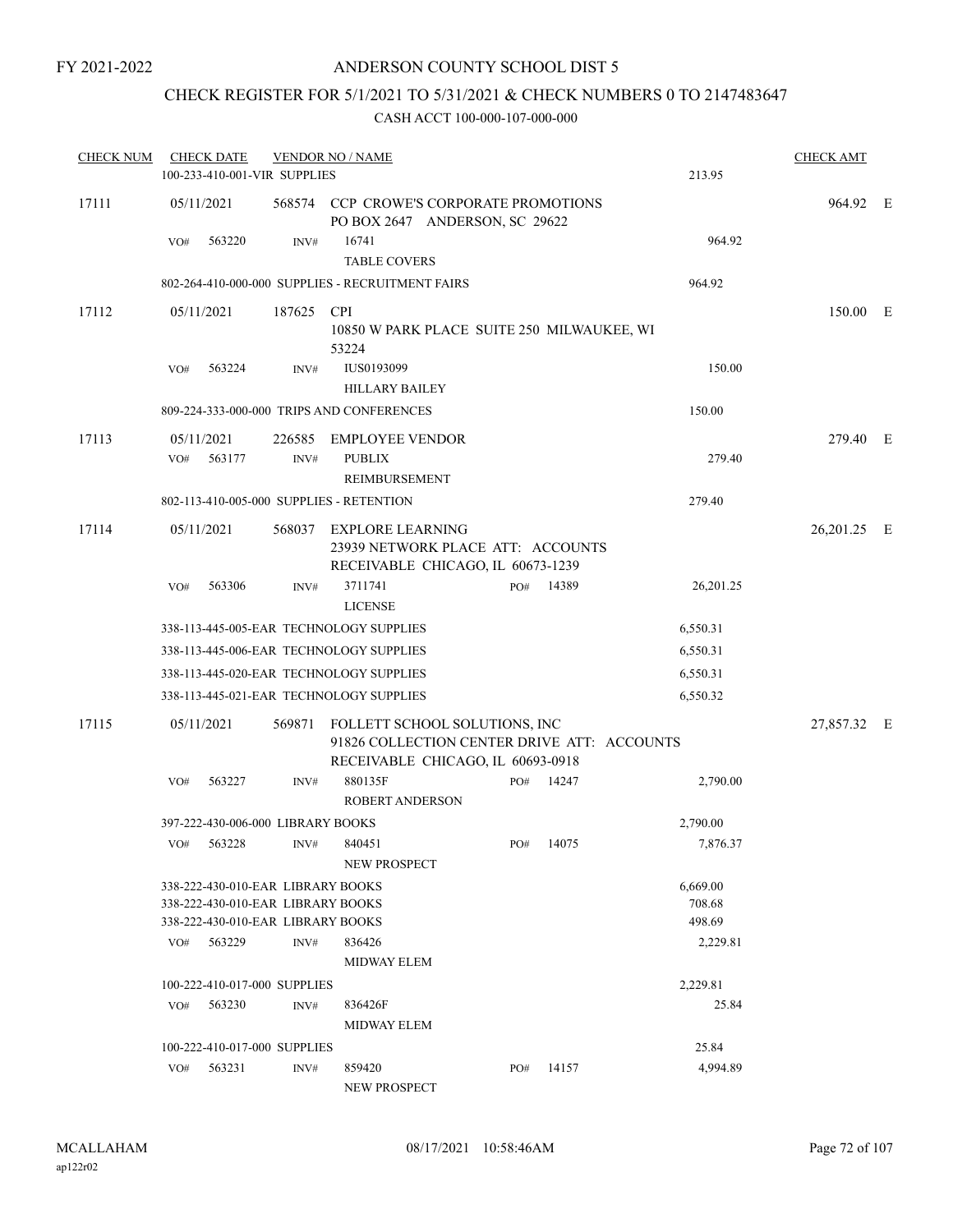FY 2021-2022

# ANDERSON COUNTY SCHOOL DIST 5

## CHECK REGISTER FOR 5/1/2021 TO 5/31/2021 & CHECK NUMBERS 0 TO 2147483647

### CASH ACCT 100-000-107-000-000

| CHECK NUM | CHECK DATE | VENDOR NO / NAME | | CHECK AMT | |
|---|---|---|---|---|---|
| | 100-233-410-001-VIR SUPPLIES | | 213.95 | | |
| 17111 | 05/11/2021 | 568574 CCP CROWE'S CORPORATE PROMOTIONS PO BOX 2647 ANDERSON, SC 29622 | | 964.92 | E |
| | VO# 563220 | INV# 16741 TABLE COVERS | 964.92 | | |
| | 802-264-410-000-000 SUPPLIES - RECRUITMENT FAIRS | | 964.92 | | |
| 17112 | 05/11/2021 | 187625 CPI 10850 W PARK PLACE SUITE 250 MILWAUKEE, WI 53224 | | 150.00 | E |
| | VO# 563224 | INV# IUS0193099 HILLARY BAILEY | 150.00 | | |
| | 809-224-333-000-000 TRIPS AND CONFERENCES | | 150.00 | | |
| 17113 | 05/11/2021 | 226585 EMPLOYEE VENDOR | | 279.40 | E |
| | VO# 563177 | INV# PUBLIX REIMBURSEMENT | 279.40 | | |
| | 802-113-410-005-000 SUPPLIES - RETENTION | | 279.40 | | |
| 17114 | 05/11/2021 | 568037 EXPLORE LEARNING 23939 NETWORK PLACE ATT: ACCOUNTS RECEIVABLE CHICAGO, IL 60673-1239 | | 26,201.25 | E |
| | VO# 563306 | INV# 3711741 PO# 14389 LICENSE | 26,201.25 | | |
| | 338-113-445-005-EAR TECHNOLOGY SUPPLIES | | 6,550.31 | | |
| | 338-113-445-006-EAR TECHNOLOGY SUPPLIES | | 6,550.31 | | |
| | 338-113-445-020-EAR TECHNOLOGY SUPPLIES | | 6,550.31 | | |
| | 338-113-445-021-EAR TECHNOLOGY SUPPLIES | | 6,550.32 | | |
| 17115 | 05/11/2021 | 569871 FOLLETT SCHOOL SOLUTIONS, INC 91826 COLLECTION CENTER DRIVE ATT: ACCOUNTS RECEIVABLE CHICAGO, IL 60693-0918 | | 27,857.32 | E |
| | VO# 563227 | INV# 880135F PO# 14247 ROBERT ANDERSON | 2,790.00 | | |
| | 397-222-430-006-000 LIBRARY BOOKS | | 2,790.00 | | |
| | VO# 563228 | INV# 840451 PO# 14075 NEW PROSPECT | 7,876.37 | | |
| | 338-222-430-010-EAR LIBRARY BOOKS | | 6,669.00 | | |
| | 338-222-430-010-EAR LIBRARY BOOKS | | 708.68 | | |
| | 338-222-430-010-EAR LIBRARY BOOKS | | 498.69 | | |
| | VO# 563229 | INV# 836426 MIDWAY ELEM | 2,229.81 | | |
| | 100-222-410-017-000 SUPPLIES | | 2,229.81 | | |
| | VO# 563230 | INV# 836426F MIDWAY ELEM | 25.84 | | |
| | 100-222-410-017-000 SUPPLIES | | 25.84 | | |
| | VO# 563231 | INV# 859420 PO# 14157 NEW PROSPECT | 4,994.89 | | |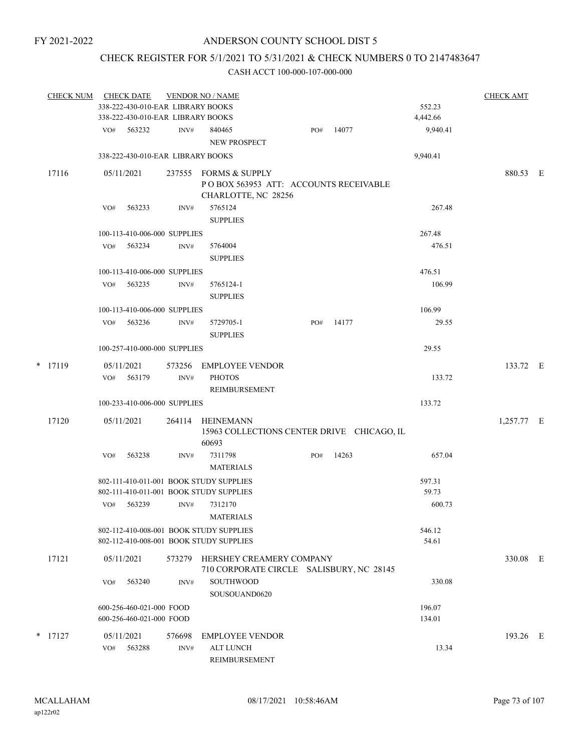FY 2021-2022

# ANDERSON COUNTY SCHOOL DIST 5

## CHECK REGISTER FOR 5/1/2021 TO 5/31/2021 & CHECK NUMBERS 0 TO 2147483647

### CASH ACCT 100-000-107-000-000

| CHECK NUM | CHECK DATE | VENDOR NO / NAME | | | CHECK AMT |
|---|---|---|---|---|---|
| | 338-222-430-010-EAR LIBRARY BOOKS | | | 552.23 | |
| | 338-222-430-010-EAR LIBRARY BOOKS | | | 4,442.66 | |
| | VO# 563232 | INV# 840465 NEW PROSPECT | PO# 14077 | 9,940.41 | |
| | 338-222-430-010-EAR LIBRARY BOOKS | | | 9,940.41 | |
| 17116 | 05/11/2021 | 237555 FORMS & SUPPLY P O BOX 563953 ATT: ACCOUNTS RECEIVABLE CHARLOTTE, NC 28256 | | | 880.53 E |
| | VO# 563233 | INV# 5765124 SUPPLIES | | 267.48 | |
| | 100-113-410-006-000 SUPPLIES | | | 267.48 | |
| | VO# 563234 | INV# 5764004 SUPPLIES | | 476.51 | |
| | 100-113-410-006-000 SUPPLIES | | | 476.51 | |
| | VO# 563235 | INV# 5765124-1 SUPPLIES | | 106.99 | |
| | 100-113-410-006-000 SUPPLIES | | | 106.99 | |
| | VO# 563236 | INV# 5729705-1 SUPPLIES | PO# 14177 | 29.55 | |
| | 100-257-410-000-000 SUPPLIES | | | 29.55 | |
| * 17119 | 05/11/2021 | 573256 EMPLOYEE VENDOR | | | 133.72 E |
| | VO# 563179 | INV# PHOTOS REIMBURSEMENT | | 133.72 | |
| | 100-233-410-006-000 SUPPLIES | | | 133.72 | |
| 17120 | 05/11/2021 | 264114 HEINEMANN 15963 COLLECTIONS CENTER DRIVE CHICAGO, IL 60693 | | | 1,257.77 E |
| | VO# 563238 | INV# 7311798 MATERIALS | PO# 14263 | 657.04 | |
| | 802-111-410-011-001 BOOK STUDY SUPPLIES | | | 597.31 | |
| | 802-111-410-011-001 BOOK STUDY SUPPLIES | | | 59.73 | |
| | VO# 563239 | INV# 7312170 MATERIALS | | 600.73 | |
| | 802-112-410-008-001 BOOK STUDY SUPPLIES | | | 546.12 | |
| | 802-112-410-008-001 BOOK STUDY SUPPLIES | | | 54.61 | |
| 17121 | 05/11/2021 | 573279 HERSHEY CREAMERY COMPANY 710 CORPORATE CIRCLE SALISBURY, NC 28145 | | | 330.08 E |
| | VO# 563240 | INV# SOUTHWOOD SOUSOUAND0620 | | 330.08 | |
| | 600-256-460-021-000 FOOD | | | 196.07 | |
| | 600-256-460-021-000 FOOD | | | 134.01 | |
| * 17127 | 05/11/2021 | 576698 EMPLOYEE VENDOR | | | 193.26 E |
| | VO# 563288 | INV# ALT LUNCH REIMBURSEMENT | | 13.34 | |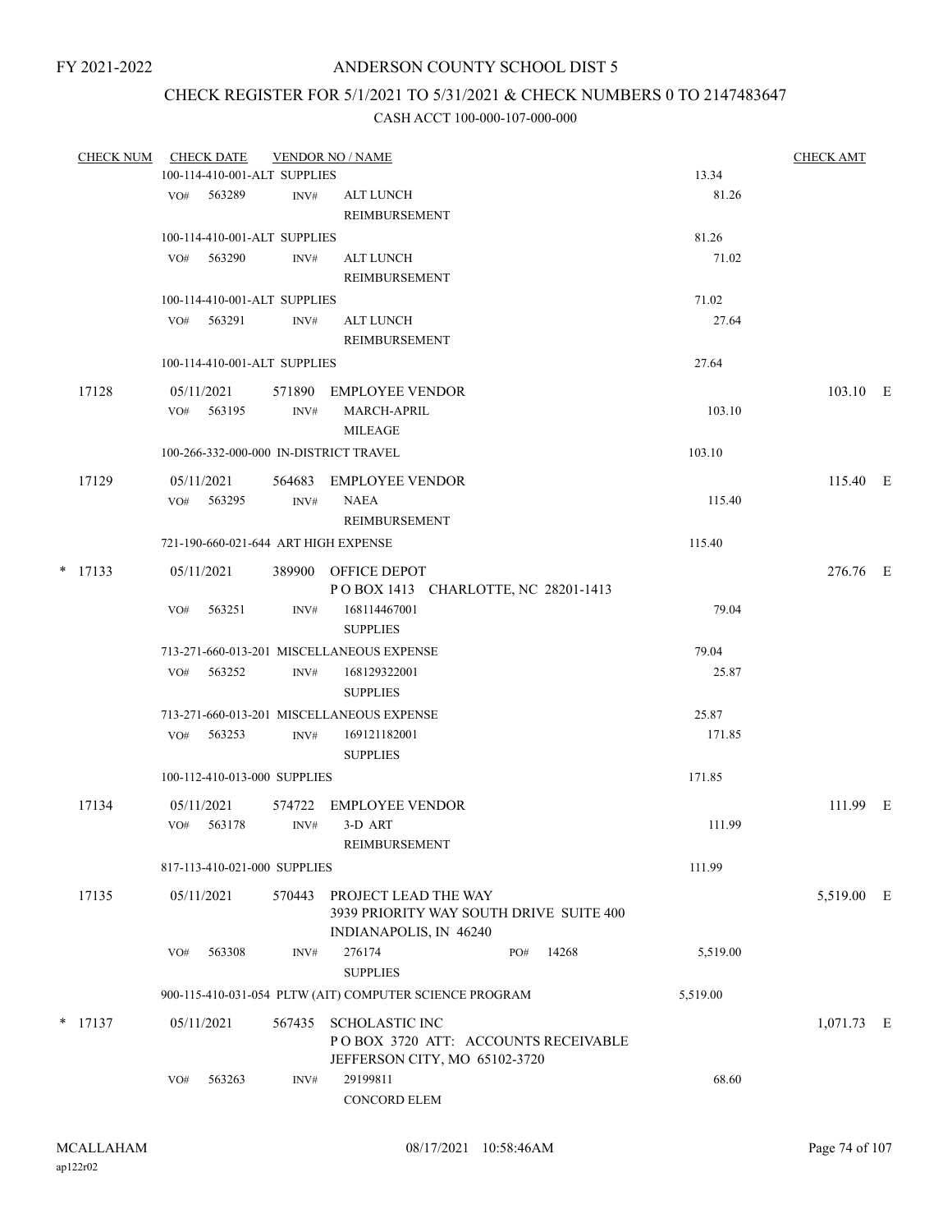FY 2021-2022

# ANDERSON COUNTY SCHOOL DIST 5

## CHECK REGISTER FOR 5/1/2021 TO 5/31/2021 & CHECK NUMBERS 0 TO 2147483647

### CASH ACCT 100-000-107-000-000

| CHECK NUM | CHECK DATE | VENDOR NO / NAME | | CHECK AMT |
|---|---|---|---|---|
| | 100-114-410-001-ALT SUPPLIES | | 13.34 | |
| | VO# 563289 INV# | ALT LUNCH REIMBURSEMENT | 81.26 | |
| | 100-114-410-001-ALT SUPPLIES | | 81.26 | |
| | VO# 563290 INV# | ALT LUNCH REIMBURSEMENT | 71.02 | |
| | 100-114-410-001-ALT SUPPLIES | | 71.02 | |
| | VO# 563291 INV# | ALT LUNCH REIMBURSEMENT | 27.64 | |
| | 100-114-410-001-ALT SUPPLIES | | 27.64 | |
| 17128 | 05/11/2021 | 571890 EMPLOYEE VENDOR | | 103.10 E |
| | VO# 563195 INV# | MARCH-APRIL MILEAGE | 103.10 | |
| | 100-266-332-000-000 IN-DISTRICT TRAVEL | | 103.10 | |
| 17129 | 05/11/2021 | 564683 EMPLOYEE VENDOR | | 115.40 E |
| | VO# 563295 INV# | NAEA REIMBURSEMENT | 115.40 | |
| | 721-190-660-021-644 ART HIGH EXPENSE | | 115.40 | |
| * 17133 | 05/11/2021 | 389900 OFFICE DEPOT<br>P O BOX 1413 CHARLOTTE, NC 28201-1413 | | 276.76 E |
| | VO# 563251 INV# | 168114467001 SUPPLIES | 79.04 | |
| | 713-271-660-013-201 MISCELLANEOUS EXPENSE | | 79.04 | |
| | VO# 563252 INV# | 168129322001 SUPPLIES | 25.87 | |
| | 713-271-660-013-201 MISCELLANEOUS EXPENSE | | 25.87 | |
| | VO# 563253 INV# | 169121182001 SUPPLIES | 171.85 | |
| | 100-112-410-013-000 SUPPLIES | | 171.85 | |
| 17134 | 05/11/2021 | 574722 EMPLOYEE VENDOR | | 111.99 E |
| | VO# 563178 INV# | 3-D ART REIMBURSEMENT | 111.99 | |
| | 817-113-410-021-000 SUPPLIES | | 111.99 | |
| 17135 | 05/11/2021 | 570443 PROJECT LEAD THE WAY<br>3939 PRIORITY WAY SOUTH DRIVE SUITE 400<br>INDIANAPOLIS, IN 46240 | | 5,519.00 E |
| | VO# 563308 INV# | 276174 SUPPLIES PO# 14268 | 5,519.00 | |
| | 900-115-410-031-054 PLTW (AIT) COMPUTER SCIENCE PROGRAM | | 5,519.00 | |
| * 17137 | 05/11/2021 | 567435 SCHOLASTIC INC<br>P O BOX 3720 ATT: ACCOUNTS RECEIVABLE<br>JEFFERSON CITY, MO 65102-3720 | | 1,071.73 E |
| | VO# 563263 INV# | 29199811 CONCORD ELEM | 68.60 | |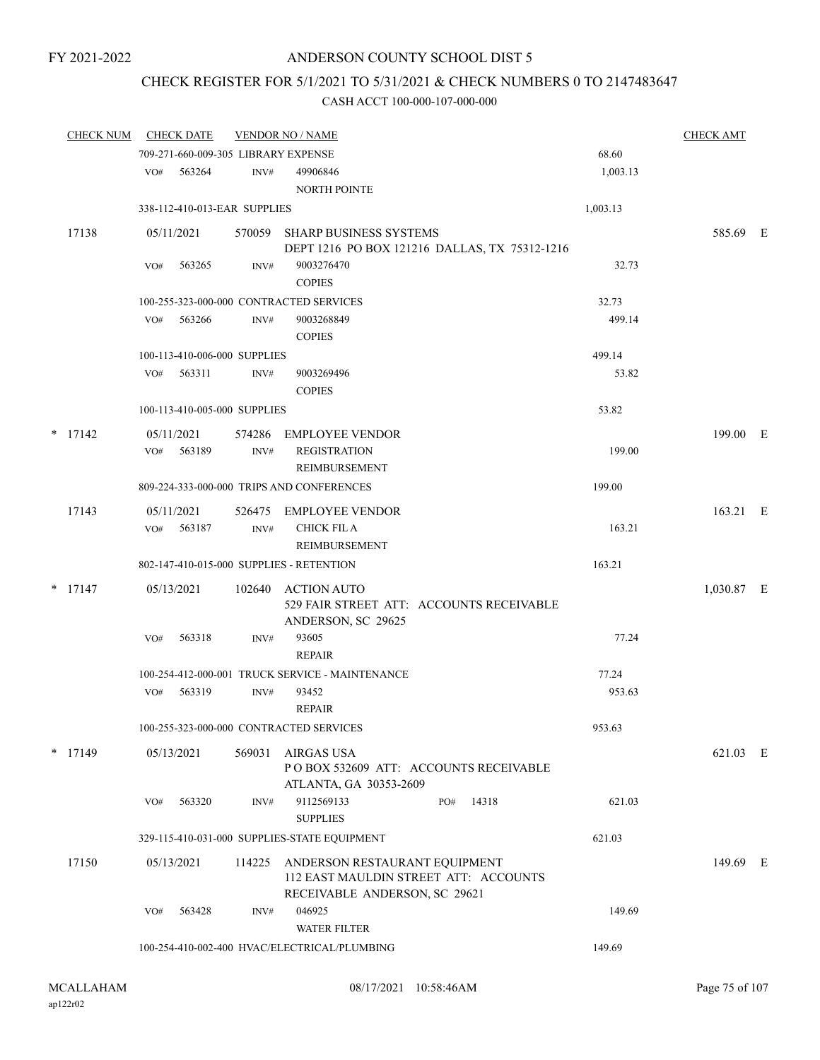FY 2021-2022

ANDERSON COUNTY SCHOOL DIST 5

CHECK REGISTER FOR 5/1/2021 TO 5/31/2021 & CHECK NUMBERS 0 TO 2147483647

CASH ACCT 100-000-107-000-000

| CHECK NUM | CHECK DATE | VENDOR NO / NAME | | CHECK AMT |
|---|---|---|---|---|
| | 709-271-660-009-305 LIBRARY EXPENSE | | 68.60 | |
| | VO# 563264 | INV# 49906846 NORTH POINTE | 1,003.13 | |
| | 338-112-410-013-EAR SUPPLIES | | 1,003.13 | |
| 17138 | 05/11/2021 | 570059 SHARP BUSINESS SYSTEMS DEPT 1216 PO BOX 121216 DALLAS, TX 75312-1216 | | 585.69 E |
| | VO# 563265 | INV# 9003276470 COPIES | 32.73 | |
| | 100-255-323-000-000 CONTRACTED SERVICES | | 32.73 | |
| | VO# 563266 | INV# 9003268849 COPIES | 499.14 | |
| | 100-113-410-006-000 SUPPLIES | | 499.14 | |
| | VO# 563311 | INV# 9003269496 COPIES | 53.82 | |
| | 100-113-410-005-000 SUPPLIES | | 53.82 | |
| * 17142 | 05/11/2021 | 574286 EMPLOYEE VENDOR | | 199.00 E |
| | VO# 563189 | INV# REGISTRATION REIMBURSEMENT | 199.00 | |
| | 809-224-333-000-000 TRIPS AND CONFERENCES | | 199.00 | |
| 17143 | 05/11/2021 | 526475 EMPLOYEE VENDOR | | 163.21 E |
| | VO# 563187 | INV# CHICK FIL A REIMBURSEMENT | 163.21 | |
| | 802-147-410-015-000 SUPPLIES - RETENTION | | 163.21 | |
| * 17147 | 05/13/2021 | 102640 ACTION AUTO 529 FAIR STREET ATT: ACCOUNTS RECEIVABLE ANDERSON, SC 29625 | | 1,030.87 E |
| | VO# 563318 | INV# 93605 REPAIR | 77.24 | |
| | 100-254-412-000-001 TRUCK SERVICE - MAINTENANCE | | 77.24 | |
| | VO# 563319 | INV# 93452 REPAIR | 953.63 | |
| | 100-255-323-000-000 CONTRACTED SERVICES | | 953.63 | |
| * 17149 | 05/13/2021 | 569031 AIRGAS USA P O BOX 532609 ATT: ACCOUNTS RECEIVABLE ATLANTA, GA 30353-2609 | | 621.03 E |
| | VO# 563320 | INV# 9112569133 PO# 14318 SUPPLIES | 621.03 | |
| | 329-115-410-031-000 SUPPLIES-STATE EQUIPMENT | | 621.03 | |
| 17150 | 05/13/2021 | 114225 ANDERSON RESTAURANT EQUIPMENT 112 EAST MAULDIN STREET ATT: ACCOUNTS RECEIVABLE ANDERSON, SC 29621 | | 149.69 E |
| | VO# 563428 | INV# 046925 WATER FILTER | 149.69 | |
| | 100-254-410-002-400 HVAC/ELECTRICAL/PLUMBING | | 149.69 | |

MCALLAHAM
ap122r02

08/17/2021 10:58:46AM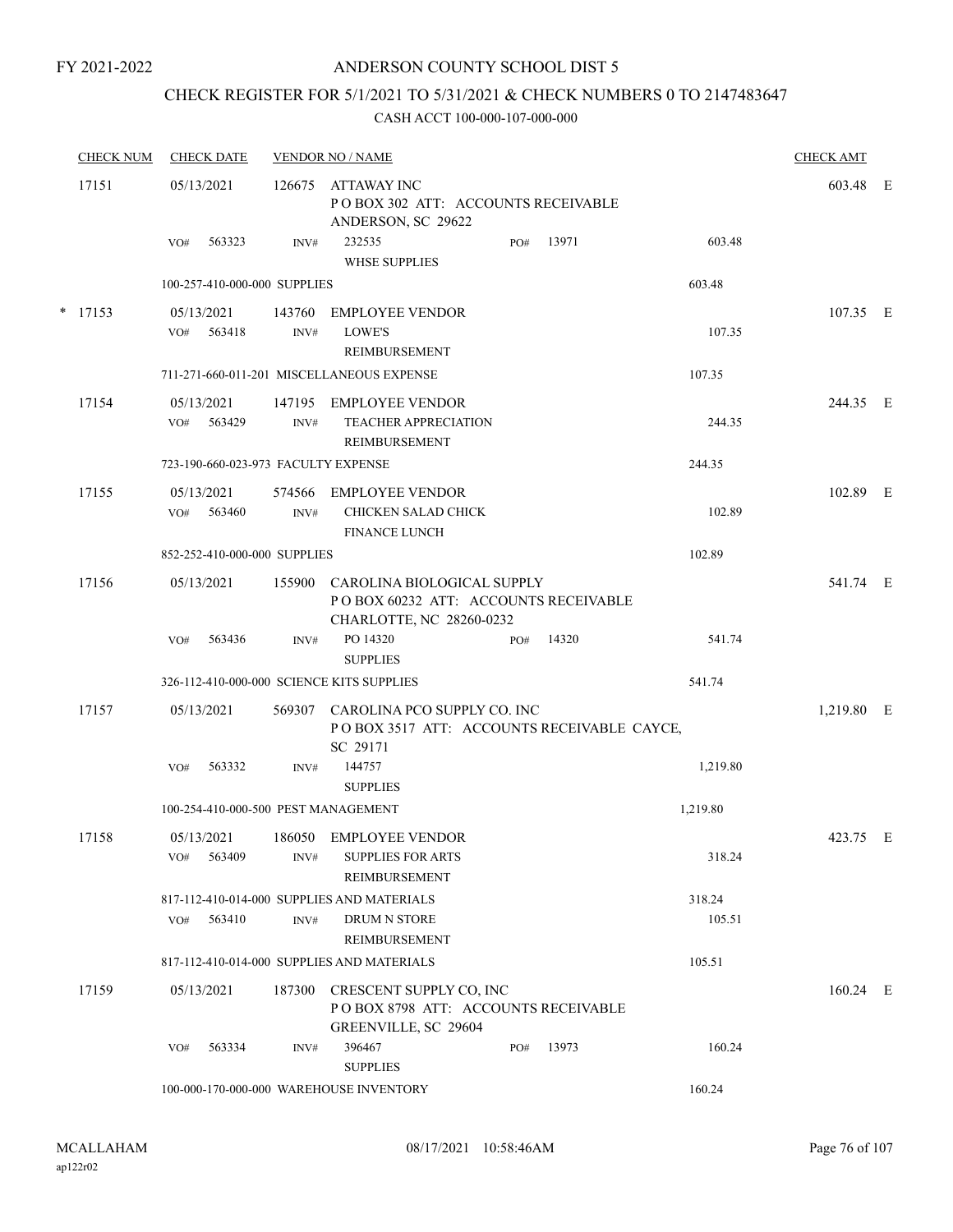FY 2021-2022

# ANDERSON COUNTY SCHOOL DIST 5

## CHECK REGISTER FOR 5/1/2021 TO 5/31/2021 & CHECK NUMBERS 0 TO 2147483647

CASH ACCT 100-000-107-000-000

| CHECK NUM | CHECK DATE | VENDOR NO / NAME | | | CHECK AMT | |
|---|---|---|---|---|---|---|
| 17151 | 05/13/2021 | 126675 ATTAWAY INC<br>P O BOX 302 ATT: ACCOUNTS RECEIVABLE<br>ANDERSON, SC 29622 | | | 603.48 | E |
| | VO# 563323 | INV# 232535<br>WHSE SUPPLIES | PO# 13971 | 603.48 | | |
| | 100-257-410-000-000 SUPPLIES | | | 603.48 | | |
| * 17153 | 05/13/2021 | 143760 EMPLOYEE VENDOR | | | 107.35 | E |
| | VO# 563418 | INV# LOWE'S<br>REIMBURSEMENT | | 107.35 | | |
| | 711-271-660-011-201 MISCELLANEOUS EXPENSE | | | 107.35 | | |
| 17154 | 05/13/2021 | 147195 EMPLOYEE VENDOR | | | 244.35 | E |
| | VO# 563429 | INV# TEACHER APPRECIATION<br>REIMBURSEMENT | | 244.35 | | |
| | 723-190-660-023-973 FACULTY EXPENSE | | | 244.35 | | |
| 17155 | 05/13/2021 | 574566 EMPLOYEE VENDOR | | | 102.89 | E |
| | VO# 563460 | INV# CHICKEN SALAD CHICK<br>FINANCE LUNCH | | 102.89 | | |
| | 852-252-410-000-000 SUPPLIES | | | 102.89 | | |
| 17156 | 05/13/2021 | 155900 CAROLINA BIOLOGICAL SUPPLY<br>P O BOX 60232 ATT: ACCOUNTS RECEIVABLE<br>CHARLOTTE, NC 28260-0232 | | | 541.74 | E |
| | VO# 563436 | INV# PO 14320<br>SUPPLIES | PO# 14320 | 541.74 | | |
| | 326-112-410-000-000 SCIENCE KITS SUPPLIES | | | 541.74 | | |
| 17157 | 05/13/2021 | 569307 CAROLINA PCO SUPPLY CO. INC<br>P O BOX 3517 ATT: ACCOUNTS RECEIVABLE CAYCE, SC 29171 | | | 1,219.80 | E |
| | VO# 563332 | INV# 144757<br>SUPPLIES | | 1,219.80 | | |
| | 100-254-410-000-500 PEST MANAGEMENT | | | 1,219.80 | | |
| 17158 | 05/13/2021 | 186050 EMPLOYEE VENDOR | | | 423.75 | E |
| | VO# 563409 | INV# SUPPLIES FOR ARTS<br>REIMBURSEMENT | | 318.24 | | |
| | 817-112-410-014-000 SUPPLIES AND MATERIALS | | | 318.24 | | |
| | VO# 563410 | INV# DRUM N STORE<br>REIMBURSEMENT | | 105.51 | | |
| | 817-112-410-014-000 SUPPLIES AND MATERIALS | | | 105.51 | | |
| 17159 | 05/13/2021 | 187300 CRESCENT SUPPLY CO, INC<br>P O BOX 8798 ATT: ACCOUNTS RECEIVABLE<br>GREENVILLE, SC 29604 | | | 160.24 | E |
| | VO# 563334 | INV# 396467<br>SUPPLIES | PO# 13973 | 160.24 | | |
| | 100-000-170-000-000 WAREHOUSE INVENTORY | | | 160.24 | | |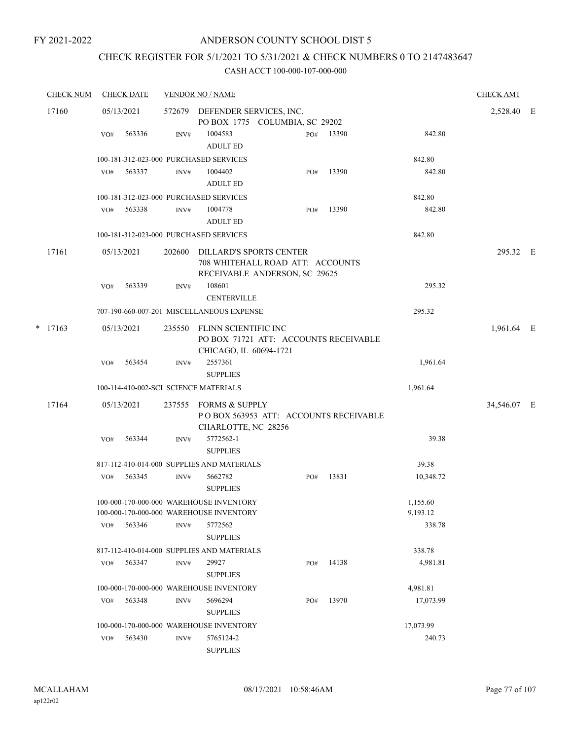FY 2021-2022

# ANDERSON COUNTY SCHOOL DIST 5

## CHECK REGISTER FOR 5/1/2021 TO 5/31/2021 & CHECK NUMBERS 0 TO 2147483647

### CASH ACCT 100-000-107-000-000

| CHECK NUM | CHECK DATE | VENDOR NO / NAME | | | | CHECK AMT | |
|---|---|---|---|---|---|---|---|
| 17160 | 05/13/2021 | 572679 DEFENDER SERVICES, INC.<br>PO BOX 1775 COLUMBIA, SC 29202 | | | | 2,528.40 | E |
| | VO# 563336 | INV# 1004583<br>ADULT ED | PO# 13390 | 842.80 | | | |
| | | 100-181-312-023-000 PURCHASED SERVICES | | 842.80 | | | |
| | VO# 563337 | INV# 1004402<br>ADULT ED | PO# 13390 | 842.80 | | | |
| | | 100-181-312-023-000 PURCHASED SERVICES | | 842.80 | | | |
| | VO# 563338 | INV# 1004778<br>ADULT ED | PO# 13390 | 842.80 | | | |
| | | 100-181-312-023-000 PURCHASED SERVICES | | 842.80 | | | |
| 17161 | 05/13/2021 | 202600 DILLARD'S SPORTS CENTER<br>708 WHITEHALL ROAD ATT: ACCOUNTS RECEIVABLE ANDERSON, SC 29625 | | | | 295.32 | E |
| | VO# 563339 | INV# 108601<br>CENTERVILLE | | 295.32 | | | |
| | | 707-190-660-007-201 MISCELLANEOUS EXPENSE | | 295.32 | | | |
| * 17163 | 05/13/2021 | 235550 FLINN SCIENTIFIC INC<br>PO BOX 71721 ATT: ACCOUNTS RECEIVABLE CHICAGO, IL 60694-1721 | | | | 1,961.64 | E |
| | VO# 563454 | INV# 2557361<br>SUPPLIES | | 1,961.64 | | | |
| | | 100-114-410-002-SCI SCIENCE MATERIALS | | 1,961.64 | | | |
| 17164 | 05/13/2021 | 237555 FORMS & SUPPLY<br>P O BOX 563953 ATT: ACCOUNTS RECEIVABLE CHARLOTTE, NC 28256 | | | | 34,546.07 | E |
| | VO# 563344 | INV# 5772562-1<br>SUPPLIES | | 39.38 | | | |
| | | 817-112-410-014-000 SUPPLIES AND MATERIALS | | 39.38 | | | |
| | VO# 563345 | INV# 5662782<br>SUPPLIES | PO# 13831 | 10,348.72 | | | |
| | | 100-000-170-000-000 WAREHOUSE INVENTORY | | 1,155.60 | | | |
| | | 100-000-170-000-000 WAREHOUSE INVENTORY | | 9,193.12 | | | |
| | VO# 563346 | INV# 5772562<br>SUPPLIES | | 338.78 | | | |
| | | 817-112-410-014-000 SUPPLIES AND MATERIALS | | 338.78 | | | |
| | VO# 563347 | INV# 29927<br>SUPPLIES | PO# 14138 | 4,981.81 | | | |
| | | 100-000-170-000-000 WAREHOUSE INVENTORY | | 4,981.81 | | | |
| | VO# 563348 | INV# 5696294<br>SUPPLIES | PO# 13970 | 17,073.99 | | | |
| | | 100-000-170-000-000 WAREHOUSE INVENTORY | | 17,073.99 | | | |
| | VO# 563430 | INV# 5765124-2<br>SUPPLIES | | 240.73 | | | |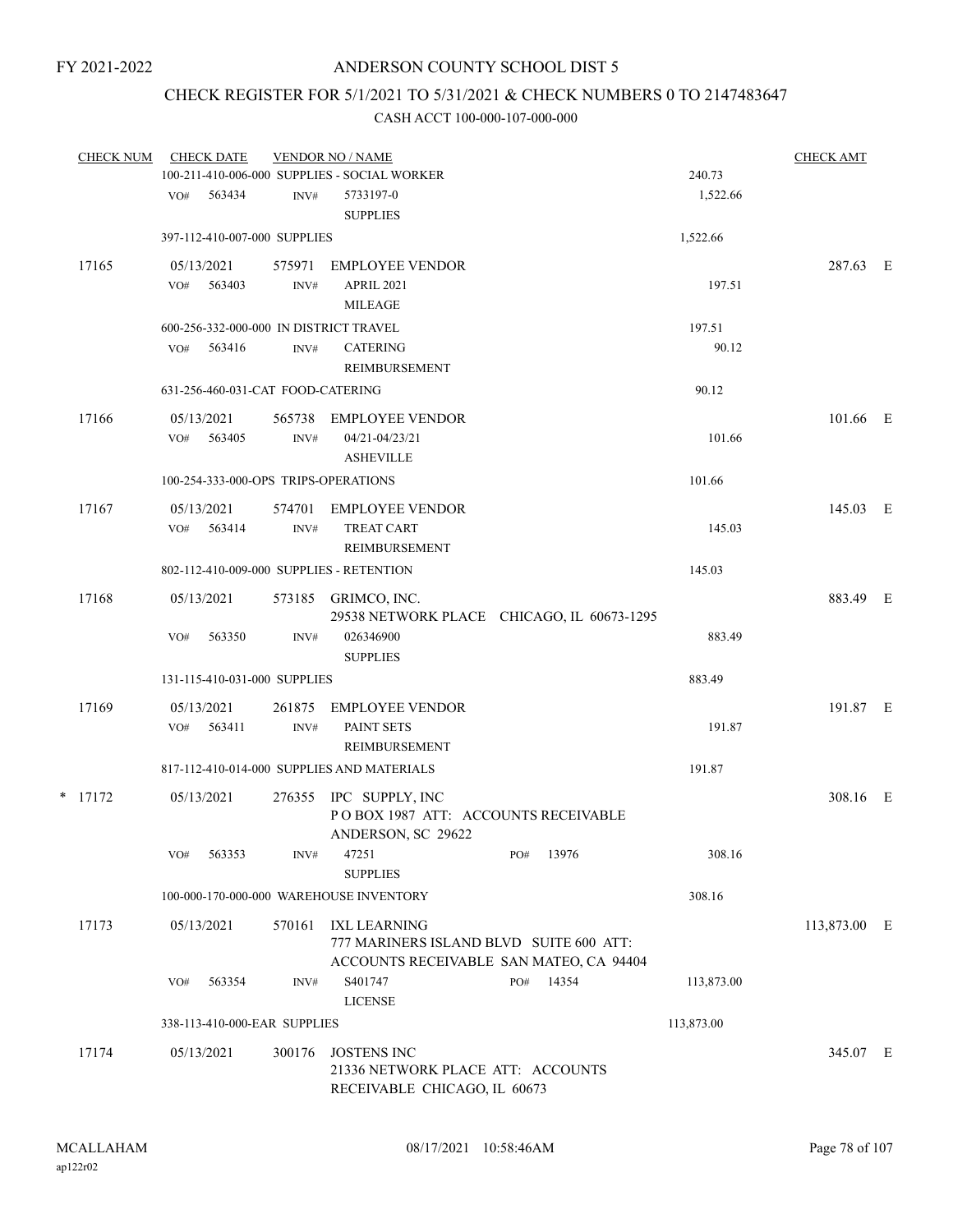FY 2021-2022

# ANDERSON COUNTY SCHOOL DIST 5

## CHECK REGISTER FOR 5/1/2021 TO 5/31/2021 & CHECK NUMBERS 0 TO 2147483647

### CASH ACCT 100-000-107-000-000

| CHECK NUM | CHECK DATE | VENDOR NO / NAME | | CHECK AMT | |
|---|---|---|---|---|---|
| | 100-211-410-006-000 SUPPLIES - SOCIAL WORKER | | 240.73 | | |
| | VO# 563434 | INV# 5733197-0 SUPPLIES | 1,522.66 | | |
| | 397-112-410-007-000 SUPPLIES | | 1,522.66 | | |
| 17165 | 05/13/2021 | 575971 EMPLOYEE VENDOR | | 287.63 | E |
| | VO# 563403 | INV# APRIL 2021 MILEAGE | 197.51 | | |
| | 600-256-332-000-000 IN DISTRICT TRAVEL | | 197.51 | | |
| | VO# 563416 | INV# CATERING REIMBURSEMENT | 90.12 | | |
| | 631-256-460-031-CAT FOOD-CATERING | | 90.12 | | |
| 17166 | 05/13/2021 | 565738 EMPLOYEE VENDOR | | 101.66 | E |
| | VO# 563405 | INV# 04/21-04/23/21 ASHEVILLE | 101.66 | | |
| | 100-254-333-000-OPS TRIPS-OPERATIONS | | 101.66 | | |
| 17167 | 05/13/2021 | 574701 EMPLOYEE VENDOR | | 145.03 | E |
| | VO# 563414 | INV# TREAT CART REIMBURSEMENT | 145.03 | | |
| | 802-112-410-009-000 SUPPLIES - RETENTION | | 145.03 | | |
| 17168 | 05/13/2021 | 573185 GRIMCO, INC. 29538 NETWORK PLACE CHICAGO, IL 60673-1295 | | 883.49 | E |
| | VO# 563350 | INV# 026346900 SUPPLIES | 883.49 | | |
| | 131-115-410-031-000 SUPPLIES | | 883.49 | | |
| 17169 | 05/13/2021 | 261875 EMPLOYEE VENDOR | | 191.87 | E |
| | VO# 563411 | INV# PAINT SETS REIMBURSEMENT | 191.87 | | |
| | 817-112-410-014-000 SUPPLIES AND MATERIALS | | 191.87 | | |
| * 17172 | 05/13/2021 | 276355 IPC SUPPLY, INC P O BOX 1987 ATT: ACCOUNTS RECEIVABLE ANDERSON, SC 29622 | | 308.16 | E |
| | VO# 563353 | INV# 47251 SUPPLIES PO# 13976 | 308.16 | | |
| | 100-000-170-000-000 WAREHOUSE INVENTORY | | 308.16 | | |
| 17173 | 05/13/2021 | 570161 IXL LEARNING 777 MARINERS ISLAND BLVD SUITE 600 ATT: ACCOUNTS RECEIVABLE SAN MATEO, CA 94404 | | 113,873.00 | E |
| | VO# 563354 | INV# S401747 LICENSE PO# 14354 | 113,873.00 | | |
| | 338-113-410-000-EAR SUPPLIES | | 113,873.00 | | |
| 17174 | 05/13/2021 | 300176 JOSTENS INC 21336 NETWORK PLACE ATT: ACCOUNTS RECEIVABLE CHICAGO, IL 60673 | | 345.07 | E |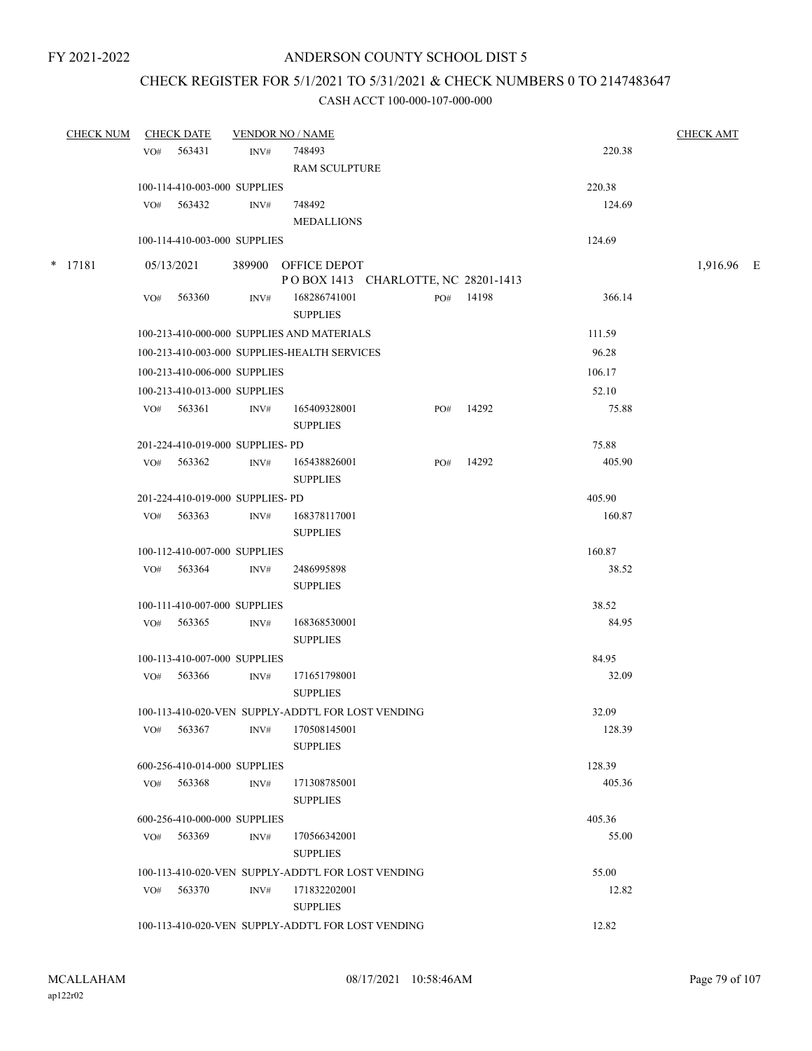FY 2021-2022

# ANDERSON COUNTY SCHOOL DIST 5

## CHECK REGISTER FOR 5/1/2021 TO 5/31/2021 & CHECK NUMBERS 0 TO 2147483647

### CASH ACCT 100-000-107-000-000

| CHECK NUM | CHECK DATE | VENDOR NO / NAME | | | CHECK AMT |
|---|---|---|---|---|---|
| | VO# 563431 | INV# 748493 RAM SCULPTURE | | 220.38 | |
| | 100-114-410-003-000 SUPPLIES | | | 220.38 | |
| | VO# 563432 | INV# 748492 MEDALLIONS | | 124.69 | |
| | 100-114-410-003-000 SUPPLIES | | | 124.69 | |
| * 17181 | 05/13/2021 | 389900 OFFICE DEPOT P O BOX 1413 CHARLOTTE, NC 28201-1413 | | | 1,916.96 E |
| | VO# 563360 | INV# 168286741001 SUPPLIES | PO# 14198 | 366.14 | |
| | 100-213-410-000-000 SUPPLIES AND MATERIALS | | | 111.59 | |
| | 100-213-410-003-000 SUPPLIES-HEALTH SERVICES | | | 96.28 | |
| | 100-213-410-006-000 SUPPLIES | | | 106.17 | |
| | 100-213-410-013-000 SUPPLIES | | | 52.10 | |
| | VO# 563361 | INV# 165409328001 SUPPLIES | PO# 14292 | 75.88 | |
| | 201-224-410-019-000 SUPPLIES- PD | | | 75.88 | |
| | VO# 563362 | INV# 165438826001 SUPPLIES | PO# 14292 | 405.90 | |
| | 201-224-410-019-000 SUPPLIES- PD | | | 405.90 | |
| | VO# 563363 | INV# 168378117001 SUPPLIES | | 160.87 | |
| | 100-112-410-007-000 SUPPLIES | | | 160.87 | |
| | VO# 563364 | INV# 2486995898 SUPPLIES | | 38.52 | |
| | 100-111-410-007-000 SUPPLIES | | | 38.52 | |
| | VO# 563365 | INV# 168368530001 SUPPLIES | | 84.95 | |
| | 100-113-410-007-000 SUPPLIES | | | 84.95 | |
| | VO# 563366 | INV# 171651798001 SUPPLIES | | 32.09 | |
| | 100-113-410-020-VEN SUPPLY-ADDT'L FOR LOST VENDING | | | 32.09 | |
| | VO# 563367 | INV# 170508145001 SUPPLIES | | 128.39 | |
| | 600-256-410-014-000 SUPPLIES | | | 128.39 | |
| | VO# 563368 | INV# 171308785001 SUPPLIES | | 405.36 | |
| | 600-256-410-000-000 SUPPLIES | | | 405.36 | |
| | VO# 563369 | INV# 170566342001 SUPPLIES | | 55.00 | |
| | 100-113-410-020-VEN SUPPLY-ADDT'L FOR LOST VENDING | | | 55.00 | |
| | VO# 563370 | INV# 171832202001 SUPPLIES | | 12.82 | |
| | 100-113-410-020-VEN SUPPLY-ADDT'L FOR LOST VENDING | | | 12.82 | |

MCALLAHAM
ap122r02

08/17/2021 10:58:46AM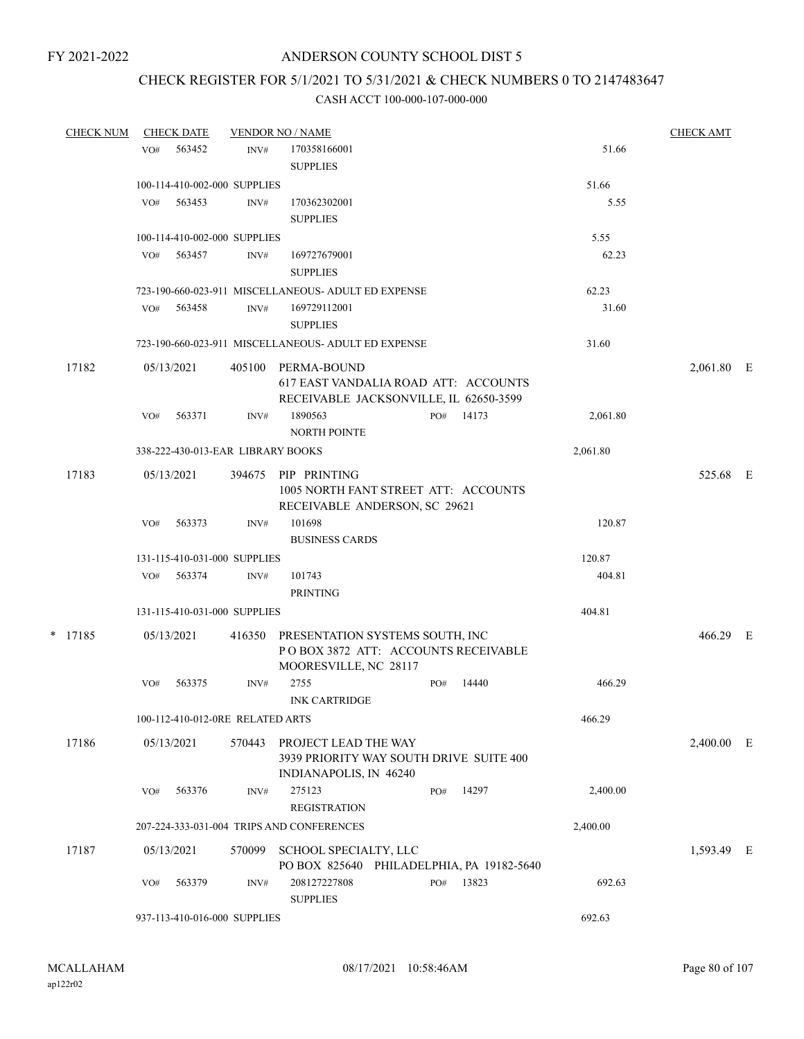FY 2021-2022

# ANDERSON COUNTY SCHOOL DIST 5

## CHECK REGISTER FOR 5/1/2021 TO 5/31/2021 & CHECK NUMBERS 0 TO 2147483647

CASH ACCT 100-000-107-000-000

| CHECK NUM | CHECK DATE | VENDOR NO / NAME | | | CHECK AMT | |
|---|---|---|---|---|---|---|
| | VO# 563452 | INV# 170358166001 SUPPLIES | | 51.66 | | |
| | 100-114-410-002-000 SUPPLIES | | | 51.66 | | |
| | VO# 563453 | INV# 170362302001 SUPPLIES | | 5.55 | | |
| | 100-114-410-002-000 SUPPLIES | | | 5.55 | | |
| | VO# 563457 | INV# 169727679001 SUPPLIES | | 62.23 | | |
| | 723-190-660-023-911 MISCELLANEOUS- ADULT ED EXPENSE | | | 62.23 | | |
| | VO# 563458 | INV# 169729112001 SUPPLIES | | 31.60 | | |
| | 723-190-660-023-911 MISCELLANEOUS- ADULT ED EXPENSE | | | 31.60 | | |
| 17182 | 05/13/2021 | 405100 PERMA-BOUND 617 EAST VANDALIA ROAD ATT: ACCOUNTS RECEIVABLE JACKSONVILLE, IL 62650-3599 | | | 2,061.80 | E |
| | VO# 563371 | INV# 1890563 NORTH POINTE | PO# 14173 | 2,061.80 | | |
| | 338-222-430-013-EAR LIBRARY BOOKS | | | 2,061.80 | | |
| 17183 | 05/13/2021 | 394675 PIP PRINTING 1005 NORTH FANT STREET ATT: ACCOUNTS RECEIVABLE ANDERSON, SC 29621 | | | 525.68 | E |
| | VO# 563373 | INV# 101698 BUSINESS CARDS | | 120.87 | | |
| | 131-115-410-031-000 SUPPLIES | | | 120.87 | | |
| | VO# 563374 | INV# 101743 PRINTING | | 404.81 | | |
| | 131-115-410-031-000 SUPPLIES | | | 404.81 | | |
| * 17185 | 05/13/2021 | 416350 PRESENTATION SYSTEMS SOUTH, INC P O BOX 3872 ATT: ACCOUNTS RECEIVABLE MOORESVILLE, NC 28117 | | | 466.29 | E |
| | VO# 563375 | INV# 2755 INK CARTRIDGE | PO# 14440 | 466.29 | | |
| | 100-112-410-012-0RE RELATED ARTS | | | 466.29 | | |
| 17186 | 05/13/2021 | 570443 PROJECT LEAD THE WAY 3939 PRIORITY WAY SOUTH DRIVE SUITE 400 INDIANAPOLIS, IN 46240 | | | 2,400.00 | E |
| | VO# 563376 | INV# 275123 REGISTRATION | PO# 14297 | 2,400.00 | | |
| | 207-224-333-031-004 TRIPS AND CONFERENCES | | | 2,400.00 | | |
| 17187 | 05/13/2021 | 570099 SCHOOL SPECIALTY, LLC PO BOX 825640 PHILADELPHIA, PA 19182-5640 | | | 1,593.49 | E |
| | VO# 563379 | INV# 208127227808 SUPPLIES | PO# 13823 | 692.63 | | |
| | 937-113-410-016-000 SUPPLIES | | | 692.63 | | |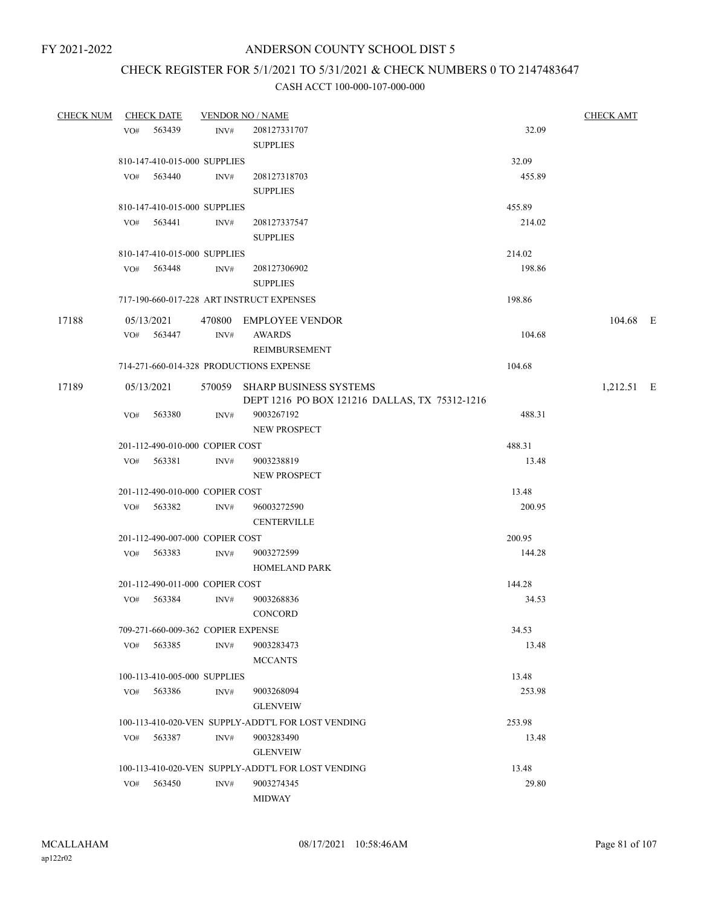FY 2021-2022

# ANDERSON COUNTY SCHOOL DIST 5

## CHECK REGISTER FOR 5/1/2021 TO 5/31/2021 & CHECK NUMBERS 0 TO 2147483647

### CASH ACCT 100-000-107-000-000

| CHECK NUM | CHECK DATE | VENDOR NO / NAME | | CHECK AMT |
|---|---|---|---|---|
| | VO# 563439 | INV# 208127331707 SUPPLIES | 32.09 | |
| | 810-147-410-015-000 SUPPLIES | | 32.09 | |
| | VO# 563440 | INV# 208127318703 SUPPLIES | 455.89 | |
| | 810-147-410-015-000 SUPPLIES | | 455.89 | |
| | VO# 563441 | INV# 208127337547 SUPPLIES | 214.02 | |
| | 810-147-410-015-000 SUPPLIES | | 214.02 | |
| | VO# 563448 | INV# 208127306902 SUPPLIES | 198.86 | |
| | 717-190-660-017-228 ART INSTRUCT EXPENSES | | 198.86 | |
| 17188 | 05/13/2021 | 470800 EMPLOYEE VENDOR | | 104.68 E |
| | VO# 563447 | INV# AWARDS REIMBURSEMENT | 104.68 | |
| | 714-271-660-014-328 PRODUCTIONS EXPENSE | | 104.68 | |
| 17189 | 05/13/2021 | 570059 SHARP BUSINESS SYSTEMS DEPT 1216 PO BOX 121216 DALLAS, TX 75312-1216 | | 1,212.51 E |
| | VO# 563380 | INV# 9003267192 NEW PROSPECT | 488.31 | |
| | 201-112-490-010-000 COPIER COST | | 488.31 | |
| | VO# 563381 | INV# 9003238819 NEW PROSPECT | 13.48 | |
| | 201-112-490-010-000 COPIER COST | | 13.48 | |
| | VO# 563382 | INV# 96003272590 CENTERVILLE | 200.95 | |
| | 201-112-490-007-000 COPIER COST | | 200.95 | |
| | VO# 563383 | INV# 9003272599 HOMELAND PARK | 144.28 | |
| | 201-112-490-011-000 COPIER COST | | 144.28 | |
| | VO# 563384 | INV# 9003268836 CONCORD | 34.53 | |
| | 709-271-660-009-362 COPIER EXPENSE | | 34.53 | |
| | VO# 563385 | INV# 9003283473 MCCANTS | 13.48 | |
| | 100-113-410-005-000 SUPPLIES | | 13.48 | |
| | VO# 563386 | INV# 9003268094 GLENVEIW | 253.98 | |
| | 100-113-410-020-VEN SUPPLY-ADDT'L FOR LOST VENDING | | 253.98 | |
| | VO# 563387 | INV# 9003283490 GLENVEIW | 13.48 | |
| | 100-113-410-020-VEN SUPPLY-ADDT'L FOR LOST VENDING | | 13.48 | |
| | VO# 563450 | INV# 9003274345 MIDWAY | 29.80 | |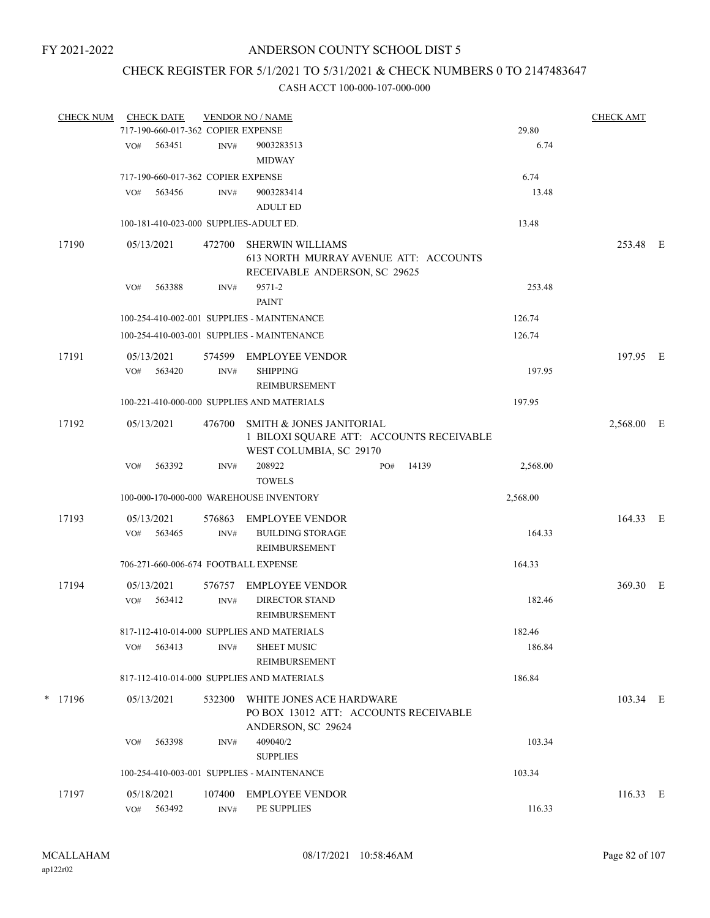FY 2021-2022

# ANDERSON COUNTY SCHOOL DIST 5

## CHECK REGISTER FOR 5/1/2021 TO 5/31/2021 & CHECK NUMBERS 0 TO 2147483647

### CASH ACCT 100-000-107-000-000

| CHECK NUM | CHECK DATE | VENDOR NO / NAME | | CHECK AMT | |
|---|---|---|---|---|---|
| | 717-190-660-017-362 COPIER EXPENSE | | 29.80 | | |
| | VO# 563451 | INV# 9003283513 MIDWAY | 6.74 | | |
| | 717-190-660-017-362 COPIER EXPENSE | | 6.74 | | |
| | VO# 563456 | INV# 9003283414 ADULT ED | 13.48 | | |
| | 100-181-410-023-000 SUPPLIES-ADULT ED. | | 13.48 | | |
| 17190 | 05/13/2021 | 472700 SHERWIN WILLIAMS 613 NORTH MURRAY AVENUE ATT: ACCOUNTS RECEIVABLE ANDERSON, SC 29625 | | 253.48 | E |
| | VO# 563388 | INV# 9571-2 PAINT | 253.48 | | |
| | 100-254-410-002-001 SUPPLIES - MAINTENANCE | | 126.74 | | |
| | 100-254-410-003-001 SUPPLIES - MAINTENANCE | | 126.74 | | |
| 17191 | 05/13/2021 | 574599 EMPLOYEE VENDOR | | 197.95 | E |
| | VO# 563420 | INV# SHIPPING REIMBURSEMENT | 197.95 | | |
| | 100-221-410-000-000 SUPPLIES AND MATERIALS | | 197.95 | | |
| 17192 | 05/13/2021 | 476700 SMITH & JONES JANITORIAL 1 BILOXI SQUARE ATT: ACCOUNTS RECEIVABLE WEST COLUMBIA, SC 29170 | | 2,568.00 | E |
| | VO# 563392 | INV# 208922 TOWELS PO# 14139 | 2,568.00 | | |
| | 100-000-170-000-000 WAREHOUSE INVENTORY | | 2,568.00 | | |
| 17193 | 05/13/2021 | 576863 EMPLOYEE VENDOR | | 164.33 | E |
| | VO# 563465 | INV# BUILDING STORAGE REIMBURSEMENT | 164.33 | | |
| | 706-271-660-006-674 FOOTBALL EXPENSE | | 164.33 | | |
| 17194 | 05/13/2021 | 576757 EMPLOYEE VENDOR | | 369.30 | E |
| | VO# 563412 | INV# DIRECTOR STAND REIMBURSEMENT | 182.46 | | |
| | 817-112-410-014-000 SUPPLIES AND MATERIALS | | 182.46 | | |
| | VO# 563413 | INV# SHEET MUSIC REIMBURSEMENT | 186.84 | | |
| | 817-112-410-014-000 SUPPLIES AND MATERIALS | | 186.84 | | |
| * 17196 | 05/13/2021 | 532300 WHITE JONES ACE HARDWARE PO BOX 13012 ATT: ACCOUNTS RECEIVABLE ANDERSON, SC 29624 | | 103.34 | E |
| | VO# 563398 | INV# 409040/2 SUPPLIES | 103.34 | | |
| | 100-254-410-003-001 SUPPLIES - MAINTENANCE | | 103.34 | | |
| 17197 | 05/18/2021 | 107400 EMPLOYEE VENDOR | | 116.33 | E |
| | VO# 563492 | INV# PE SUPPLIES | 116.33 | | |

MCALLAHAM
ap122r02

08/17/2021 10:58:46AM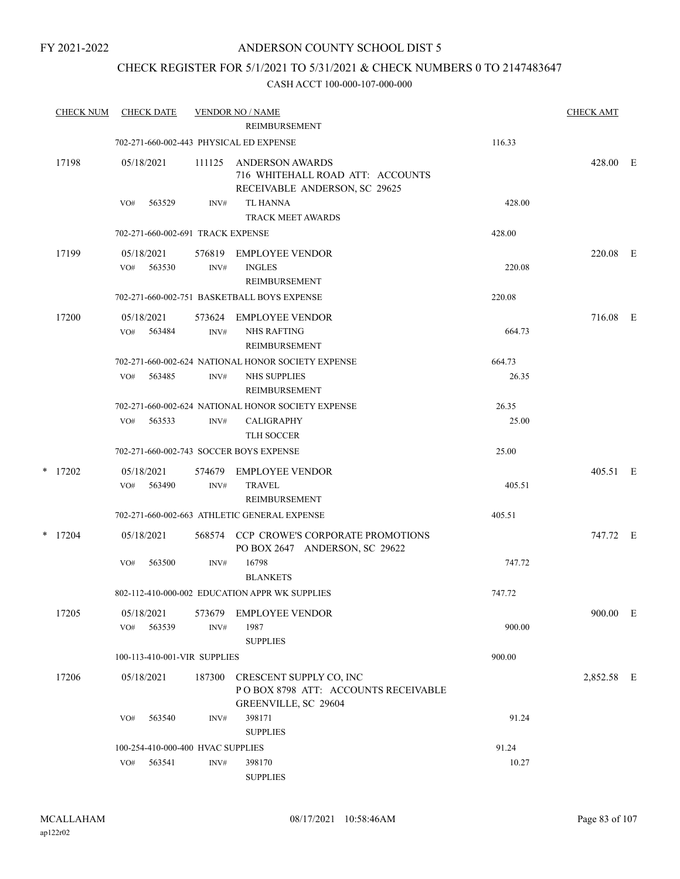FY 2021-2022

# ANDERSON COUNTY SCHOOL DIST 5

## CHECK REGISTER FOR 5/1/2021 TO 5/31/2021 & CHECK NUMBERS 0 TO 2147483647

### CASH ACCT 100-000-107-000-000

| CHECK NUM | CHECK DATE | VENDOR NO / NAME | | | CHECK AMT | |
|---|---|---|---|---|---|---|
| | | | REIMBURSEMENT | | | |
| | 702-271-660-002-443 PHYSICAL ED EXPENSE | | | 116.33 | | |
| 17198 | 05/18/2021 | 111125 | ANDERSON AWARDS<br>716 WHITEHALL ROAD ATT: ACCOUNTS<br>RECEIVABLE ANDERSON, SC 29625 | | 428.00 | E |
| | VO# 563529 | INV# | TL HANNA<br>TRACK MEET AWARDS | 428.00 | | |
| | 702-271-660-002-691 TRACK EXPENSE | | | 428.00 | | |
| 17199 | 05/18/2021 | 576819 | EMPLOYEE VENDOR | | 220.08 | E |
| | VO# 563530 | INV# | INGLES<br>REIMBURSEMENT | 220.08 | | |
| | 702-271-660-002-751 BASKETBALL BOYS EXPENSE | | | 220.08 | | |
| 17200 | 05/18/2021 | 573624 | EMPLOYEE VENDOR | | 716.08 | E |
| | VO# 563484 | INV# | NHS RAFTING<br>REIMBURSEMENT | 664.73 | | |
| | 702-271-660-002-624 NATIONAL HONOR SOCIETY EXPENSE | | | 664.73 | | |
| | VO# 563485 | INV# | NHS SUPPLIES<br>REIMBURSEMENT | 26.35 | | |
| | 702-271-660-002-624 NATIONAL HONOR SOCIETY EXPENSE | | | 26.35 | | |
| | VO# 563533 | INV# | CALIGRAPHY<br>TLH SOCCER | 25.00 | | |
| | 702-271-660-002-743 SOCCER BOYS EXPENSE | | | 25.00 | | |
| * 17202 | 05/18/2021 | 574679 | EMPLOYEE VENDOR | | 405.51 | E |
| | VO# 563490 | INV# | TRAVEL<br>REIMBURSEMENT | 405.51 | | |
| | 702-271-660-002-663 ATHLETIC GENERAL EXPENSE | | | 405.51 | | |
| * 17204 | 05/18/2021 | 568574 | CCP CROWE'S CORPORATE PROMOTIONS<br>PO BOX 2647 ANDERSON, SC 29622 | | 747.72 | E |
| | VO# 563500 | INV# | 16798<br>BLANKETS | 747.72 | | |
| | 802-112-410-000-002 EDUCATION APPR WK SUPPLIES | | | 747.72 | | |
| 17205 | 05/18/2021 | 573679 | EMPLOYEE VENDOR | | 900.00 | E |
| | VO# 563539 | INV# | 1987<br>SUPPLIES | 900.00 | | |
| | 100-113-410-001-VIR SUPPLIES | | | 900.00 | | |
| 17206 | 05/18/2021 | 187300 | CRESCENT SUPPLY CO, INC<br>P O BOX 8798 ATT: ACCOUNTS RECEIVABLE<br>GREENVILLE, SC 29604 | | 2,852.58 | E |
| | VO# 563540 | INV# | 398171<br>SUPPLIES | 91.24 | | |
| | 100-254-410-000-400 HVAC SUPPLIES | | | 91.24 | | |
| | VO# 563541 | INV# | 398170<br>SUPPLIES | 10.27 | | |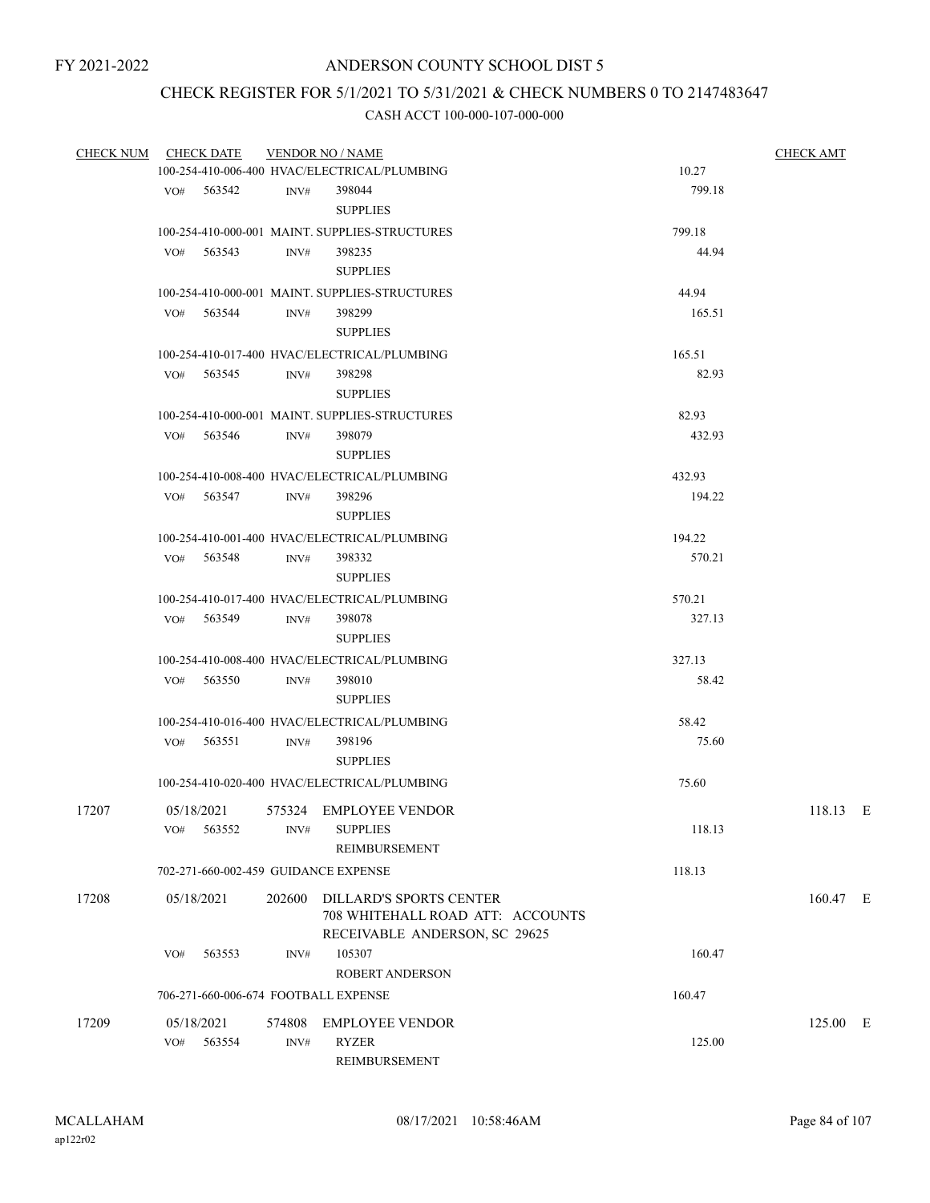FY 2021-2022

# ANDERSON COUNTY SCHOOL DIST 5

## CHECK REGISTER FOR 5/1/2021 TO 5/31/2021 & CHECK NUMBERS 0 TO 2147483647

### CASH ACCT 100-000-107-000-000

| CHECK NUM | CHECK DATE | VENDOR NO / NAME | | CHECK AMT |
|---|---|---|---|---|
| | 100-254-410-006-400 HVAC/ELECTRICAL/PLUMBING | | 10.27 | |
| | VO# 563542 | INV# 398044 SUPPLIES | 799.18 | |
| | 100-254-410-000-001 MAINT. SUPPLIES-STRUCTURES | | 799.18 | |
| | VO# 563543 | INV# 398235 SUPPLIES | 44.94 | |
| | 100-254-410-000-001 MAINT. SUPPLIES-STRUCTURES | | 44.94 | |
| | VO# 563544 | INV# 398299 SUPPLIES | 165.51 | |
| | 100-254-410-017-400 HVAC/ELECTRICAL/PLUMBING | | 165.51 | |
| | VO# 563545 | INV# 398298 SUPPLIES | 82.93 | |
| | 100-254-410-000-001 MAINT. SUPPLIES-STRUCTURES | | 82.93 | |
| | VO# 563546 | INV# 398079 SUPPLIES | 432.93 | |
| | 100-254-410-008-400 HVAC/ELECTRICAL/PLUMBING | | 432.93 | |
| | VO# 563547 | INV# 398296 SUPPLIES | 194.22 | |
| | 100-254-410-001-400 HVAC/ELECTRICAL/PLUMBING | | 194.22 | |
| | VO# 563548 | INV# 398332 SUPPLIES | 570.21 | |
| | 100-254-410-017-400 HVAC/ELECTRICAL/PLUMBING | | 570.21 | |
| | VO# 563549 | INV# 398078 SUPPLIES | 327.13 | |
| | 100-254-410-008-400 HVAC/ELECTRICAL/PLUMBING | | 327.13 | |
| | VO# 563550 | INV# 398010 SUPPLIES | 58.42 | |
| | 100-254-410-016-400 HVAC/ELECTRICAL/PLUMBING | | 58.42 | |
| | VO# 563551 | INV# 398196 SUPPLIES | 75.60 | |
| | 100-254-410-020-400 HVAC/ELECTRICAL/PLUMBING | | 75.60 | |
| 17207 | 05/18/2021 | 575324 EMPLOYEE VENDOR | | 118.13 E |
| | VO# 563552 | INV# SUPPLIES REIMBURSEMENT | 118.13 | |
| | 702-271-660-002-459 GUIDANCE EXPENSE | | 118.13 | |
| 17208 | 05/18/2021 | 202600 DILLARD'S SPORTS CENTER 708 WHITEHALL ROAD ATT: ACCOUNTS RECEIVABLE ANDERSON, SC 29625 | | 160.47 E |
| | VO# 563553 | INV# 105307 ROBERT ANDERSON | 160.47 | |
| | 706-271-660-006-674 FOOTBALL EXPENSE | | 160.47 | |
| 17209 | 05/18/2021 | 574808 EMPLOYEE VENDOR | | 125.00 E |
| | VO# 563554 | INV# RYZER REIMBURSEMENT | 125.00 | |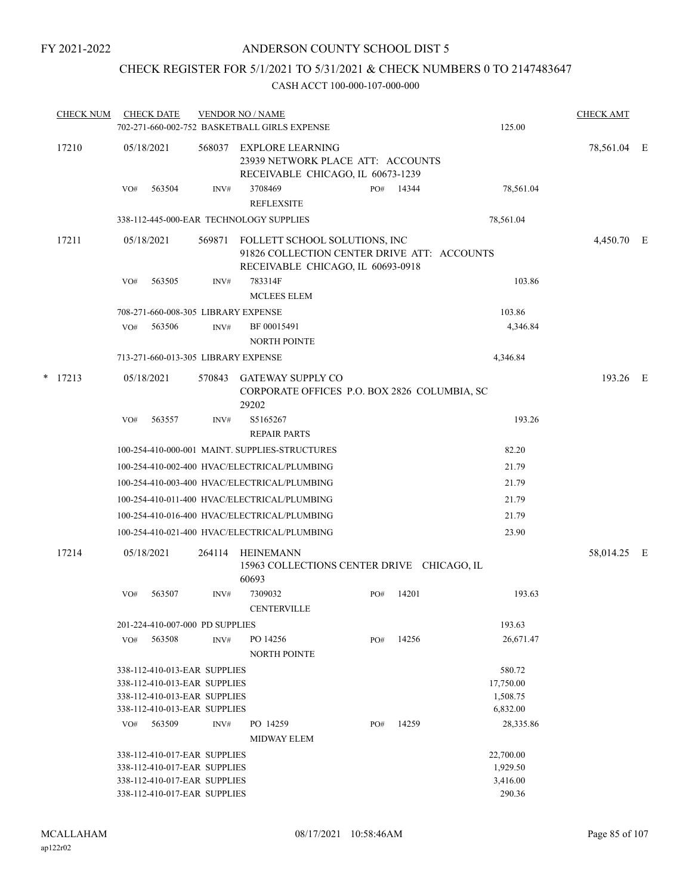FY 2021-2022

# ANDERSON COUNTY SCHOOL DIST 5

## CHECK REGISTER FOR 5/1/2021 TO 5/31/2021 & CHECK NUMBERS 0 TO 2147483647

CASH ACCT 100-000-107-000-000

| CHECK NUM | CHECK DATE | VENDOR NO / NAME | | | CHECK AMT | |
|---|---|---|---|---|---|---|
| | 702-271-660-002-752 BASKETBALL GIRLS EXPENSE | | | 125.00 | | |
| 17210 | 05/18/2021 | 568037 | EXPLORE LEARNING<br>23939 NETWORK PLACE ATT: ACCOUNTS RECEIVABLE CHICAGO, IL 60673-1239 | | 78,561.04 | E |
| | VO# 563504 | INV# 3708469<br>REFLEXSITE | PO# 14344 | 78,561.04 | | |
| | 338-112-445-000-EAR TECHNOLOGY SUPPLIES | | | 78,561.04 | | |
| 17211 | 05/18/2021 | 569871 | FOLLETT SCHOOL SOLUTIONS, INC<br>91826 COLLECTION CENTER DRIVE ATT: ACCOUNTS RECEIVABLE CHICAGO, IL 60693-0918 | | 4,450.70 | E |
| | VO# 563505 | INV# 783314F<br>MCLEES ELEM | | 103.86 | | |
| | 708-271-660-008-305 LIBRARY EXPENSE | | | 103.86 | | |
| | VO# 563506 | INV# BF 00015491<br>NORTH POINTE | | 4,346.84 | | |
| | 713-271-660-013-305 LIBRARY EXPENSE | | | 4,346.84 | | |
| * 17213 | 05/18/2021 | 570843 | GATEWAY SUPPLY CO<br>CORPORATE OFFICES P.O. BOX 2826 COLUMBIA, SC 29202 | | 193.26 | E |
| | VO# 563557 | INV# S5165267<br>REPAIR PARTS | | 193.26 | | |
| | 100-254-410-000-001 MAINT. SUPPLIES-STRUCTURES | | | 82.20 | | |
| | 100-254-410-002-400 HVAC/ELECTRICAL/PLUMBING | | | 21.79 | | |
| | 100-254-410-003-400 HVAC/ELECTRICAL/PLUMBING | | | 21.79 | | |
| | 100-254-410-011-400 HVAC/ELECTRICAL/PLUMBING | | | 21.79 | | |
| | 100-254-410-016-400 HVAC/ELECTRICAL/PLUMBING | | | 21.79 | | |
| | 100-254-410-021-400 HVAC/ELECTRICAL/PLUMBING | | | 23.90 | | |
| 17214 | 05/18/2021 | 264114 | HEINEMANN<br>15963 COLLECTIONS CENTER DRIVE CHICAGO, IL 60693 | | 58,014.25 | E |
| | VO# 563507 | INV# 7309032<br>CENTERVILLE | PO# 14201 | 193.63 | | |
| | 201-224-410-007-000 PD SUPPLIES | | | 193.63 | | |
| | VO# 563508 | INV# PO 14256<br>NORTH POINTE | PO# 14256 | 26,671.47 | | |
| | 338-112-410-013-EAR SUPPLIES | | | 580.72 | | |
| | 338-112-410-013-EAR SUPPLIES | | | 17,750.00 | | |
| | 338-112-410-013-EAR SUPPLIES | | | 1,508.75 | | |
| | 338-112-410-013-EAR SUPPLIES | | | 6,832.00 | | |
| | VO# 563509 | INV# PO 14259<br>MIDWAY ELEM | PO# 14259 | 28,335.86 | | |
| | 338-112-410-017-EAR SUPPLIES | | | 22,700.00 | | |
| | 338-112-410-017-EAR SUPPLIES | | | 1,929.50 | | |
| | 338-112-410-017-EAR SUPPLIES | | | 3,416.00 | | |
| | 338-112-410-017-EAR SUPPLIES | | | 290.36 | | |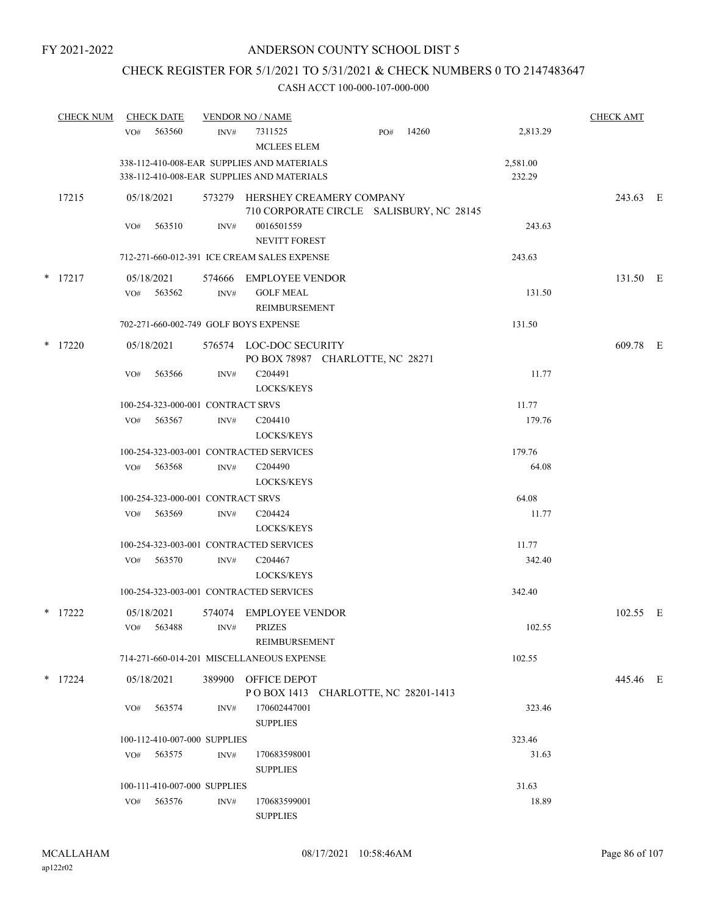FY 2021-2022

# ANDERSON COUNTY SCHOOL DIST 5

## CHECK REGISTER FOR 5/1/2021 TO 5/31/2021 & CHECK NUMBERS 0 TO 2147483647

### CASH ACCT 100-000-107-000-000

| CHECK NUM | CHECK DATE | VENDOR NO / NAME | | | CHECK AMT |
|---|---|---|---|---|---|
| | VO# 563560 | INV# 7311525 MCLEES ELEM | PO# 14260 | 2,813.29 | |
| | 338-112-410-008-EAR SUPPLIES AND MATERIALS | | | 2,581.00 | |
| | 338-112-410-008-EAR SUPPLIES AND MATERIALS | | | 232.29 | |
| 17215 | 05/18/2021 | 573279 HERSHEY CREAMERY COMPANY 710 CORPORATE CIRCLE SALISBURY, NC 28145 | | | 243.63 E |
| | VO# 563510 | INV# 0016501559 NEVITT FOREST | | 243.63 | |
| | 712-271-660-012-391 ICE CREAM SALES EXPENSE | | | 243.63 | |
| * 17217 | 05/18/2021 | 574666 EMPLOYEE VENDOR | | | 131.50 E |
| | VO# 563562 | INV# GOLF MEAL REIMBURSEMENT | | 131.50 | |
| | 702-271-660-002-749 GOLF BOYS EXPENSE | | | 131.50 | |
| * 17220 | 05/18/2021 | 576574 LOC-DOC SECURITY PO BOX 78987 CHARLOTTE, NC 28271 | | | 609.78 E |
| | VO# 563566 | INV# C204491 LOCKS/KEYS | | 11.77 | |
| | 100-254-323-000-001 CONTRACT SRVS | | | 11.77 | |
| | VO# 563567 | INV# C204410 LOCKS/KEYS | | 179.76 | |
| | 100-254-323-003-001 CONTRACTED SERVICES | | | 179.76 | |
| | VO# 563568 | INV# C204490 LOCKS/KEYS | | 64.08 | |
| | 100-254-323-000-001 CONTRACT SRVS | | | 64.08 | |
| | VO# 563569 | INV# C204424 LOCKS/KEYS | | 11.77 | |
| | 100-254-323-003-001 CONTRACTED SERVICES | | | 11.77 | |
| | VO# 563570 | INV# C204467 LOCKS/KEYS | | 342.40 | |
| | 100-254-323-003-001 CONTRACTED SERVICES | | | 342.40 | |
| * 17222 | 05/18/2021 | 574074 EMPLOYEE VENDOR | | | 102.55 E |
| | VO# 563488 | INV# PRIZES REIMBURSEMENT | | 102.55 | |
| | 714-271-660-014-201 MISCELLANEOUS EXPENSE | | | 102.55 | |
| * 17224 | 05/18/2021 | 389900 OFFICE DEPOT P O BOX 1413 CHARLOTTE, NC 28201-1413 | | | 445.46 E |
| | VO# 563574 | INV# 170602447001 SUPPLIES | | 323.46 | |
| | 100-112-410-007-000 SUPPLIES | | | 323.46 | |
| | VO# 563575 | INV# 170683598001 SUPPLIES | | 31.63 | |
| | 100-111-410-007-000 SUPPLIES | | | 31.63 | |
| | VO# 563576 | INV# 170683599001 SUPPLIES | | 18.89 | |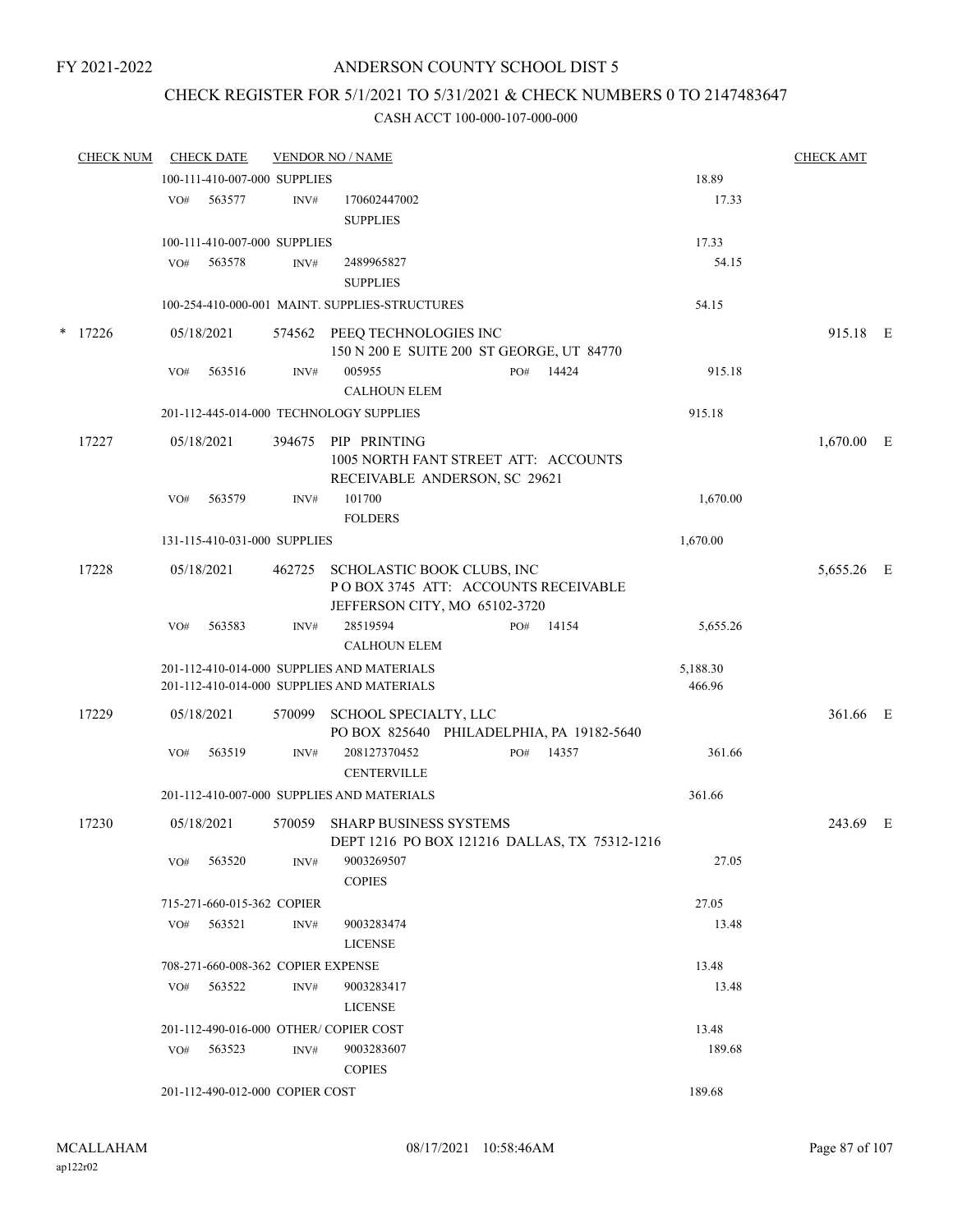FY 2021-2022

# ANDERSON COUNTY SCHOOL DIST 5

## CHECK REGISTER FOR 5/1/2021 TO 5/31/2021 & CHECK NUMBERS 0 TO 2147483647

CASH ACCT 100-000-107-000-000

| CHECK NUM | CHECK DATE | VENDOR NO / NAME | | CHECK AMT |
|---|---|---|---|---|
| | 100-111-410-007-000 SUPPLIES | | 18.89 | |
| | VO# 563577 | INV# 170602447002 SUPPLIES | 17.33 | |
| | 100-111-410-007-000 SUPPLIES | | 17.33 | |
| | VO# 563578 | INV# 2489965827 SUPPLIES | 54.15 | |
| | 100-254-410-000-001 MAINT. SUPPLIES-STRUCTURES | | 54.15 | |
| * 17226 | 05/18/2021 | 574562 PEEQ TECHNOLOGIES INC 150 N 200 E SUITE 200 ST GEORGE, UT 84770 | | 915.18 E |
| | VO# 563516 | INV# 005955 PO# 14424 CALHOUN ELEM | 915.18 | |
| | 201-112-445-014-000 TECHNOLOGY SUPPLIES | | 915.18 | |
| 17227 | 05/18/2021 | 394675 PIP PRINTING 1005 NORTH FANT STREET ATT: ACCOUNTS RECEIVABLE ANDERSON, SC 29621 | | 1,670.00 E |
| | VO# 563579 | INV# 101700 FOLDERS | 1,670.00 | |
| | 131-115-410-031-000 SUPPLIES | | 1,670.00 | |
| 17228 | 05/18/2021 | 462725 SCHOLASTIC BOOK CLUBS, INC P O BOX 3745 ATT: ACCOUNTS RECEIVABLE JEFFERSON CITY, MO 65102-3720 | | 5,655.26 E |
| | VO# 563583 | INV# 28519594 PO# 14154 CALHOUN ELEM | 5,655.26 | |
| | 201-112-410-014-000 SUPPLIES AND MATERIALS | | 5,188.30 | |
| | 201-112-410-014-000 SUPPLIES AND MATERIALS | | 466.96 | |
| 17229 | 05/18/2021 | 570099 SCHOOL SPECIALTY, LLC PO BOX 825640 PHILADELPHIA, PA 19182-5640 | | 361.66 E |
| | VO# 563519 | INV# 208127370452 PO# 14357 CENTERVILLE | 361.66 | |
| | 201-112-410-007-000 SUPPLIES AND MATERIALS | | 361.66 | |
| 17230 | 05/18/2021 | 570059 SHARP BUSINESS SYSTEMS DEPT 1216 PO BOX 121216 DALLAS, TX 75312-1216 | | 243.69 E |
| | VO# 563520 | INV# 9003269507 COPIES | 27.05 | |
| | 715-271-660-015-362 COPIER | | 27.05 | |
| | VO# 563521 | INV# 9003283474 LICENSE | 13.48 | |
| | 708-271-660-008-362 COPIER EXPENSE | | 13.48 | |
| | VO# 563522 | INV# 9003283417 LICENSE | 13.48 | |
| | 201-112-490-016-000 OTHER/ COPIER COST | | 13.48 | |
| | VO# 563523 | INV# 9003283607 COPIES | 189.68 | |
| | 201-112-490-012-000 COPIER COST | | 189.68 | |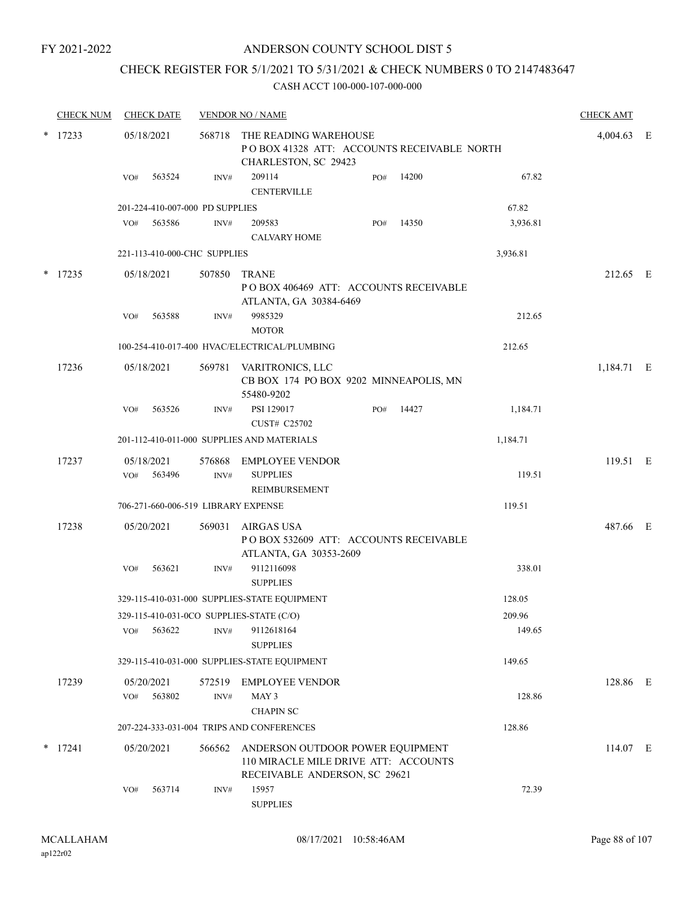FY 2021-2022

# ANDERSON COUNTY SCHOOL DIST 5

## CHECK REGISTER FOR 5/1/2021 TO 5/31/2021 & CHECK NUMBERS 0 TO 2147483647

### CASH ACCT 100-000-107-000-000

| CHECK NUM | CHECK DATE | VENDOR NO / NAME | | | | CHECK AMT | |
|---|---|---|---|---|---|---|---|
| * 17233 | 05/18/2021 | 568718 THE READING WAREHOUSE<br>P O BOX 41328 ATT: ACCOUNTS RECEIVABLE NORTH CHARLESTON, SC 29423 | | | | 4,004.63 | E |
| | VO# 563524 | INV# 209114<br>CENTERVILLE | PO# 14200 | | 67.82 | | |
| | 201-224-410-007-000 PD SUPPLIES | | | | 67.82 | | |
| | VO# 563586 | INV# 209583<br>CALVARY HOME | PO# 14350 | | 3,936.81 | | |
| | 221-113-410-000-CHC SUPPLIES | | | | 3,936.81 | | |
| * 17235 | 05/18/2021 | 507850 TRANE<br>P O BOX 406469 ATT: ACCOUNTS RECEIVABLE ATLANTA, GA 30384-6469 | | | | 212.65 | E |
| | VO# 563588 | INV# 9985329<br>MOTOR | | | 212.65 | | |
| | 100-254-410-017-400 HVAC/ELECTRICAL/PLUMBING | | | | 212.65 | | |
| 17236 | 05/18/2021 | 569781 VARITRONICS, LLC<br>CB BOX 174 PO BOX 9202 MINNEAPOLIS, MN 55480-9202 | | | | 1,184.71 | E |
| | VO# 563526 | INV# PSI 129017<br>CUST# C25702 | PO# 14427 | | 1,184.71 | | |
| | 201-112-410-011-000 SUPPLIES AND MATERIALS | | | | 1,184.71 | | |
| 17237 | 05/18/2021 | 576868 EMPLOYEE VENDOR | | | | 119.51 | E |
| | VO# 563496 | INV# SUPPLIES<br>REIMBURSEMENT | | | 119.51 | | |
| | 706-271-660-006-519 LIBRARY EXPENSE | | | | 119.51 | | |
| 17238 | 05/20/2021 | 569031 AIRGAS USA<br>P O BOX 532609 ATT: ACCOUNTS RECEIVABLE ATLANTA, GA 30353-2609 | | | | 487.66 | E |
| | VO# 563621 | INV# 9112116098<br>SUPPLIES | | | 338.01 | | |
| | 329-115-410-031-000 SUPPLIES-STATE EQUIPMENT | | | | 128.05 | | |
| | 329-115-410-031-0CO SUPPLIES-STATE (C/O) | | | | 209.96 | | |
| | VO# 563622 | INV# 9112618164<br>SUPPLIES | | | 149.65 | | |
| | 329-115-410-031-000 SUPPLIES-STATE EQUIPMENT | | | | 149.65 | | |
| 17239 | 05/20/2021 | 572519 EMPLOYEE VENDOR | | | | 128.86 | E |
| | VO# 563802 | INV# MAY 3<br>CHAPIN SC | | | 128.86 | | |
| | 207-224-333-031-004 TRIPS AND CONFERENCES | | | | 128.86 | | |
| * 17241 | 05/20/2021 | 566562 ANDERSON OUTDOOR POWER EQUIPMENT<br>110 MIRACLE MILE DRIVE ATT: ACCOUNTS RECEIVABLE ANDERSON, SC 29621 | | | | 114.07 | E |
| | VO# 563714 | INV# 15957<br>SUPPLIES | | | 72.39 | | |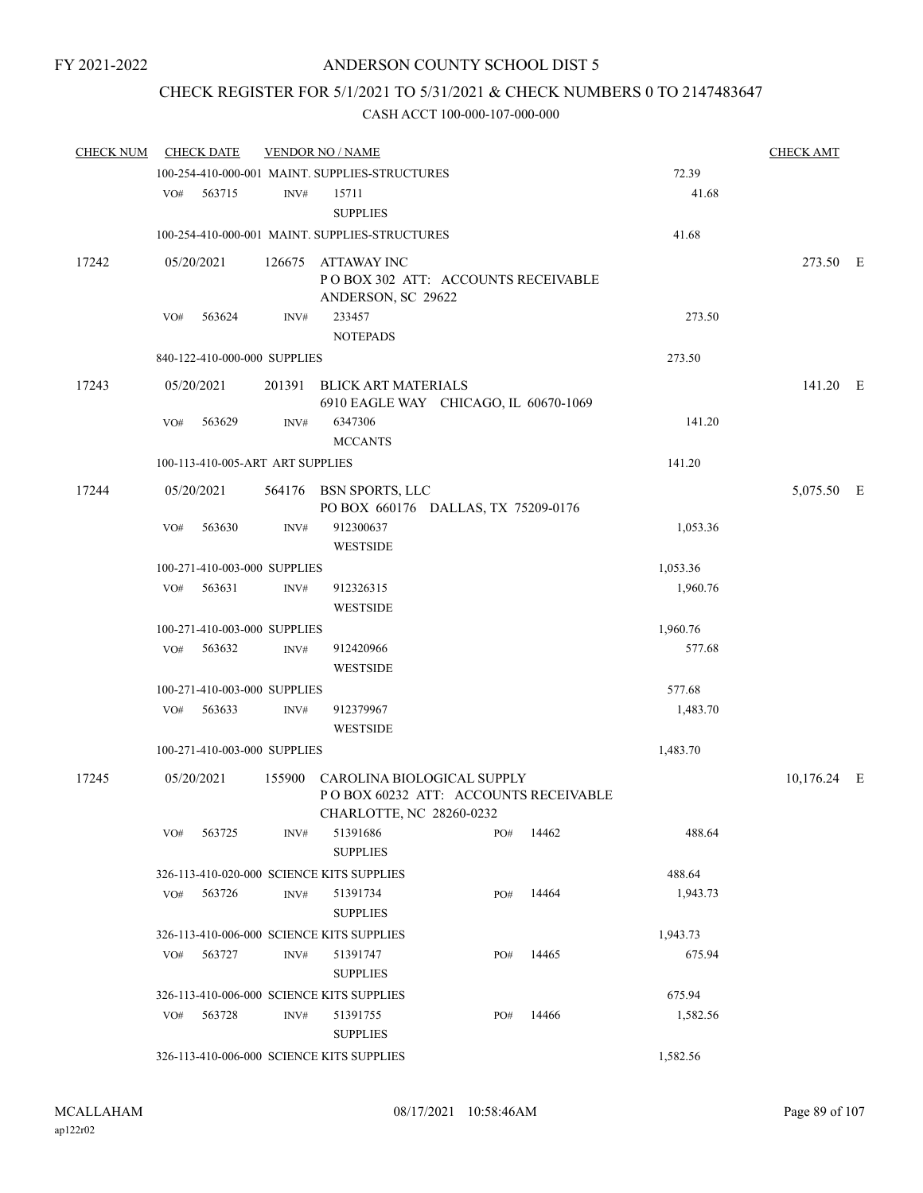FY 2021-2022

# ANDERSON COUNTY SCHOOL DIST 5

## CHECK REGISTER FOR 5/1/2021 TO 5/31/2021 & CHECK NUMBERS 0 TO 2147483647

CASH ACCT 100-000-107-000-000

| CHECK NUM | CHECK DATE | VENDOR NO / NAME | | | CHECK AMT |
|---|---|---|---|---|---|
| | 100-254-410-000-001 MAINT. SUPPLIES-STRUCTURES | | | 72.39 | |
| | VO# 563715 | INV# 15711 SUPPLIES | | 41.68 | |
| | 100-254-410-000-001 MAINT. SUPPLIES-STRUCTURES | | | 41.68 | |
| 17242 | 05/20/2021 | 126675 ATTAWAY INC<br>P O BOX 302 ATT: ACCOUNTS RECEIVABLE<br>ANDERSON, SC 29622 | | | 273.50 E |
| | VO# 563624 | INV# 233457 NOTEPADS | | 273.50 | |
| | 840-122-410-000-000 SUPPLIES | | | 273.50 | |
| 17243 | 05/20/2021 | 201391 BLICK ART MATERIALS<br>6910 EAGLE WAY CHICAGO, IL 60670-1069 | | | 141.20 E |
| | VO# 563629 | INV# 6347306 MCCANTS | | 141.20 | |
| | 100-113-410-005-ART ART SUPPLIES | | | 141.20 | |
| 17244 | 05/20/2021 | 564176 BSN SPORTS, LLC<br>PO BOX 660176 DALLAS, TX 75209-0176 | | | 5,075.50 E |
| | VO# 563630 | INV# 912300637 WESTSIDE | | 1,053.36 | |
| | 100-271-410-003-000 SUPPLIES | | | 1,053.36 | |
| | VO# 563631 | INV# 912326315 WESTSIDE | | 1,960.76 | |
| | 100-271-410-003-000 SUPPLIES | | | 1,960.76 | |
| | VO# 563632 | INV# 912420966 WESTSIDE | | 577.68 | |
| | 100-271-410-003-000 SUPPLIES | | | 577.68 | |
| | VO# 563633 | INV# 912379967 WESTSIDE | | 1,483.70 | |
| | 100-271-410-003-000 SUPPLIES | | | 1,483.70 | |
| 17245 | 05/20/2021 | 155900 CAROLINA BIOLOGICAL SUPPLY<br>P O BOX 60232 ATT: ACCOUNTS RECEIVABLE<br>CHARLOTTE, NC 28260-0232 | | | 10,176.24 E |
| | VO# 563725 | INV# 51391686 SUPPLIES | PO# 14462 | 488.64 | |
| | 326-113-410-020-000 SCIENCE KITS SUPPLIES | | | 488.64 | |
| | VO# 563726 | INV# 51391734 SUPPLIES | PO# 14464 | 1,943.73 | |
| | 326-113-410-006-000 SCIENCE KITS SUPPLIES | | | 1,943.73 | |
| | VO# 563727 | INV# 51391747 SUPPLIES | PO# 14465 | 675.94 | |
| | 326-113-410-006-000 SCIENCE KITS SUPPLIES | | | 675.94 | |
| | VO# 563728 | INV# 51391755 SUPPLIES | PO# 14466 | 1,582.56 | |
| | 326-113-410-006-000 SCIENCE KITS SUPPLIES | | | 1,582.56 | |

MCALLAHAM
ap122r02

08/17/2021 10:58:46AM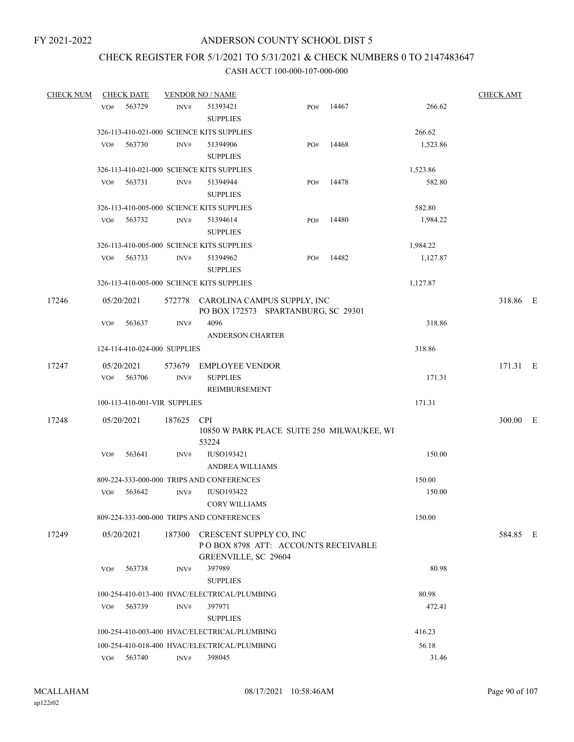FY 2021-2022

# ANDERSON COUNTY SCHOOL DIST 5

## CHECK REGISTER FOR 5/1/2021 TO 5/31/2021 & CHECK NUMBERS 0 TO 2147483647

### CASH ACCT 100-000-107-000-000

| CHECK NUM | CHECK DATE | VENDOR NO / NAME | | | CHECK AMT | |
|---|---|---|---|---|---|---|
| | VO# 563729 | INV# 51393421 SUPPLIES | PO# 14467 | 266.62 | | |
| | 326-113-410-021-000 SCIENCE KITS SUPPLIES | | | 266.62 | | |
| | VO# 563730 | INV# 51394906 SUPPLIES | PO# 14468 | 1,523.86 | | |
| | 326-113-410-021-000 SCIENCE KITS SUPPLIES | | | 1,523.86 | | |
| | VO# 563731 | INV# 51394944 SUPPLIES | PO# 14478 | 582.80 | | |
| | 326-113-410-005-000 SCIENCE KITS SUPPLIES | | | 582.80 | | |
| | VO# 563732 | INV# 51394614 SUPPLIES | PO# 14480 | 1,984.22 | | |
| | 326-113-410-005-000 SCIENCE KITS SUPPLIES | | | 1,984.22 | | |
| | VO# 563733 | INV# 51394962 SUPPLIES | PO# 14482 | 1,127.87 | | |
| | 326-113-410-005-000 SCIENCE KITS SUPPLIES | | | 1,127.87 | | |
| 17246 | 05/20/2021 | 572778 CAROLINA CAMPUS SUPPLY, INC PO BOX 172573 SPARTANBURG, SC 29301 | | | 318.86 | E |
| | VO# 563637 | INV# 4096 ANDERSON CHARTER | | 318.86 | | |
| | 124-114-410-024-000 SUPPLIES | | | 318.86 | | |
| 17247 | 05/20/2021 | 573679 EMPLOYEE VENDOR | | | 171.31 | E |
| | VO# 563706 | INV# SUPPLIES REIMBURSEMENT | | 171.31 | | |
| | 100-113-410-001-VIR SUPPLIES | | | 171.31 | | |
| 17248 | 05/20/2021 | 187625 CPI 10850 W PARK PLACE SUITE 250 MILWAUKEE, WI 53224 | | | 300.00 | E |
| | VO# 563641 | INV# IUSO193421 ANDREA WILLIAMS | | 150.00 | | |
| | 809-224-333-000-000 TRIPS AND CONFERENCES | | | 150.00 | | |
| | VO# 563642 | INV# IUSO193422 CORY WILLIAMS | | 150.00 | | |
| | 809-224-333-000-000 TRIPS AND CONFERENCES | | | 150.00 | | |
| 17249 | 05/20/2021 | 187300 CRESCENT SUPPLY CO, INC P O BOX 8798 ATT: ACCOUNTS RECEIVABLE GREENVILLE, SC 29604 | | | 584.85 | E |
| | VO# 563738 | INV# 397989 SUPPLIES | | 80.98 | | |
| | 100-254-410-013-400 HVAC/ELECTRICAL/PLUMBING | | | 80.98 | | |
| | VO# 563739 | INV# 397971 SUPPLIES | | 472.41 | | |
| | 100-254-410-003-400 HVAC/ELECTRICAL/PLUMBING | | | 416.23 | | |
| | 100-254-410-018-400 HVAC/ELECTRICAL/PLUMBING | | | 56.18 | | |
| | VO# 563740 | INV# 398045 | | 31.46 | | |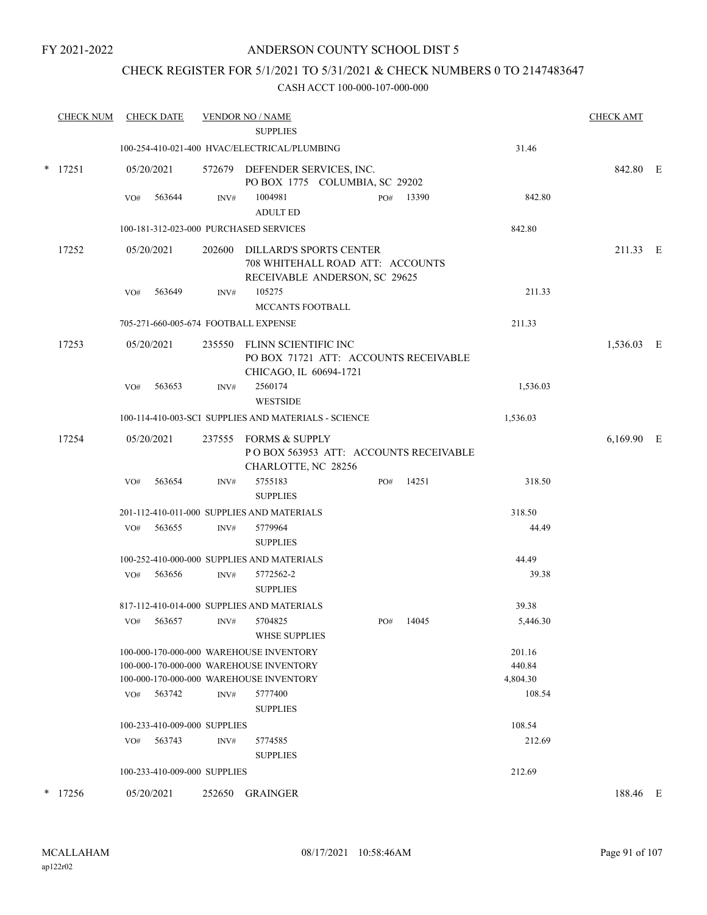FY 2021-2022

# ANDERSON COUNTY SCHOOL DIST 5

## CHECK REGISTER FOR 5/1/2021 TO 5/31/2021 & CHECK NUMBERS 0 TO 2147483647

### CASH ACCT 100-000-107-000-000

| CHECK NUM | CHECK DATE | VENDOR NO / NAME | | CHECK AMT | |
|---|---|---|---|---|---|
| | | SUPPLIES | | | |
| | | 100-254-410-021-400 HVAC/ELECTRICAL/PLUMBING | 31.46 | | |
| * 17251 | 05/20/2021 | 572679 DEFENDER SERVICES, INC. PO BOX 1775 COLUMBIA, SC 29202 | | 842.80 | E |
| | VO# 563644 | INV# 1004981 ADULT ED PO# 13390 | 842.80 | | |
| | | 100-181-312-023-000 PURCHASED SERVICES | 842.80 | | |
| 17252 | 05/20/2021 | 202600 DILLARD'S SPORTS CENTER 708 WHITEHALL ROAD ATT: ACCOUNTS RECEIVABLE ANDERSON, SC 29625 | | 211.33 | E |
| | VO# 563649 | INV# 105275 MCCANTS FOOTBALL | 211.33 | | |
| | | 705-271-660-005-674 FOOTBALL EXPENSE | 211.33 | | |
| 17253 | 05/20/2021 | 235550 FLINN SCIENTIFIC INC PO BOX 71721 ATT: ACCOUNTS RECEIVABLE CHICAGO, IL 60694-1721 | | 1,536.03 | E |
| | VO# 563653 | INV# 2560174 WESTSIDE | 1,536.03 | | |
| | | 100-114-410-003-SCI SUPPLIES AND MATERIALS - SCIENCE | 1,536.03 | | |
| 17254 | 05/20/2021 | 237555 FORMS & SUPPLY P O BOX 563953 ATT: ACCOUNTS RECEIVABLE CHARLOTTE, NC 28256 | | 6,169.90 | E |
| | VO# 563654 | INV# 5755183 SUPPLIES PO# 14251 | 318.50 | | |
| | | 201-112-410-011-000 SUPPLIES AND MATERIALS | 318.50 | | |
| | VO# 563655 | INV# 5779964 SUPPLIES | 44.49 | | |
| | | 100-252-410-000-000 SUPPLIES AND MATERIALS | 44.49 | | |
| | VO# 563656 | INV# 5772562-2 SUPPLIES | 39.38 | | |
| | | 817-112-410-014-000 SUPPLIES AND MATERIALS | 39.38 | | |
| | VO# 563657 | INV# 5704825 WHSE SUPPLIES PO# 14045 | 5,446.30 | | |
| | | 100-000-170-000-000 WAREHOUSE INVENTORY | 201.16 | | |
| | | 100-000-170-000-000 WAREHOUSE INVENTORY | 440.84 | | |
| | | 100-000-170-000-000 WAREHOUSE INVENTORY | 4,804.30 | | |
| | VO# 563742 | INV# 5777400 SUPPLIES | 108.54 | | |
| | | 100-233-410-009-000 SUPPLIES | 108.54 | | |
| | VO# 563743 | INV# 5774585 SUPPLIES | 212.69 | | |
| | | 100-233-410-009-000 SUPPLIES | 212.69 | | |
| * 17256 | 05/20/2021 | 252650 GRAINGER | | 188.46 | E |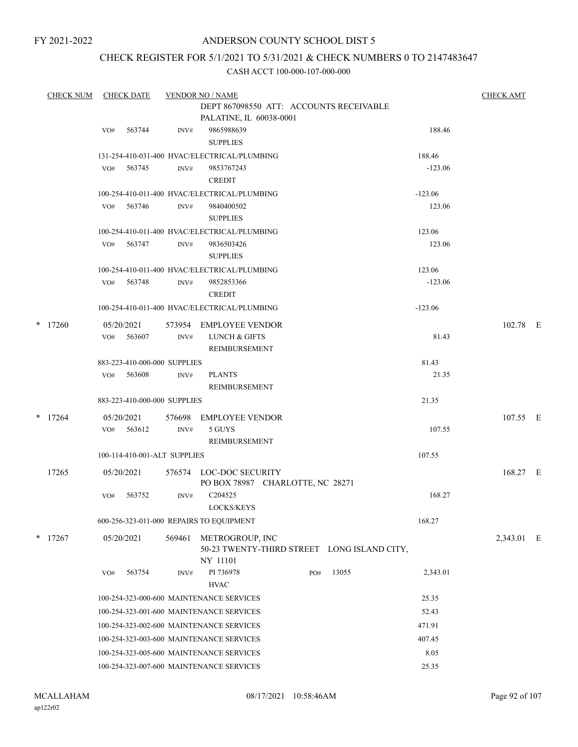FY 2021-2022

# ANDERSON COUNTY SCHOOL DIST 5

## CHECK REGISTER FOR 5/1/2021 TO 5/31/2021 & CHECK NUMBERS 0 TO 2147483647

### CASH ACCT 100-000-107-000-000

| CHECK NUM | CHECK DATE | VENDOR NO / NAME | | CHECK AMT |
|---|---|---|---|---|
| | | DEPT 867098550 ATT: ACCOUNTS RECEIVABLE<br>PALATINE, IL 60038-0001 | | |
| | VO# 563744 | INV# 9865988639<br>SUPPLIES | 188.46 | |
| | | 131-254-410-031-400 HVAC/ELECTRICAL/PLUMBING | 188.46 | |
| | VO# 563745 | INV# 9853767243<br>CREDIT | -123.06 | |
| | | 100-254-410-011-400 HVAC/ELECTRICAL/PLUMBING | -123.06 | |
| | VO# 563746 | INV# 9840400502<br>SUPPLIES | 123.06 | |
| | | 100-254-410-011-400 HVAC/ELECTRICAL/PLUMBING | 123.06 | |
| | VO# 563747 | INV# 9836503426<br>SUPPLIES | 123.06 | |
| | | 100-254-410-011-400 HVAC/ELECTRICAL/PLUMBING | 123.06 | |
| | VO# 563748 | INV# 9852853366<br>CREDIT | -123.06 | |
| | | 100-254-410-011-400 HVAC/ELECTRICAL/PLUMBING | -123.06 | |
| * 17260 | 05/20/2021 | 573954 EMPLOYEE VENDOR | | 102.78 E |
| | VO# 563607 | INV# LUNCH & GIFTS<br>REIMBURSEMENT | 81.43 | |
| | | 883-223-410-000-000 SUPPLIES | 81.43 | |
| | VO# 563608 | INV# PLANTS<br>REIMBURSEMENT | 21.35 | |
| | | 883-223-410-000-000 SUPPLIES | 21.35 | |
| * 17264 | 05/20/2021 | 576698 EMPLOYEE VENDOR | | 107.55 E |
| | VO# 563612 | INV# 5 GUYS<br>REIMBURSEMENT | 107.55 | |
| | | 100-114-410-001-ALT SUPPLIES | 107.55 | |
| 17265 | 05/20/2021 | 576574 LOC-DOC SECURITY<br>PO BOX 78987 CHARLOTTE, NC 28271 | | 168.27 E |
| | VO# 563752 | INV# C204525<br>LOCKS/KEYS | 168.27 | |
| | | 600-256-323-011-000 REPAIRS TO EQUIPMENT | 168.27 | |
| * 17267 | 05/20/2021 | 569461 METROGROUP, INC<br>50-23 TWENTY-THIRD STREET LONG ISLAND CITY, NY 11101 | | 2,343.01 E |
| | VO# 563754 | INV# PI 736978 PO# 13055<br>HVAC | 2,343.01 | |
| | | 100-254-323-000-600 MAINTENANCE SERVICES | 25.35 | |
| | | 100-254-323-001-600 MAINTENANCE SERVICES | 52.43 | |
| | | 100-254-323-002-600 MAINTENANCE SERVICES | 471.91 | |
| | | 100-254-323-003-600 MAINTENANCE SERVICES | 407.45 | |
| | | 100-254-323-005-600 MAINTENANCE SERVICES | 8.05 | |
| | | 100-254-323-007-600 MAINTENANCE SERVICES | 25.35 | |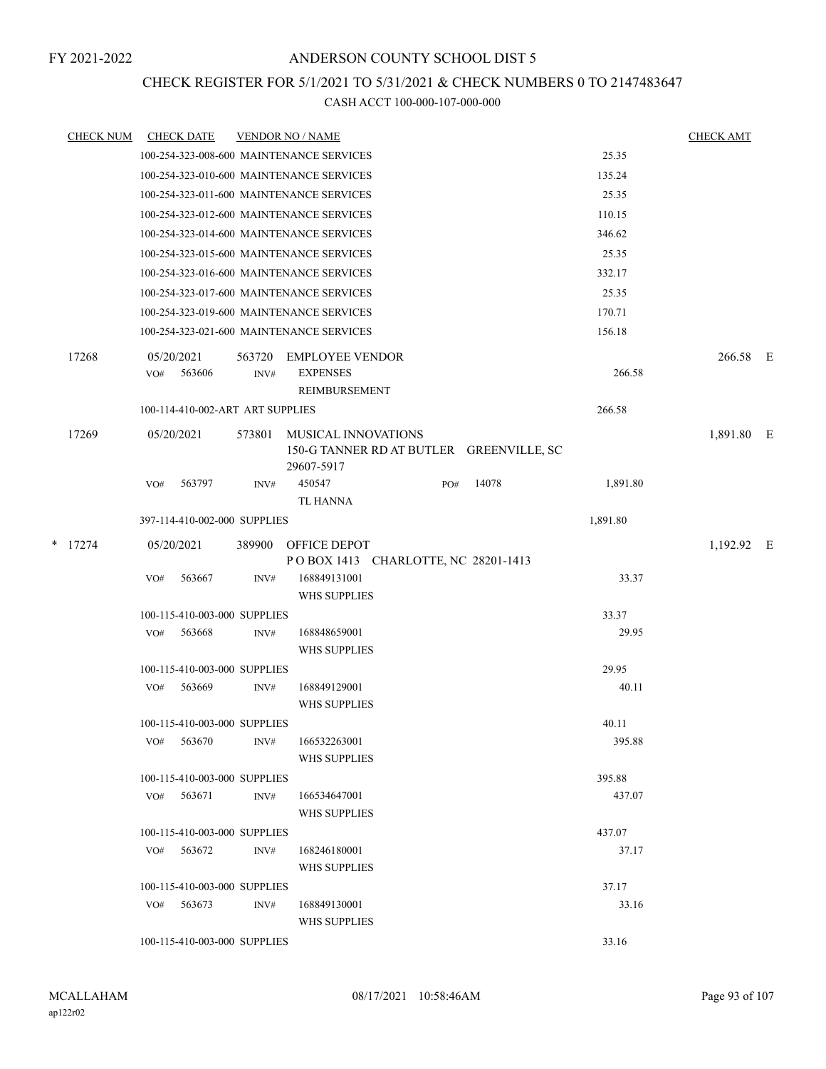FY 2021-2022

# ANDERSON COUNTY SCHOOL DIST 5

## CHECK REGISTER FOR 5/1/2021 TO 5/31/2021 & CHECK NUMBERS 0 TO 2147483647

### CASH ACCT 100-000-107-000-000

| CHECK NUM | CHECK DATE | VENDOR NO / NAME | | CHECK AMT | |
|---|---|---|---|---|---|
| | 100-254-323-008-600 MAINTENANCE SERVICES | | 25.35 | | |
| | 100-254-323-010-600 MAINTENANCE SERVICES | | 135.24 | | |
| | 100-254-323-011-600 MAINTENANCE SERVICES | | 25.35 | | |
| | 100-254-323-012-600 MAINTENANCE SERVICES | | 110.15 | | |
| | 100-254-323-014-600 MAINTENANCE SERVICES | | 346.62 | | |
| | 100-254-323-015-600 MAINTENANCE SERVICES | | 25.35 | | |
| | 100-254-323-016-600 MAINTENANCE SERVICES | | 332.17 | | |
| | 100-254-323-017-600 MAINTENANCE SERVICES | | 25.35 | | |
| | 100-254-323-019-600 MAINTENANCE SERVICES | | 170.71 | | |
| | 100-254-323-021-600 MAINTENANCE SERVICES | | 156.18 | | |
| 17268 | 05/20/2021 | 563720 EMPLOYEE VENDOR | | 266.58 | E |
| | VO# 563606 INV# | EXPENSES REIMBURSEMENT | 266.58 | | |
| | 100-114-410-002-ART ART SUPPLIES | | 266.58 | | |
| 17269 | 05/20/2021 | 573801 MUSICAL INNOVATIONS 150-G TANNER RD AT BUTLER GREENVILLE, SC 29607-5917 | | 1,891.80 | E |
| | VO# 563797 INV# | 450547 TL HANNA PO# 14078 | 1,891.80 | | |
| | 397-114-410-002-000 SUPPLIES | | 1,891.80 | | |
| * 17274 | 05/20/2021 | 389900 OFFICE DEPOT P O BOX 1413 CHARLOTTE, NC 28201-1413 | | 1,192.92 | E |
| | VO# 563667 INV# | 168849131001 WHS SUPPLIES | 33.37 | | |
| | 100-115-410-003-000 SUPPLIES | | 33.37 | | |
| | VO# 563668 INV# | 168848659001 WHS SUPPLIES | 29.95 | | |
| | 100-115-410-003-000 SUPPLIES | | 29.95 | | |
| | VO# 563669 INV# | 168849129001 WHS SUPPLIES | 40.11 | | |
| | 100-115-410-003-000 SUPPLIES | | 40.11 | | |
| | VO# 563670 INV# | 166532263001 WHS SUPPLIES | 395.88 | | |
| | 100-115-410-003-000 SUPPLIES | | 395.88 | | |
| | VO# 563671 INV# | 166534647001 WHS SUPPLIES | 437.07 | | |
| | 100-115-410-003-000 SUPPLIES | | 437.07 | | |
| | VO# 563672 INV# | 168246180001 WHS SUPPLIES | 37.17 | | |
| | 100-115-410-003-000 SUPPLIES | | 37.17 | | |
| | VO# 563673 INV# | 168849130001 WHS SUPPLIES | 33.16 | | |
| | 100-115-410-003-000 SUPPLIES | | 33.16 | | |

MCALLAHAM
ap122r02

08/17/2021 10:58:46AM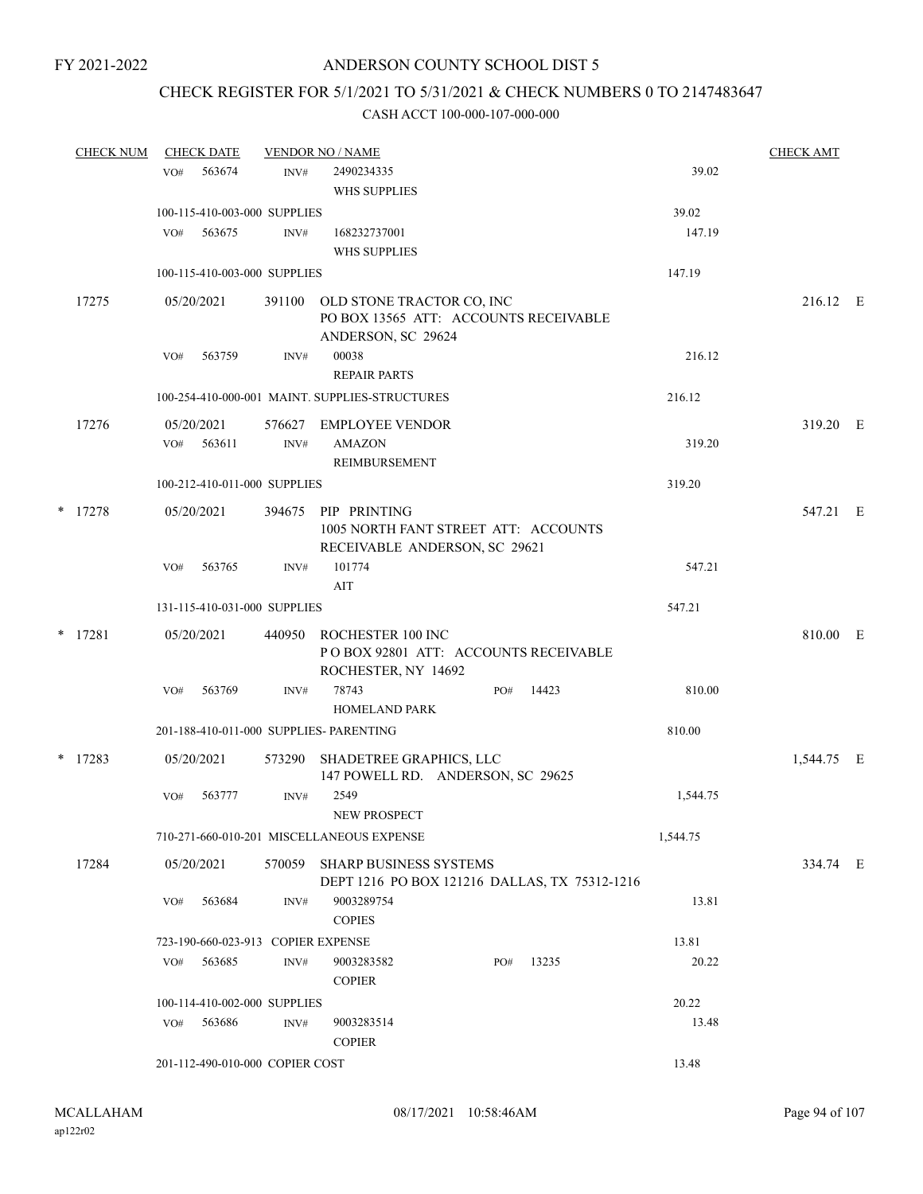FY 2021-2022

# ANDERSON COUNTY SCHOOL DIST 5

## CHECK REGISTER FOR 5/1/2021 TO 5/31/2021 & CHECK NUMBERS 0 TO 2147483647

### CASH ACCT 100-000-107-000-000

| CHECK NUM | CHECK DATE | VENDOR NO / NAME | | CHECK AMT |
|---|---|---|---|---|
| | VO# 563674 | INV# 2490234335 WHS SUPPLIES | 39.02 | |
| | 100-115-410-003-000 SUPPLIES | | 39.02 | |
| | VO# 563675 | INV# 168232737001 WHS SUPPLIES | 147.19 | |
| | 100-115-410-003-000 SUPPLIES | | 147.19 | |
| 17275 | 05/20/2021 | 391100 OLD STONE TRACTOR CO, INC PO BOX 13565 ATT: ACCOUNTS RECEIVABLE ANDERSON, SC 29624 | | 216.12 E |
| | VO# 563759 | INV# 00038 REPAIR PARTS | 216.12 | |
| | 100-254-410-000-001 MAINT. SUPPLIES-STRUCTURES | | 216.12 | |
| 17276 | 05/20/2021 | 576627 EMPLOYEE VENDOR | | 319.20 E |
| | VO# 563611 | INV# AMAZON REIMBURSEMENT | 319.20 | |
| | 100-212-410-011-000 SUPPLIES | | 319.20 | |
| * 17278 | 05/20/2021 | 394675 PIP PRINTING 1005 NORTH FANT STREET ATT: ACCOUNTS RECEIVABLE ANDERSON, SC 29621 | | 547.21 E |
| | VO# 563765 | INV# 101774 AIT | 547.21 | |
| | 131-115-410-031-000 SUPPLIES | | 547.21 | |
| * 17281 | 05/20/2021 | 440950 ROCHESTER 100 INC P O BOX 92801 ATT: ACCOUNTS RECEIVABLE ROCHESTER, NY 14692 | | 810.00 E |
| | VO# 563769 | INV# 78743 PO# 14423 HOMELAND PARK | 810.00 | |
| | 201-188-410-011-000 SUPPLIES- PARENTING | | 810.00 | |
| * 17283 | 05/20/2021 | 573290 SHADETREE GRAPHICS, LLC 147 POWELL RD. ANDERSON, SC 29625 | | 1,544.75 E |
| | VO# 563777 | INV# 2549 NEW PROSPECT | 1,544.75 | |
| | 710-271-660-010-201 MISCELLANEOUS EXPENSE | | 1,544.75 | |
| 17284 | 05/20/2021 | 570059 SHARP BUSINESS SYSTEMS DEPT 1216 PO BOX 121216 DALLAS, TX 75312-1216 | | 334.74 E |
| | VO# 563684 | INV# 9003289754 COPIES | 13.81 | |
| | 723-190-660-023-913 COPIER EXPENSE | | 13.81 | |
| | VO# 563685 | INV# 9003283582 PO# 13235 COPIER | 20.22 | |
| | 100-114-410-002-000 SUPPLIES | | 20.22 | |
| | VO# 563686 | INV# 9003283514 COPIER | 13.48 | |
| | 201-112-490-010-000 COPIER COST | | 13.48 | |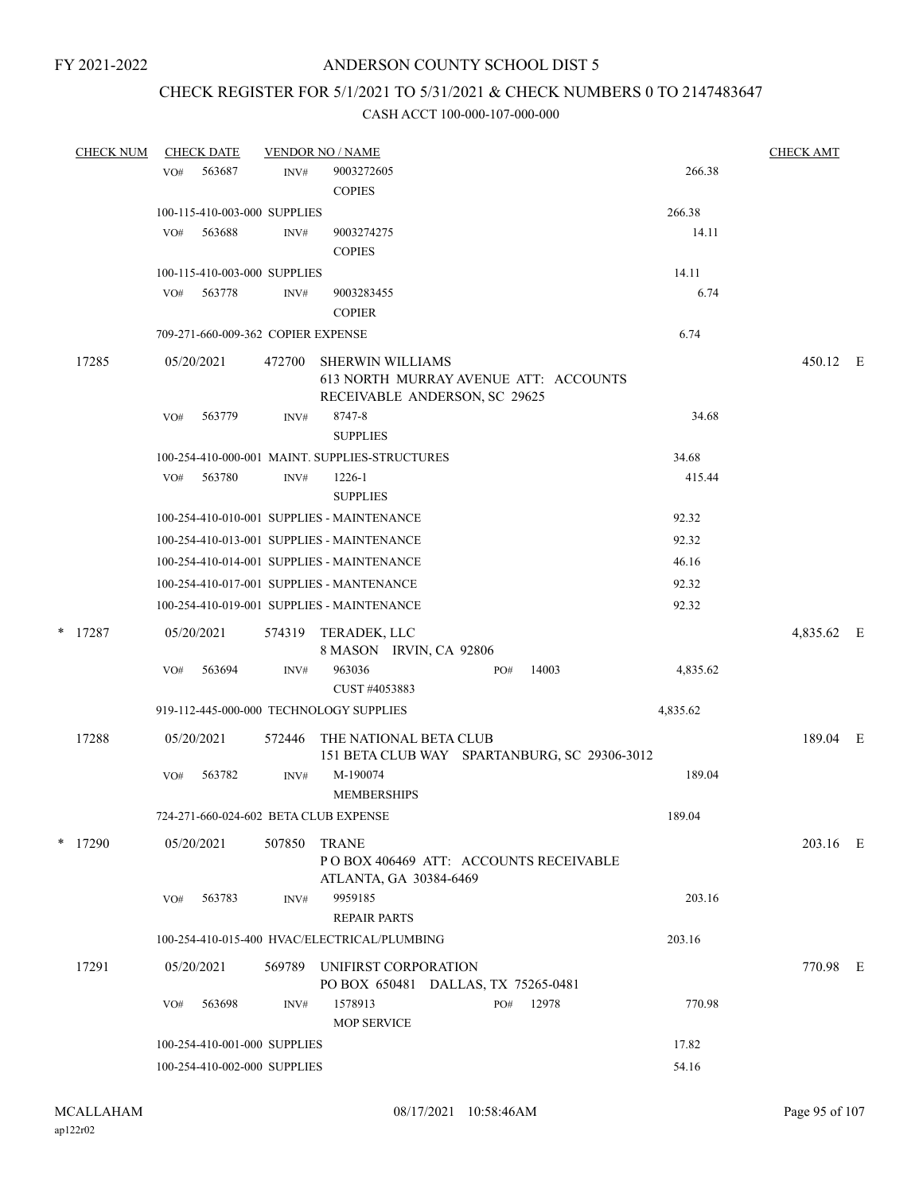FY 2021-2022

# ANDERSON COUNTY SCHOOL DIST 5

## CHECK REGISTER FOR 5/1/2021 TO 5/31/2021 & CHECK NUMBERS 0 TO 2147483647

CASH ACCT 100-000-107-000-000

| CHECK NUM | CHECK DATE | VENDOR NO / NAME | | CHECK AMT |
|---|---|---|---|---|
| | VO# 563687 | INV# 9003272605 COPIES | 266.38 | |
| | 100-115-410-003-000 SUPPLIES | | 266.38 | |
| | VO# 563688 | INV# 9003274275 COPIES | 14.11 | |
| | 100-115-410-003-000 SUPPLIES | | 14.11 | |
| | VO# 563778 | INV# 9003283455 COPIER | 6.74 | |
| | 709-271-660-009-362 COPIER EXPENSE | | 6.74 | |
| 17285 | 05/20/2021 | 472700 SHERWIN WILLIAMS 613 NORTH MURRAY AVENUE ATT: ACCOUNTS RECEIVABLE ANDERSON, SC 29625 | | 450.12 E |
| | VO# 563779 | INV# 8747-8 SUPPLIES | 34.68 | |
| | 100-254-410-000-001 MAINT. SUPPLIES-STRUCTURES | | 34.68 | |
| | VO# 563780 | INV# 1226-1 SUPPLIES | 415.44 | |
| | 100-254-410-010-001 SUPPLIES - MAINTENANCE | | 92.32 | |
| | 100-254-410-013-001 SUPPLIES - MAINTENANCE | | 92.32 | |
| | 100-254-410-014-001 SUPPLIES - MAINTENANCE | | 46.16 | |
| | 100-254-410-017-001 SUPPLIES - MANTENANCE | | 92.32 | |
| | 100-254-410-019-001 SUPPLIES - MAINTENANCE | | 92.32 | |
| * 17287 | 05/20/2021 | 574319 TERADEK, LLC 8 MASON IRVIN, CA 92806 | | 4,835.62 E |
| | VO# 563694 | INV# 963036 CUST #4053883 PO# 14003 | 4,835.62 | |
| | 919-112-445-000-000 TECHNOLOGY SUPPLIES | | 4,835.62 | |
| 17288 | 05/20/2021 | 572446 THE NATIONAL BETA CLUB 151 BETA CLUB WAY SPARTANBURG, SC 29306-3012 | | 189.04 E |
| | VO# 563782 | INV# M-190074 MEMBERSHIPS | 189.04 | |
| | 724-271-660-024-602 BETA CLUB EXPENSE | | 189.04 | |
| * 17290 | 05/20/2021 | 507850 TRANE P O BOX 406469 ATT: ACCOUNTS RECEIVABLE ATLANTA, GA 30384-6469 | | 203.16 E |
| | VO# 563783 | INV# 9959185 REPAIR PARTS | 203.16 | |
| | 100-254-410-015-400 HVAC/ELECTRICAL/PLUMBING | | 203.16 | |
| 17291 | 05/20/2021 | 569789 UNIFIRST CORPORATION PO BOX 650481 DALLAS, TX 75265-0481 | | 770.98 E |
| | VO# 563698 | INV# 1578913 MOP SERVICE PO# 12978 | 770.98 | |
| | 100-254-410-001-000 SUPPLIES | | 17.82 | |
| | 100-254-410-002-000 SUPPLIES | | 54.16 | |

MCALLAHAM ap122r02 08/17/2021 10:58:46AM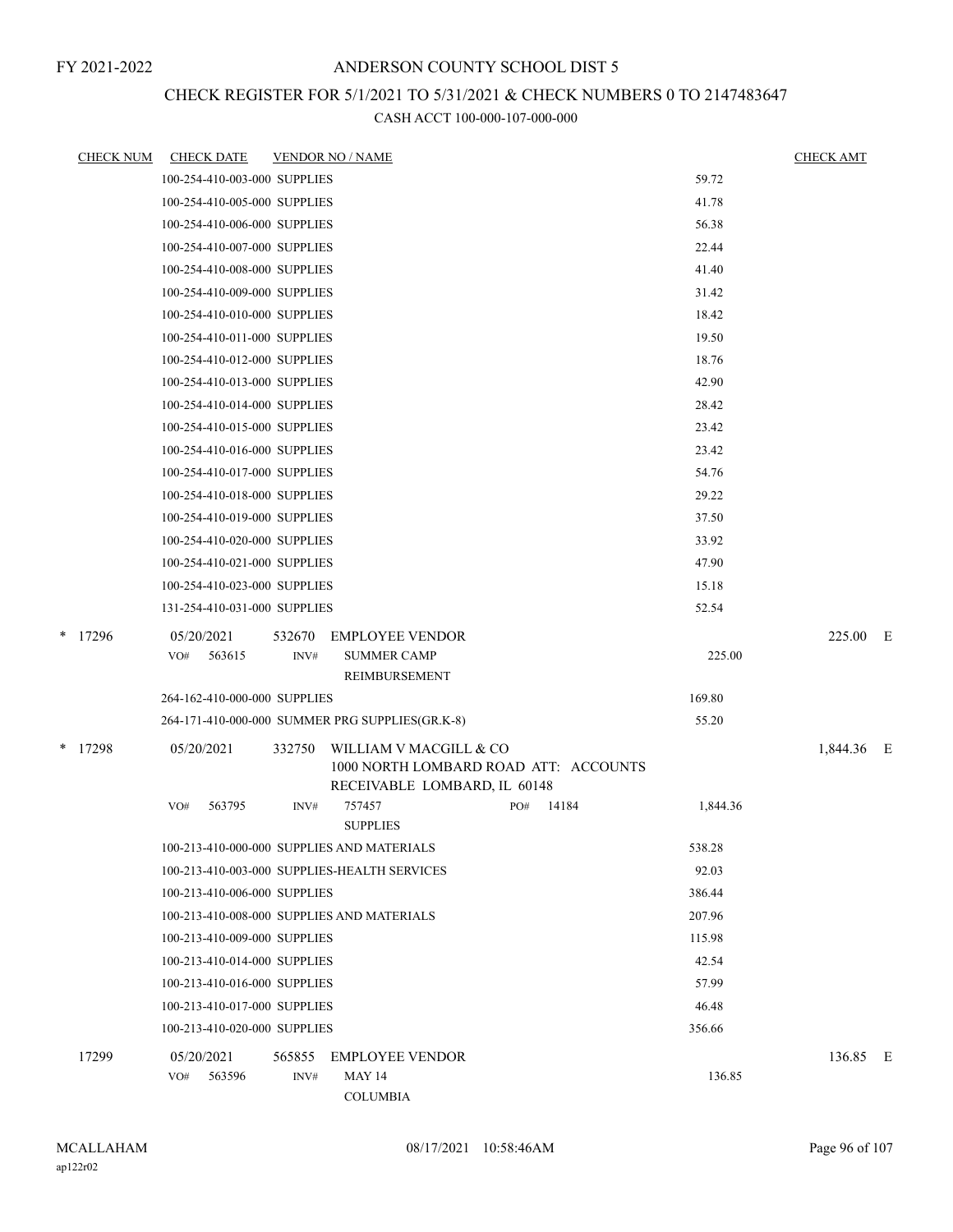# ANDERSON COUNTY SCHOOL DIST 5

FY 2021-2022

## CHECK REGISTER FOR 5/1/2021 TO 5/31/2021 & CHECK NUMBERS 0 TO 2147483647

CASH ACCT 100-000-107-000-000

| CHECK NUM | CHECK DATE | VENDOR NO / NAME | | CHECK AMT | |
|---|---|---|---|---|---|
| | 100-254-410-003-000 SUPPLIES | | 59.72 | | |
| | 100-254-410-005-000 SUPPLIES | | 41.78 | | |
| | 100-254-410-006-000 SUPPLIES | | 56.38 | | |
| | 100-254-410-007-000 SUPPLIES | | 22.44 | | |
| | 100-254-410-008-000 SUPPLIES | | 41.40 | | |
| | 100-254-410-009-000 SUPPLIES | | 31.42 | | |
| | 100-254-410-010-000 SUPPLIES | | 18.42 | | |
| | 100-254-410-011-000 SUPPLIES | | 19.50 | | |
| | 100-254-410-012-000 SUPPLIES | | 18.76 | | |
| | 100-254-410-013-000 SUPPLIES | | 42.90 | | |
| | 100-254-410-014-000 SUPPLIES | | 28.42 | | |
| | 100-254-410-015-000 SUPPLIES | | 23.42 | | |
| | 100-254-410-016-000 SUPPLIES | | 23.42 | | |
| | 100-254-410-017-000 SUPPLIES | | 54.76 | | |
| | 100-254-410-018-000 SUPPLIES | | 29.22 | | |
| | 100-254-410-019-000 SUPPLIES | | 37.50 | | |
| | 100-254-410-020-000 SUPPLIES | | 33.92 | | |
| | 100-254-410-021-000 SUPPLIES | | 47.90 | | |
| | 100-254-410-023-000 SUPPLIES | | 15.18 | | |
| | 131-254-410-031-000 SUPPLIES | | 52.54 | | |
| * 17296 | 05/20/2021 | 532670 EMPLOYEE VENDOR | | 225.00 | E |
| | VO# 563615 | INV# SUMMER CAMP REIMBURSEMENT | 225.00 | | |
| | 264-162-410-000-000 SUPPLIES | | 169.80 | | |
| | 264-171-410-000-000 SUMMER PRG SUPPLIES(GR.K-8) | | 55.20 | | |
| * 17298 | 05/20/2021 | 332750 WILLIAM V MACGILL & CO 1000 NORTH LOMBARD ROAD ATT: ACCOUNTS RECEIVABLE LOMBARD, IL 60148 | | 1,844.36 | E |
| | VO# 563795 | INV# 757457 PO# 14184 SUPPLIES | 1,844.36 | | |
| | 100-213-410-000-000 SUPPLIES AND MATERIALS | | 538.28 | | |
| | 100-213-410-003-000 SUPPLIES-HEALTH SERVICES | | 92.03 | | |
| | 100-213-410-006-000 SUPPLIES | | 386.44 | | |
| | 100-213-410-008-000 SUPPLIES AND MATERIALS | | 207.96 | | |
| | 100-213-410-009-000 SUPPLIES | | 115.98 | | |
| | 100-213-410-014-000 SUPPLIES | | 42.54 | | |
| | 100-213-410-016-000 SUPPLIES | | 57.99 | | |
| | 100-213-410-017-000 SUPPLIES | | 46.48 | | |
| | 100-213-410-020-000 SUPPLIES | | 356.66 | | |
| 17299 | 05/20/2021 | 565855 EMPLOYEE VENDOR | | 136.85 | E |
| | VO# 563596 | INV# MAY 14 COLUMBIA | 136.85 | | |

MCALLAHAM
ap122r02

08/17/2021 10:58:46AM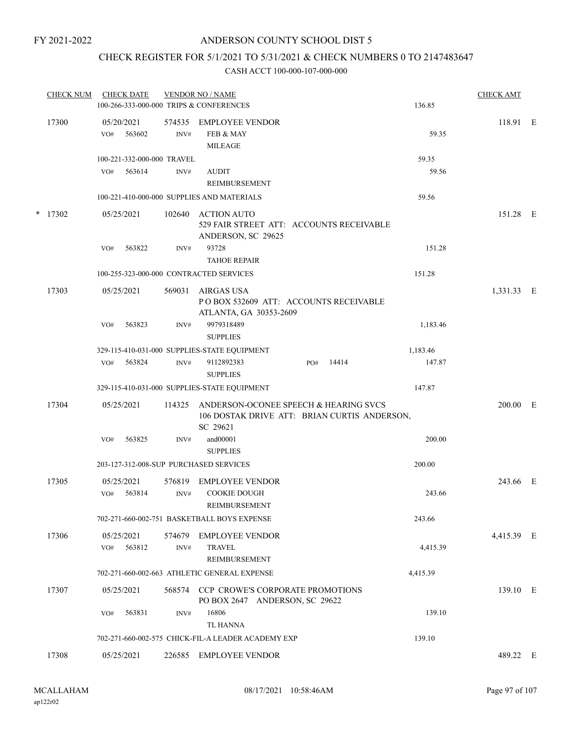FY 2021-2022

# ANDERSON COUNTY SCHOOL DIST 5

## CHECK REGISTER FOR 5/1/2021 TO 5/31/2021 & CHECK NUMBERS 0 TO 2147483647

### CASH ACCT 100-000-107-000-000

| CHECK NUM | CHECK DATE | VENDOR NO / NAME | | CHECK AMT | |
|---|---|---|---|---|---|
| | 100-266-333-000-000 TRIPS & CONFERENCES | | 136.85 | | |
| 17300 | 05/20/2021 | 574535 EMPLOYEE VENDOR | | 118.91 | E |
| | VO# 563602 | INV# FEB & MAY MILEAGE | 59.35 | | |
| | 100-221-332-000-000 TRAVEL | | 59.35 | | |
| | VO# 563614 | INV# AUDIT REIMBURSEMENT | 59.56 | | |
| | 100-221-410-000-000 SUPPLIES AND MATERIALS | | 59.56 | | |
| * 17302 | 05/25/2021 | 102640 ACTION AUTO<br>529 FAIR STREET ATT: ACCOUNTS RECEIVABLE<br>ANDERSON, SC 29625 | | 151.28 | E |
| | VO# 563822 | INV# 93728 TAHOE REPAIR | 151.28 | | |
| | 100-255-323-000-000 CONTRACTED SERVICES | | 151.28 | | |
| 17303 | 05/25/2021 | 569031 AIRGAS USA<br>P O BOX 532609 ATT: ACCOUNTS RECEIVABLE<br>ATLANTA, GA 30353-2609 | | 1,331.33 | E |
| | VO# 563823 | INV# 9979318489 SUPPLIES | 1,183.46 | | |
| | 329-115-410-031-000 SUPPLIES-STATE EQUIPMENT | | 1,183.46 | | |
| | VO# 563824 | INV# 9112892383 PO# 14414 SUPPLIES | 147.87 | | |
| | 329-115-410-031-000 SUPPLIES-STATE EQUIPMENT | | 147.87 | | |
| 17304 | 05/25/2021 | 114325 ANDERSON-OCONEE SPEECH & HEARING SVCS<br>106 DOSTAK DRIVE ATT: BRIAN CURTIS ANDERSON, SC 29621 | | 200.00 | E |
| | VO# 563825 | INV# and00001 SUPPLIES | 200.00 | | |
| | 203-127-312-008-SUP PURCHASED SERVICES | | 200.00 | | |
| 17305 | 05/25/2021 | 576819 EMPLOYEE VENDOR | | 243.66 | E |
| | VO# 563814 | INV# COOKIE DOUGH REIMBURSEMENT | 243.66 | | |
| | 702-271-660-002-751 BASKETBALL BOYS EXPENSE | | 243.66 | | |
| 17306 | 05/25/2021 | 574679 EMPLOYEE VENDOR | | 4,415.39 | E |
| | VO# 563812 | INV# TRAVEL REIMBURSEMENT | 4,415.39 | | |
| | 702-271-660-002-663 ATHLETIC GENERAL EXPENSE | | 4,415.39 | | |
| 17307 | 05/25/2021 | 568574 CCP CROWE'S CORPORATE PROMOTIONS<br>PO BOX 2647 ANDERSON, SC 29622 | | 139.10 | E |
| | VO# 563831 | INV# 16806 TL HANNA | 139.10 | | |
| | 702-271-660-002-575 CHICK-FIL-A LEADER ACADEMY EXP | | 139.10 | | |
| 17308 | 05/25/2021 | 226585 EMPLOYEE VENDOR | | 489.22 | E |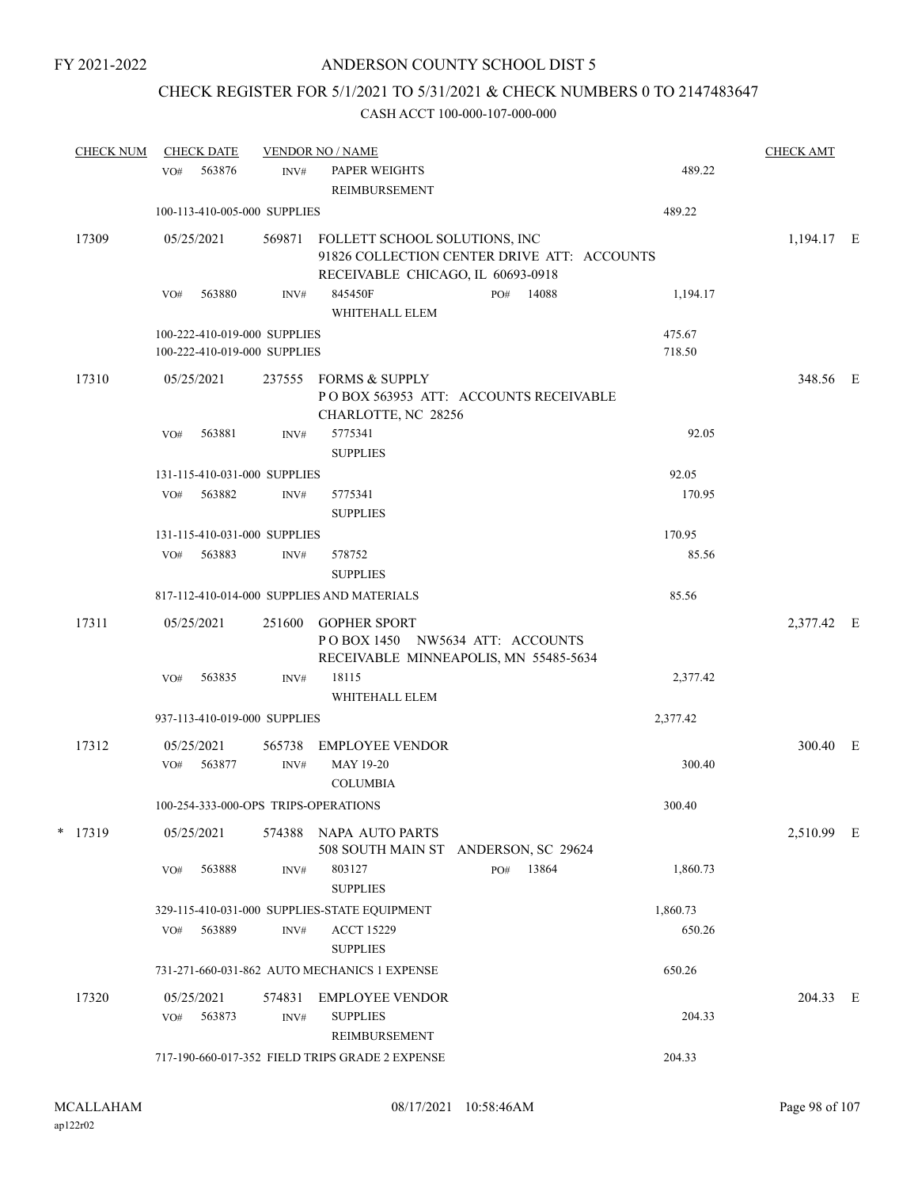FY 2021-2022

# ANDERSON COUNTY SCHOOL DIST 5

## CHECK REGISTER FOR 5/1/2021 TO 5/31/2021 & CHECK NUMBERS 0 TO 2147483647

### CASH ACCT 100-000-107-000-000

| CHECK NUM | CHECK DATE | VENDOR NO / NAME | | | CHECK AMT |
|---|---|---|---|---|---|
| | VO# 563876 | INV# | PAPER WEIGHTS REIMBURSEMENT | 489.22 | |
| | 100-113-410-005-000 SUPPLIES | | | 489.22 | |
| 17309 | 05/25/2021 | 569871 | FOLLETT SCHOOL SOLUTIONS, INC 91826 COLLECTION CENTER DRIVE ATT: ACCOUNTS RECEIVABLE CHICAGO, IL 60693-0918 | | 1,194.17 E |
| | VO# 563880 | INV# | 845450F PO# 14088 WHITEHALL ELEM | 1,194.17 | |
| | 100-222-410-019-000 SUPPLIES | | | 475.67 | |
| | 100-222-410-019-000 SUPPLIES | | | 718.50 | |
| 17310 | 05/25/2021 | 237555 | FORMS & SUPPLY P O BOX 563953 ATT: ACCOUNTS RECEIVABLE CHARLOTTE, NC 28256 | | 348.56 E |
| | VO# 563881 | INV# | 5775341 SUPPLIES | 92.05 | |
| | 131-115-410-031-000 SUPPLIES | | | 92.05 | |
| | VO# 563882 | INV# | 5775341 SUPPLIES | 170.95 | |
| | 131-115-410-031-000 SUPPLIES | | | 170.95 | |
| | VO# 563883 | INV# | 578752 SUPPLIES | 85.56 | |
| | 817-112-410-014-000 SUPPLIES AND MATERIALS | | | 85.56 | |
| 17311 | 05/25/2021 | 251600 | GOPHER SPORT P O BOX 1450 NW5634 ATT: ACCOUNTS RECEIVABLE MINNEAPOLIS, MN 55485-5634 | | 2,377.42 E |
| | VO# 563835 | INV# | 18115 WHITEHALL ELEM | 2,377.42 | |
| | 937-113-410-019-000 SUPPLIES | | | 2,377.42 | |
| 17312 | 05/25/2021 | 565738 | EMPLOYEE VENDOR | | 300.40 E |
| | VO# 563877 | INV# | MAY 19-20 COLUMBIA | 300.40 | |
| | 100-254-333-000-OPS TRIPS-OPERATIONS | | | 300.40 | |
| * 17319 | 05/25/2021 | 574388 | NAPA AUTO PARTS 508 SOUTH MAIN ST ANDERSON, SC 29624 | | 2,510.99 E |
| | VO# 563888 | INV# | 803127 PO# 13864 SUPPLIES | 1,860.73 | |
| | 329-115-410-031-000 SUPPLIES-STATE EQUIPMENT | | | 1,860.73 | |
| | VO# 563889 | INV# | ACCT 15229 SUPPLIES | 650.26 | |
| | 731-271-660-031-862 AUTO MECHANICS 1 EXPENSE | | | 650.26 | |
| 17320 | 05/25/2021 | 574831 | EMPLOYEE VENDOR | | 204.33 E |
| | VO# 563873 | INV# | SUPPLIES REIMBURSEMENT | 204.33 | |
| | 717-190-660-017-352 FIELD TRIPS GRADE 2 EXPENSE | | | 204.33 | |

MCALLAHAM
ap122r02

08/17/2021 10:58:46AM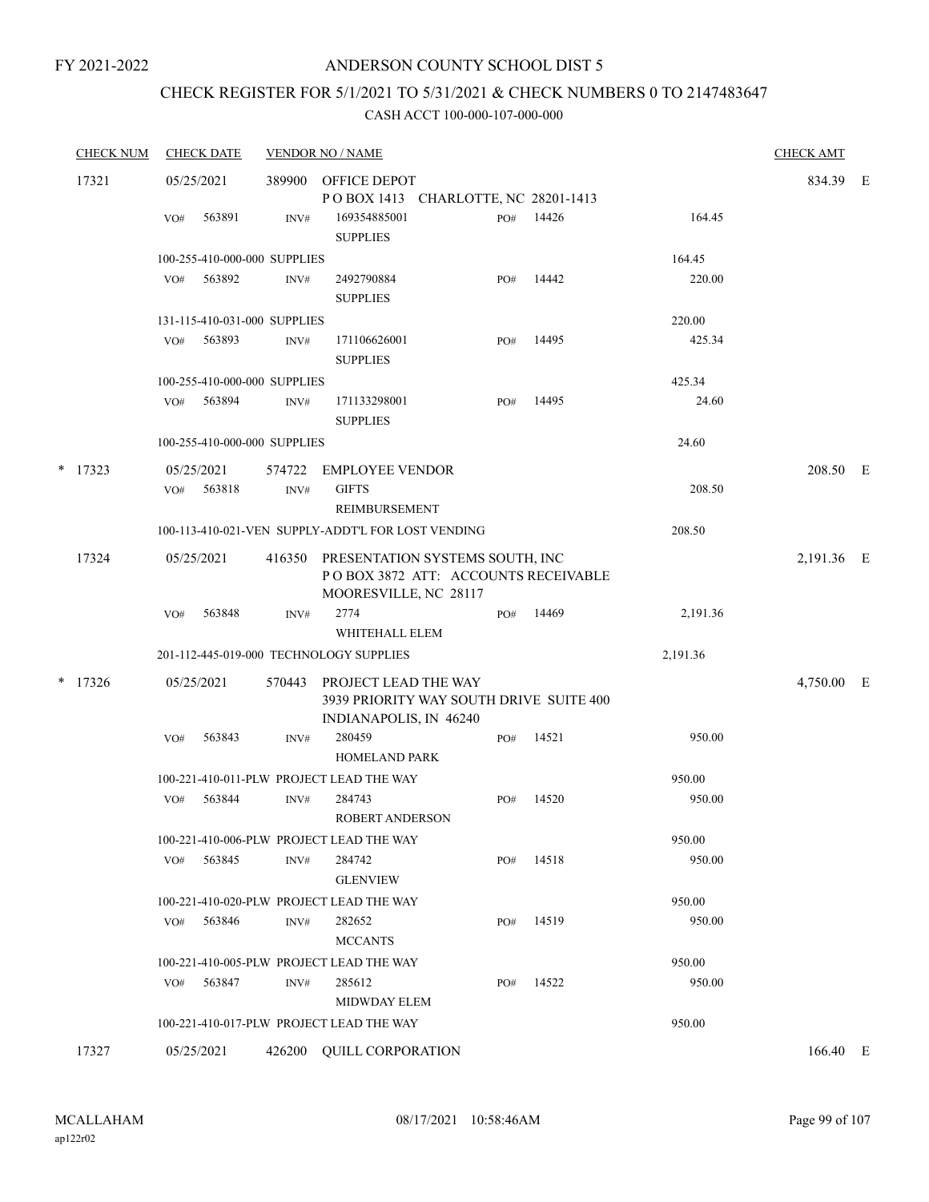FY 2021-2022

# ANDERSON COUNTY SCHOOL DIST 5

## CHECK REGISTER FOR 5/1/2021 TO 5/31/2021 & CHECK NUMBERS 0 TO 2147483647

### CASH ACCT 100-000-107-000-000

| CHECK NUM | CHECK DATE | VENDOR NO / NAME | | | | CHECK AMT | |
|---|---|---|---|---|---|---|---|
| 17321 | 05/25/2021 | 389900 OFFICE DEPOT<br>P O BOX 1413 CHARLOTTE, NC 28201-1413 | | | | 834.39 | E |
| | VO# 563891 | INV# 169354885001<br>SUPPLIES | PO# 14426 | 164.45 | | | |
| | 100-255-410-000-000 SUPPLIES | | | 164.45 | | | |
| | VO# 563892 | INV# 2492790884<br>SUPPLIES | PO# 14442 | 220.00 | | | |
| | 131-115-410-031-000 SUPPLIES | | | 220.00 | | | |
| | VO# 563893 | INV# 171106626001<br>SUPPLIES | PO# 14495 | 425.34 | | | |
| | 100-255-410-000-000 SUPPLIES | | | 425.34 | | | |
| | VO# 563894 | INV# 171133298001<br>SUPPLIES | PO# 14495 | 24.60 | | | |
| | 100-255-410-000-000 SUPPLIES | | | 24.60 | | | |
| * 17323 | 05/25/2021 | 574722 EMPLOYEE VENDOR | | | | 208.50 | E |
| | VO# 563818 | INV# GIFTS<br>REIMBURSEMENT | | 208.50 | | | |
| | 100-113-410-021-VEN SUPPLY-ADDT'L FOR LOST VENDING | | | 208.50 | | | |
| 17324 | 05/25/2021 | 416350 PRESENTATION SYSTEMS SOUTH, INC<br>P O BOX 3872 ATT: ACCOUNTS RECEIVABLE<br>MOORESVILLE, NC 28117 | | | | 2,191.36 | E |
| | VO# 563848 | INV# 2774<br>WHITEHALL ELEM | PO# 14469 | 2,191.36 | | | |
| | 201-112-445-019-000 TECHNOLOGY SUPPLIES | | | 2,191.36 | | | |
| * 17326 | 05/25/2021 | 570443 PROJECT LEAD THE WAY<br>3939 PRIORITY WAY SOUTH DRIVE SUITE 400<br>INDIANAPOLIS, IN 46240 | | | | 4,750.00 | E |
| | VO# 563843 | INV# 280459<br>HOMELAND PARK | PO# 14521 | 950.00 | | | |
| | 100-221-410-011-PLW PROJECT LEAD THE WAY | | | 950.00 | | | |
| | VO# 563844 | INV# 284743<br>ROBERT ANDERSON | PO# 14520 | 950.00 | | | |
| | 100-221-410-006-PLW PROJECT LEAD THE WAY | | | 950.00 | | | |
| | VO# 563845 | INV# 284742<br>GLENVIEW | PO# 14518 | 950.00 | | | |
| | 100-221-410-020-PLW PROJECT LEAD THE WAY | | | 950.00 | | | |
| | VO# 563846 | INV# 282652<br>MCCANTS | PO# 14519 | 950.00 | | | |
| | 100-221-410-005-PLW PROJECT LEAD THE WAY | | | 950.00 | | | |
| | VO# 563847 | INV# 285612<br>MIDWDAY ELEM | PO# 14522 | 950.00 | | | |
| | 100-221-410-017-PLW PROJECT LEAD THE WAY | | | 950.00 | | | |
| 17327 | 05/25/2021 | 426200 QUILL CORPORATION | | | | 166.40 | E |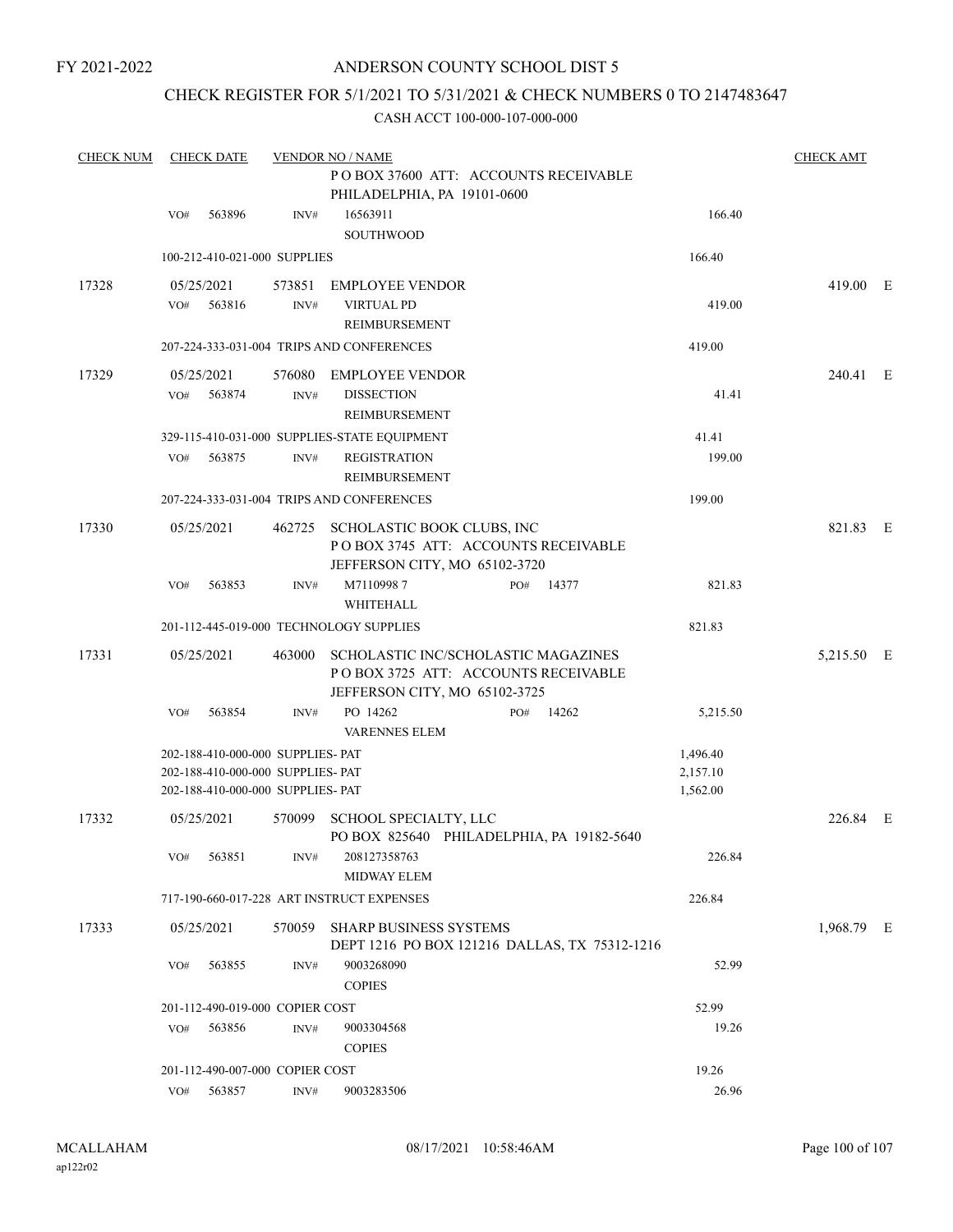FY 2021-2022

# ANDERSON COUNTY SCHOOL DIST 5

## CHECK REGISTER FOR 5/1/2021 TO 5/31/2021 & CHECK NUMBERS 0 TO 2147483647

CASH ACCT 100-000-107-000-000

| CHECK NUM | CHECK DATE | VENDOR NO / NAME | | | CHECK AMT | |
|---|---|---|---|---|---|---|
| | | | P O BOX 37600 ATT: ACCOUNTS RECEIVABLE PHILADELPHIA, PA 19101-0600 | | | |
| | VO# 563896 | INV# | 16563911 SOUTHWOOD | 166.40 | | |
| | 100-212-410-021-000 SUPPLIES | | | 166.40 | | |
| 17328 | 05/25/2021 | 573851 | EMPLOYEE VENDOR | | 419.00 | E |
| | VO# 563816 | INV# | VIRTUAL PD REIMBURSEMENT | 419.00 | | |
| | 207-224-333-031-004 TRIPS AND CONFERENCES | | | 419.00 | | |
| 17329 | 05/25/2021 | 576080 | EMPLOYEE VENDOR | | 240.41 | E |
| | VO# 563874 | INV# | DISSECTION REIMBURSEMENT | 41.41 | | |
| | 329-115-410-031-000 SUPPLIES-STATE EQUIPMENT | | | 41.41 | | |
| | VO# 563875 | INV# | REGISTRATION REIMBURSEMENT | 199.00 | | |
| | 207-224-333-031-004 TRIPS AND CONFERENCES | | | 199.00 | | |
| 17330 | 05/25/2021 | 462725 | SCHOLASTIC BOOK CLUBS, INC P O BOX 3745 ATT: ACCOUNTS RECEIVABLE JEFFERSON CITY, MO 65102-3720 | | 821.83 | E |
| | VO# 563853 | INV# | M7110998 7 WHITEHALL PO# 14377 | 821.83 | | |
| | 201-112-445-019-000 TECHNOLOGY SUPPLIES | | | 821.83 | | |
| 17331 | 05/25/2021 | 463000 | SCHOLASTIC INC/SCHOLASTIC MAGAZINES P O BOX 3725 ATT: ACCOUNTS RECEIVABLE JEFFERSON CITY, MO 65102-3725 | | 5,215.50 | E |
| | VO# 563854 | INV# | PO 14262 VARENNES ELEM PO# 14262 | 5,215.50 | | |
| | 202-188-410-000-000 SUPPLIES- PAT | | | 1,496.40 | | |
| | 202-188-410-000-000 SUPPLIES- PAT | | | 2,157.10 | | |
| | 202-188-410-000-000 SUPPLIES- PAT | | | 1,562.00 | | |
| 17332 | 05/25/2021 | 570099 | SCHOOL SPECIALTY, LLC PO BOX 825640 PHILADELPHIA, PA 19182-5640 | | 226.84 | E |
| | VO# 563851 | INV# | 208127358763 MIDWAY ELEM | 226.84 | | |
| | 717-190-660-017-228 ART INSTRUCT EXPENSES | | | 226.84 | | |
| 17333 | 05/25/2021 | 570059 | SHARP BUSINESS SYSTEMS DEPT 1216 PO BOX 121216 DALLAS, TX 75312-1216 | | 1,968.79 | E |
| | VO# 563855 | INV# | 9003268090 COPIES | 52.99 | | |
| | 201-112-490-019-000 COPIER COST | | | 52.99 | | |
| | VO# 563856 | INV# | 9003304568 COPIES | 19.26 | | |
| | 201-112-490-007-000 COPIER COST | | | 19.26 | | |
| | VO# 563857 | INV# | 9003283506 | 26.96 | | |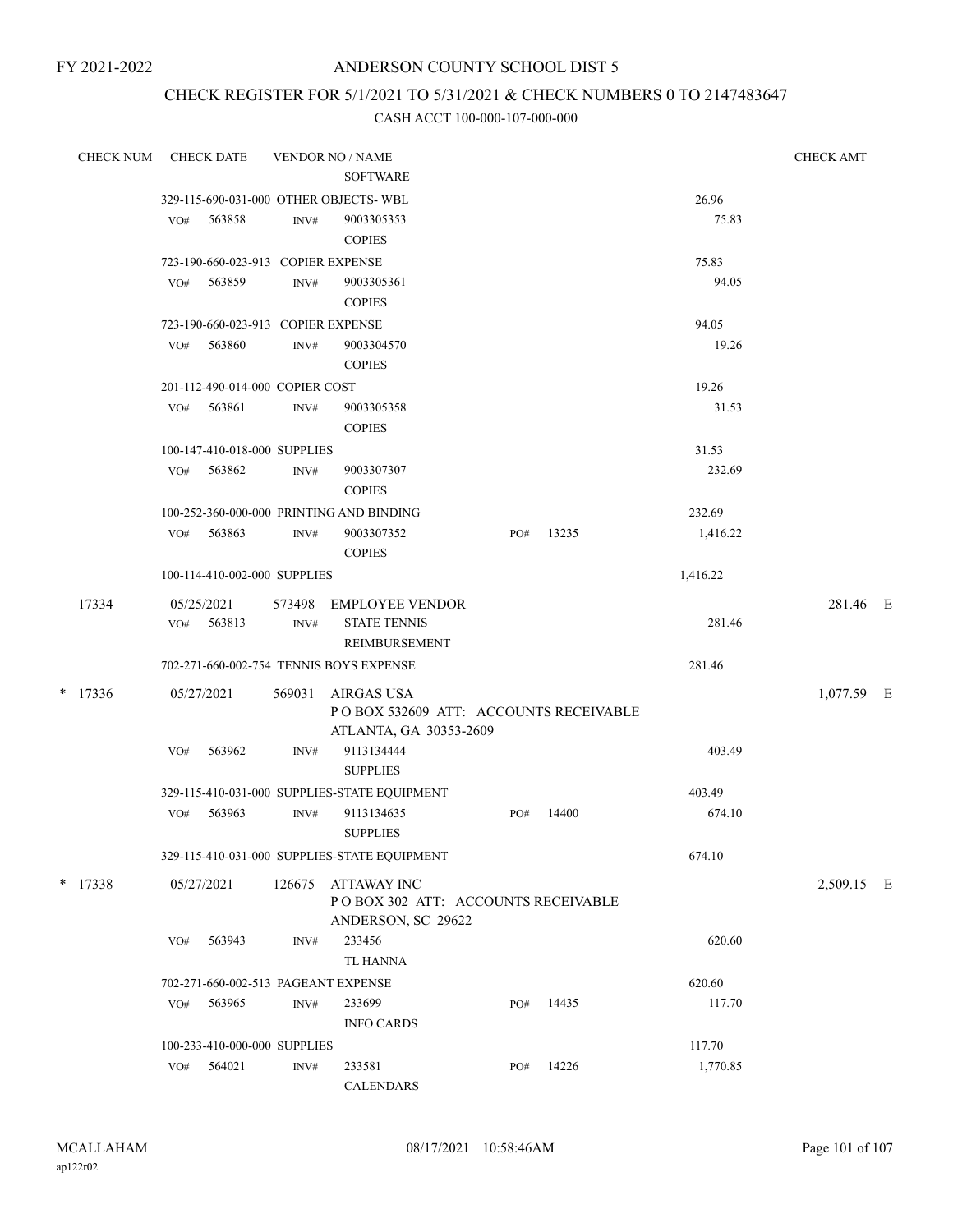FY 2021-2022

# ANDERSON COUNTY SCHOOL DIST 5

## CHECK REGISTER FOR 5/1/2021 TO 5/31/2021 & CHECK NUMBERS 0 TO 2147483647

### CASH ACCT 100-000-107-000-000

| CHECK NUM | CHECK DATE | VENDOR NO / NAME | | | CHECK AMT |
|---|---|---|---|---|---|
| | | SOFTWARE | | | |
| | 329-115-690-031-000 OTHER OBJECTS- WBL | | | 26.96 | |
| | VO# 563858 | INV# 9003305353 COPIES | | 75.83 | |
| | 723-190-660-023-913 COPIER EXPENSE | | | 75.83 | |
| | VO# 563859 | INV# 9003305361 COPIES | | 94.05 | |
| | 723-190-660-023-913 COPIER EXPENSE | | | 94.05 | |
| | VO# 563860 | INV# 9003304570 COPIES | | 19.26 | |
| | 201-112-490-014-000 COPIER COST | | | 19.26 | |
| | VO# 563861 | INV# 9003305358 COPIES | | 31.53 | |
| | 100-147-410-018-000 SUPPLIES | | | 31.53 | |
| | VO# 563862 | INV# 9003307307 COPIES | | 232.69 | |
| | 100-252-360-000-000 PRINTING AND BINDING | | | 232.69 | |
| | VO# 563863 | INV# 9003307352 COPIES | PO# 13235 | 1,416.22 | |
| | 100-114-410-002-000 SUPPLIES | | | 1,416.22 | |
| 17334 | 05/25/2021 | 573498 EMPLOYEE VENDOR | | | 281.46 E |
| | VO# 563813 | INV# STATE TENNIS REIMBURSEMENT | | 281.46 | |
| | 702-271-660-002-754 TENNIS BOYS EXPENSE | | | 281.46 | |
| * 17336 | 05/27/2021 | 569031 AIRGAS USA P O BOX 532609 ATT: ACCOUNTS RECEIVABLE ATLANTA, GA 30353-2609 | | | 1,077.59 E |
| | VO# 563962 | INV# 9113134444 SUPPLIES | | 403.49 | |
| | 329-115-410-031-000 SUPPLIES-STATE EQUIPMENT | | | 403.49 | |
| | VO# 563963 | INV# 9113134635 SUPPLIES | PO# 14400 | 674.10 | |
| | 329-115-410-031-000 SUPPLIES-STATE EQUIPMENT | | | 674.10 | |
| * 17338 | 05/27/2021 | 126675 ATTAWAY INC P O BOX 302 ATT: ACCOUNTS RECEIVABLE ANDERSON, SC 29622 | | | 2,509.15 E |
| | VO# 563943 | INV# 233456 TL HANNA | | 620.60 | |
| | 702-271-660-002-513 PAGEANT EXPENSE | | | 620.60 | |
| | VO# 563965 | INV# 233699 INFO CARDS | PO# 14435 | 117.70 | |
| | 100-233-410-000-000 SUPPLIES | | | 117.70 | |
| | VO# 564021 | INV# 233581 CALENDARS | PO# 14226 | 1,770.85 | |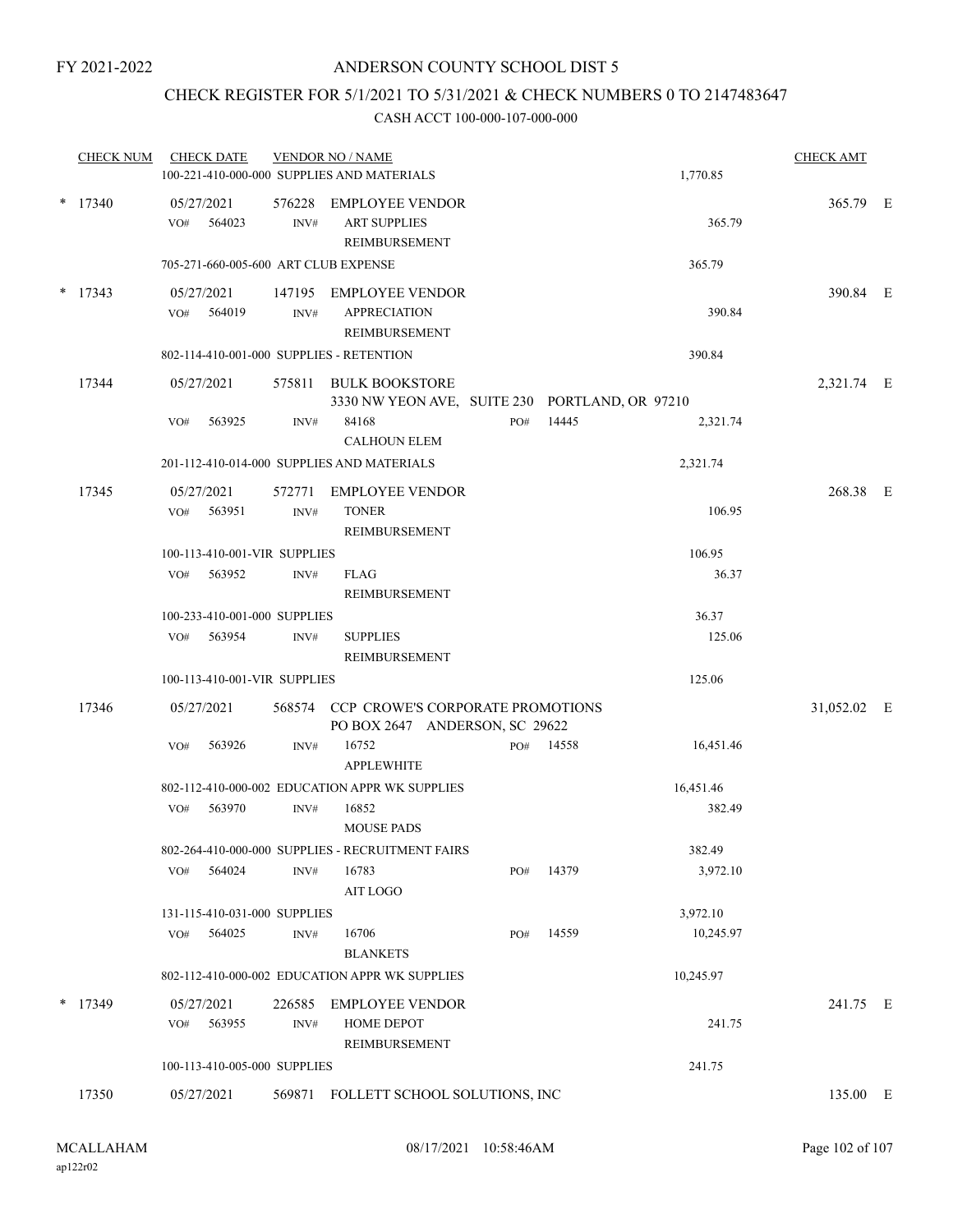FY 2021-2022

# ANDERSON COUNTY SCHOOL DIST 5

## CHECK REGISTER FOR 5/1/2021 TO 5/31/2021 & CHECK NUMBERS 0 TO 2147483647

### CASH ACCT 100-000-107-000-000

| CHECK NUM | CHECK DATE | VENDOR NO / NAME | | | | CHECK AMT | |
|---|---|---|---|---|---|---|---|
| | 100-221-410-000-000 SUPPLIES AND MATERIALS | | | | 1,770.85 | | |
| * 17340 | 05/27/2021 | 576228 EMPLOYEE VENDOR | | | | 365.79 | E |
| | VO# 564023 | INV# ART SUPPLIES REIMBURSEMENT | | | 365.79 | | |
| | 705-271-660-005-600 ART CLUB EXPENSE | | | | 365.79 | | |
| * 17343 | 05/27/2021 | 147195 EMPLOYEE VENDOR | | | | 390.84 | E |
| | VO# 564019 | INV# APPRECIATION REIMBURSEMENT | | | 390.84 | | |
| | 802-114-410-001-000 SUPPLIES - RETENTION | | | | 390.84 | | |
| 17344 | 05/27/2021 | 575811 BULK BOOKSTORE 3330 NW YEON AVE, SUITE 230 PORTLAND, OR 97210 | | | | 2,321.74 | E |
| | VO# 563925 | INV# 84168 CALHOUN ELEM | PO# | 14445 | 2,321.74 | | |
| | 201-112-410-014-000 SUPPLIES AND MATERIALS | | | | 2,321.74 | | |
| 17345 | 05/27/2021 | 572771 EMPLOYEE VENDOR | | | | 268.38 | E |
| | VO# 563951 | INV# TONER REIMBURSEMENT | | | 106.95 | | |
| | 100-113-410-001-VIR SUPPLIES | | | | 106.95 | | |
| | VO# 563952 | INV# FLAG REIMBURSEMENT | | | 36.37 | | |
| | 100-233-410-001-000 SUPPLIES | | | | 36.37 | | |
| | VO# 563954 | INV# SUPPLIES REIMBURSEMENT | | | 125.06 | | |
| | 100-113-410-001-VIR SUPPLIES | | | | 125.06 | | |
| 17346 | 05/27/2021 | 568574 CCP CROWE'S CORPORATE PROMOTIONS PO BOX 2647 ANDERSON, SC 29622 | | | | 31,052.02 | E |
| | VO# 563926 | INV# 16752 APPLEWHITE | PO# | 14558 | 16,451.46 | | |
| | 802-112-410-000-002 EDUCATION APPR WK SUPPLIES | | | | 16,451.46 | | |
| | VO# 563970 | INV# 16852 MOUSE PADS | | | 382.49 | | |
| | 802-264-410-000-000 SUPPLIES - RECRUITMENT FAIRS | | | | 382.49 | | |
| | VO# 564024 | INV# 16783 AIT LOGO | PO# | 14379 | 3,972.10 | | |
| | 131-115-410-031-000 SUPPLIES | | | | 3,972.10 | | |
| | VO# 564025 | INV# 16706 BLANKETS | PO# | 14559 | 10,245.97 | | |
| | 802-112-410-000-002 EDUCATION APPR WK SUPPLIES | | | | 10,245.97 | | |
| * 17349 | 05/27/2021 | 226585 EMPLOYEE VENDOR | | | | 241.75 | E |
| | VO# 563955 | INV# HOME DEPOT REIMBURSEMENT | | | 241.75 | | |
| | 100-113-410-005-000 SUPPLIES | | | | 241.75 | | |
| 17350 | 05/27/2021 | 569871 FOLLETT SCHOOL SOLUTIONS, INC | | | | 135.00 | E |

MCALLAHAM
ap122r02

08/17/2021 10:58:46AM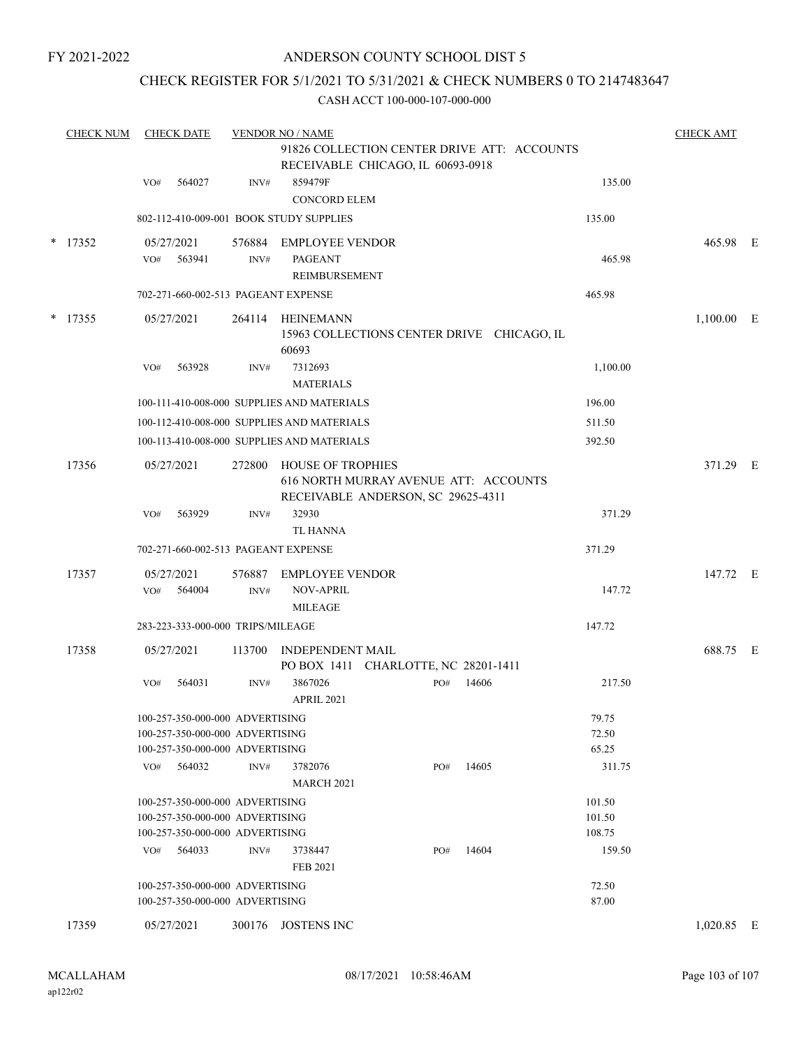FY 2021-2022

# ANDERSON COUNTY SCHOOL DIST 5

## CHECK REGISTER FOR 5/1/2021 TO 5/31/2021 & CHECK NUMBERS 0 TO 2147483647

CASH ACCT 100-000-107-000-000

| CHECK NUM | CHECK DATE | VENDOR NO / NAME | | | CHECK AMT |
|---|---|---|---|---|---|
| | | 91826 COLLECTION CENTER DRIVE ATT: ACCOUNTS RECEIVABLE CHICAGO, IL 60693-0918 | | | |
| | VO# 564027 | INV# 859479F CONCORD ELEM | | 135.00 | |
| | 802-112-410-009-001 BOOK STUDY SUPPLIES | | | 135.00 | |
| * 17352 | 05/27/2021 | 576884 EMPLOYEE VENDOR | | | 465.98 E |
| | VO# 563941 | INV# PAGEANT REIMBURSEMENT | | 465.98 | |
| | 702-271-660-002-513 PAGEANT EXPENSE | | | 465.98 | |
| * 17355 | 05/27/2021 | 264114 HEINEMANN 15963 COLLECTIONS CENTER DRIVE CHICAGO, IL 60693 | | | 1,100.00 E |
| | VO# 563928 | INV# 7312693 MATERIALS | | 1,100.00 | |
| | 100-111-410-008-000 SUPPLIES AND MATERIALS | | | 196.00 | |
| | 100-112-410-008-000 SUPPLIES AND MATERIALS | | | 511.50 | |
| | 100-113-410-008-000 SUPPLIES AND MATERIALS | | | 392.50 | |
| 17356 | 05/27/2021 | 272800 HOUSE OF TROPHIES 616 NORTH MURRAY AVENUE ATT: ACCOUNTS RECEIVABLE ANDERSON, SC 29625-4311 | | | 371.29 E |
| | VO# 563929 | INV# 32930 TL HANNA | | 371.29 | |
| | 702-271-660-002-513 PAGEANT EXPENSE | | | 371.29 | |
| 17357 | 05/27/2021 | 576887 EMPLOYEE VENDOR | | | 147.72 E |
| | VO# 564004 | INV# NOV-APRIL MILEAGE | | 147.72 | |
| | 283-223-333-000-000 TRIPS/MILEAGE | | | 147.72 | |
| 17358 | 05/27/2021 | 113700 INDEPENDENT MAIL PO BOX 1411 CHARLOTTE, NC 28201-1411 | | | 688.75 E |
| | VO# 564031 | INV# 3867026 APRIL 2021 | PO# 14606 | 217.50 | |
| | 100-257-350-000-000 ADVERTISING | | | 79.75 | |
| | 100-257-350-000-000 ADVERTISING | | | 72.50 | |
| | 100-257-350-000-000 ADVERTISING | | | 65.25 | |
| | VO# 564032 | INV# 3782076 MARCH 2021 | PO# 14605 | 311.75 | |
| | 100-257-350-000-000 ADVERTISING | | | 101.50 | |
| | 100-257-350-000-000 ADVERTISING | | | 101.50 | |
| | 100-257-350-000-000 ADVERTISING | | | 108.75 | |
| | VO# 564033 | INV# 3738447 FEB 2021 | PO# 14604 | 159.50 | |
| | 100-257-350-000-000 ADVERTISING | | | 72.50 | |
| | 100-257-350-000-000 ADVERTISING | | | 87.00 | |
| 17359 | 05/27/2021 | 300176 JOSTENS INC | | | 1,020.85 E |

MCALLAHAM ap122r02 08/17/2021 10:58:46AM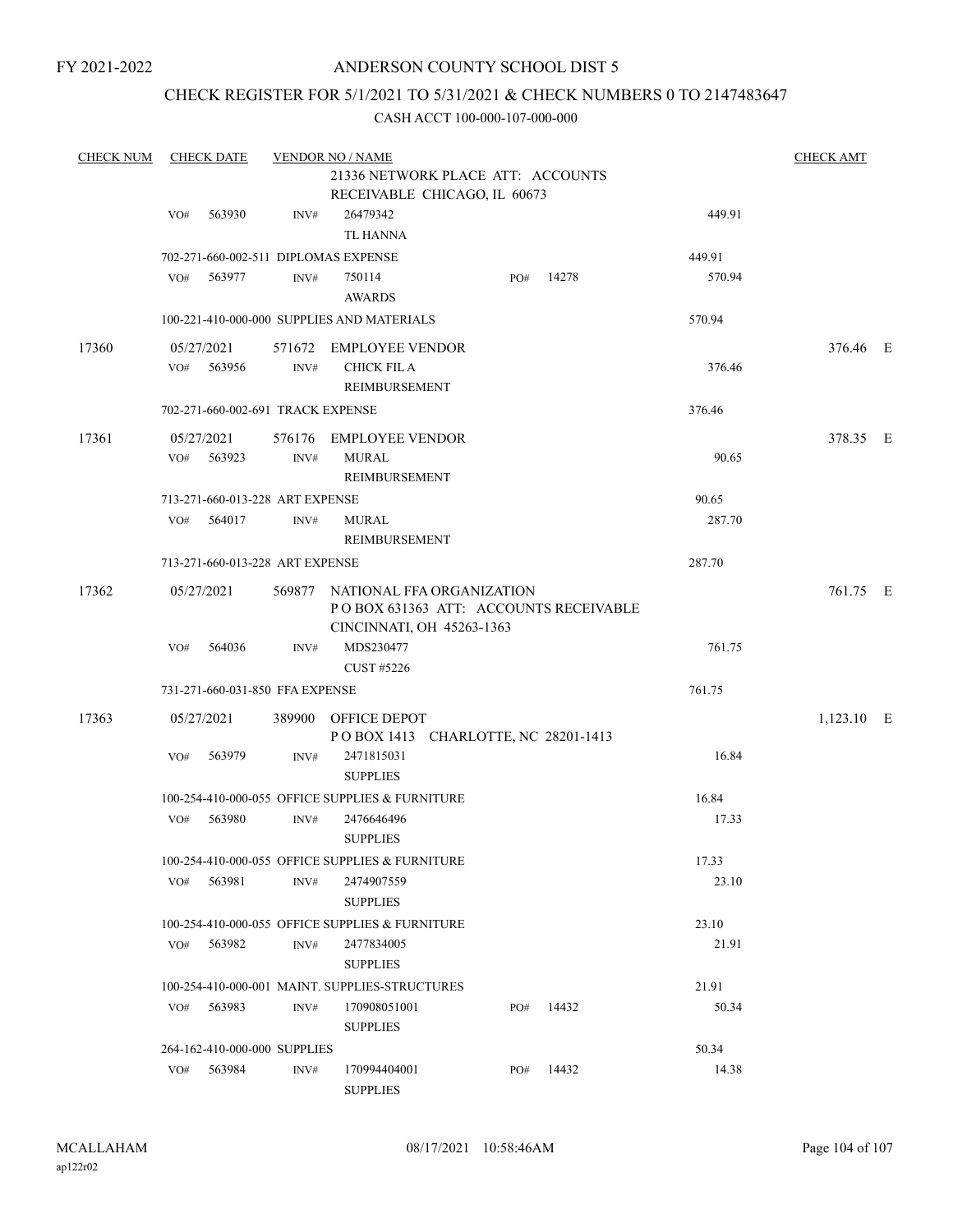FY 2021-2022

# ANDERSON COUNTY SCHOOL DIST 5

## CHECK REGISTER FOR 5/1/2021 TO 5/31/2021 & CHECK NUMBERS 0 TO 2147483647

CASH ACCT 100-000-107-000-000

| CHECK NUM | CHECK DATE | VENDOR NO / NAME | | | CHECK AMT |
|---|---|---|---|---|---|
| | | 21336 NETWORK PLACE ATT: ACCOUNTS RECEIVABLE CHICAGO, IL 60673 | | | |
| | VO# 563930 | INV# 26479342 TL HANNA | | 449.91 | |
| | 702-271-660-002-511 DIPLOMAS EXPENSE | | | 449.91 | |
| | VO# 563977 | INV# 750114 AWARDS | PO# 14278 | 570.94 | |
| | 100-221-410-000-000 SUPPLIES AND MATERIALS | | | 570.94 | |
| 17360 | 05/27/2021 | 571672 EMPLOYEE VENDOR | | | 376.46 E |
| | VO# 563956 | INV# CHICK FIL A REIMBURSEMENT | | 376.46 | |
| | 702-271-660-002-691 TRACK EXPENSE | | | 376.46 | |
| 17361 | 05/27/2021 | 576176 EMPLOYEE VENDOR | | | 378.35 E |
| | VO# 563923 | INV# MURAL REIMBURSEMENT | | 90.65 | |
| | 713-271-660-013-228 ART EXPENSE | | | 90.65 | |
| | VO# 564017 | INV# MURAL REIMBURSEMENT | | 287.70 | |
| | 713-271-660-013-228 ART EXPENSE | | | 287.70 | |
| 17362 | 05/27/2021 | 569877 NATIONAL FFA ORGANIZATION P O BOX 631363 ATT: ACCOUNTS RECEIVABLE CINCINNATI, OH 45263-1363 | | | 761.75 E |
| | VO# 564036 | INV# MDS230477 CUST #5226 | | 761.75 | |
| | 731-271-660-031-850 FFA EXPENSE | | | 761.75 | |
| 17363 | 05/27/2021 | 389900 OFFICE DEPOT P O BOX 1413 CHARLOTTE, NC 28201-1413 | | | 1,123.10 E |
| | VO# 563979 | INV# 2471815031 SUPPLIES | | 16.84 | |
| | 100-254-410-000-055 OFFICE SUPPLIES & FURNITURE | | | 16.84 | |
| | VO# 563980 | INV# 2476646496 SUPPLIES | | 17.33 | |
| | 100-254-410-000-055 OFFICE SUPPLIES & FURNITURE | | | 17.33 | |
| | VO# 563981 | INV# 2474907559 SUPPLIES | | 23.10 | |
| | 100-254-410-000-055 OFFICE SUPPLIES & FURNITURE | | | 23.10 | |
| | VO# 563982 | INV# 2477834005 SUPPLIES | | 21.91 | |
| | 100-254-410-000-001 MAINT. SUPPLIES-STRUCTURES | | | 21.91 | |
| | VO# 563983 | INV# 170908051001 SUPPLIES | PO# 14432 | 50.34 | |
| | 264-162-410-000-000 SUPPLIES | | | 50.34 | |
| | VO# 563984 | INV# 170994404001 SUPPLIES | PO# 14432 | 14.38 | |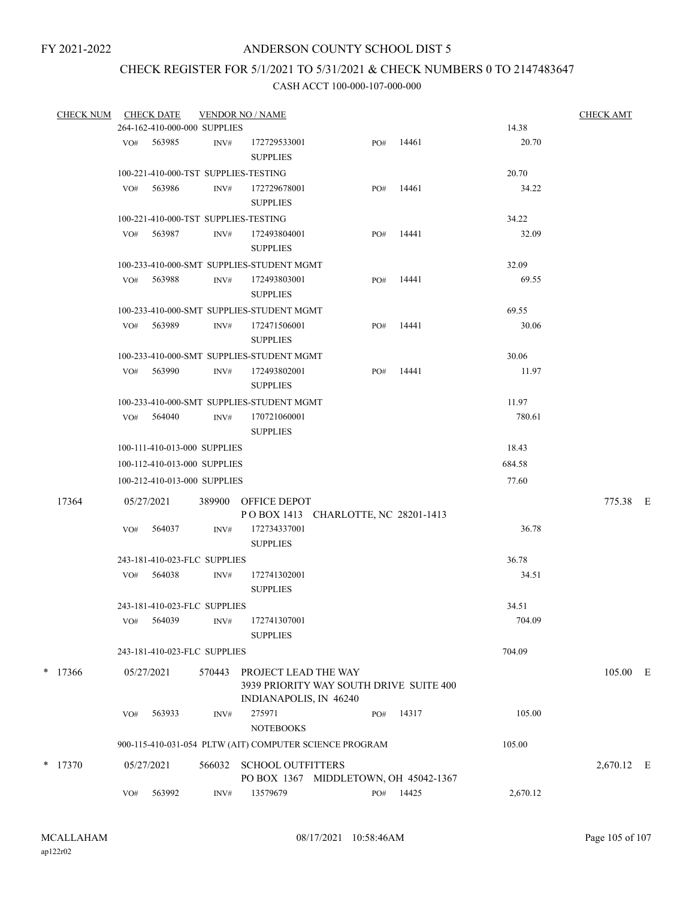FY 2021-2022

# ANDERSON COUNTY SCHOOL DIST 5

## CHECK REGISTER FOR 5/1/2021 TO 5/31/2021 & CHECK NUMBERS 0 TO 2147483647

### CASH ACCT 100-000-107-000-000

| CHECK NUM | CHECK DATE | VENDOR NO / NAME | | | | CHECK AMT |
|---|---|---|---|---|---|---|
| | 264-162-410-000-000 SUPPLIES | | | | 14.38 | |
| | VO# 563985 | INV# 172729533001 SUPPLIES | PO# 14461 | | 20.70 | |
| | 100-221-410-000-TST SUPPLIES-TESTING | | | | 20.70 | |
| | VO# 563986 | INV# 172729678001 SUPPLIES | PO# 14461 | | 34.22 | |
| | 100-221-410-000-TST SUPPLIES-TESTING | | | | 34.22 | |
| | VO# 563987 | INV# 172493804001 SUPPLIES | PO# 14441 | | 32.09 | |
| | 100-233-410-000-SMT SUPPLIES-STUDENT MGMT | | | | 32.09 | |
| | VO# 563988 | INV# 172493803001 SUPPLIES | PO# 14441 | | 69.55 | |
| | 100-233-410-000-SMT SUPPLIES-STUDENT MGMT | | | | 69.55 | |
| | VO# 563989 | INV# 172471506001 SUPPLIES | PO# 14441 | | 30.06 | |
| | 100-233-410-000-SMT SUPPLIES-STUDENT MGMT | | | | 30.06 | |
| | VO# 563990 | INV# 172493802001 SUPPLIES | PO# 14441 | | 11.97 | |
| | 100-233-410-000-SMT SUPPLIES-STUDENT MGMT | | | | 11.97 | |
| | VO# 564040 | INV# 170721060001 SUPPLIES | | | 780.61 | |
| | 100-111-410-013-000 SUPPLIES | | | | 18.43 | |
| | 100-112-410-013-000 SUPPLIES | | | | 684.58 | |
| | 100-212-410-013-000 SUPPLIES | | | | 77.60 | |
| 17364 | 05/27/2021 | 389900 OFFICE DEPOT<br>P O BOX 1413 CHARLOTTE, NC 28201-1413 | | | | 775.38 E |
| | VO# 564037 | INV# 172734337001 SUPPLIES | | | 36.78 | |
| | 243-181-410-023-FLC SUPPLIES | | | | 36.78 | |
| | VO# 564038 | INV# 172741302001 SUPPLIES | | | 34.51 | |
| | 243-181-410-023-FLC SUPPLIES | | | | 34.51 | |
| | VO# 564039 | INV# 172741307001 SUPPLIES | | | 704.09 | |
| | 243-181-410-023-FLC SUPPLIES | | | | 704.09 | |
| * 17366 | 05/27/2021 | 570443 PROJECT LEAD THE WAY<br>3939 PRIORITY WAY SOUTH DRIVE SUITE 400<br>INDIANAPOLIS, IN 46240 | | | | 105.00 E |
| | VO# 563933 | INV# 275971 NOTEBOOKS | PO# 14317 | | 105.00 | |
| | 900-115-410-031-054 PLTW (AIT) COMPUTER SCIENCE PROGRAM | | | | 105.00 | |
| * 17370 | 05/27/2021 | 566032 SCHOOL OUTFITTERS<br>PO BOX 1367 MIDDLETOWN, OH 45042-1367 | | | | 2,670.12 E |
| | VO# 563992 | INV# 13579679 | PO# 14425 | | 2,670.12 | |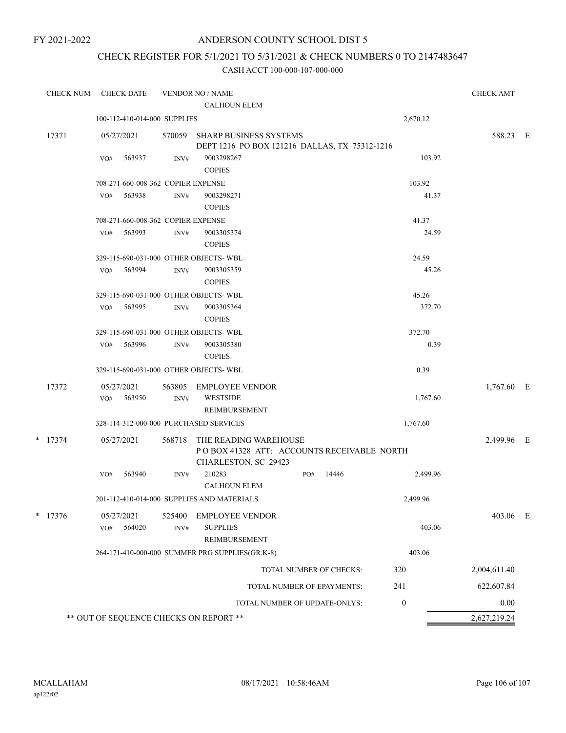FY 2021-2022

# ANDERSON COUNTY SCHOOL DIST 5

## CHECK REGISTER FOR 5/1/2021 TO 5/31/2021 & CHECK NUMBERS 0 TO 2147483647

### CASH ACCT 100-000-107-000-000

| CHECK NUM | CHECK DATE | VENDOR NO / NAME | | CHECK AMT | |
|---|---|---|---|---|---|
| | | CALHOUN ELEM | | | |
| | 100-112-410-014-000 SUPPLIES | | 2,670.12 | | |
| 17371 | 05/27/2021 | 570059 SHARP BUSINESS SYSTEMS<br>DEPT 1216 PO BOX 121216 DALLAS, TX 75312-1216 | | 588.23 | E |
| | VO# 563937 | INV# 9003298267<br>COPIES | 103.92 | | |
| | 708-271-660-008-362 COPIER EXPENSE | | 103.92 | | |
| | VO# 563938 | INV# 9003298271<br>COPIES | 41.37 | | |
| | 708-271-660-008-362 COPIER EXPENSE | | 41.37 | | |
| | VO# 563993 | INV# 9003305374<br>COPIES | 24.59 | | |
| | 329-115-690-031-000 OTHER OBJECTS- WBL | | 24.59 | | |
| | VO# 563994 | INV# 9003305359<br>COPIES | 45.26 | | |
| | 329-115-690-031-000 OTHER OBJECTS- WBL | | 45.26 | | |
| | VO# 563995 | INV# 9003305364<br>COPIES | 372.70 | | |
| | 329-115-690-031-000 OTHER OBJECTS- WBL | | 372.70 | | |
| | VO# 563996 | INV# 9003305380<br>COPIES | 0.39 | | |
| | 329-115-690-031-000 OTHER OBJECTS- WBL | | 0.39 | | |
| 17372 | 05/27/2021<br>VO# 563950 | 563805 EMPLOYEE VENDOR<br>INV# WESTSIDE<br>REIMBURSEMENT | 1,767.60 | 1,767.60 | E |
| | 328-114-312-000-000 PURCHASED SERVICES | | 1,767.60 | | |
| * 17374 | 05/27/2021 | 568718 THE READING WAREHOUSE<br>P O BOX 41328 ATT: ACCOUNTS RECEIVABLE NORTH CHARLESTON, SC 29423 | | 2,499.96 | E |
| | VO# 563940 | INV# 210283 PO# 14446<br>CALHOUN ELEM | 2,499.96 | | |
| | 201-112-410-014-000 SUPPLIES AND MATERIALS | | 2,499.96 | | |
| * 17376 | 05/27/2021<br>VO# 564020 | 525400 EMPLOYEE VENDOR<br>INV# SUPPLIES<br>REIMBURSEMENT | 403.06 | 403.06 | E |
| | 264-171-410-000-000 SUMMER PRG SUPPLIES(GR.K-8) | | 403.06 | | |

| | | |
|---|---|---|
| TOTAL NUMBER OF CHECKS: | 320 | 2,004,611.40 |
| TOTAL NUMBER OF EPAYMENTS: | 241 | 622,607.84 |
| TOTAL NUMBER OF UPDATE-ONLYS: | 0 | 0.00 |
| ** OUT OF SEQUENCE CHECKS ON REPORT ** | | 2,627,219.24 |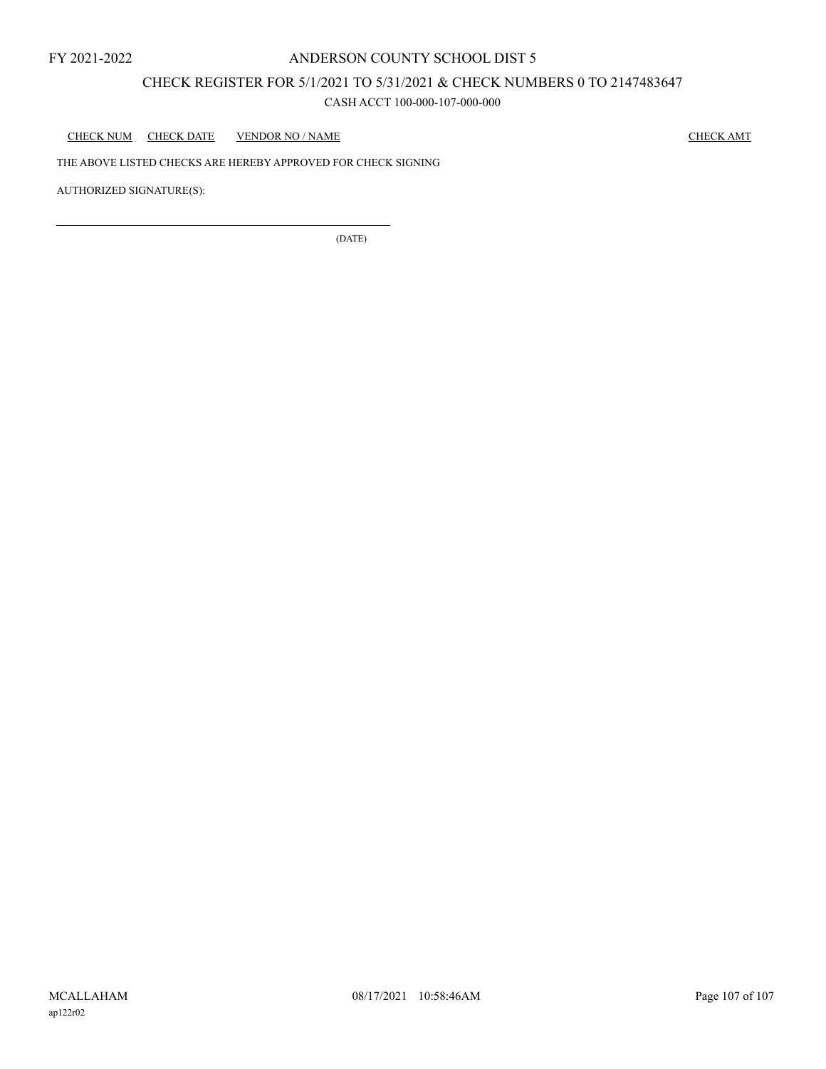FY 2021-2022

# ANDERSON COUNTY SCHOOL DIST 5

## CHECK REGISTER FOR 5/1/2021 TO 5/31/2021 & CHECK NUMBERS 0 TO 2147483647

CASH ACCT 100-000-107-000-000

| CHECK NUM | CHECK DATE | VENDOR NO / NAME | CHECK AMT |
|---|---|---|---|

THE ABOVE LISTED CHECKS ARE HEREBY APPROVED FOR CHECK SIGNING

AUTHORIZED SIGNATURE(S):

\_\_\_\_\_\_\_\_\_\_\_\_\_\_\_\_\_\_\_\_\_\_\_\_\_\_\_\_\_\_\_\_\_\_\_\_\_\_\_\_

(DATE)

MCALLAHAM 08/17/2021 10:58:46AM

ap122r02